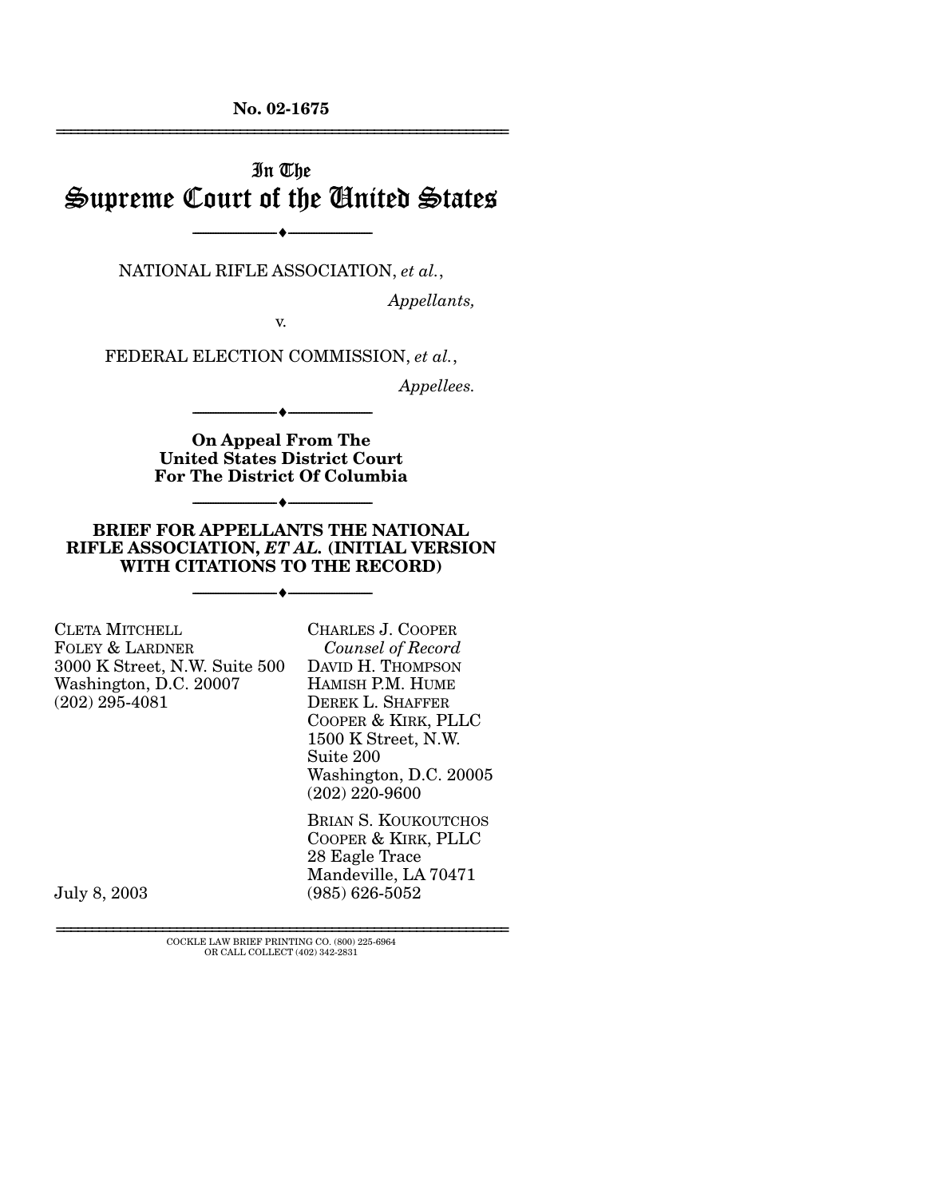**No. 02-1675**

---

# In The Supreme Court of the United States

---

NATIONAL RIFLE ASSOCIATION, *et al.*,

*Appellants,*

v.

FEDERAL ELECTION COMMISSION, *et al.*,

*Appellees.*

---

**On Appeal From The United States District Court For The District Of Columbia**

---

**BRIEF FOR APPELLANTS THE NATIONAL RIFLE ASSOCIATION, *ET AL.* (INITIAL VERSION WITH CITATIONS TO THE RECORD)**

---

CLETA MITCHELL
FOLEY & LARDNER
3000 K Street, N.W. Suite 500
Washington, D.C. 20007
(202) 295-4081

CHARLES J. COOPER
*Counsel of Record*
DAVID H. THOMPSON
HAMISH P.M. HUME
DEREK L. SHAFFER
COOPER & KIRK, PLLC
1500 K Street, N.W.
Suite 200
Washington, D.C. 20005
(202) 220-9600

BRIAN S. KOUKOUTCHOS
COOPER & KIRK, PLLC
28 Eagle Trace
Mandeville, LA 70471
(985) 626-5052

July 8, 2003

---

COCKLE LAW BRIEF PRINTING CO. (800) 225-6964
OR CALL COLLECT (402) 342-2831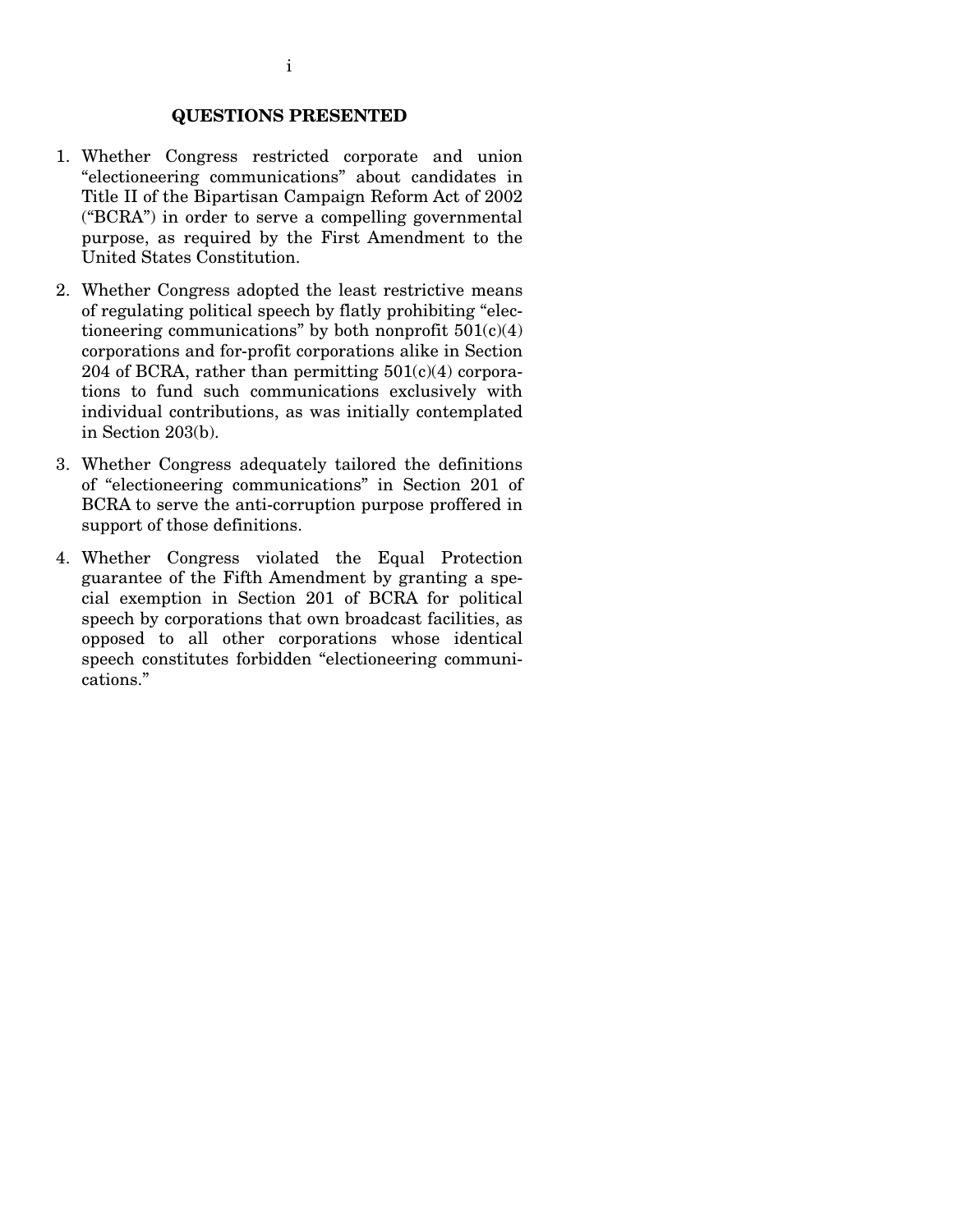## QUESTIONS PRESENTED

1. Whether Congress restricted corporate and union "electioneering communications" about candidates in Title II of the Bipartisan Campaign Reform Act of 2002 ("BCRA") in order to serve a compelling governmental purpose, as required by the First Amendment to the United States Constitution.

2. Whether Congress adopted the least restrictive means of regulating political speech by flatly prohibiting "electioneering communications" by both nonprofit 501(c)(4) corporations and for-profit corporations alike in Section 204 of BCRA, rather than permitting 501(c)(4) corporations to fund such communications exclusively with individual contributions, as was initially contemplated in Section 203(b).

3. Whether Congress adequately tailored the definitions of "electioneering communications" in Section 201 of BCRA to serve the anti-corruption purpose proffered in support of those definitions.

4. Whether Congress violated the Equal Protection guarantee of the Fifth Amendment by granting a special exemption in Section 201 of BCRA for political speech by corporations that own broadcast facilities, as opposed to all other corporations whose identical speech constitutes forbidden "electioneering communications."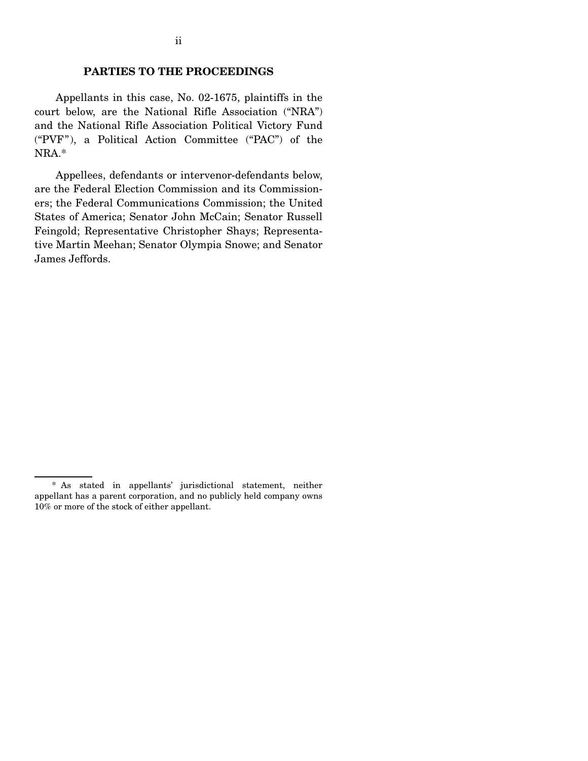## PARTIES TO THE PROCEEDINGS

Appellants in this case, No. 02-1675, plaintiffs in the court below, are the National Rifle Association ("NRA") and the National Rifle Association Political Victory Fund ("PVF"), a Political Action Committee ("PAC") of the NRA.*

Appellees, defendants or intervenor-defendants below, are the Federal Election Commission and its Commissioners; the Federal Communications Commission; the United States of America; Senator John McCain; Senator Russell Feingold; Representative Christopher Shays; Representative Martin Meehan; Senator Olympia Snowe; and Senator James Jeffords.

---

* As stated in appellants' jurisdictional statement, neither appellant has a parent corporation, and no publicly held company owns 10% or more of the stock of either appellant.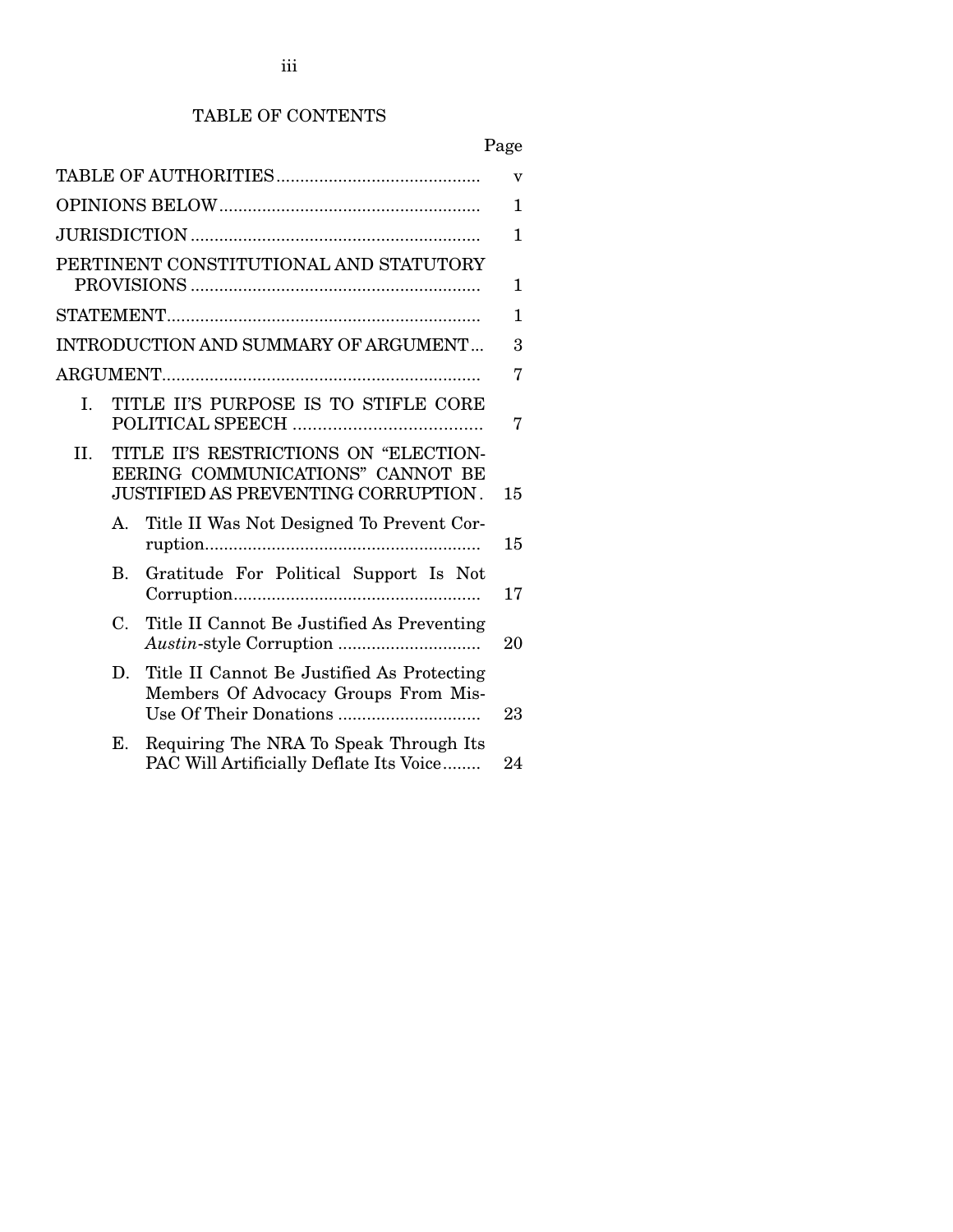# TABLE OF CONTENTS

| | Page |
|---|---|
| TABLE OF AUTHORITIES | v |
| OPINIONS BELOW | 1 |
| JURISDICTION | 1 |
| PERTINENT CONSTITUTIONAL AND STATUTORY PROVISIONS | 1 |
| STATEMENT | 1 |
| INTRODUCTION AND SUMMARY OF ARGUMENT | 3 |
| ARGUMENT | 7 |
| I. TITLE II'S PURPOSE IS TO STIFLE CORE POLITICAL SPEECH | 7 |
| II. TITLE II'S RESTRICTIONS ON "ELECTIONEERING COMMUNICATIONS" CANNOT BE JUSTIFIED AS PREVENTING CORRUPTION | 15 |
| A. Title II Was Not Designed To Prevent Corruption | 15 |
| B. Gratitude For Political Support Is Not Corruption | 17 |
| C. Title II Cannot Be Justified As Preventing *Austin*-style Corruption | 20 |
| D. Title II Cannot Be Justified As Protecting Members Of Advocacy Groups From Mis-Use Of Their Donations | 23 |
| E. Requiring The NRA To Speak Through Its PAC Will Artificially Deflate Its Voice | 24 |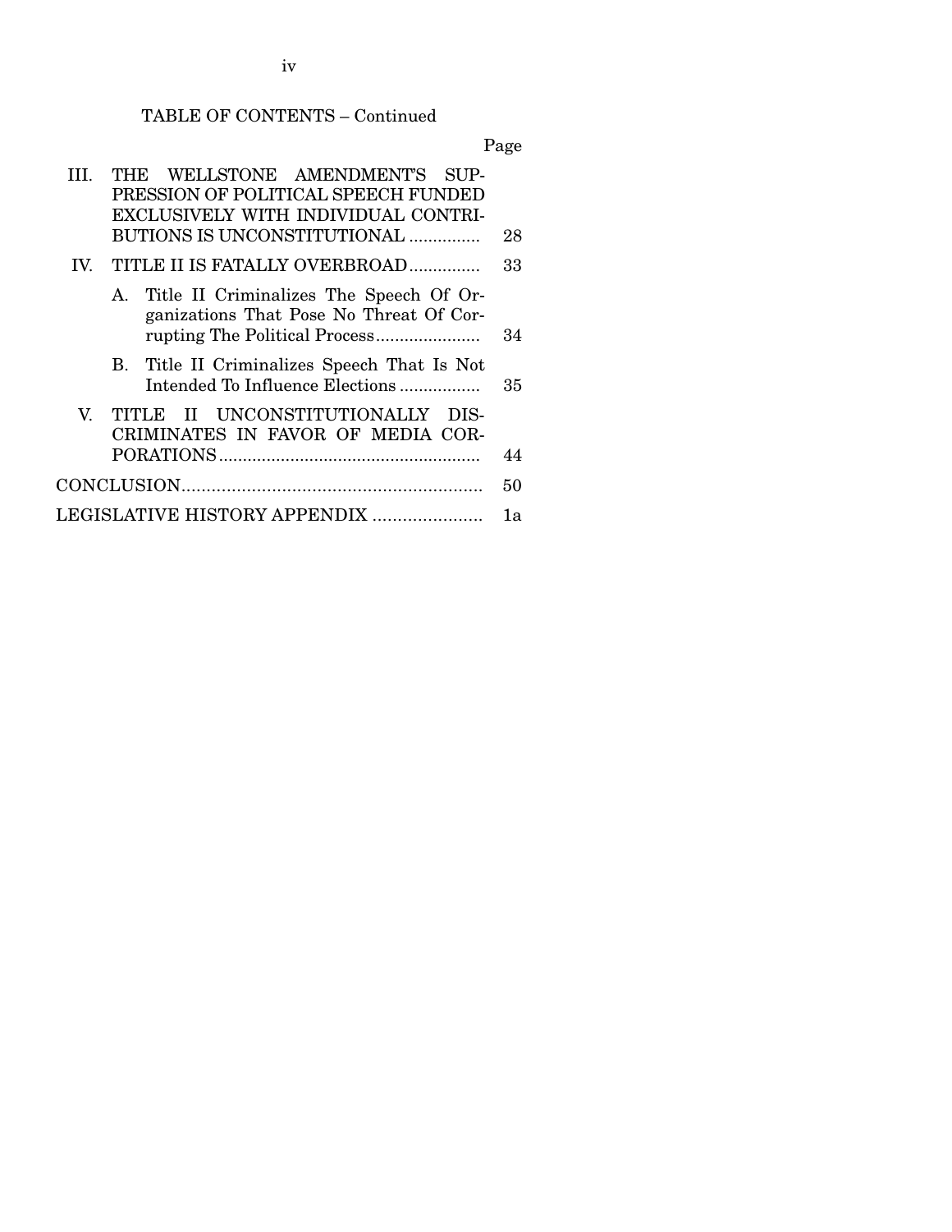TABLE OF CONTENTS – Continued

| | Page |
|---|---|
| III. THE WELLSTONE AMENDMENT'S SUPPRESSION OF POLITICAL SPEECH FUNDED EXCLUSIVELY WITH INDIVIDUAL CONTRIBUTIONS IS UNCONSTITUTIONAL | 28 |
| IV. TITLE II IS FATALLY OVERBROAD | 33 |
| A. Title II Criminalizes The Speech Of Organizations That Pose No Threat Of Corrupting The Political Process | 34 |
| B. Title II Criminalizes Speech That Is Not Intended To Influence Elections | 35 |
| V. TITLE II UNCONSTITUTIONALLY DISCRIMINATES IN FAVOR OF MEDIA CORPORATIONS | 44 |
| CONCLUSION | 50 |
| LEGISLATIVE HISTORY APPENDIX | 1a |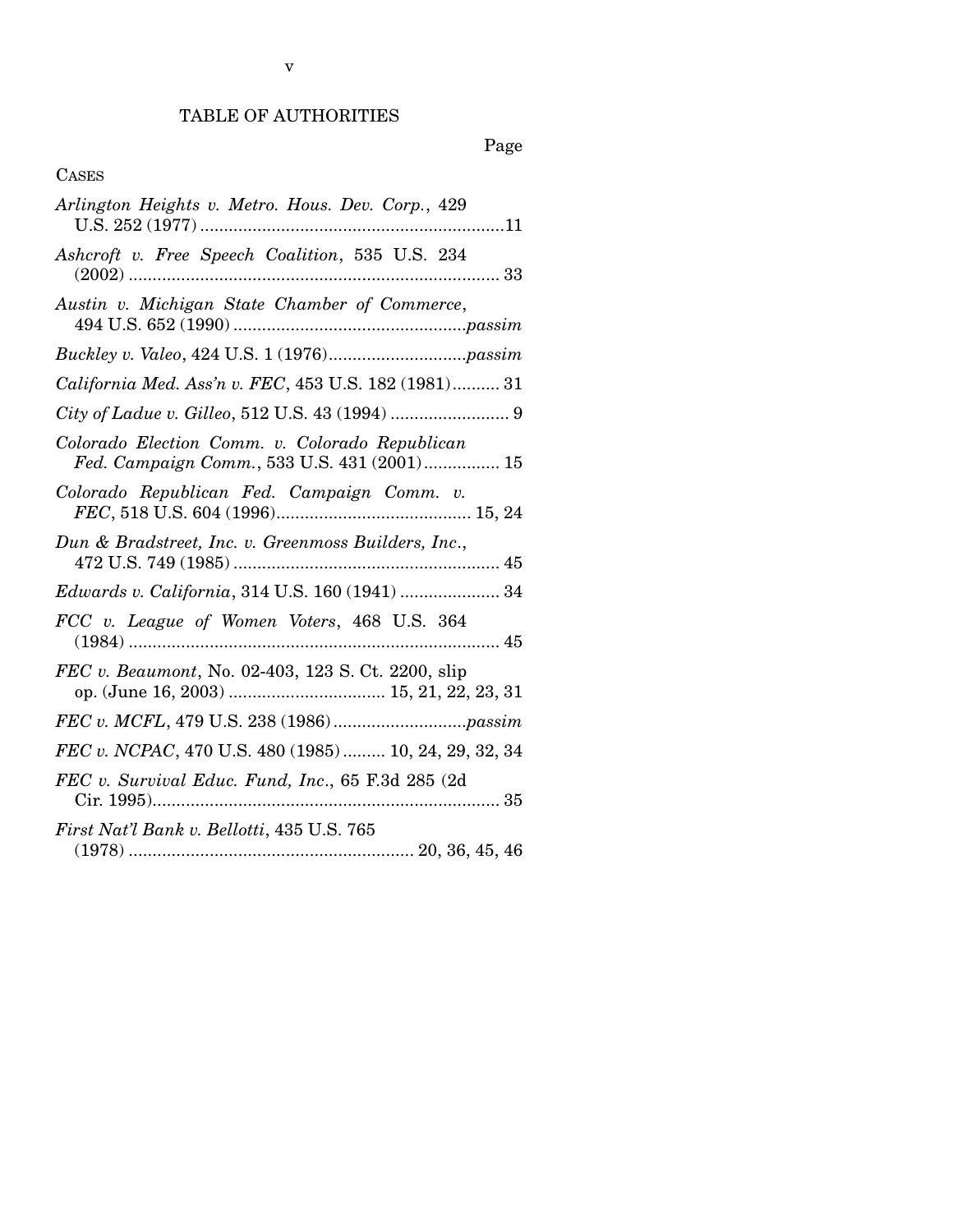# TABLE OF AUTHORITIES

Page

CASES

*Arlington Heights v. Metro. Hous. Dev. Corp.*, 429 U.S. 252 (1977) ....................11

*Ashcroft v. Free Speech Coalition*, 535 U.S. 234 (2002) .................... 33

*Austin v. Michigan State Chamber of Commerce*, 494 U.S. 652 (1990) ....................*passim*

*Buckley v. Valeo*, 424 U.S. 1 (1976)....................*passim*

*California Med. Ass'n v. FEC*, 453 U.S. 182 (1981).......... 31

*City of Ladue v. Gilleo*, 512 U.S. 43 (1994) .................... 9

*Colorado Election Comm. v. Colorado Republican Fed. Campaign Comm.*, 533 U.S. 431 (2001)................ 15

*Colorado Republican Fed. Campaign Comm. v. FEC*, 518 U.S. 604 (1996).................... 15, 24

*Dun & Bradstreet, Inc. v. Greenmoss Builders, Inc.*, 472 U.S. 749 (1985) .................... 45

*Edwards v. California*, 314 U.S. 160 (1941) .................... 34

*FCC v. League of Women Voters*, 468 U.S. 364 (1984) .................... 45

*FEC v. Beaumont*, No. 02-403, 123 S. Ct. 2200, slip op. (June 16, 2003) .................... 15, 21, 22, 23, 31

*FEC v. MCFL*, 479 U.S. 238 (1986)....................*passim*

*FEC v. NCPAC*, 470 U.S. 480 (1985) ......... 10, 24, 29, 32, 34

*FEC v. Survival Educ. Fund, Inc.*, 65 F.3d 285 (2d Cir. 1995).................... 35

*First Nat'l Bank v. Bellotti*, 435 U.S. 765 (1978) .................... 20, 36, 45, 46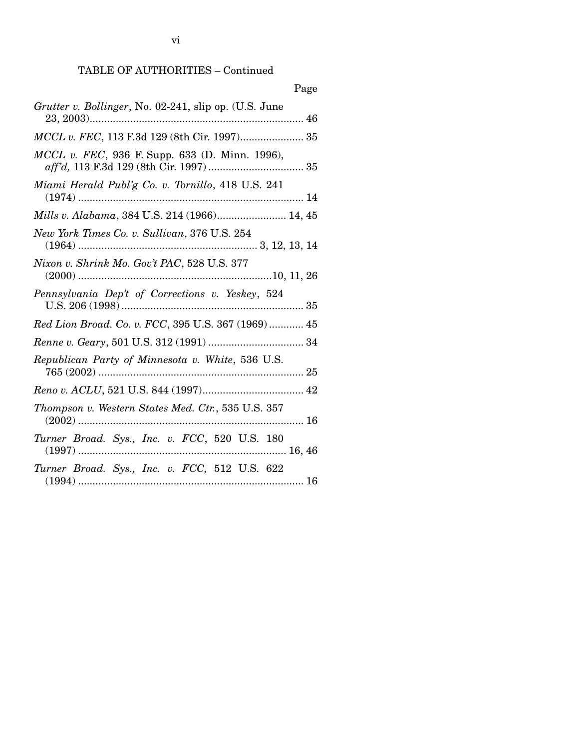TABLE OF AUTHORITIES – Continued

Page

*Grutter v. Bollinger*, No. 02-241, slip op. (U.S. June 23, 2003) ........ 46

*MCCL v. FEC*, 113 F.3d 129 (8th Cir. 1997) ........ 35

*MCCL v. FEC*, 936 F. Supp. 633 (D. Minn. 1996), *aff'd,* 113 F.3d 129 (8th Cir. 1997) ........ 35

*Miami Herald Publ'g Co. v. Tornillo*, 418 U.S. 241 (1974) ........ 14

*Mills v. Alabama*, 384 U.S. 214 (1966) ........ 14, 45

*New York Times Co. v. Sullivan*, 376 U.S. 254 (1964) ........ 3, 12, 13, 14

*Nixon v. Shrink Mo. Gov't PAC*, 528 U.S. 377 (2000) ........ 10, 11, 26

*Pennsylvania Dep't of Corrections v. Yeskey*, 524 U.S. 206 (1998) ........ 35

*Red Lion Broad. Co. v. FCC*, 395 U.S. 367 (1969) ........ 45

*Renne v. Geary*, 501 U.S. 312 (1991) ........ 34

*Republican Party of Minnesota v. White*, 536 U.S. 765 (2002) ........ 25

*Reno v. ACLU*, 521 U.S. 844 (1997) ........ 42

*Thompson v. Western States Med. Ctr.*, 535 U.S. 357 (2002) ........ 16

*Turner Broad. Sys., Inc. v. FCC*, 520 U.S. 180 (1997) ........ 16, 46

*Turner Broad. Sys., Inc. v. FCC,* 512 U.S. 622 (1994) ........ 16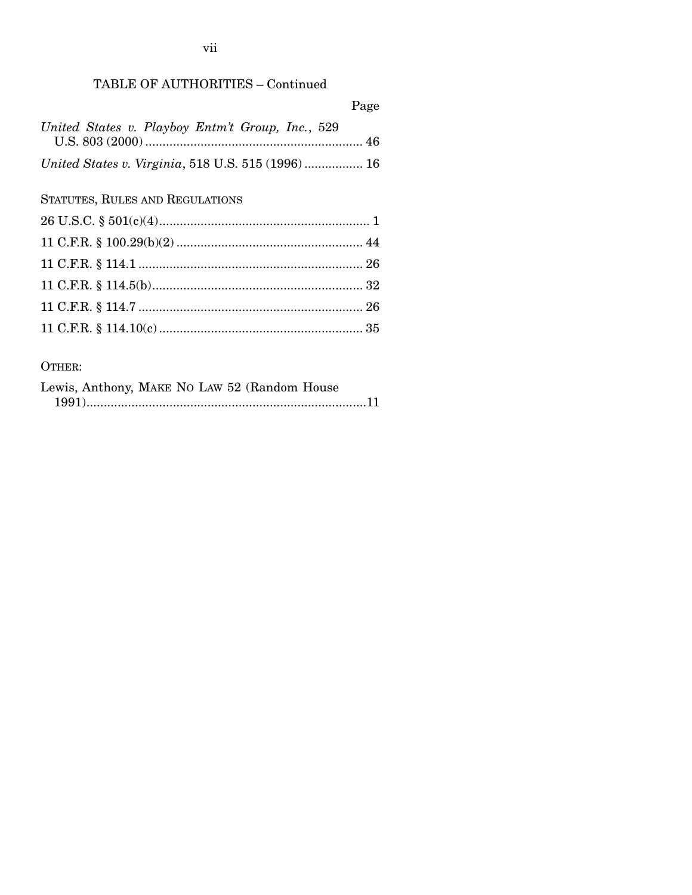TABLE OF AUTHORITIES – Continued

Page

*United States v. Playboy Entm't Group, Inc.*, 529 U.S. 803 (2000) ........ 46

*United States v. Virginia*, 518 U.S. 515 (1996) ........ 16

STATUTES, RULES AND REGULATIONS

26 U.S.C. § 501(c)(4) ........ 1

11 C.F.R. § 100.29(b)(2) ........ 44

11 C.F.R. § 114.1 ........ 26

11 C.F.R. § 114.5(b) ........ 32

11 C.F.R. § 114.7 ........ 26

11 C.F.R. § 114.10(c) ........ 35

OTHER:

Lewis, Anthony, MAKE NO LAW 52 (Random House 1991) ........ 11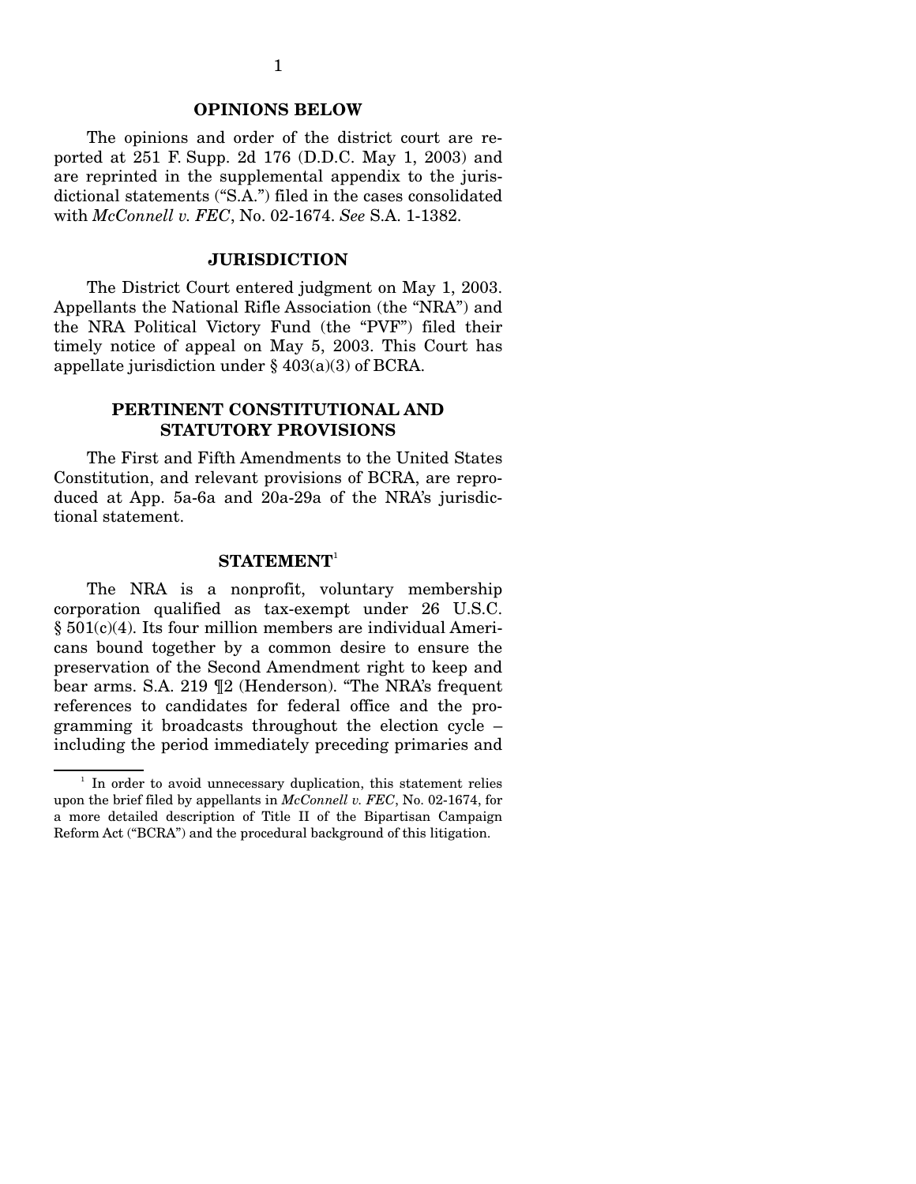## OPINIONS BELOW

The opinions and order of the district court are reported at 251 F. Supp. 2d 176 (D.D.C. May 1, 2003) and are reprinted in the supplemental appendix to the jurisdictional statements ("S.A.") filed in the cases consolidated with *McConnell v. FEC*, No. 02-1674. *See* S.A. 1-1382.

## JURISDICTION

The District Court entered judgment on May 1, 2003. Appellants the National Rifle Association (the "NRA") and the NRA Political Victory Fund (the "PVF") filed their timely notice of appeal on May 5, 2003. This Court has appellate jurisdiction under § 403(a)(3) of BCRA.

## PERTINENT CONSTITUTIONAL AND STATUTORY PROVISIONS

The First and Fifth Amendments to the United States Constitution, and relevant provisions of BCRA, are reproduced at App. 5a-6a and 20a-29a of the NRA's jurisdictional statement.

## STATEMENT[1]

The NRA is a nonprofit, voluntary membership corporation qualified as tax-exempt under 26 U.S.C. § 501(c)(4). Its four million members are individual Americans bound together by a common desire to ensure the preservation of the Second Amendment right to keep and bear arms. S.A. 219 ¶2 (Henderson). "The NRA's frequent references to candidates for federal office and the programming it broadcasts throughout the election cycle – including the period immediately preceding primaries and

---

[1] In order to avoid unnecessary duplication, this statement relies upon the brief filed by appellants in *McConnell v. FEC*, No. 02-1674, for a more detailed description of Title II of the Bipartisan Campaign Reform Act ("BCRA") and the procedural background of this litigation.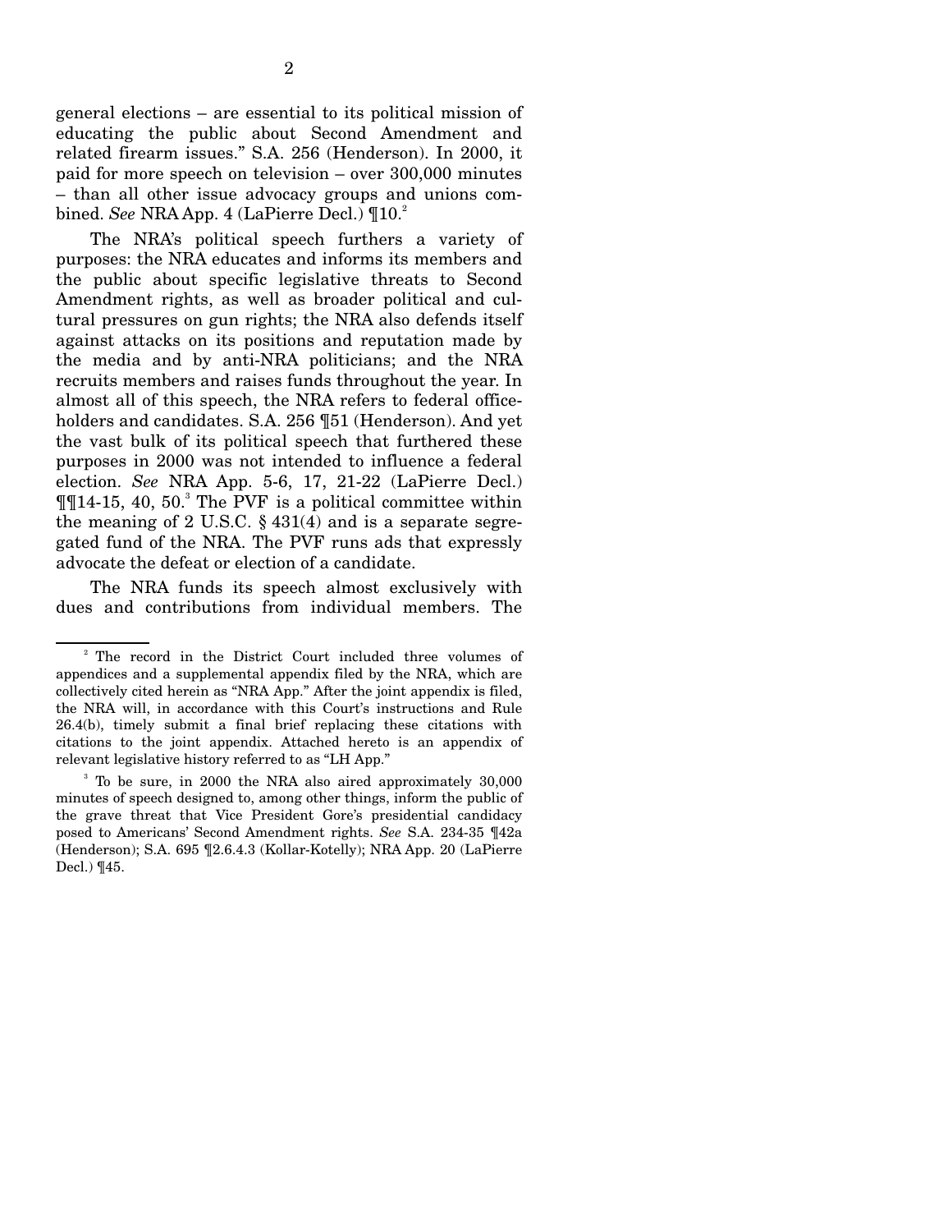general elections – are essential to its political mission of educating the public about Second Amendment and related firearm issues." S.A. 256 (Henderson). In 2000, it paid for more speech on television – over 300,000 minutes – than all other issue advocacy groups and unions combined. *See* NRA App. 4 (LaPierre Decl.) ¶10.[2]

The NRA's political speech furthers a variety of purposes: the NRA educates and informs its members and the public about specific legislative threats to Second Amendment rights, as well as broader political and cultural pressures on gun rights; the NRA also defends itself against attacks on its positions and reputation made by the media and by anti-NRA politicians; and the NRA recruits members and raises funds throughout the year. In almost all of this speech, the NRA refers to federal officeholders and candidates. S.A. 256 ¶51 (Henderson). And yet the vast bulk of its political speech that furthered these purposes in 2000 was not intended to influence a federal election. *See* NRA App. 5-6, 17, 21-22 (LaPierre Decl.) ¶¶14-15, 40, 50.[3] The PVF is a political committee within the meaning of 2 U.S.C. § 431(4) and is a separate segregated fund of the NRA. The PVF runs ads that expressly advocate the defeat or election of a candidate.

The NRA funds its speech almost exclusively with dues and contributions from individual members. The

---

[2] The record in the District Court included three volumes of appendices and a supplemental appendix filed by the NRA, which are collectively cited herein as "NRA App." After the joint appendix is filed, the NRA will, in accordance with this Court's instructions and Rule 26.4(b), timely submit a final brief replacing these citations with citations to the joint appendix. Attached hereto is an appendix of relevant legislative history referred to as "LH App."

[3] To be sure, in 2000 the NRA also aired approximately 30,000 minutes of speech designed to, among other things, inform the public of the grave threat that Vice President Gore's presidential candidacy posed to Americans' Second Amendment rights. *See* S.A. 234-35 ¶42a (Henderson); S.A. 695 ¶2.6.4.3 (Kollar-Kotelly); NRA App. 20 (LaPierre Decl.) ¶45.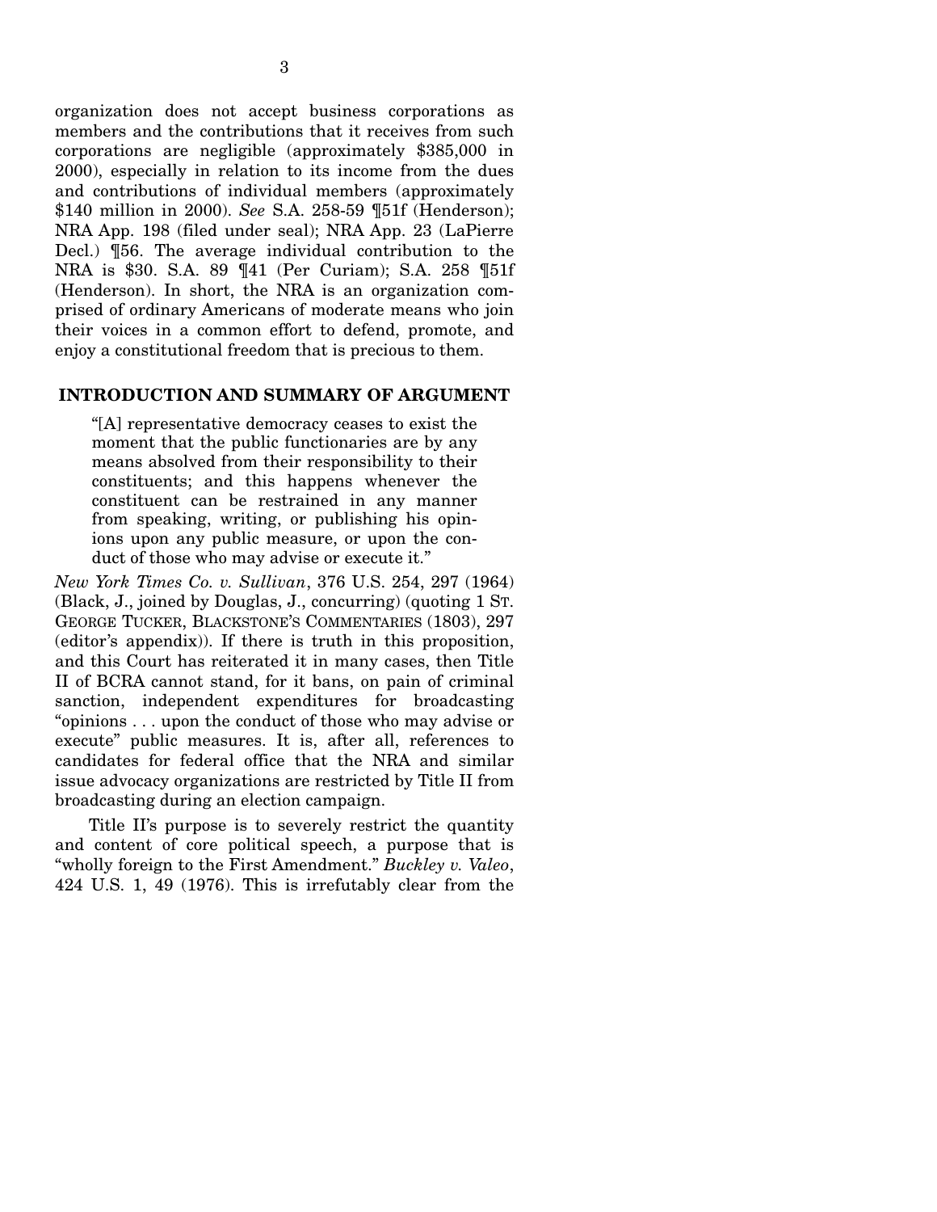organization does not accept business corporations as members and the contributions that it receives from such corporations are negligible (approximately $385,000 in 2000), especially in relation to its income from the dues and contributions of individual members (approximately $140 million in 2000). *See* S.A. 258-59 ¶51f (Henderson); NRA App. 198 (filed under seal); NRA App. 23 (LaPierre Decl.) ¶56. The average individual contribution to the NRA is $30. S.A. 89 ¶41 (Per Curiam); S.A. 258 ¶51f (Henderson). In short, the NRA is an organization comprised of ordinary Americans of moderate means who join their voices in a common effort to defend, promote, and enjoy a constitutional freedom that is precious to them.

## INTRODUCTION AND SUMMARY OF ARGUMENT

> "[A] representative democracy ceases to exist the moment that the public functionaries are by any means absolved from their responsibility to their constituents; and this happens whenever the constituent can be restrained in any manner from speaking, writing, or publishing his opinions upon any public measure, or upon the conduct of those who may advise or execute it."

*New York Times Co. v. Sullivan*, 376 U.S. 254, 297 (1964) (Black, J., joined by Douglas, J., concurring) (quoting 1 ST. GEORGE TUCKER, BLACKSTONE'S COMMENTARIES (1803), 297 (editor's appendix)). If there is truth in this proposition, and this Court has reiterated it in many cases, then Title II of BCRA cannot stand, for it bans, on pain of criminal sanction, independent expenditures for broadcasting "opinions . . . upon the conduct of those who may advise or execute" public measures. It is, after all, references to candidates for federal office that the NRA and similar issue advocacy organizations are restricted by Title II from broadcasting during an election campaign.

Title II's purpose is to severely restrict the quantity and content of core political speech, a purpose that is "wholly foreign to the First Amendment." *Buckley v. Valeo*, 424 U.S. 1, 49 (1976). This is irrefutably clear from the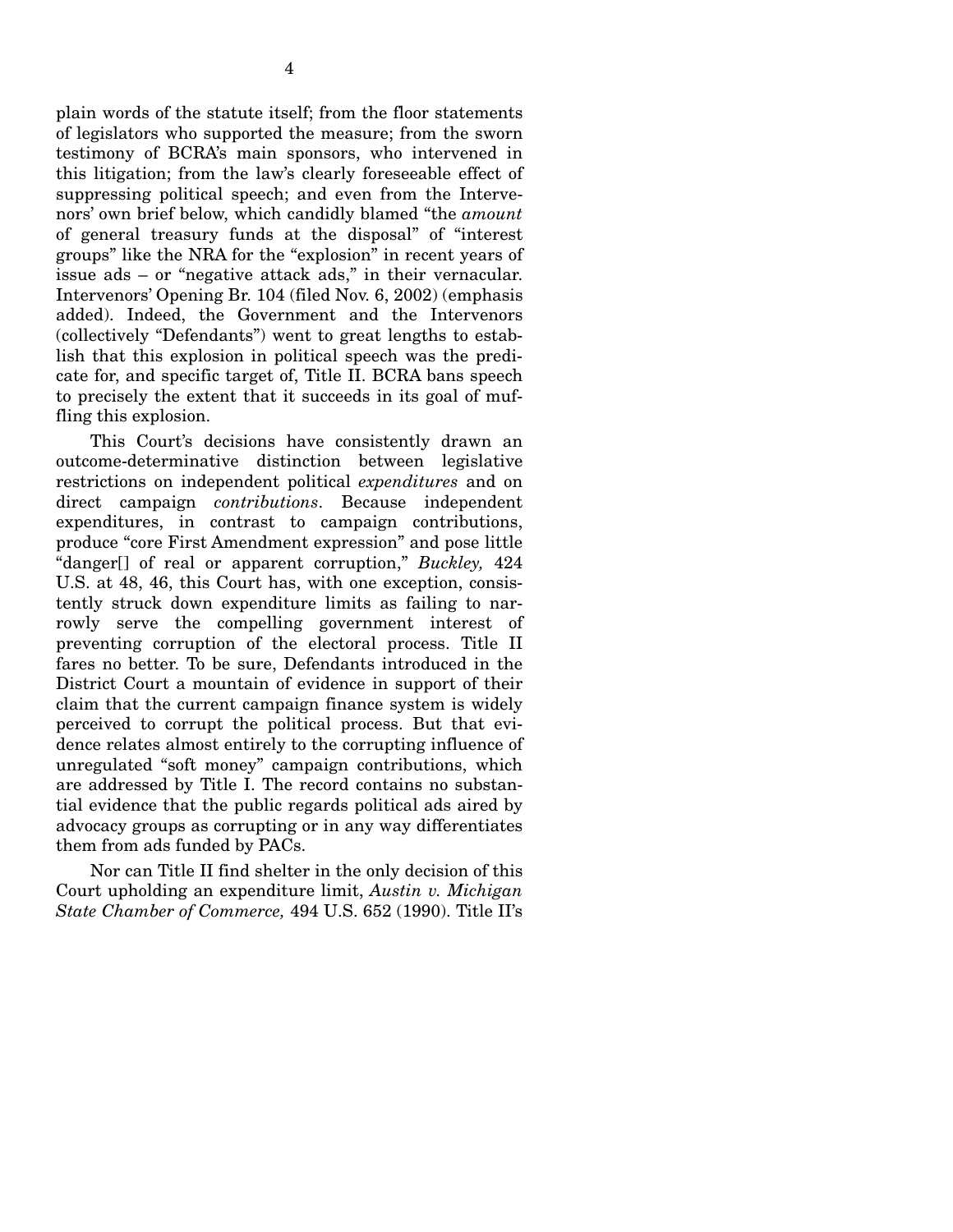plain words of the statute itself; from the floor statements of legislators who supported the measure; from the sworn testimony of BCRA's main sponsors, who intervened in this litigation; from the law's clearly foreseeable effect of suppressing political speech; and even from the Intervenors' own brief below, which candidly blamed "the *amount* of general treasury funds at the disposal" of "interest groups" like the NRA for the "explosion" in recent years of issue ads – or "negative attack ads," in their vernacular. Intervenors' Opening Br. 104 (filed Nov. 6, 2002) (emphasis added). Indeed, the Government and the Intervenors (collectively "Defendants") went to great lengths to establish that this explosion in political speech was the predicate for, and specific target of, Title II. BCRA bans speech to precisely the extent that it succeeds in its goal of muffling this explosion.

This Court's decisions have consistently drawn an outcome-determinative distinction between legislative restrictions on independent political *expenditures* and on direct campaign *contributions*. Because independent expenditures, in contrast to campaign contributions, produce "core First Amendment expression" and pose little "danger[] of real or apparent corruption," *Buckley,* 424 U.S. at 48, 46, this Court has, with one exception, consistently struck down expenditure limits as failing to narrowly serve the compelling government interest of preventing corruption of the electoral process. Title II fares no better. To be sure, Defendants introduced in the District Court a mountain of evidence in support of their claim that the current campaign finance system is widely perceived to corrupt the political process. But that evidence relates almost entirely to the corrupting influence of unregulated "soft money" campaign contributions, which are addressed by Title I. The record contains no substantial evidence that the public regards political ads aired by advocacy groups as corrupting or in any way differentiates them from ads funded by PACs.

Nor can Title II find shelter in the only decision of this Court upholding an expenditure limit, *Austin v. Michigan State Chamber of Commerce,* 494 U.S. 652 (1990). Title II's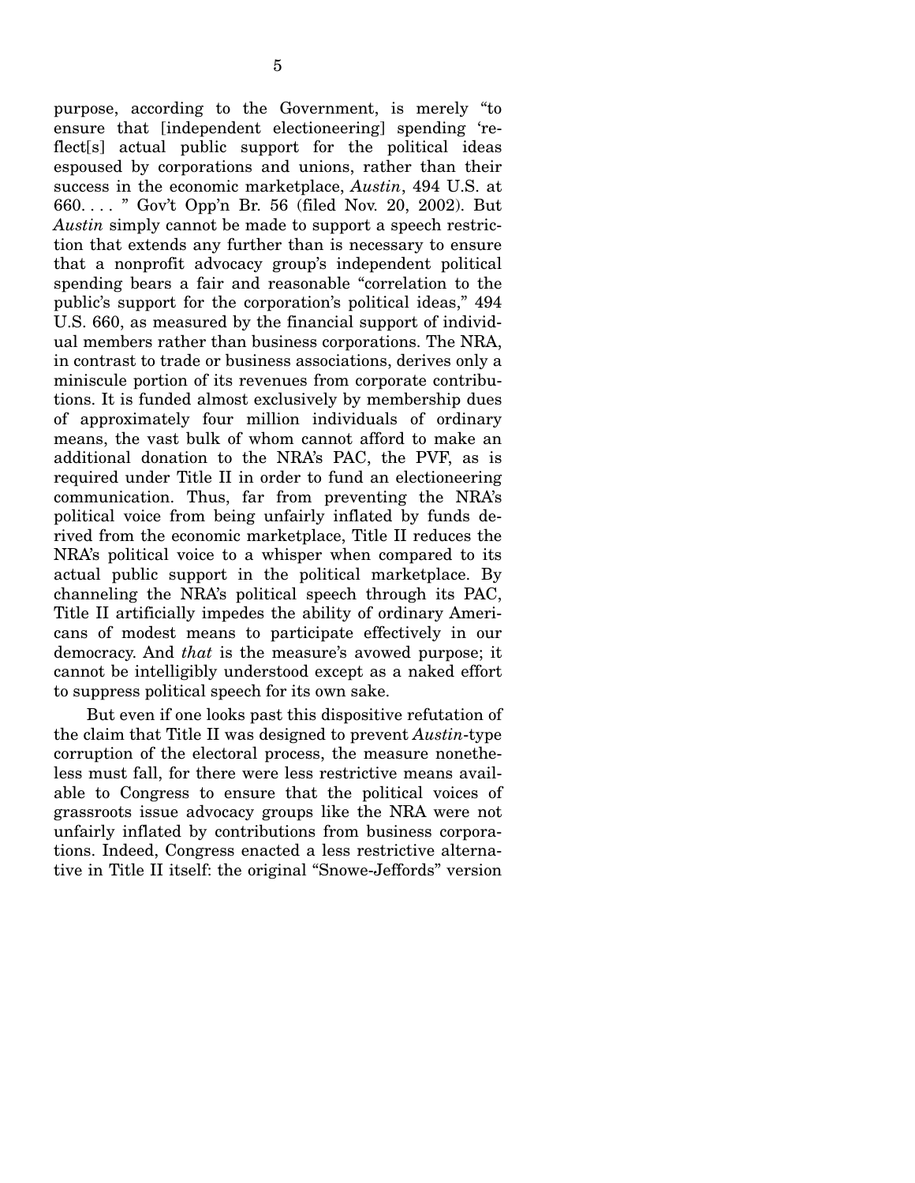purpose, according to the Government, is merely "to ensure that [independent electioneering] spending 'reflect[s] actual public support for the political ideas espoused by corporations and unions, rather than their success in the economic marketplace, *Austin*, 494 U.S. at 660. . . . " Gov't Opp'n Br. 56 (filed Nov. 20, 2002). But *Austin* simply cannot be made to support a speech restriction that extends any further than is necessary to ensure that a nonprofit advocacy group's independent political spending bears a fair and reasonable "correlation to the public's support for the corporation's political ideas," 494 U.S. 660, as measured by the financial support of individual members rather than business corporations. The NRA, in contrast to trade or business associations, derives only a miniscule portion of its revenues from corporate contributions. It is funded almost exclusively by membership dues of approximately four million individuals of ordinary means, the vast bulk of whom cannot afford to make an additional donation to the NRA's PAC, the PVF, as is required under Title II in order to fund an electioneering communication. Thus, far from preventing the NRA's political voice from being unfairly inflated by funds derived from the economic marketplace, Title II reduces the NRA's political voice to a whisper when compared to its actual public support in the political marketplace. By channeling the NRA's political speech through its PAC, Title II artificially impedes the ability of ordinary Americans of modest means to participate effectively in our democracy. And *that* is the measure's avowed purpose; it cannot be intelligibly understood except as a naked effort to suppress political speech for its own sake.

But even if one looks past this dispositive refutation of the claim that Title II was designed to prevent *Austin*-type corruption of the electoral process, the measure nonetheless must fall, for there were less restrictive means available to Congress to ensure that the political voices of grassroots issue advocacy groups like the NRA were not unfairly inflated by contributions from business corporations. Indeed, Congress enacted a less restrictive alternative in Title II itself: the original "Snowe-Jeffords" version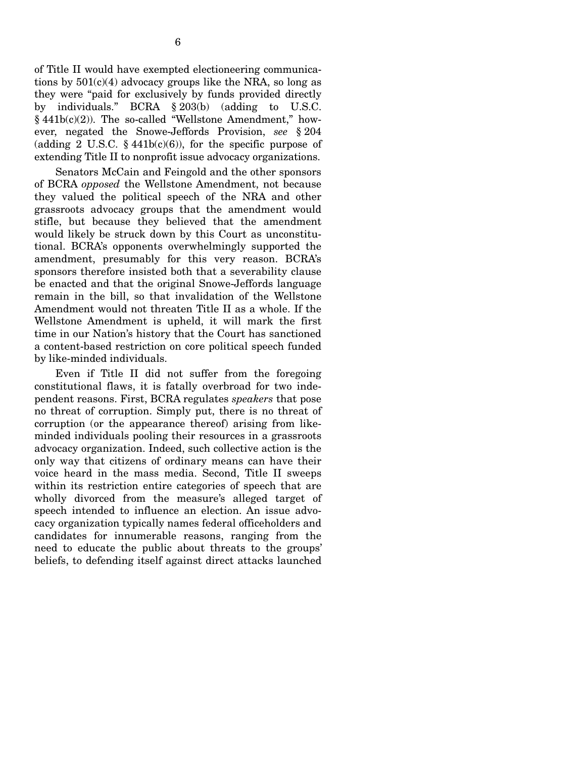of Title II would have exempted electioneering communications by 501(c)(4) advocacy groups like the NRA, so long as they were "paid for exclusively by funds provided directly by individuals." BCRA § 203(b) (adding to U.S.C. § 441b(c)(2)). The so-called "Wellstone Amendment," however, negated the Snowe-Jeffords Provision, *see* § 204 (adding 2 U.S.C. § 441b(c)(6)), for the specific purpose of extending Title II to nonprofit issue advocacy organizations.

Senators McCain and Feingold and the other sponsors of BCRA *opposed* the Wellstone Amendment, not because they valued the political speech of the NRA and other grassroots advocacy groups that the amendment would stifle, but because they believed that the amendment would likely be struck down by this Court as unconstitutional. BCRA's opponents overwhelmingly supported the amendment, presumably for this very reason. BCRA's sponsors therefore insisted both that a severability clause be enacted and that the original Snowe-Jeffords language remain in the bill, so that invalidation of the Wellstone Amendment would not threaten Title II as a whole. If the Wellstone Amendment is upheld, it will mark the first time in our Nation's history that the Court has sanctioned a content-based restriction on core political speech funded by like-minded individuals.

Even if Title II did not suffer from the foregoing constitutional flaws, it is fatally overbroad for two independent reasons. First, BCRA regulates *speakers* that pose no threat of corruption. Simply put, there is no threat of corruption (or the appearance thereof) arising from like-minded individuals pooling their resources in a grassroots advocacy organization. Indeed, such collective action is the only way that citizens of ordinary means can have their voice heard in the mass media. Second, Title II sweeps within its restriction entire categories of speech that are wholly divorced from the measure's alleged target of speech intended to influence an election. An issue advocacy organization typically names federal officeholders and candidates for innumerable reasons, ranging from the need to educate the public about threats to the groups' beliefs, to defending itself against direct attacks launched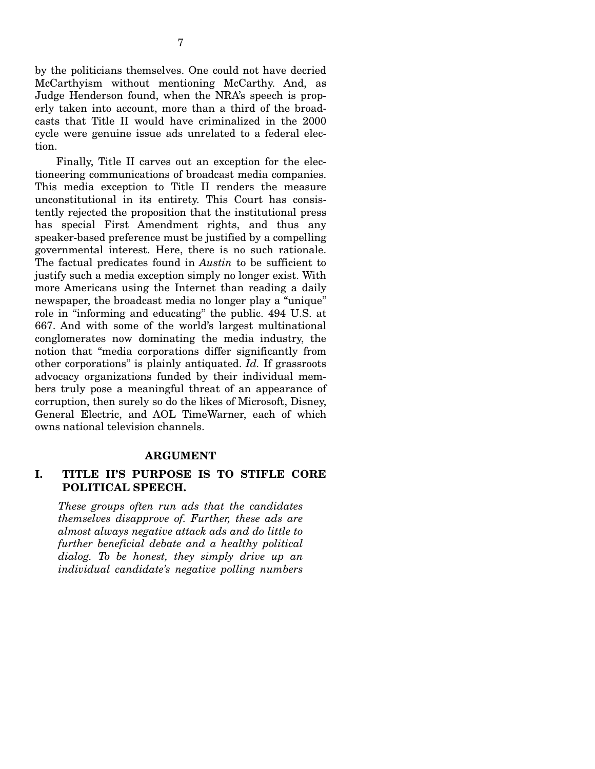by the politicians themselves. One could not have decried McCarthyism without mentioning McCarthy. And, as Judge Henderson found, when the NRA's speech is properly taken into account, more than a third of the broadcasts that Title II would have criminalized in the 2000 cycle were genuine issue ads unrelated to a federal election.

Finally, Title II carves out an exception for the electioneering communications of broadcast media companies. This media exception to Title II renders the measure unconstitutional in its entirety. This Court has consistently rejected the proposition that the institutional press has special First Amendment rights, and thus any speaker-based preference must be justified by a compelling governmental interest. Here, there is no such rationale. The factual predicates found in *Austin* to be sufficient to justify such a media exception simply no longer exist. With more Americans using the Internet than reading a daily newspaper, the broadcast media no longer play a "unique" role in "informing and educating" the public. 494 U.S. at 667. And with some of the world's largest multinational conglomerates now dominating the media industry, the notion that "media corporations differ significantly from other corporations" is plainly antiquated. *Id.* If grassroots advocacy organizations funded by their individual members truly pose a meaningful threat of an appearance of corruption, then surely so do the likes of Microsoft, Disney, General Electric, and AOL TimeWarner, each of which owns national television channels.

## ARGUMENT

### I. TITLE II'S PURPOSE IS TO STIFLE CORE POLITICAL SPEECH.

> *These groups often run ads that the candidates themselves disapprove of. Further, these ads are almost always negative attack ads and do little to further beneficial debate and a healthy political dialog. To be honest, they simply drive up an individual candidate's negative polling numbers*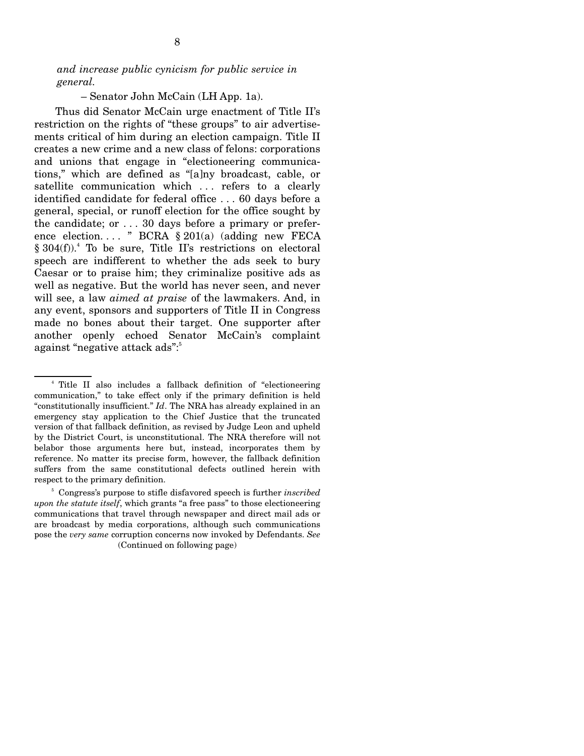*and increase public cynicism for public service in general.*

– Senator John McCain (LH App. 1a).

Thus did Senator McCain urge enactment of Title II's restriction on the rights of "these groups" to air advertisements critical of him during an election campaign. Title II creates a new crime and a new class of felons: corporations and unions that engage in "electioneering communications," which are defined as "[a]ny broadcast, cable, or satellite communication which . . . refers to a clearly identified candidate for federal office . . . 60 days before a general, special, or runoff election for the office sought by the candidate; or . . . 30 days before a primary or preference election. . . . " BCRA § 201(a) (adding new FECA § 304(f)).[4] To be sure, Title II's restrictions on electoral speech are indifferent to whether the ads seek to bury Caesar or to praise him; they criminalize positive ads as well as negative. But the world has never seen, and never will see, a law *aimed at praise* of the lawmakers. And, in any event, sponsors and supporters of Title II in Congress made no bones about their target. One supporter after another openly echoed Senator McCain's complaint against "negative attack ads":[5]

---

[4] Title II also includes a fallback definition of "electioneering communication," to take effect only if the primary definition is held "constitutionally insufficient." *Id*. The NRA has already explained in an emergency stay application to the Chief Justice that the truncated version of that fallback definition, as revised by Judge Leon and upheld by the District Court, is unconstitutional. The NRA therefore will not belabor those arguments here but, instead, incorporates them by reference. No matter its precise form, however, the fallback definition suffers from the same constitutional defects outlined herein with respect to the primary definition.

[5] Congress's purpose to stifle disfavored speech is further *inscribed upon the statute itself*, which grants "a free pass" to those electioneering communications that travel through newspaper and direct mail ads or are broadcast by media corporations, although such communications pose the *very same* corruption concerns now invoked by Defendants. *See*

(Continued on following page)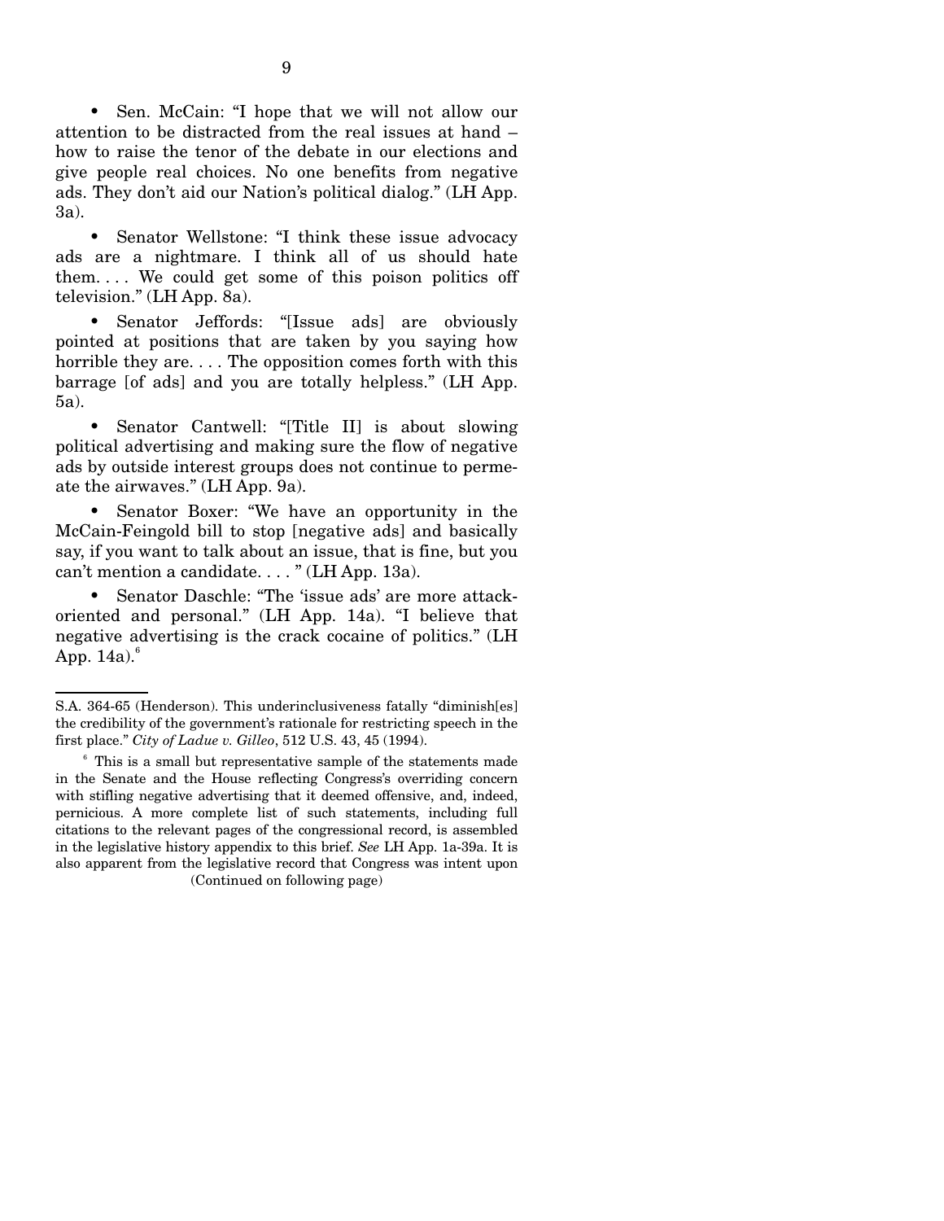- Sen. McCain: "I hope that we will not allow our attention to be distracted from the real issues at hand – how to raise the tenor of the debate in our elections and give people real choices. No one benefits from negative ads. They don't aid our Nation's political dialog." (LH App. 3a).

- Senator Wellstone: "I think these issue advocacy ads are a nightmare. I think all of us should hate them. . . . We could get some of this poison politics off television." (LH App. 8a).

- Senator Jeffords: "[Issue ads] are obviously pointed at positions that are taken by you saying how horrible they are. . . . The opposition comes forth with this barrage [of ads] and you are totally helpless." (LH App. 5a).

- Senator Cantwell: "[Title II] is about slowing political advertising and making sure the flow of negative ads by outside interest groups does not continue to permeate the airwaves." (LH App. 9a).

- Senator Boxer: "We have an opportunity in the McCain-Feingold bill to stop [negative ads] and basically say, if you want to talk about an issue, that is fine, but you can't mention a candidate. . . . " (LH App. 13a).

- Senator Daschle: "The 'issue ads' are more attack-oriented and personal." (LH App. 14a). "I believe that negative advertising is the crack cocaine of politics." (LH App. 14a).[6]

---

S.A. 364-65 (Henderson). This underinclusiveness fatally "diminish[es] the credibility of the government's rationale for restricting speech in the first place." *City of Ladue v. Gilleo*, 512 U.S. 43, 45 (1994).

[6] This is a small but representative sample of the statements made in the Senate and the House reflecting Congress's overriding concern with stifling negative advertising that it deemed offensive, and, indeed, pernicious. A more complete list of such statements, including full citations to the relevant pages of the congressional record, is assembled in the legislative history appendix to this brief. *See* LH App. 1a-39a. It is also apparent from the legislative record that Congress was intent upon

(Continued on following page)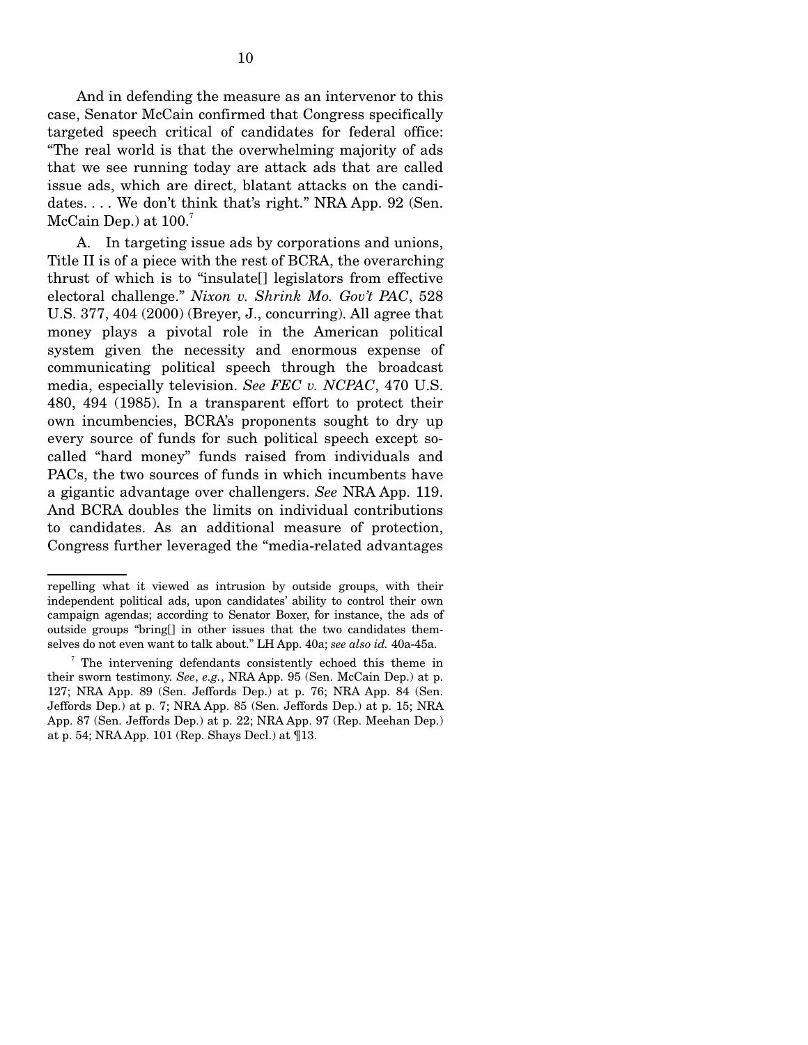And in defending the measure as an intervenor to this case, Senator McCain confirmed that Congress specifically targeted speech critical of candidates for federal office: "The real world is that the overwhelming majority of ads that we see running today are attack ads that are called issue ads, which are direct, blatant attacks on the candidates. . . . We don't think that's right." NRA App. 92 (Sen. McCain Dep.) at 100.[7]

A. In targeting issue ads by corporations and unions, Title II is of a piece with the rest of BCRA, the overarching thrust of which is to "insulate[] legislators from effective electoral challenge." *Nixon v. Shrink Mo. Gov't PAC*, 528 U.S. 377, 404 (2000) (Breyer, J., concurring). All agree that money plays a pivotal role in the American political system given the necessity and enormous expense of communicating political speech through the broadcast media, especially television. *See FEC v. NCPAC*, 470 U.S. 480, 494 (1985). In a transparent effort to protect their own incumbencies, BCRA's proponents sought to dry up every source of funds for such political speech except so-called "hard money" funds raised from individuals and PACs, the two sources of funds in which incumbents have a gigantic advantage over challengers. *See* NRA App. 119. And BCRA doubles the limits on individual contributions to candidates. As an additional measure of protection, Congress further leveraged the "media-related advantages

---

repelling what it viewed as intrusion by outside groups, with their independent political ads, upon candidates' ability to control their own campaign agendas; according to Senator Boxer, for instance, the ads of outside groups "bring[] in other issues that the two candidates themselves do not even want to talk about." LH App. 40a; *see also id.* 40a-45a.

[7] The intervening defendants consistently echoed this theme in their sworn testimony. *See*, *e.g.*, NRA App. 95 (Sen. McCain Dep.) at p. 127; NRA App. 89 (Sen. Jeffords Dep.) at p. 76; NRA App. 84 (Sen. Jeffords Dep.) at p. 7; NRA App. 85 (Sen. Jeffords Dep.) at p. 15; NRA App. 87 (Sen. Jeffords Dep.) at p. 22; NRA App. 97 (Rep. Meehan Dep.) at p. 54; NRA App. 101 (Rep. Shays Decl.) at ¶13.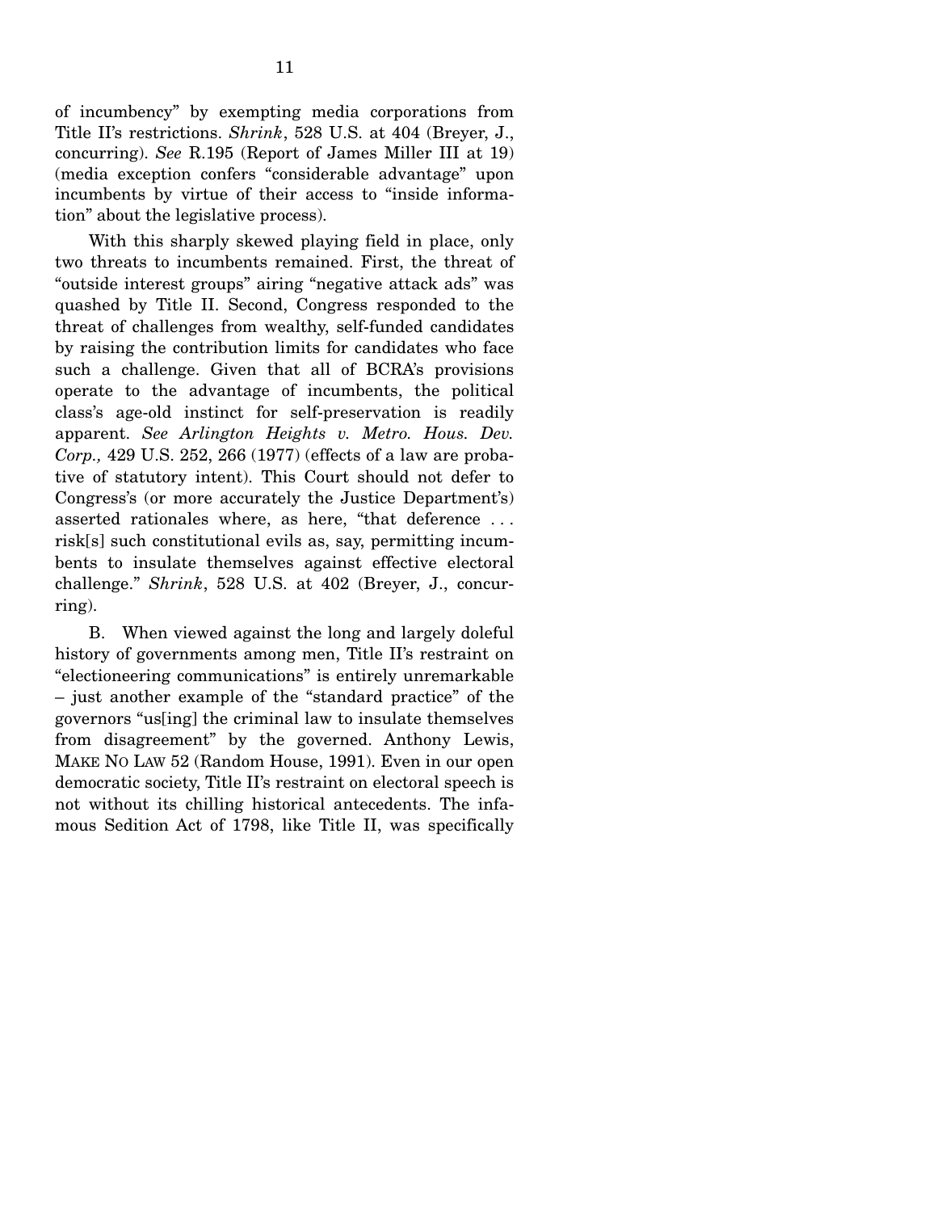of incumbency" by exempting media corporations from Title II's restrictions. *Shrink*, 528 U.S. at 404 (Breyer, J., concurring). *See* R.195 (Report of James Miller III at 19) (media exception confers "considerable advantage" upon incumbents by virtue of their access to "inside information" about the legislative process).

With this sharply skewed playing field in place, only two threats to incumbents remained. First, the threat of "outside interest groups" airing "negative attack ads" was quashed by Title II. Second, Congress responded to the threat of challenges from wealthy, self-funded candidates by raising the contribution limits for candidates who face such a challenge. Given that all of BCRA's provisions operate to the advantage of incumbents, the political class's age-old instinct for self-preservation is readily apparent. *See Arlington Heights v. Metro. Hous. Dev. Corp.,* 429 U.S. 252, 266 (1977) (effects of a law are probative of statutory intent). This Court should not defer to Congress's (or more accurately the Justice Department's) asserted rationales where, as here, "that deference . . . risk[s] such constitutional evils as, say, permitting incumbents to insulate themselves against effective electoral challenge." *Shrink*, 528 U.S. at 402 (Breyer, J., concurring).

B. When viewed against the long and largely doleful history of governments among men, Title II's restraint on "electioneering communications" is entirely unremarkable – just another example of the "standard practice" of the governors "us[ing] the criminal law to insulate themselves from disagreement" by the governed. Anthony Lewis, MAKE NO LAW 52 (Random House, 1991). Even in our open democratic society, Title II's restraint on electoral speech is not without its chilling historical antecedents. The infamous Sedition Act of 1798, like Title II, was specifically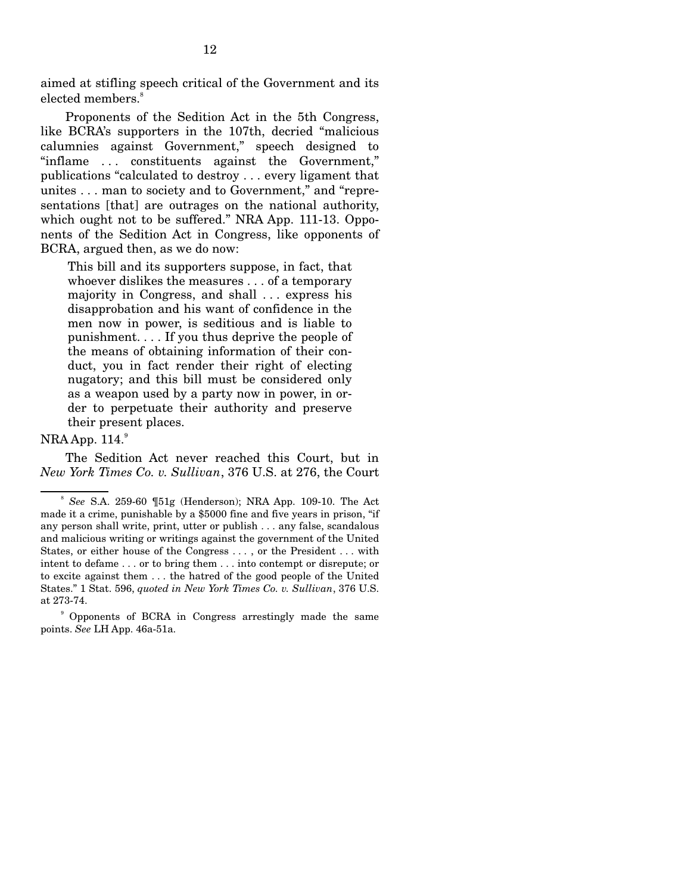aimed at stifling speech critical of the Government and its elected members.[8]

Proponents of the Sedition Act in the 5th Congress, like BCRA's supporters in the 107th, decried "malicious calumnies against Government," speech designed to "inflame . . . constituents against the Government," publications "calculated to destroy . . . every ligament that unites . . . man to society and to Government," and "representations [that] are outrages on the national authority, which ought not to be suffered." NRA App. 111-13. Opponents of the Sedition Act in Congress, like opponents of BCRA, argued then, as we do now:

> This bill and its supporters suppose, in fact, that whoever dislikes the measures . . . of a temporary majority in Congress, and shall . . . express his disapprobation and his want of confidence in the men now in power, is seditious and is liable to punishment. . . . If you thus deprive the people of the means of obtaining information of their conduct, you in fact render their right of electing nugatory; and this bill must be considered only as a weapon used by a party now in power, in order to perpetuate their authority and preserve their present places.

NRA App. 114.[9]

The Sedition Act never reached this Court, but in *New York Times Co. v. Sullivan*, 376 U.S. at 276, the Court

---

[8] *See* S.A. 259-60 ¶51g (Henderson); NRA App. 109-10. The Act made it a crime, punishable by a $5000 fine and five years in prison, "if any person shall write, print, utter or publish . . . any false, scandalous and malicious writing or writings against the government of the United States, or either house of the Congress . . . , or the President . . . with intent to defame . . . or to bring them . . . into contempt or disrepute; or to excite against them . . . the hatred of the good people of the United States." 1 Stat. 596, *quoted in New York Times Co. v. Sullivan*, 376 U.S. at 273-74.

[9] Opponents of BCRA in Congress arrestingly made the same points. *See* LH App. 46a-51a.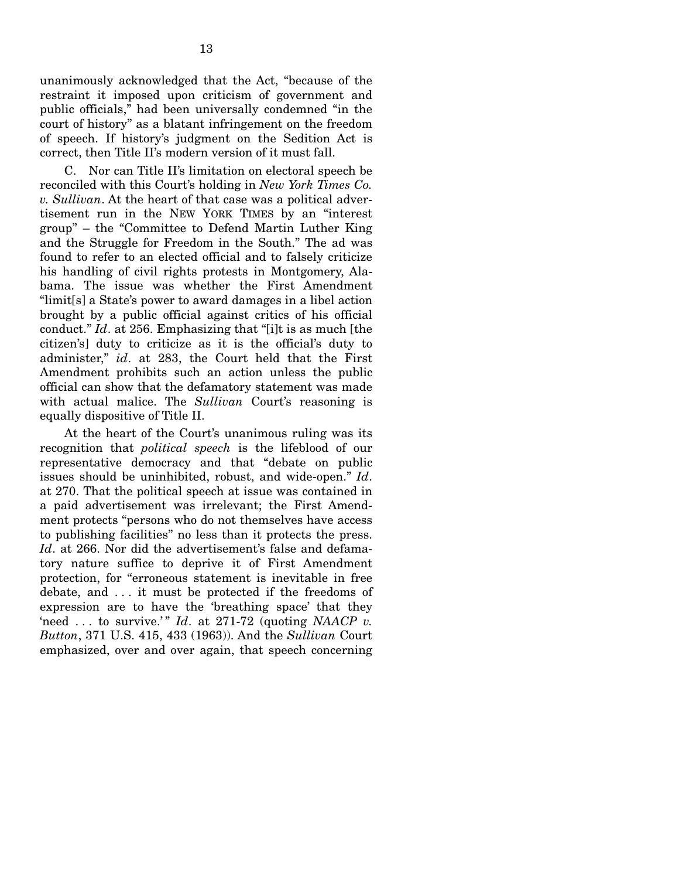unanimously acknowledged that the Act, "because of the restraint it imposed upon criticism of government and public officials," had been universally condemned "in the court of history" as a blatant infringement on the freedom of speech. If history's judgment on the Sedition Act is correct, then Title II's modern version of it must fall.

C. Nor can Title II's limitation on electoral speech be reconciled with this Court's holding in *New York Times Co. v. Sullivan*. At the heart of that case was a political advertisement run in the NEW YORK TIMES by an "interest group" – the "Committee to Defend Martin Luther King and the Struggle for Freedom in the South." The ad was found to refer to an elected official and to falsely criticize his handling of civil rights protests in Montgomery, Alabama. The issue was whether the First Amendment "limit[s] a State's power to award damages in a libel action brought by a public official against critics of his official conduct." *Id*. at 256. Emphasizing that "[i]t is as much [the citizen's] duty to criticize as it is the official's duty to administer," *id*. at 283, the Court held that the First Amendment prohibits such an action unless the public official can show that the defamatory statement was made with actual malice. The *Sullivan* Court's reasoning is equally dispositive of Title II.

At the heart of the Court's unanimous ruling was its recognition that *political speech* is the lifeblood of our representative democracy and that "debate on public issues should be uninhibited, robust, and wide-open." *Id*. at 270. That the political speech at issue was contained in a paid advertisement was irrelevant; the First Amendment protects "persons who do not themselves have access to publishing facilities" no less than it protects the press. *Id*. at 266. Nor did the advertisement's false and defamatory nature suffice to deprive it of First Amendment protection, for "erroneous statement is inevitable in free debate, and . . . it must be protected if the freedoms of expression are to have the 'breathing space' that they 'need . . . to survive.'" *Id*. at 271-72 (quoting *NAACP v. Button*, 371 U.S. 415, 433 (1963)). And the *Sullivan* Court emphasized, over and over again, that speech concerning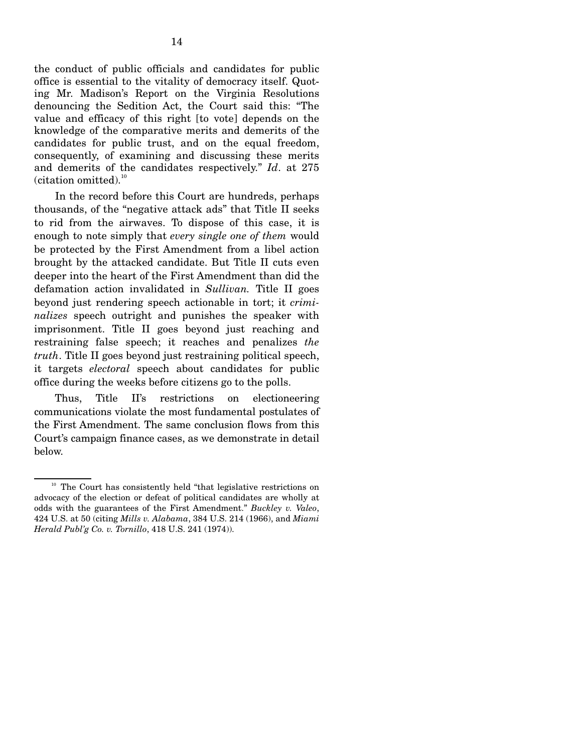the conduct of public officials and candidates for public office is essential to the vitality of democracy itself. Quoting Mr. Madison's Report on the Virginia Resolutions denouncing the Sedition Act, the Court said this: "The value and efficacy of this right [to vote] depends on the knowledge of the comparative merits and demerits of the candidates for public trust, and on the equal freedom, consequently, of examining and discussing these merits and demerits of the candidates respectively." *Id*. at 275 (citation omitted).[10]

In the record before this Court are hundreds, perhaps thousands, of the "negative attack ads" that Title II seeks to rid from the airwaves. To dispose of this case, it is enough to note simply that *every single one of them* would be protected by the First Amendment from a libel action brought by the attacked candidate. But Title II cuts even deeper into the heart of the First Amendment than did the defamation action invalidated in *Sullivan.* Title II goes beyond just rendering speech actionable in tort; it *criminalizes* speech outright and punishes the speaker with imprisonment. Title II goes beyond just reaching and restraining false speech; it reaches and penalizes *the truth*. Title II goes beyond just restraining political speech, it targets *electoral* speech about candidates for public office during the weeks before citizens go to the polls.

Thus, Title II's restrictions on electioneering communications violate the most fundamental postulates of the First Amendment. The same conclusion flows from this Court's campaign finance cases, as we demonstrate in detail below.

---

[10] The Court has consistently held "that legislative restrictions on advocacy of the election or defeat of political candidates are wholly at odds with the guarantees of the First Amendment." *Buckley v. Valeo*, 424 U.S. at 50 (citing *Mills v. Alabama*, 384 U.S. 214 (1966), and *Miami Herald Publ'g Co. v. Tornillo*, 418 U.S. 241 (1974)).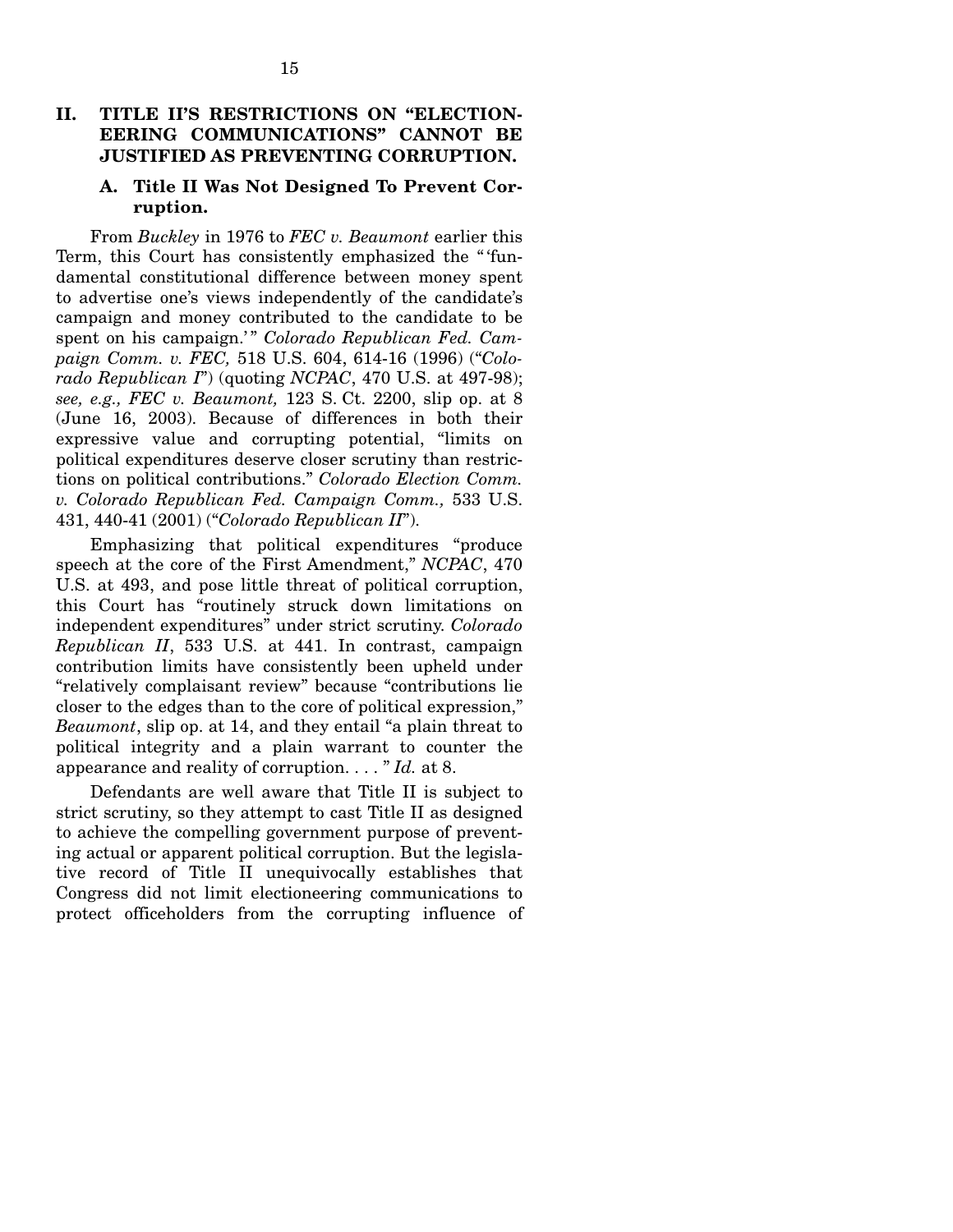## II. TITLE II'S RESTRICTIONS ON "ELECTIONEERING COMMUNICATIONS" CANNOT BE JUSTIFIED AS PREVENTING CORRUPTION.

### A. Title II Was Not Designed To Prevent Corruption.

From *Buckley* in 1976 to *FEC v. Beaumont* earlier this Term, this Court has consistently emphasized the "'fundamental constitutional difference between money spent to advertise one's views independently of the candidate's campaign and money contributed to the candidate to be spent on his campaign.'" *Colorado Republican Fed. Campaign Comm. v. FEC,* 518 U.S. 604, 614-16 (1996) ("*Colorado Republican I*") (quoting *NCPAC*, 470 U.S. at 497-98); *see, e.g., FEC v. Beaumont,* 123 S. Ct. 2200, slip op. at 8 (June 16, 2003). Because of differences in both their expressive value and corrupting potential, "limits on political expenditures deserve closer scrutiny than restrictions on political contributions." *Colorado Election Comm. v. Colorado Republican Fed. Campaign Comm.,* 533 U.S. 431, 440-41 (2001) ("*Colorado Republican II*").

Emphasizing that political expenditures "produce speech at the core of the First Amendment," *NCPAC*, 470 U.S. at 493, and pose little threat of political corruption, this Court has "routinely struck down limitations on independent expenditures" under strict scrutiny. *Colorado Republican II*, 533 U.S. at 441. In contrast, campaign contribution limits have consistently been upheld under "relatively complaisant review" because "contributions lie closer to the edges than to the core of political expression," *Beaumont*, slip op. at 14, and they entail "a plain threat to political integrity and a plain warrant to counter the appearance and reality of corruption. . . . " *Id.* at 8.

Defendants are well aware that Title II is subject to strict scrutiny, so they attempt to cast Title II as designed to achieve the compelling government purpose of preventing actual or apparent political corruption. But the legislative record of Title II unequivocally establishes that Congress did not limit electioneering communications to protect officeholders from the corrupting influence of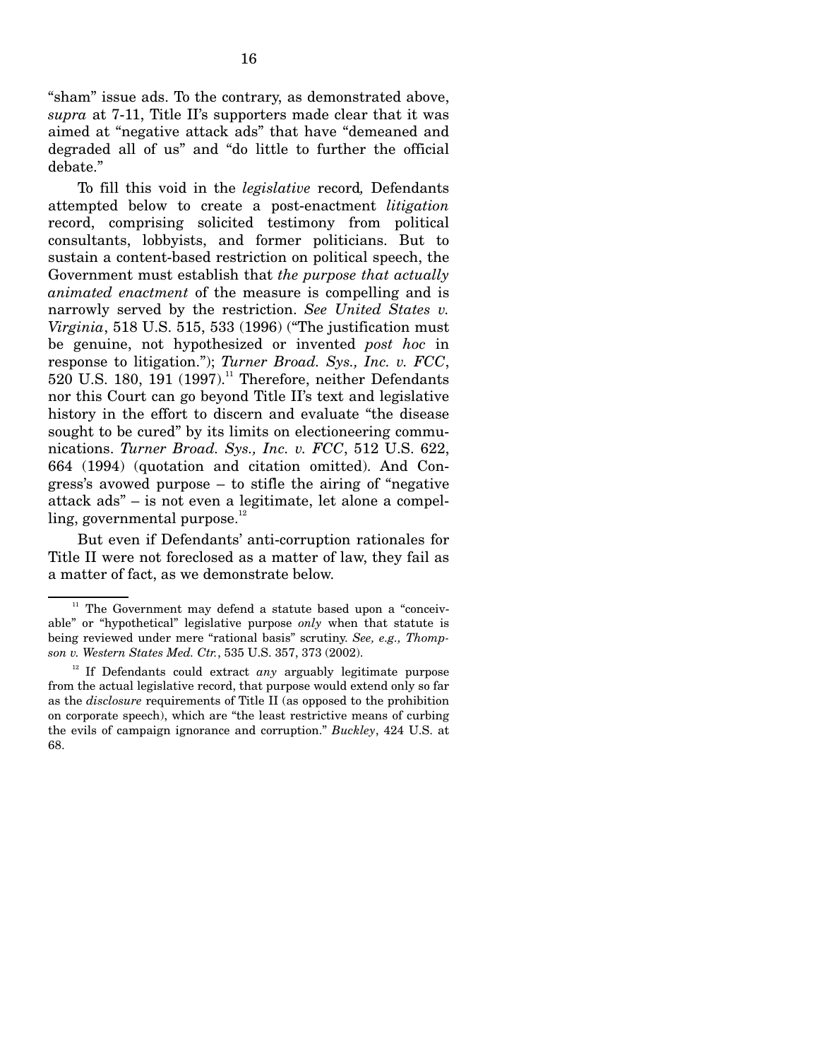"sham" issue ads. To the contrary, as demonstrated above, *supra* at 7-11, Title II's supporters made clear that it was aimed at "negative attack ads" that have "demeaned and degraded all of us" and "do little to further the official debate."

To fill this void in the *legislative* record*,* Defendants attempted below to create a post-enactment *litigation* record, comprising solicited testimony from political consultants, lobbyists, and former politicians. But to sustain a content-based restriction on political speech, the Government must establish that *the purpose that actually animated enactment* of the measure is compelling and is narrowly served by the restriction. *See United States v. Virginia*, 518 U.S. 515, 533 (1996) ("The justification must be genuine, not hypothesized or invented *post hoc* in response to litigation."); *Turner Broad. Sys., Inc. v. FCC*, 520 U.S. 180, 191 (1997).[11] Therefore, neither Defendants nor this Court can go beyond Title II's text and legislative history in the effort to discern and evaluate "the disease sought to be cured" by its limits on electioneering communications. *Turner Broad. Sys., Inc. v. FCC*, 512 U.S. 622, 664 (1994) (quotation and citation omitted). And Congress's avowed purpose – to stifle the airing of "negative attack ads" – is not even a legitimate, let alone a compelling, governmental purpose.[12]

But even if Defendants' anti-corruption rationales for Title II were not foreclosed as a matter of law, they fail as a matter of fact, as we demonstrate below.

---

[11] The Government may defend a statute based upon a "conceivable" or "hypothetical" legislative purpose *only* when that statute is being reviewed under mere "rational basis" scrutiny. *See, e.g., Thompson v. Western States Med. Ctr.*, 535 U.S. 357, 373 (2002).

[12] If Defendants could extract *any* arguably legitimate purpose from the actual legislative record, that purpose would extend only so far as the *disclosure* requirements of Title II (as opposed to the prohibition on corporate speech), which are "the least restrictive means of curbing the evils of campaign ignorance and corruption." *Buckley*, 424 U.S. at 68.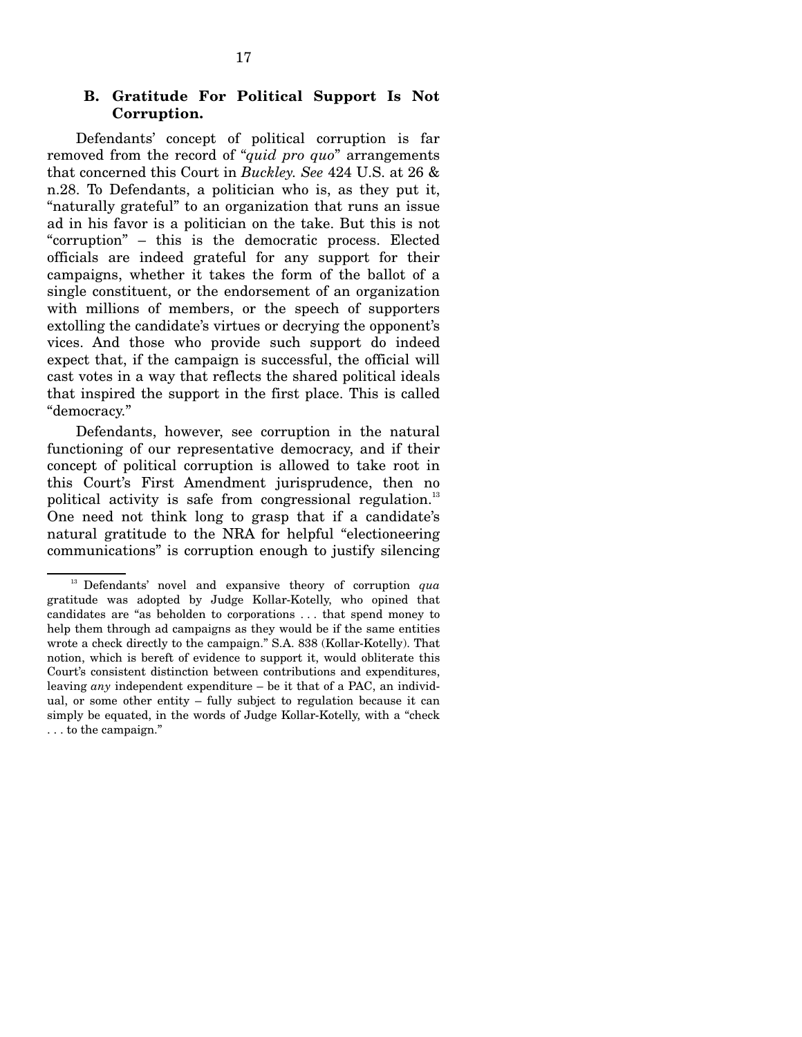### B. Gratitude For Political Support Is Not Corruption.

Defendants' concept of political corruption is far removed from the record of "*quid pro quo*" arrangements that concerned this Court in *Buckley. See* 424 U.S. at 26 & n.28. To Defendants, a politician who is, as they put it, "naturally grateful" to an organization that runs an issue ad in his favor is a politician on the take. But this is not "corruption" – this is the democratic process. Elected officials are indeed grateful for any support for their campaigns, whether it takes the form of the ballot of a single constituent, or the endorsement of an organization with millions of members, or the speech of supporters extolling the candidate's virtues or decrying the opponent's vices. And those who provide such support do indeed expect that, if the campaign is successful, the official will cast votes in a way that reflects the shared political ideals that inspired the support in the first place. This is called "democracy."

Defendants, however, see corruption in the natural functioning of our representative democracy, and if their concept of political corruption is allowed to take root in this Court's First Amendment jurisprudence, then no political activity is safe from congressional regulation.[13] One need not think long to grasp that if a candidate's natural gratitude to the NRA for helpful "electioneering communications" is corruption enough to justify silencing

---

[13] Defendants' novel and expansive theory of corruption *qua* gratitude was adopted by Judge Kollar-Kotelly, who opined that candidates are "as beholden to corporations . . . that spend money to help them through ad campaigns as they would be if the same entities wrote a check directly to the campaign." S.A. 838 (Kollar-Kotelly). That notion, which is bereft of evidence to support it, would obliterate this Court's consistent distinction between contributions and expenditures, leaving *any* independent expenditure – be it that of a PAC, an individual, or some other entity – fully subject to regulation because it can simply be equated, in the words of Judge Kollar-Kotelly, with a "check . . . to the campaign."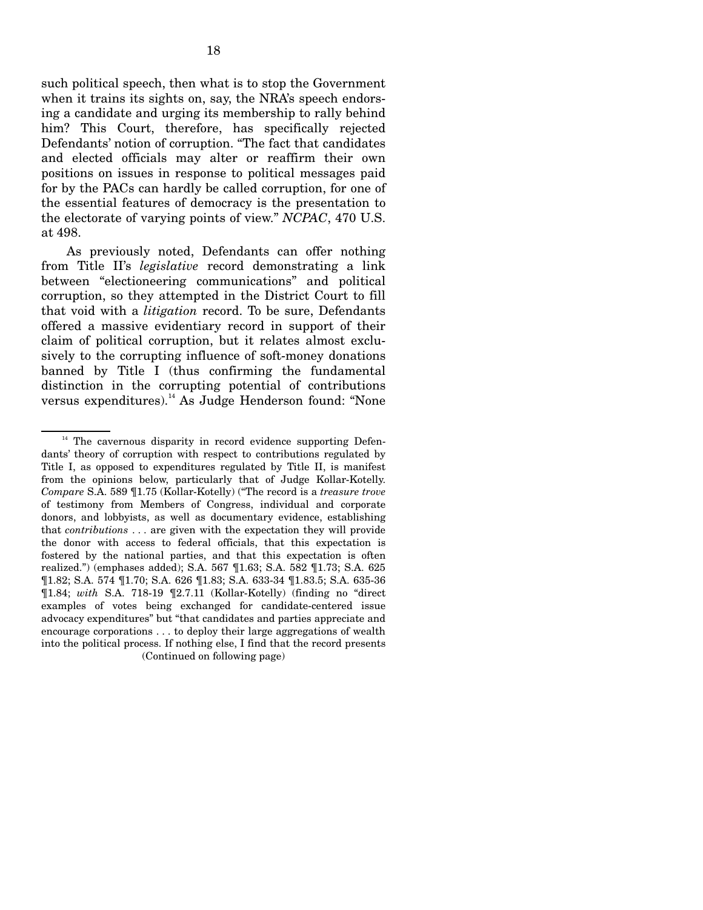such political speech, then what is to stop the Government when it trains its sights on, say, the NRA's speech endorsing a candidate and urging its membership to rally behind him? This Court, therefore, has specifically rejected Defendants' notion of corruption. "The fact that candidates and elected officials may alter or reaffirm their own positions on issues in response to political messages paid for by the PACs can hardly be called corruption, for one of the essential features of democracy is the presentation to the electorate of varying points of view." *NCPAC*, 470 U.S. at 498.

As previously noted, Defendants can offer nothing from Title II's *legislative* record demonstrating a link between "electioneering communications" and political corruption, so they attempted in the District Court to fill that void with a *litigation* record. To be sure, Defendants offered a massive evidentiary record in support of their claim of political corruption, but it relates almost exclusively to the corrupting influence of soft-money donations banned by Title I (thus confirming the fundamental distinction in the corrupting potential of contributions versus expenditures).[14] As Judge Henderson found: "None

---

[14] The cavernous disparity in record evidence supporting Defendants' theory of corruption with respect to contributions regulated by Title I, as opposed to expenditures regulated by Title II, is manifest from the opinions below, particularly that of Judge Kollar-Kotelly. *Compare* S.A. 589 ¶1.75 (Kollar-Kotelly) ("The record is a *treasure trove* of testimony from Members of Congress, individual and corporate donors, and lobbyists, as well as documentary evidence, establishing that *contributions* . . . are given with the expectation they will provide the donor with access to federal officials, that this expectation is fostered by the national parties, and that this expectation is often realized.") (emphases added); S.A. 567 ¶1.63; S.A. 582 ¶1.73; S.A. 625 ¶1.82; S.A. 574 ¶1.70; S.A. 626 ¶1.83; S.A. 633-34 ¶1.83.5; S.A. 635-36 ¶1.84; *with* S.A. 718-19 ¶2.7.11 (Kollar-Kotelly) (finding no "direct examples of votes being exchanged for candidate-centered issue advocacy expenditures" but "that candidates and parties appreciate and encourage corporations . . . to deploy their large aggregations of wealth into the political process. If nothing else, I find that the record presents

(Continued on following page)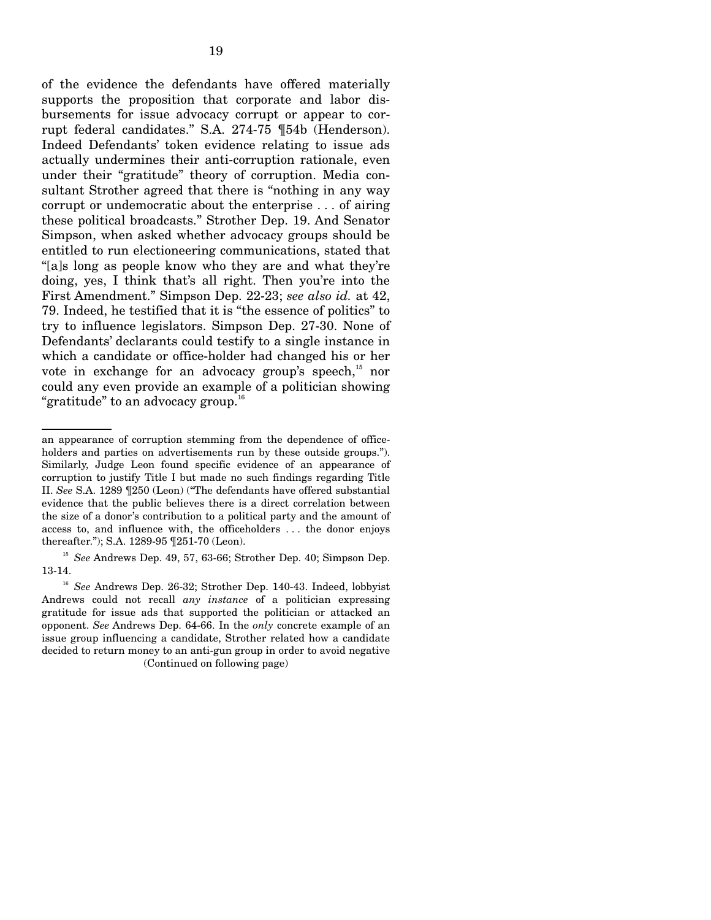of the evidence the defendants have offered materially supports the proposition that corporate and labor disbursements for issue advocacy corrupt or appear to corrupt federal candidates." S.A. 274-75 ¶54b (Henderson). Indeed Defendants' token evidence relating to issue ads actually undermines their anti-corruption rationale, even under their "gratitude" theory of corruption. Media consultant Strother agreed that there is "nothing in any way corrupt or undemocratic about the enterprise . . . of airing these political broadcasts." Strother Dep. 19. And Senator Simpson, when asked whether advocacy groups should be entitled to run electioneering communications, stated that "[a]s long as people know who they are and what they're doing, yes, I think that's all right. Then you're into the First Amendment." Simpson Dep. 22-23; *see also id.* at 42, 79. Indeed, he testified that it is "the essence of politics" to try to influence legislators. Simpson Dep. 27-30. None of Defendants' declarants could testify to a single instance in which a candidate or office-holder had changed his or her vote in exchange for an advocacy group's speech,[15] nor could any even provide an example of a politician showing "gratitude" to an advocacy group.[16]

---

an appearance of corruption stemming from the dependence of office-holders and parties on advertisements run by these outside groups."). Similarly, Judge Leon found specific evidence of an appearance of corruption to justify Title I but made no such findings regarding Title II. *See* S.A. 1289 ¶250 (Leon) ("The defendants have offered substantial evidence that the public believes there is a direct correlation between the size of a donor's contribution to a political party and the amount of access to, and influence with, the officeholders . . . the donor enjoys thereafter."); S.A. 1289-95 ¶251-70 (Leon).

[15] *See* Andrews Dep. 49, 57, 63-66; Strother Dep. 40; Simpson Dep. 13-14.

[16] *See* Andrews Dep. 26-32; Strother Dep. 140-43. Indeed, lobbyist Andrews could not recall *any instance* of a politician expressing gratitude for issue ads that supported the politician or attacked an opponent. *See* Andrews Dep. 64-66. In the *only* concrete example of an issue group influencing a candidate, Strother related how a candidate decided to return money to an anti-gun group in order to avoid negative

(Continued on following page)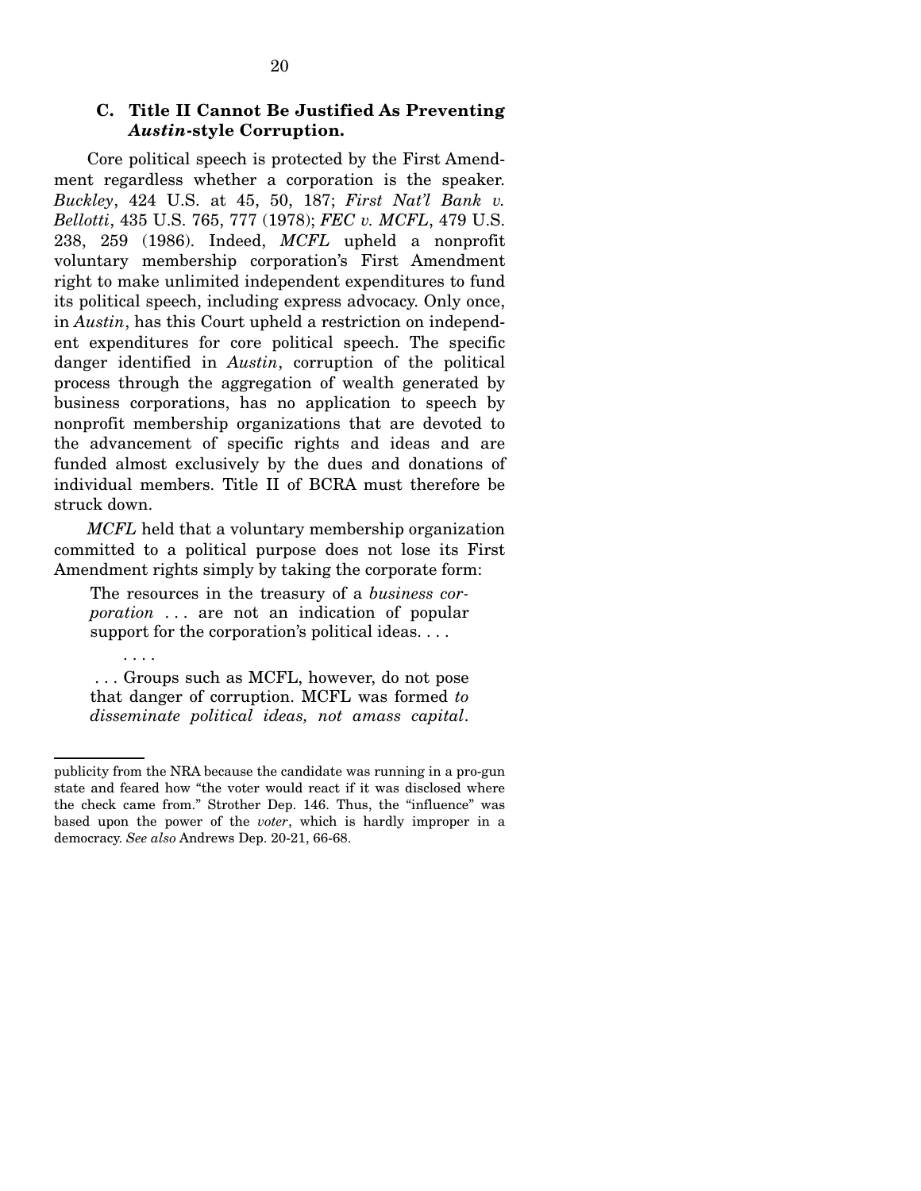### C. Title II Cannot Be Justified As Preventing *Austin*-style Corruption.

Core political speech is protected by the First Amendment regardless whether a corporation is the speaker. *Buckley*, 424 U.S. at 45, 50, 187; *First Nat'l Bank v. Bellotti*, 435 U.S. 765, 777 (1978); *FEC v. MCFL*, 479 U.S. 238, 259 (1986). Indeed, *MCFL* upheld a nonprofit voluntary membership corporation's First Amendment right to make unlimited independent expenditures to fund its political speech, including express advocacy. Only once, in *Austin*, has this Court upheld a restriction on independent expenditures for core political speech. The specific danger identified in *Austin*, corruption of the political process through the aggregation of wealth generated by business corporations, has no application to speech by nonprofit membership organizations that are devoted to the advancement of specific rights and ideas and are funded almost exclusively by the dues and donations of individual members. Title II of BCRA must therefore be struck down.

*MCFL* held that a voluntary membership organization committed to a political purpose does not lose its First Amendment rights simply by taking the corporate form:

> The resources in the treasury of a *business corporation* . . . are not an indication of popular support for the corporation's political ideas. . . .
>
> . . . .
>
> . . . Groups such as MCFL, however, do not pose that danger of corruption. MCFL was formed *to disseminate political ideas, not amass capital*.

---

publicity from the NRA because the candidate was running in a pro-gun state and feared how "the voter would react if it was disclosed where the check came from." Strother Dep. 146. Thus, the "influence" was based upon the power of the *voter*, which is hardly improper in a democracy. *See also* Andrews Dep. 20-21, 66-68.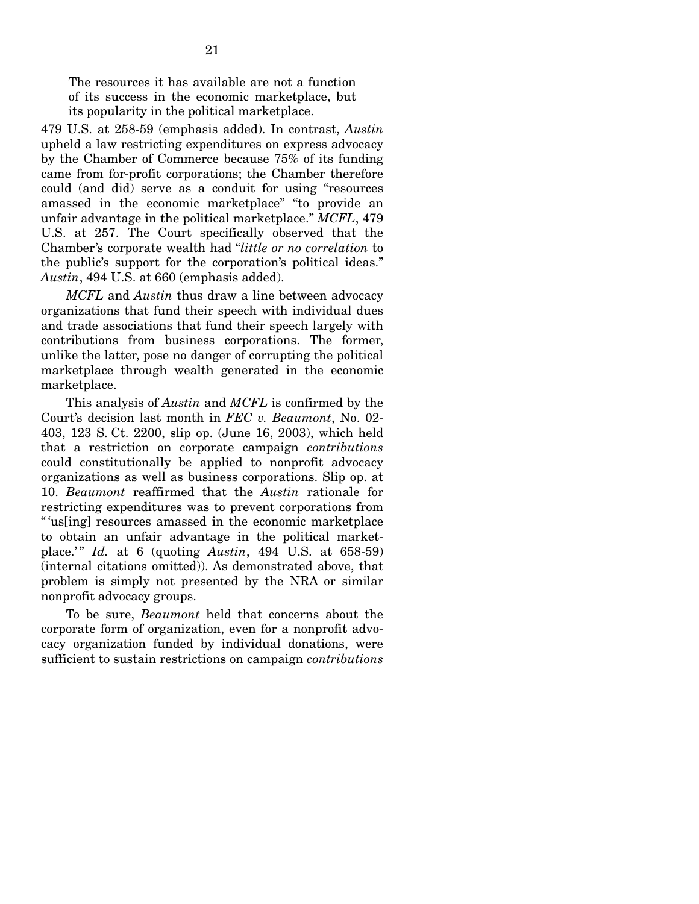> The resources it has available are not a function of its success in the economic marketplace, but its popularity in the political marketplace.

479 U.S. at 258-59 (emphasis added). In contrast, *Austin* upheld a law restricting expenditures on express advocacy by the Chamber of Commerce because 75% of its funding came from for-profit corporations; the Chamber therefore could (and did) serve as a conduit for using "resources amassed in the economic marketplace" "to provide an unfair advantage in the political marketplace." *MCFL*, 479 U.S. at 257. The Court specifically observed that the Chamber's corporate wealth had "*little or no correlation* to the public's support for the corporation's political ideas." *Austin*, 494 U.S. at 660 (emphasis added).

*MCFL* and *Austin* thus draw a line between advocacy organizations that fund their speech with individual dues and trade associations that fund their speech largely with contributions from business corporations. The former, unlike the latter, pose no danger of corrupting the political marketplace through wealth generated in the economic marketplace.

This analysis of *Austin* and *MCFL* is confirmed by the Court's decision last month in *FEC v. Beaumont*, No. 02-403, 123 S. Ct. 2200, slip op. (June 16, 2003), which held that a restriction on corporate campaign *contributions* could constitutionally be applied to nonprofit advocacy organizations as well as business corporations. Slip op. at 10. *Beaumont* reaffirmed that the *Austin* rationale for restricting expenditures was to prevent corporations from "'us[ing] resources amassed in the economic marketplace to obtain an unfair advantage in the political marketplace.'" *Id.* at 6 (quoting *Austin*, 494 U.S. at 658-59) (internal citations omitted)). As demonstrated above, that problem is simply not presented by the NRA or similar nonprofit advocacy groups.

To be sure, *Beaumont* held that concerns about the corporate form of organization, even for a nonprofit advocacy organization funded by individual donations, were sufficient to sustain restrictions on campaign *contributions*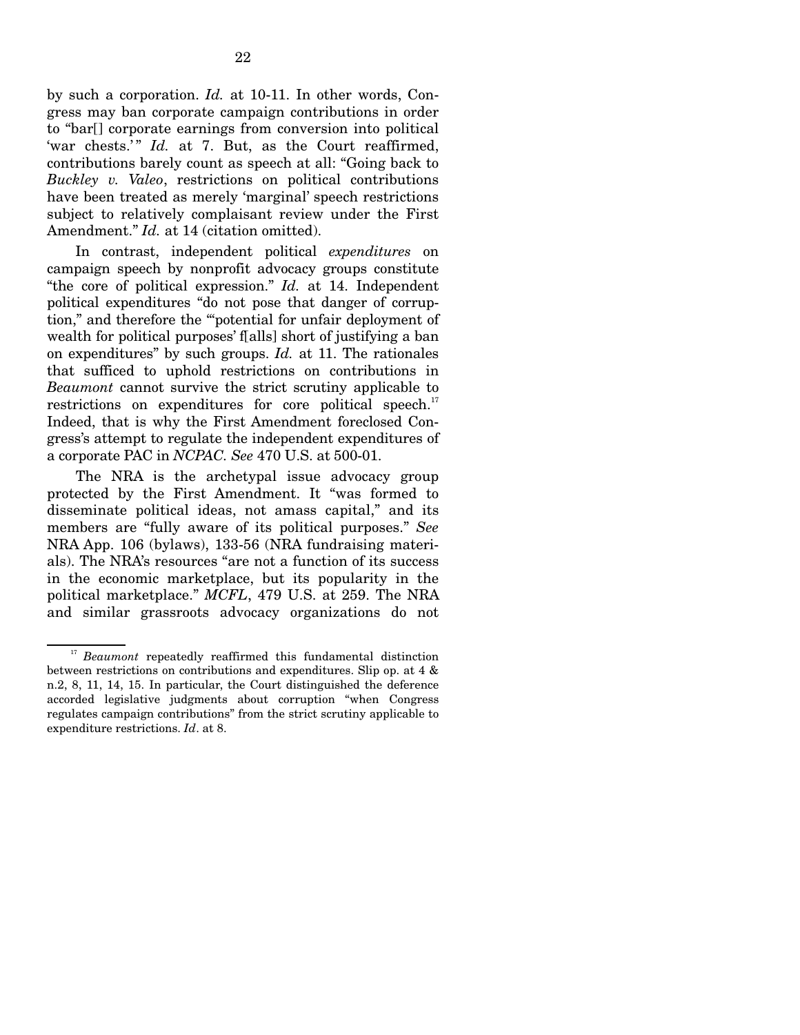by such a corporation. *Id.* at 10-11. In other words, Congress may ban corporate campaign contributions in order to "bar[] corporate earnings from conversion into political 'war chests.'" *Id.* at 7. But, as the Court reaffirmed, contributions barely count as speech at all: "Going back to *Buckley v. Valeo*, restrictions on political contributions have been treated as merely 'marginal' speech restrictions subject to relatively complaisant review under the First Amendment." *Id.* at 14 (citation omitted).

In contrast, independent political *expenditures* on campaign speech by nonprofit advocacy groups constitute "the core of political expression." *Id.* at 14. Independent political expenditures "do not pose that danger of corruption," and therefore the "'potential for unfair deployment of wealth for political purposes' f[alls] short of justifying a ban on expenditures" by such groups. *Id.* at 11. The rationales that sufficed to uphold restrictions on contributions in *Beaumont* cannot survive the strict scrutiny applicable to restrictions on expenditures for core political speech.[17] Indeed, that is why the First Amendment foreclosed Congress's attempt to regulate the independent expenditures of a corporate PAC in *NCPAC*. *See* 470 U.S. at 500-01.

The NRA is the archetypal issue advocacy group protected by the First Amendment. It "was formed to disseminate political ideas, not amass capital," and its members are "fully aware of its political purposes." *See* NRA App. 106 (bylaws), 133-56 (NRA fundraising materials). The NRA's resources "are not a function of its success in the economic marketplace, but its popularity in the political marketplace." *MCFL*, 479 U.S. at 259. The NRA and similar grassroots advocacy organizations do not

---

[17] *Beaumont* repeatedly reaffirmed this fundamental distinction between restrictions on contributions and expenditures. Slip op. at 4 & n.2, 8, 11, 14, 15. In particular, the Court distinguished the deference accorded legislative judgments about corruption "when Congress regulates campaign contributions" from the strict scrutiny applicable to expenditure restrictions. *Id*. at 8.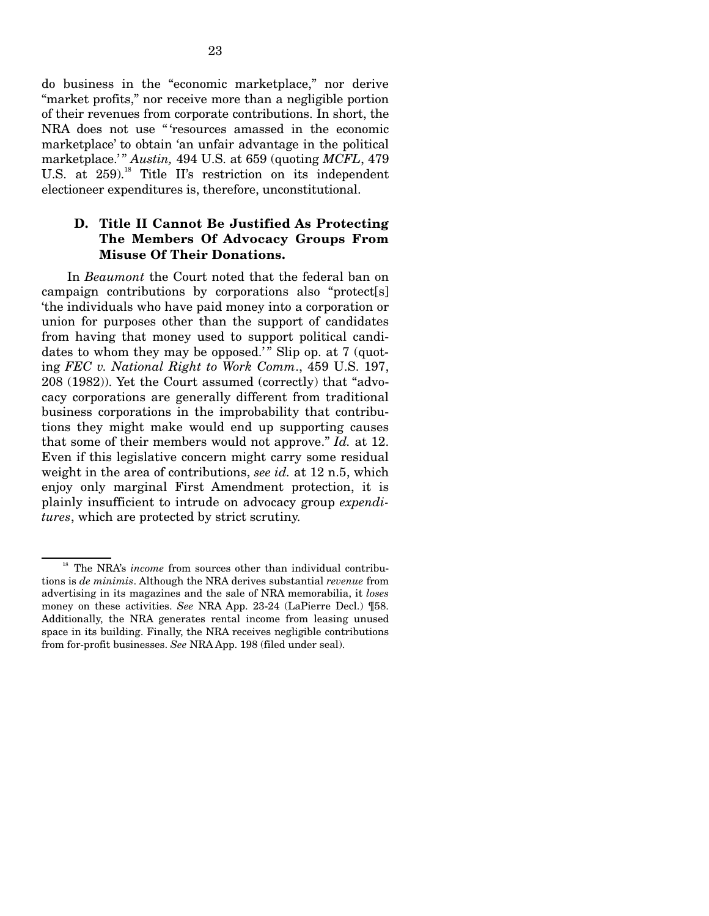do business in the "economic marketplace," nor derive "market profits," nor receive more than a negligible portion of their revenues from corporate contributions. In short, the NRA does not use "'resources amassed in the economic marketplace' to obtain 'an unfair advantage in the political marketplace.'" *Austin,* 494 U.S. at 659 (quoting *MCFL*, 479 U.S. at 259).[18] Title II's restriction on its independent electioneer expenditures is, therefore, unconstitutional.

### D. Title II Cannot Be Justified As Protecting The Members Of Advocacy Groups From Misuse Of Their Donations.

In *Beaumont* the Court noted that the federal ban on campaign contributions by corporations also "protect[s] 'the individuals who have paid money into a corporation or union for purposes other than the support of candidates from having that money used to support political candidates to whom they may be opposed.'" Slip op. at 7 (quoting *FEC v. National Right to Work Comm*., 459 U.S. 197, 208 (1982)). Yet the Court assumed (correctly) that "advocacy corporations are generally different from traditional business corporations in the improbability that contributions they might make would end up supporting causes that some of their members would not approve." *Id.* at 12. Even if this legislative concern might carry some residual weight in the area of contributions, *see id.* at 12 n.5, which enjoy only marginal First Amendment protection, it is plainly insufficient to intrude on advocacy group *expenditures*, which are protected by strict scrutiny.

[18] The NRA's *income* from sources other than individual contributions is *de minimis*. Although the NRA derives substantial *revenue* from advertising in its magazines and the sale of NRA memorabilia, it *loses* money on these activities. *See* NRA App. 23-24 (LaPierre Decl.) ¶58. Additionally, the NRA generates rental income from leasing unused space in its building. Finally, the NRA receives negligible contributions from for-profit businesses. *See* NRA App. 198 (filed under seal).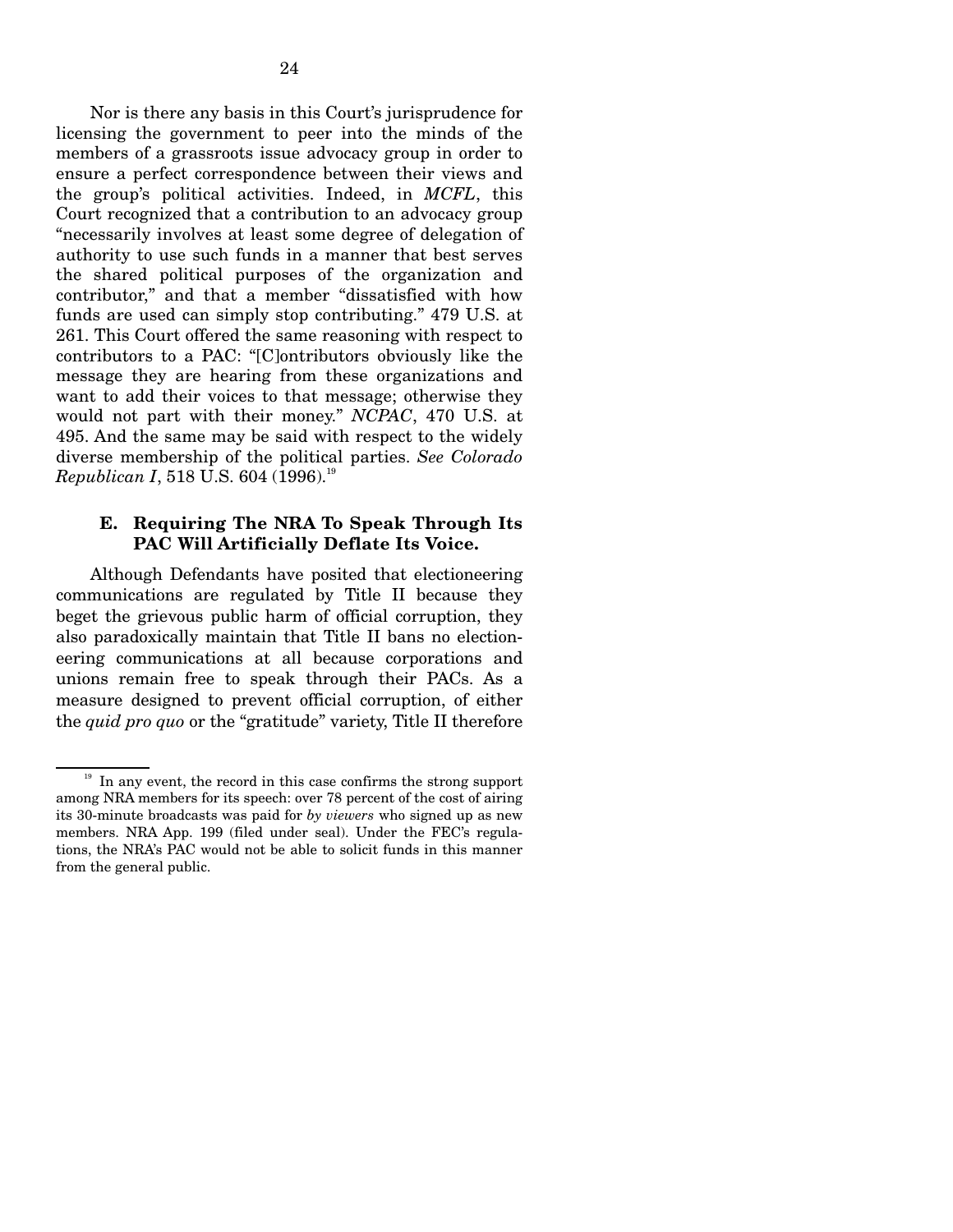Nor is there any basis in this Court's jurisprudence for licensing the government to peer into the minds of the members of a grassroots issue advocacy group in order to ensure a perfect correspondence between their views and the group's political activities. Indeed, in *MCFL*, this Court recognized that a contribution to an advocacy group "necessarily involves at least some degree of delegation of authority to use such funds in a manner that best serves the shared political purposes of the organization and contributor," and that a member "dissatisfied with how funds are used can simply stop contributing." 479 U.S. at 261. This Court offered the same reasoning with respect to contributors to a PAC: "[C]ontributors obviously like the message they are hearing from these organizations and want to add their voices to that message; otherwise they would not part with their money." *NCPAC*, 470 U.S. at 495. And the same may be said with respect to the widely diverse membership of the political parties. *See Colorado Republican I*, 518 U.S. 604 (1996).[19]

### E. Requiring The NRA To Speak Through Its PAC Will Artificially Deflate Its Voice.

Although Defendants have posited that electioneering communications are regulated by Title II because they beget the grievous public harm of official corruption, they also paradoxically maintain that Title II bans no electioneering communications at all because corporations and unions remain free to speak through their PACs. As a measure designed to prevent official corruption, of either the *quid pro quo* or the "gratitude" variety, Title II therefore

---

[19] In any event, the record in this case confirms the strong support among NRA members for its speech: over 78 percent of the cost of airing its 30-minute broadcasts was paid for *by viewers* who signed up as new members. NRA App. 199 (filed under seal). Under the FEC's regulations, the NRA's PAC would not be able to solicit funds in this manner from the general public.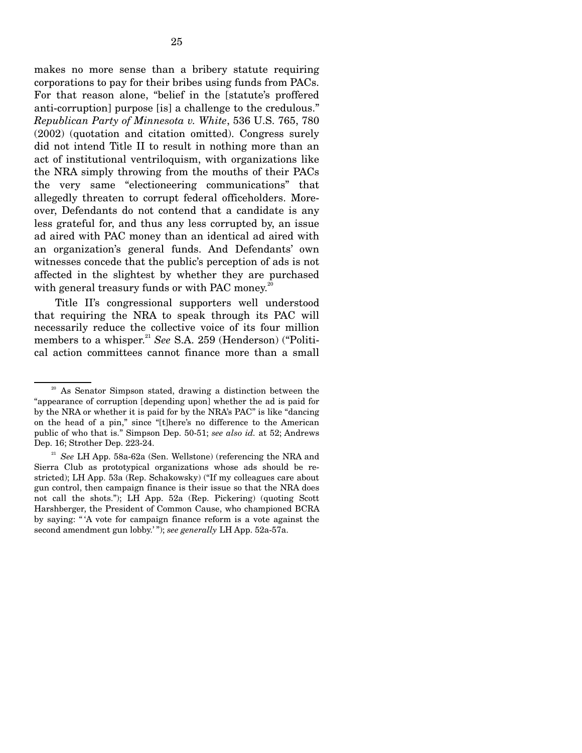makes no more sense than a bribery statute requiring corporations to pay for their bribes using funds from PACs. For that reason alone, "belief in the [statute's proffered anti-corruption] purpose [is] a challenge to the credulous." *Republican Party of Minnesota v. White*, 536 U.S. 765, 780 (2002) (quotation and citation omitted). Congress surely did not intend Title II to result in nothing more than an act of institutional ventriloquism, with organizations like the NRA simply throwing from the mouths of their PACs the very same "electioneering communications" that allegedly threaten to corrupt federal officeholders. Moreover, Defendants do not contend that a candidate is any less grateful for, and thus any less corrupted by, an issue ad aired with PAC money than an identical ad aired with an organization's general funds. And Defendants' own witnesses concede that the public's perception of ads is not affected in the slightest by whether they are purchased with general treasury funds or with PAC money.[20]

Title II's congressional supporters well understood that requiring the NRA to speak through its PAC will necessarily reduce the collective voice of its four million members to a whisper.[21] *See* S.A. 259 (Henderson) ("Political action committees cannot finance more than a small

---

[20] As Senator Simpson stated, drawing a distinction between the "appearance of corruption [depending upon] whether the ad is paid for by the NRA or whether it is paid for by the NRA's PAC" is like "dancing on the head of a pin," since "[t]here's no difference to the American public of who that is." Simpson Dep. 50-51; *see also id.* at 52; Andrews Dep. 16; Strother Dep. 223-24.

[21] *See* LH App. 58a-62a (Sen. Wellstone) (referencing the NRA and Sierra Club as prototypical organizations whose ads should be restricted); LH App. 53a (Rep. Schakowsky) ("If my colleagues care about gun control, then campaign finance is their issue so that the NRA does not call the shots."); LH App. 52a (Rep. Pickering) (quoting Scott Harshberger, the President of Common Cause, who championed BCRA by saying: " 'A vote for campaign finance reform is a vote against the second amendment gun lobby.' "); *see generally* LH App. 52a-57a.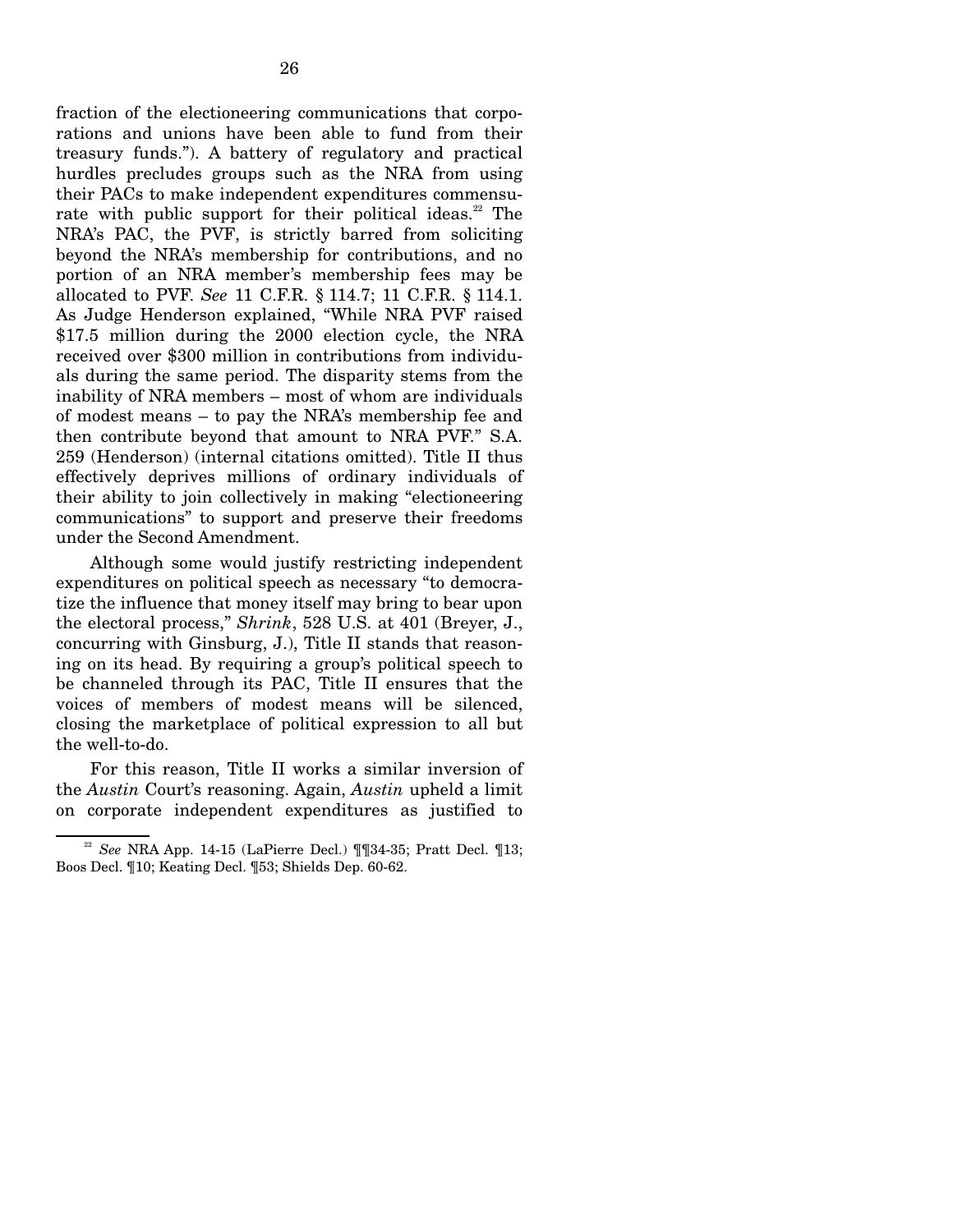fraction of the electioneering communications that corporations and unions have been able to fund from their treasury funds."). A battery of regulatory and practical hurdles precludes groups such as the NRA from using their PACs to make independent expenditures commensurate with public support for their political ideas.[22] The NRA's PAC, the PVF, is strictly barred from soliciting beyond the NRA's membership for contributions, and no portion of an NRA member's membership fees may be allocated to PVF. *See* 11 C.F.R. § 114.7; 11 C.F.R. § 114.1. As Judge Henderson explained, "While NRA PVF raised \$17.5 million during the 2000 election cycle, the NRA received over \$300 million in contributions from individuals during the same period. The disparity stems from the inability of NRA members – most of whom are individuals of modest means – to pay the NRA's membership fee and then contribute beyond that amount to NRA PVF." S.A. 259 (Henderson) (internal citations omitted). Title II thus effectively deprives millions of ordinary individuals of their ability to join collectively in making "electioneering communications" to support and preserve their freedoms under the Second Amendment.

Although some would justify restricting independent expenditures on political speech as necessary "to democratize the influence that money itself may bring to bear upon the electoral process," *Shrink*, 528 U.S. at 401 (Breyer, J., concurring with Ginsburg, J.), Title II stands that reasoning on its head. By requiring a group's political speech to be channeled through its PAC, Title II ensures that the voices of members of modest means will be silenced, closing the marketplace of political expression to all but the well-to-do.

For this reason, Title II works a similar inversion of the *Austin* Court's reasoning. Again, *Austin* upheld a limit on corporate independent expenditures as justified to

---

[22] *See* NRA App. 14-15 (LaPierre Decl.) ¶¶34-35; Pratt Decl. ¶13; Boos Decl. ¶10; Keating Decl. ¶53; Shields Dep. 60-62.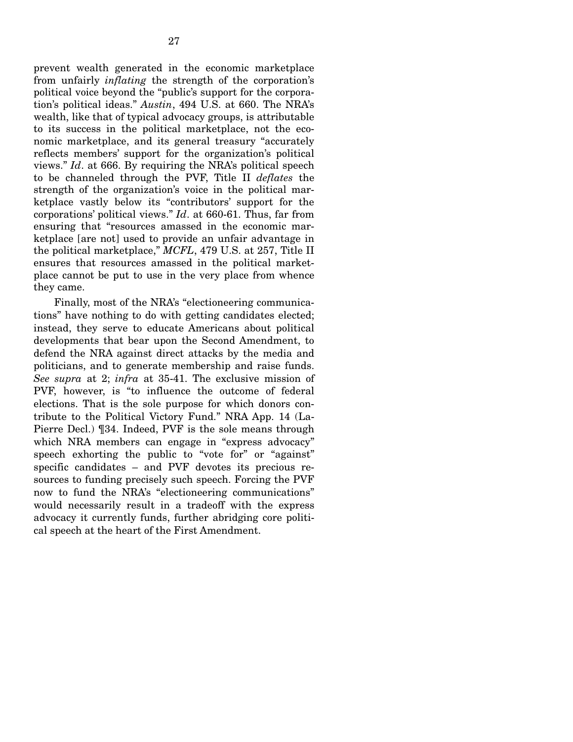prevent wealth generated in the economic marketplace from unfairly *inflating* the strength of the corporation's political voice beyond the "public's support for the corporation's political ideas." *Austin*, 494 U.S. at 660. The NRA's wealth, like that of typical advocacy groups, is attributable to its success in the political marketplace, not the economic marketplace, and its general treasury "accurately reflects members' support for the organization's political views." *Id*. at 666. By requiring the NRA's political speech to be channeled through the PVF, Title II *deflates* the strength of the organization's voice in the political marketplace vastly below its "contributors' support for the corporations' political views." *Id*. at 660-61. Thus, far from ensuring that "resources amassed in the economic marketplace [are not] used to provide an unfair advantage in the political marketplace," *MCFL*, 479 U.S. at 257, Title II ensures that resources amassed in the political marketplace cannot be put to use in the very place from whence they came.

Finally, most of the NRA's "electioneering communications" have nothing to do with getting candidates elected; instead, they serve to educate Americans about political developments that bear upon the Second Amendment, to defend the NRA against direct attacks by the media and politicians, and to generate membership and raise funds. *See supra* at 2; *infra* at 35-41. The exclusive mission of PVF, however, is "to influence the outcome of federal elections. That is the sole purpose for which donors contribute to the Political Victory Fund." NRA App. 14 (LaPierre Decl.) ¶34. Indeed, PVF is the sole means through which NRA members can engage in "express advocacy" speech exhorting the public to "vote for" or "against" specific candidates – and PVF devotes its precious resources to funding precisely such speech. Forcing the PVF now to fund the NRA's "electioneering communications" would necessarily result in a tradeoff with the express advocacy it currently funds, further abridging core political speech at the heart of the First Amendment.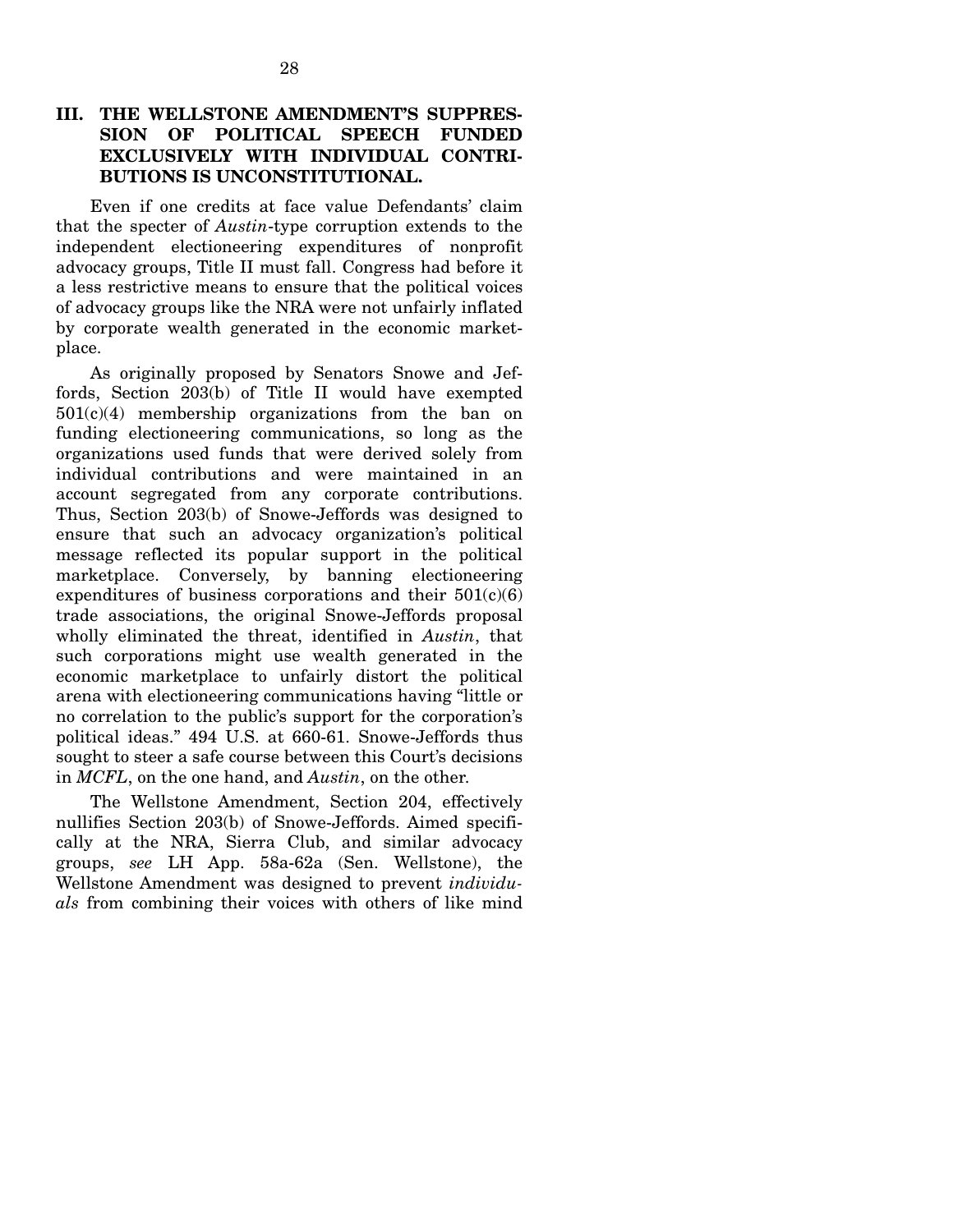## III. THE WELLSTONE AMENDMENT'S SUPPRESSION OF POLITICAL SPEECH FUNDED EXCLUSIVELY WITH INDIVIDUAL CONTRIBUTIONS IS UNCONSTITUTIONAL.

Even if one credits at face value Defendants' claim that the specter of *Austin*-type corruption extends to the independent electioneering expenditures of nonprofit advocacy groups, Title II must fall. Congress had before it a less restrictive means to ensure that the political voices of advocacy groups like the NRA were not unfairly inflated by corporate wealth generated in the economic marketplace.

As originally proposed by Senators Snowe and Jeffords, Section 203(b) of Title II would have exempted 501(c)(4) membership organizations from the ban on funding electioneering communications, so long as the organizations used funds that were derived solely from individual contributions and were maintained in an account segregated from any corporate contributions. Thus, Section 203(b) of Snowe-Jeffords was designed to ensure that such an advocacy organization's political message reflected its popular support in the political marketplace. Conversely, by banning electioneering expenditures of business corporations and their 501(c)(6) trade associations, the original Snowe-Jeffords proposal wholly eliminated the threat, identified in *Austin*, that such corporations might use wealth generated in the economic marketplace to unfairly distort the political arena with electioneering communications having "little or no correlation to the public's support for the corporation's political ideas." 494 U.S. at 660-61. Snowe-Jeffords thus sought to steer a safe course between this Court's decisions in *MCFL*, on the one hand, and *Austin*, on the other.

The Wellstone Amendment, Section 204, effectively nullifies Section 203(b) of Snowe-Jeffords. Aimed specifically at the NRA, Sierra Club, and similar advocacy groups, *see* LH App. 58a-62a (Sen. Wellstone), the Wellstone Amendment was designed to prevent *individuals* from combining their voices with others of like mind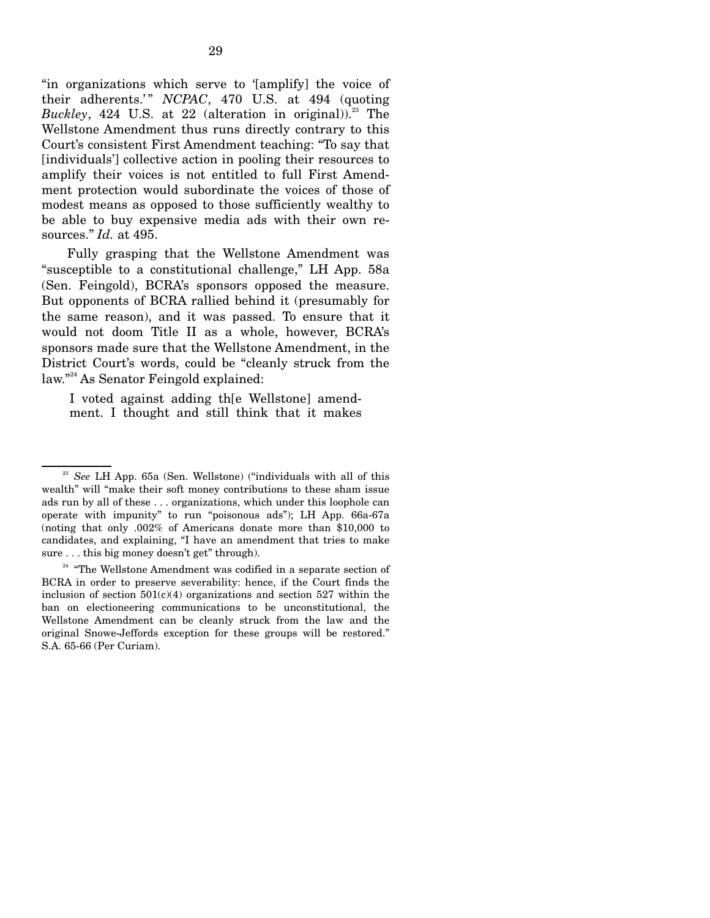"in organizations which serve to '[amplify] the voice of their adherents.'" *NCPAC*, 470 U.S. at 494 (quoting *Buckley*, 424 U.S. at 22 (alteration in original)).[23] The Wellstone Amendment thus runs directly contrary to this Court's consistent First Amendment teaching: "To say that [individuals'] collective action in pooling their resources to amplify their voices is not entitled to full First Amendment protection would subordinate the voices of those of modest means as opposed to those sufficiently wealthy to be able to buy expensive media ads with their own resources." *Id.* at 495.

Fully grasping that the Wellstone Amendment was "susceptible to a constitutional challenge," LH App. 58a (Sen. Feingold), BCRA's sponsors opposed the measure. But opponents of BCRA rallied behind it (presumably for the same reason), and it was passed. To ensure that it would not doom Title II as a whole, however, BCRA's sponsors made sure that the Wellstone Amendment, in the District Court's words, could be "cleanly struck from the law."[24] As Senator Feingold explained:

> I voted against adding th[e Wellstone] amendment. I thought and still think that it makes

---

[23] *See* LH App. 65a (Sen. Wellstone) ("individuals with all of this wealth" will "make their soft money contributions to these sham issue ads run by all of these . . . organizations, which under this loophole can operate with impunity" to run "poisonous ads"); LH App. 66a-67a (noting that only .002% of Americans donate more than $10,000 to candidates, and explaining, "I have an amendment that tries to make sure . . . this big money doesn't get" through).

[24] "The Wellstone Amendment was codified in a separate section of BCRA in order to preserve severability: hence, if the Court finds the inclusion of section 501(c)(4) organizations and section 527 within the ban on electioneering communications to be unconstitutional, the Wellstone Amendment can be cleanly struck from the law and the original Snowe-Jeffords exception for these groups will be restored." S.A. 65-66 (Per Curiam).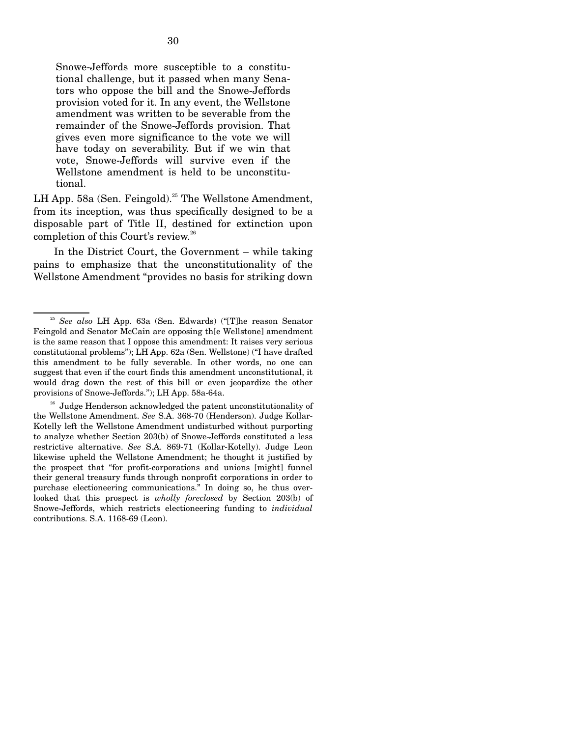> Snowe-Jeffords more susceptible to a constitutional challenge, but it passed when many Senators who oppose the bill and the Snowe-Jeffords provision voted for it. In any event, the Wellstone amendment was written to be severable from the remainder of the Snowe-Jeffords provision. That gives even more significance to the vote we will have today on severability. But if we win that vote, Snowe-Jeffords will survive even if the Wellstone amendment is held to be unconstitutional.

LH App. 58a (Sen. Feingold).[25] The Wellstone Amendment, from its inception, was thus specifically designed to be a disposable part of Title II, destined for extinction upon completion of this Court's review.[26]

In the District Court, the Government – while taking pains to emphasize that the unconstitutionality of the Wellstone Amendment "provides no basis for striking down

---

[25] *See also* LH App. 63a (Sen. Edwards) ("[T]he reason Senator Feingold and Senator McCain are opposing th[e Wellstone] amendment is the same reason that I oppose this amendment: It raises very serious constitutional problems"); LH App. 62a (Sen. Wellstone) ("I have drafted this amendment to be fully severable. In other words, no one can suggest that even if the court finds this amendment unconstitutional, it would drag down the rest of this bill or even jeopardize the other provisions of Snowe-Jeffords."); LH App. 58a-64a.

[26] Judge Henderson acknowledged the patent unconstitutionality of the Wellstone Amendment. *See* S.A. 368-70 (Henderson). Judge Kollar-Kotelly left the Wellstone Amendment undisturbed without purporting to analyze whether Section 203(b) of Snowe-Jeffords constituted a less restrictive alternative. *See* S.A. 869-71 (Kollar-Kotelly). Judge Leon likewise upheld the Wellstone Amendment; he thought it justified by the prospect that "for profit-corporations and unions [might] funnel their general treasury funds through nonprofit corporations in order to purchase electioneering communications." In doing so, he thus overlooked that this prospect is *wholly foreclosed* by Section 203(b) of Snowe-Jeffords, which restricts electioneering funding to *individual* contributions. S.A. 1168-69 (Leon).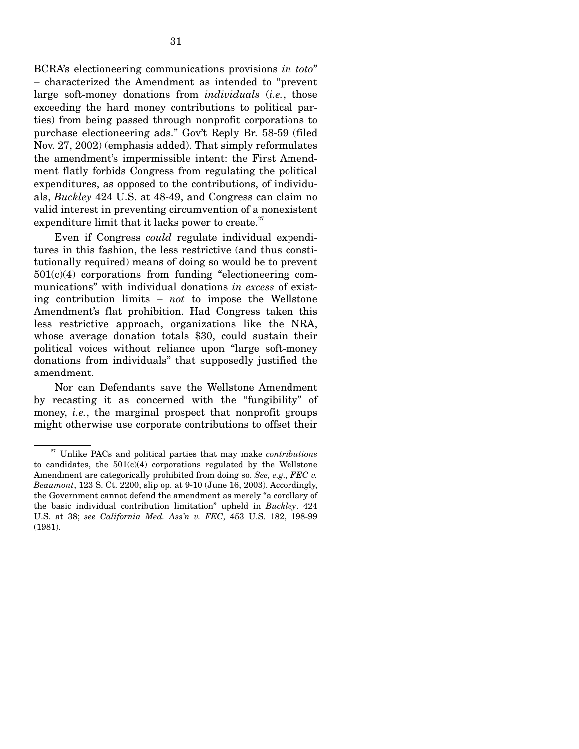BCRA's electioneering communications provisions *in toto*" – characterized the Amendment as intended to "prevent large soft-money donations from *individuals* (*i.e.*, those exceeding the hard money contributions to political parties) from being passed through nonprofit corporations to purchase electioneering ads." Gov't Reply Br. 58-59 (filed Nov. 27, 2002) (emphasis added). That simply reformulates the amendment's impermissible intent: the First Amendment flatly forbids Congress from regulating the political expenditures, as opposed to the contributions, of individuals, *Buckley* 424 U.S. at 48-49, and Congress can claim no valid interest in preventing circumvention of a nonexistent expenditure limit that it lacks power to create.[27]

Even if Congress *could* regulate individual expenditures in this fashion, the less restrictive (and thus constitutionally required) means of doing so would be to prevent 501(c)(4) corporations from funding "electioneering communications" with individual donations *in excess* of existing contribution limits – *not* to impose the Wellstone Amendment's flat prohibition. Had Congress taken this less restrictive approach, organizations like the NRA, whose average donation totals $30, could sustain their political voices without reliance upon "large soft-money donations from individuals" that supposedly justified the amendment.

Nor can Defendants save the Wellstone Amendment by recasting it as concerned with the "fungibility" of money, *i.e.*, the marginal prospect that nonprofit groups might otherwise use corporate contributions to offset their

---

[27] Unlike PACs and political parties that may make *contributions* to candidates, the 501(c)(4) corporations regulated by the Wellstone Amendment are categorically prohibited from doing so. *See, e.g., FEC v. Beaumont*, 123 S. Ct. 2200, slip op. at 9-10 (June 16, 2003). Accordingly, the Government cannot defend the amendment as merely "a corollary of the basic individual contribution limitation" upheld in *Buckley*. 424 U.S. at 38; *see California Med. Ass'n v. FEC*, 453 U.S. 182, 198-99 (1981).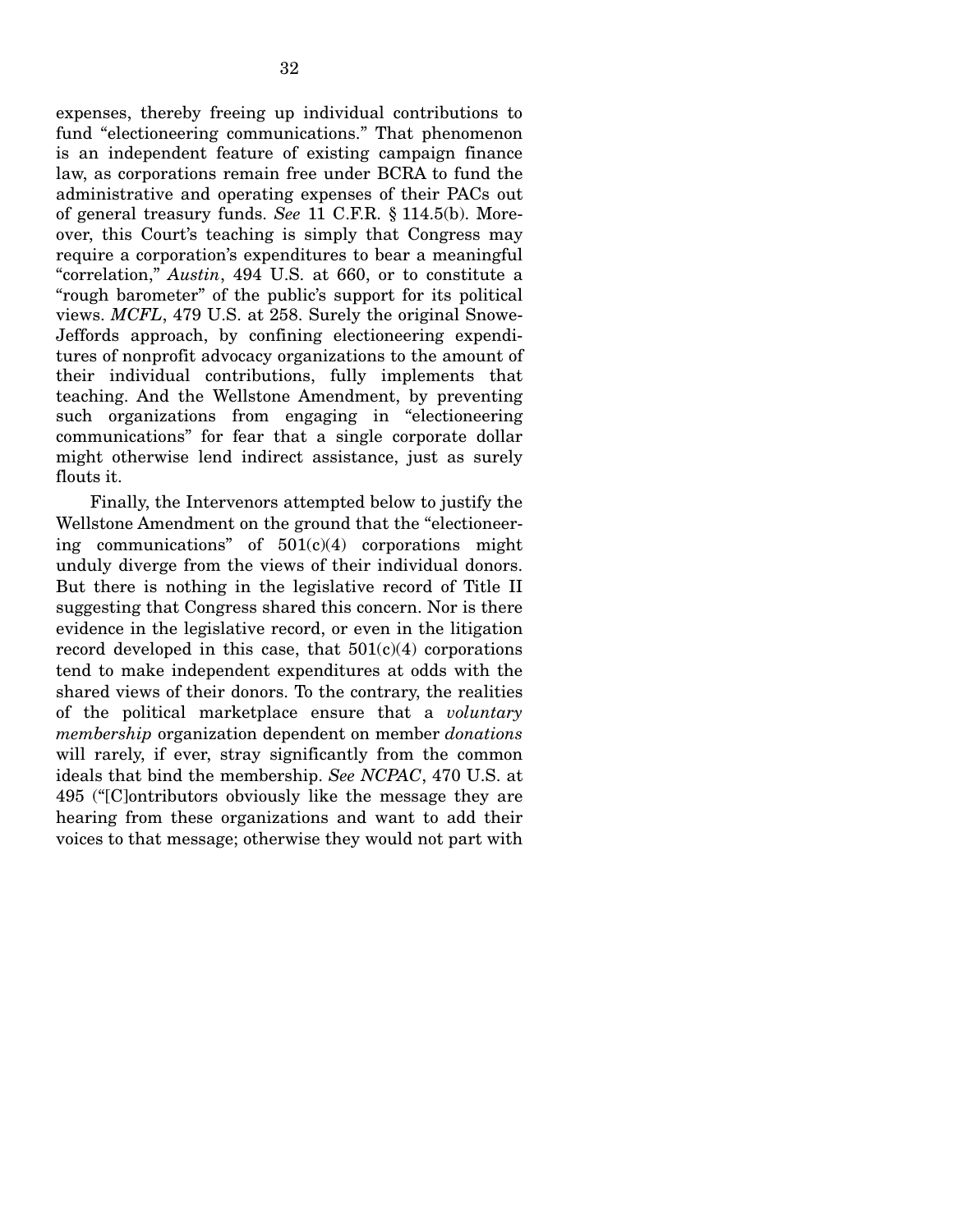expenses, thereby freeing up individual contributions to fund "electioneering communications." That phenomenon is an independent feature of existing campaign finance law, as corporations remain free under BCRA to fund the administrative and operating expenses of their PACs out of general treasury funds. *See* 11 C.F.R. § 114.5(b). Moreover, this Court's teaching is simply that Congress may require a corporation's expenditures to bear a meaningful "correlation," *Austin*, 494 U.S. at 660, or to constitute a "rough barometer" of the public's support for its political views. *MCFL*, 479 U.S. at 258. Surely the original Snowe-Jeffords approach, by confining electioneering expenditures of nonprofit advocacy organizations to the amount of their individual contributions, fully implements that teaching. And the Wellstone Amendment, by preventing such organizations from engaging in "electioneering communications" for fear that a single corporate dollar might otherwise lend indirect assistance, just as surely flouts it.

Finally, the Intervenors attempted below to justify the Wellstone Amendment on the ground that the "electioneering communications" of 501(c)(4) corporations might unduly diverge from the views of their individual donors. But there is nothing in the legislative record of Title II suggesting that Congress shared this concern. Nor is there evidence in the legislative record, or even in the litigation record developed in this case, that 501(c)(4) corporations tend to make independent expenditures at odds with the shared views of their donors. To the contrary, the realities of the political marketplace ensure that a *voluntary membership* organization dependent on member *donations* will rarely, if ever, stray significantly from the common ideals that bind the membership. *See NCPAC*, 470 U.S. at 495 ("[C]ontributors obviously like the message they are hearing from these organizations and want to add their voices to that message; otherwise they would not part with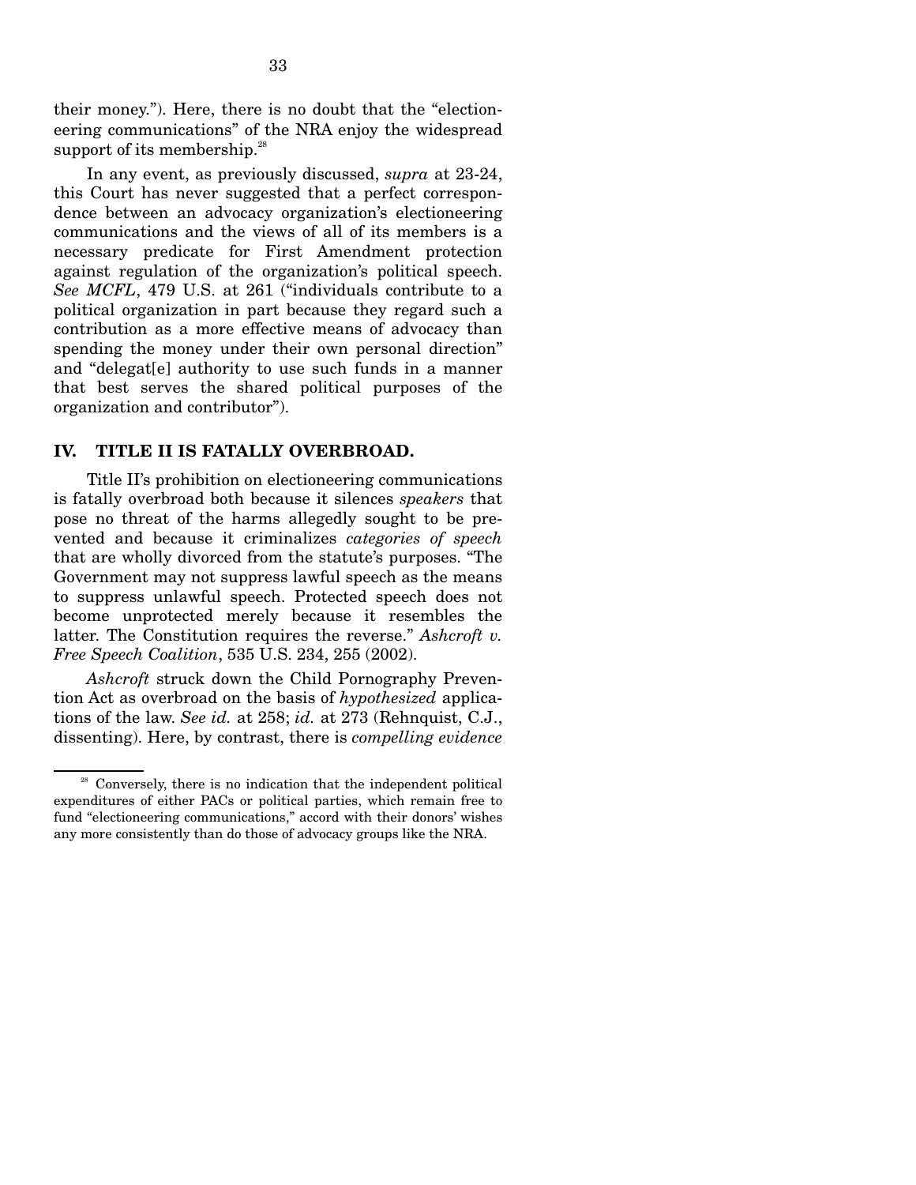their money."). Here, there is no doubt that the "electioneering communications" of the NRA enjoy the widespread support of its membership.[28]

In any event, as previously discussed, *supra* at 23-24, this Court has never suggested that a perfect correspondence between an advocacy organization's electioneering communications and the views of all of its members is a necessary predicate for First Amendment protection against regulation of the organization's political speech. *See MCFL*, 479 U.S. at 261 ("individuals contribute to a political organization in part because they regard such a contribution as a more effective means of advocacy than spending the money under their own personal direction" and "delegat[e] authority to use such funds in a manner that best serves the shared political purposes of the organization and contributor").

## IV. TITLE II IS FATALLY OVERBROAD.

Title II's prohibition on electioneering communications is fatally overbroad both because it silences *speakers* that pose no threat of the harms allegedly sought to be prevented and because it criminalizes *categories of speech* that are wholly divorced from the statute's purposes. "The Government may not suppress lawful speech as the means to suppress unlawful speech. Protected speech does not become unprotected merely because it resembles the latter. The Constitution requires the reverse." *Ashcroft v. Free Speech Coalition*, 535 U.S. 234, 255 (2002).

*Ashcroft* struck down the Child Pornography Prevention Act as overbroad on the basis of *hypothesized* applications of the law. *See id.* at 258; *id.* at 273 (Rehnquist, C.J., dissenting). Here, by contrast, there is *compelling evidence*

---

[28] Conversely, there is no indication that the independent political expenditures of either PACs or political parties, which remain free to fund "electioneering communications," accord with their donors' wishes any more consistently than do those of advocacy groups like the NRA.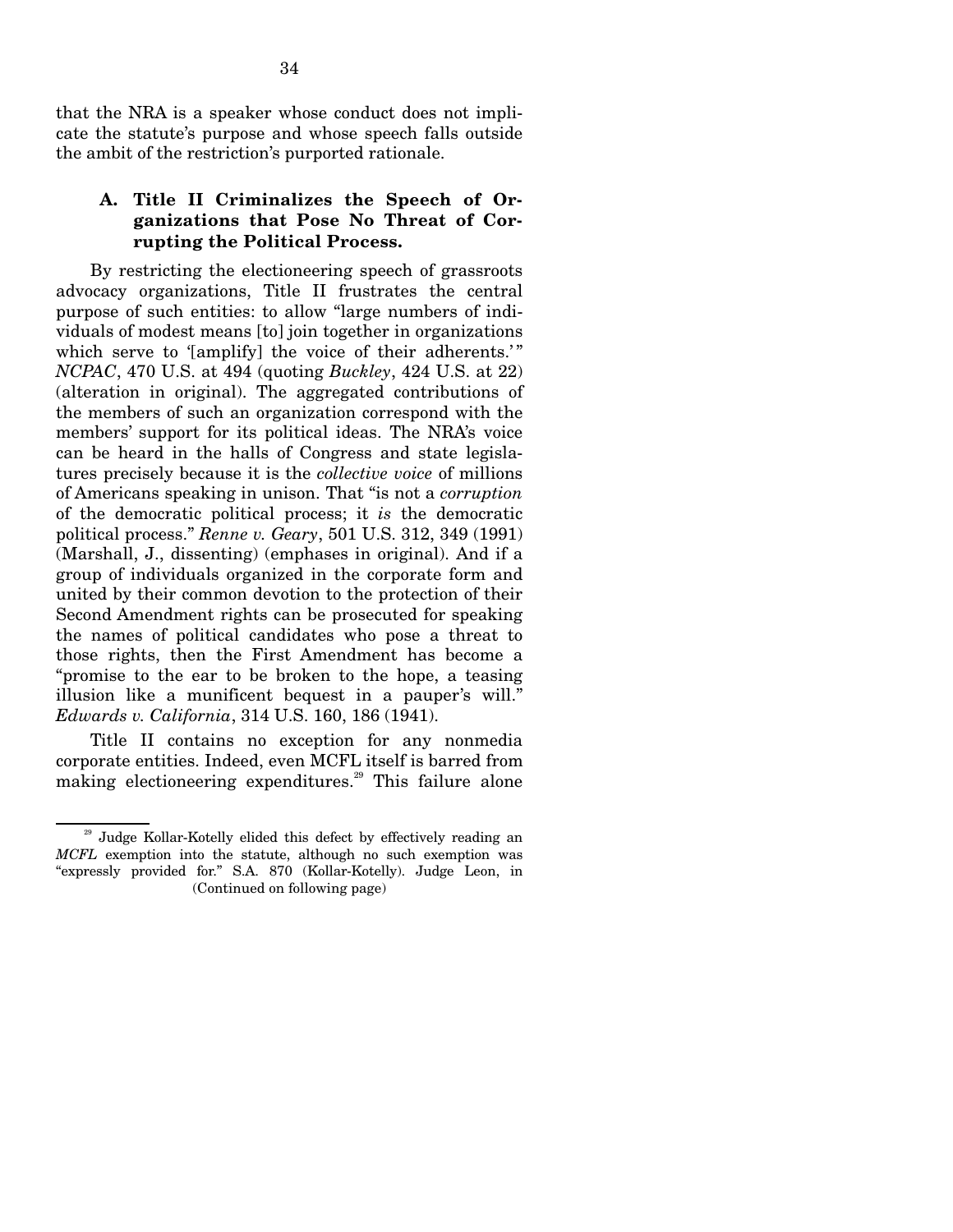that the NRA is a speaker whose conduct does not implicate the statute's purpose and whose speech falls outside the ambit of the restriction's purported rationale.

### A. Title II Criminalizes the Speech of Organizations that Pose No Threat of Corrupting the Political Process.

By restricting the electioneering speech of grassroots advocacy organizations, Title II frustrates the central purpose of such entities: to allow "large numbers of individuals of modest means [to] join together in organizations which serve to '[amplify] the voice of their adherents.'" *NCPAC*, 470 U.S. at 494 (quoting *Buckley*, 424 U.S. at 22) (alteration in original). The aggregated contributions of the members of such an organization correspond with the members' support for its political ideas. The NRA's voice can be heard in the halls of Congress and state legislatures precisely because it is the *collective voice* of millions of Americans speaking in unison. That "is not a *corruption* of the democratic political process; it *is* the democratic political process." *Renne v. Geary*, 501 U.S. 312, 349 (1991) (Marshall, J., dissenting) (emphases in original). And if a group of individuals organized in the corporate form and united by their common devotion to the protection of their Second Amendment rights can be prosecuted for speaking the names of political candidates who pose a threat to those rights, then the First Amendment has become a "promise to the ear to be broken to the hope, a teasing illusion like a munificent bequest in a pauper's will." *Edwards v. California*, 314 U.S. 160, 186 (1941).

Title II contains no exception for any nonmedia corporate entities. Indeed, even MCFL itself is barred from making electioneering expenditures.[29] This failure alone

[29] Judge Kollar-Kotelly elided this defect by effectively reading an *MCFL* exemption into the statute, although no such exemption was "expressly provided for." S.A. 870 (Kollar-Kotelly). Judge Leon, in (Continued on following page)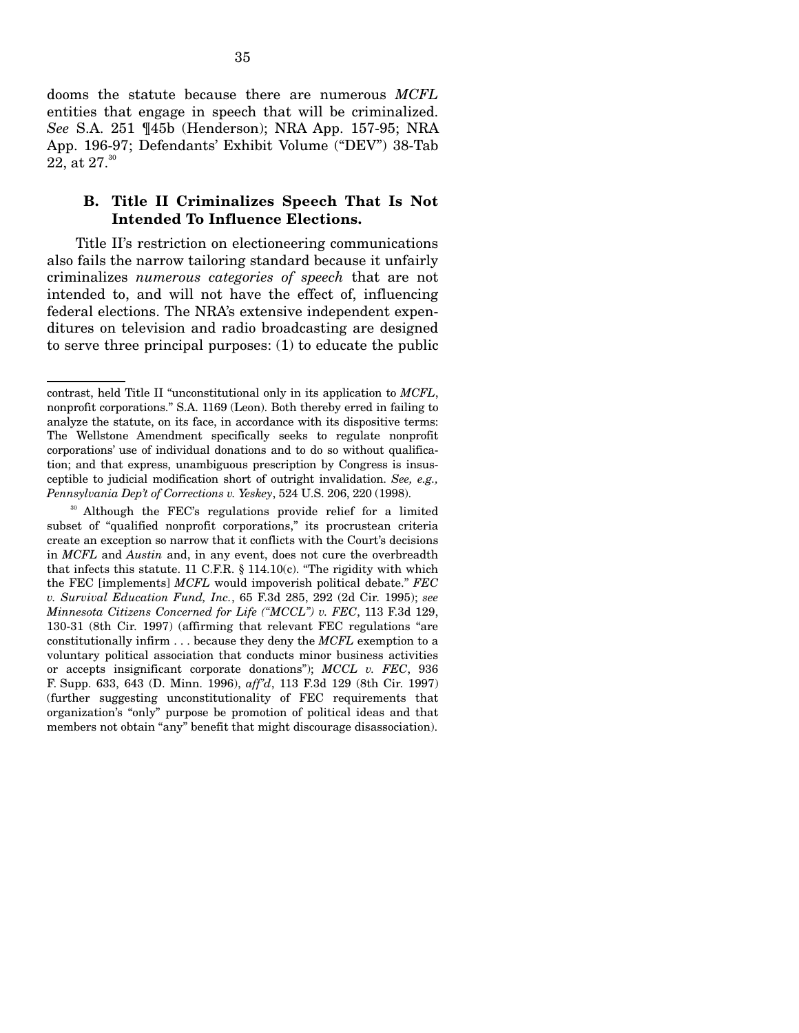dooms the statute because there are numerous *MCFL* entities that engage in speech that will be criminalized. *See* S.A. 251 ¶45b (Henderson); NRA App. 157-95; NRA App. 196-97; Defendants' Exhibit Volume ("DEV") 38-Tab 22, at 27.[30]

### B. Title II Criminalizes Speech That Is Not Intended To Influence Elections.

Title II's restriction on electioneering communications also fails the narrow tailoring standard because it unfairly criminalizes *numerous categories of speech* that are not intended to, and will not have the effect of, influencing federal elections. The NRA's extensive independent expenditures on television and radio broadcasting are designed to serve three principal purposes: (1) to educate the public

---

contrast, held Title II "unconstitutional only in its application to *MCFL*, nonprofit corporations." S.A. 1169 (Leon). Both thereby erred in failing to analyze the statute, on its face, in accordance with its dispositive terms: The Wellstone Amendment specifically seeks to regulate nonprofit corporations' use of individual donations and to do so without qualification; and that express, unambiguous prescription by Congress is insusceptible to judicial modification short of outright invalidation. *See, e.g., Pennsylvania Dep't of Corrections v. Yeskey*, 524 U.S. 206, 220 (1998).

[30] Although the FEC's regulations provide relief for a limited subset of "qualified nonprofit corporations," its procrustean criteria create an exception so narrow that it conflicts with the Court's decisions in *MCFL* and *Austin* and, in any event, does not cure the overbreadth that infects this statute. 11 C.F.R. § 114.10(c). "The rigidity with which the FEC [implements] *MCFL* would impoverish political debate." *FEC v. Survival Education Fund, Inc.*, 65 F.3d 285, 292 (2d Cir. 1995); *see Minnesota Citizens Concerned for Life ("MCCL") v. FEC*, 113 F.3d 129, 130-31 (8th Cir. 1997) (affirming that relevant FEC regulations "are constitutionally infirm . . . because they deny the *MCFL* exemption to a voluntary political association that conducts minor business activities or accepts insignificant corporate donations"); *MCCL v. FEC*, 936 F. Supp. 633, 643 (D. Minn. 1996), *aff'd*, 113 F.3d 129 (8th Cir. 1997) (further suggesting unconstitutionality of FEC requirements that organization's "only" purpose be promotion of political ideas and that members not obtain "any" benefit that might discourage disassociation).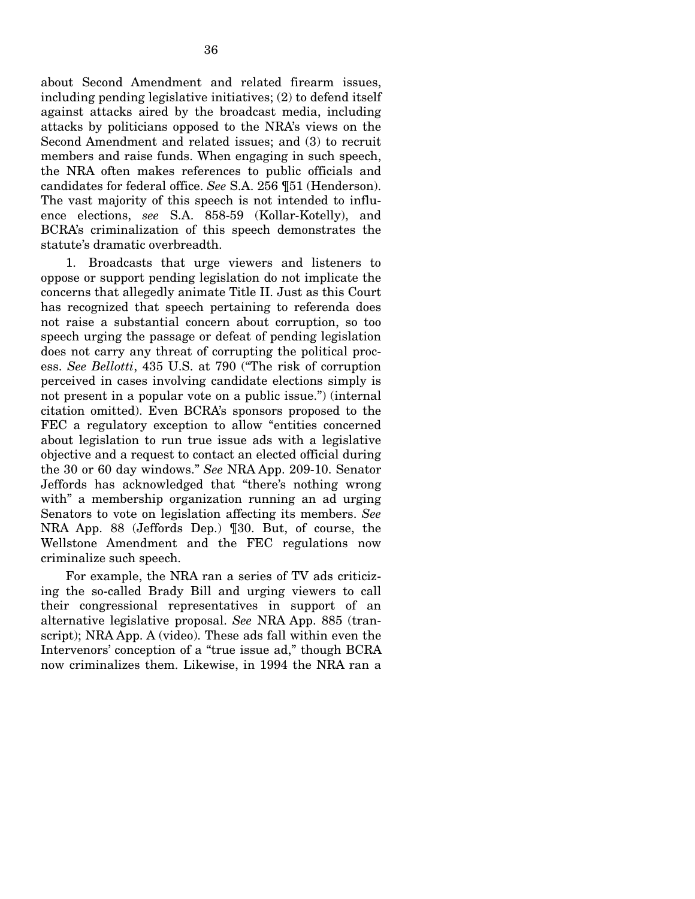about Second Amendment and related firearm issues, including pending legislative initiatives; (2) to defend itself against attacks aired by the broadcast media, including attacks by politicians opposed to the NRA's views on the Second Amendment and related issues; and (3) to recruit members and raise funds. When engaging in such speech, the NRA often makes references to public officials and candidates for federal office. *See* S.A. 256 ¶51 (Henderson). The vast majority of this speech is not intended to influence elections, *see* S.A. 858-59 (Kollar-Kotelly), and BCRA's criminalization of this speech demonstrates the statute's dramatic overbreadth.

1. Broadcasts that urge viewers and listeners to oppose or support pending legislation do not implicate the concerns that allegedly animate Title II. Just as this Court has recognized that speech pertaining to referenda does not raise a substantial concern about corruption, so too speech urging the passage or defeat of pending legislation does not carry any threat of corrupting the political process. *See Bellotti*, 435 U.S. at 790 ("The risk of corruption perceived in cases involving candidate elections simply is not present in a popular vote on a public issue.") (internal citation omitted). Even BCRA's sponsors proposed to the FEC a regulatory exception to allow "entities concerned about legislation to run true issue ads with a legislative objective and a request to contact an elected official during the 30 or 60 day windows." *See* NRA App. 209-10. Senator Jeffords has acknowledged that "there's nothing wrong with" a membership organization running an ad urging Senators to vote on legislation affecting its members. *See* NRA App. 88 (Jeffords Dep.) ¶30. But, of course, the Wellstone Amendment and the FEC regulations now criminalize such speech.

For example, the NRA ran a series of TV ads criticizing the so-called Brady Bill and urging viewers to call their congressional representatives in support of an alternative legislative proposal. *See* NRA App. 885 (transcript); NRA App. A (video). These ads fall within even the Intervenors' conception of a "true issue ad," though BCRA now criminalizes them. Likewise, in 1994 the NRA ran a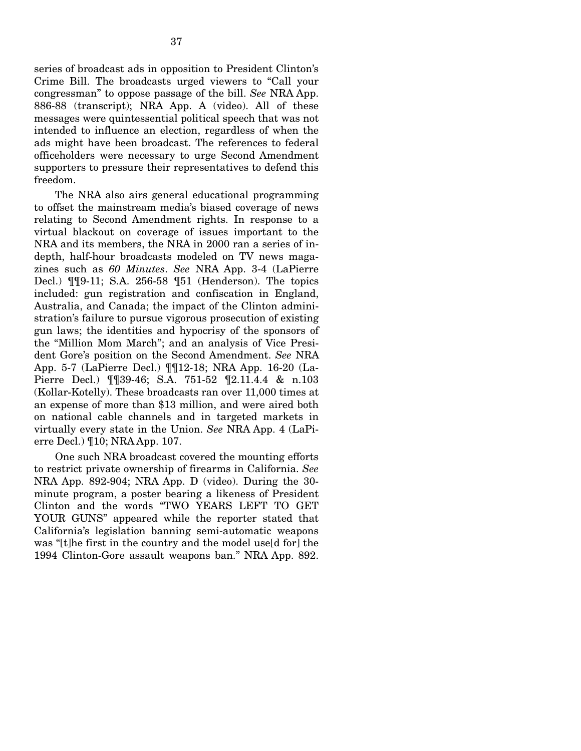series of broadcast ads in opposition to President Clinton's Crime Bill. The broadcasts urged viewers to "Call your congressman" to oppose passage of the bill. *See* NRA App. 886-88 (transcript); NRA App. A (video). All of these messages were quintessential political speech that was not intended to influence an election, regardless of when the ads might have been broadcast. The references to federal officeholders were necessary to urge Second Amendment supporters to pressure their representatives to defend this freedom.

The NRA also airs general educational programming to offset the mainstream media's biased coverage of news relating to Second Amendment rights. In response to a virtual blackout on coverage of issues important to the NRA and its members, the NRA in 2000 ran a series of in-depth, half-hour broadcasts modeled on TV news magazines such as *60 Minutes*. *See* NRA App. 3-4 (LaPierre Decl.) ¶¶9-11; S.A. 256-58 ¶51 (Henderson). The topics included: gun registration and confiscation in England, Australia, and Canada; the impact of the Clinton administration's failure to pursue vigorous prosecution of existing gun laws; the identities and hypocrisy of the sponsors of the "Million Mom March"; and an analysis of Vice President Gore's position on the Second Amendment. *See* NRA App. 5-7 (LaPierre Decl.) ¶¶12-18; NRA App. 16-20 (LaPierre Decl.) ¶¶39-46; S.A. 751-52 ¶2.11.4.4 & n.103 (Kollar-Kotelly). These broadcasts ran over 11,000 times at an expense of more than $13 million, and were aired both on national cable channels and in targeted markets in virtually every state in the Union. *See* NRA App. 4 (LaPierre Decl.) ¶10; NRA App. 107.

One such NRA broadcast covered the mounting efforts to restrict private ownership of firearms in California. *See* NRA App. 892-904; NRA App. D (video). During the 30-minute program, a poster bearing a likeness of President Clinton and the words "TWO YEARS LEFT TO GET YOUR GUNS" appeared while the reporter stated that California's legislation banning semi-automatic weapons was "[t]he first in the country and the model use[d for] the 1994 Clinton-Gore assault weapons ban." NRA App. 892.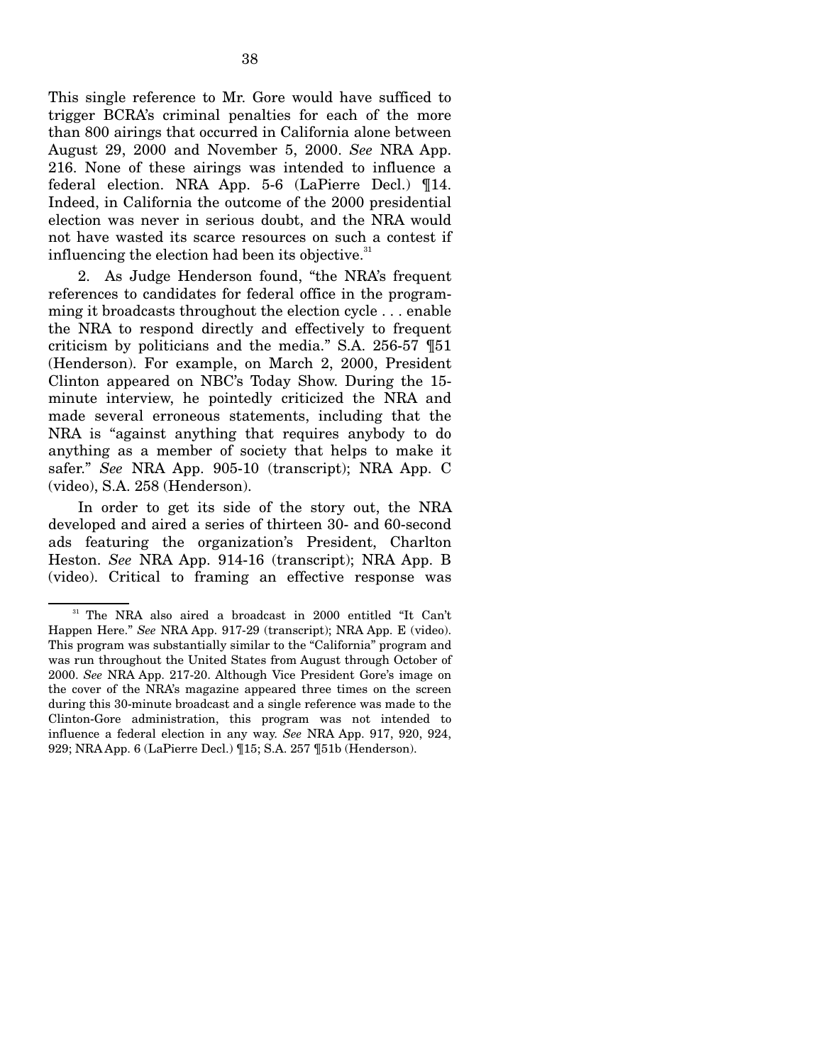This single reference to Mr. Gore would have sufficed to trigger BCRA's criminal penalties for each of the more than 800 airings that occurred in California alone between August 29, 2000 and November 5, 2000. *See* NRA App. 216. None of these airings was intended to influence a federal election. NRA App. 5-6 (LaPierre Decl.) ¶14. Indeed, in California the outcome of the 2000 presidential election was never in serious doubt, and the NRA would not have wasted its scarce resources on such a contest if influencing the election had been its objective.[31]

2. As Judge Henderson found, "the NRA's frequent references to candidates for federal office in the programming it broadcasts throughout the election cycle . . . enable the NRA to respond directly and effectively to frequent criticism by politicians and the media." S.A. 256-57 ¶51 (Henderson). For example, on March 2, 2000, President Clinton appeared on NBC's Today Show. During the 15-minute interview, he pointedly criticized the NRA and made several erroneous statements, including that the NRA is "against anything that requires anybody to do anything as a member of society that helps to make it safer." *See* NRA App. 905-10 (transcript); NRA App. C (video), S.A. 258 (Henderson).

In order to get its side of the story out, the NRA developed and aired a series of thirteen 30- and 60-second ads featuring the organization's President, Charlton Heston. *See* NRA App. 914-16 (transcript); NRA App. B (video). Critical to framing an effective response was

---

[31] The NRA also aired a broadcast in 2000 entitled "It Can't Happen Here." *See* NRA App. 917-29 (transcript); NRA App. E (video). This program was substantially similar to the "California" program and was run throughout the United States from August through October of 2000. *See* NRA App. 217-20. Although Vice President Gore's image on the cover of the NRA's magazine appeared three times on the screen during this 30-minute broadcast and a single reference was made to the Clinton-Gore administration, this program was not intended to influence a federal election in any way. *See* NRA App. 917, 920, 924, 929; NRA App. 6 (LaPierre Decl.) ¶15; S.A. 257 ¶51b (Henderson).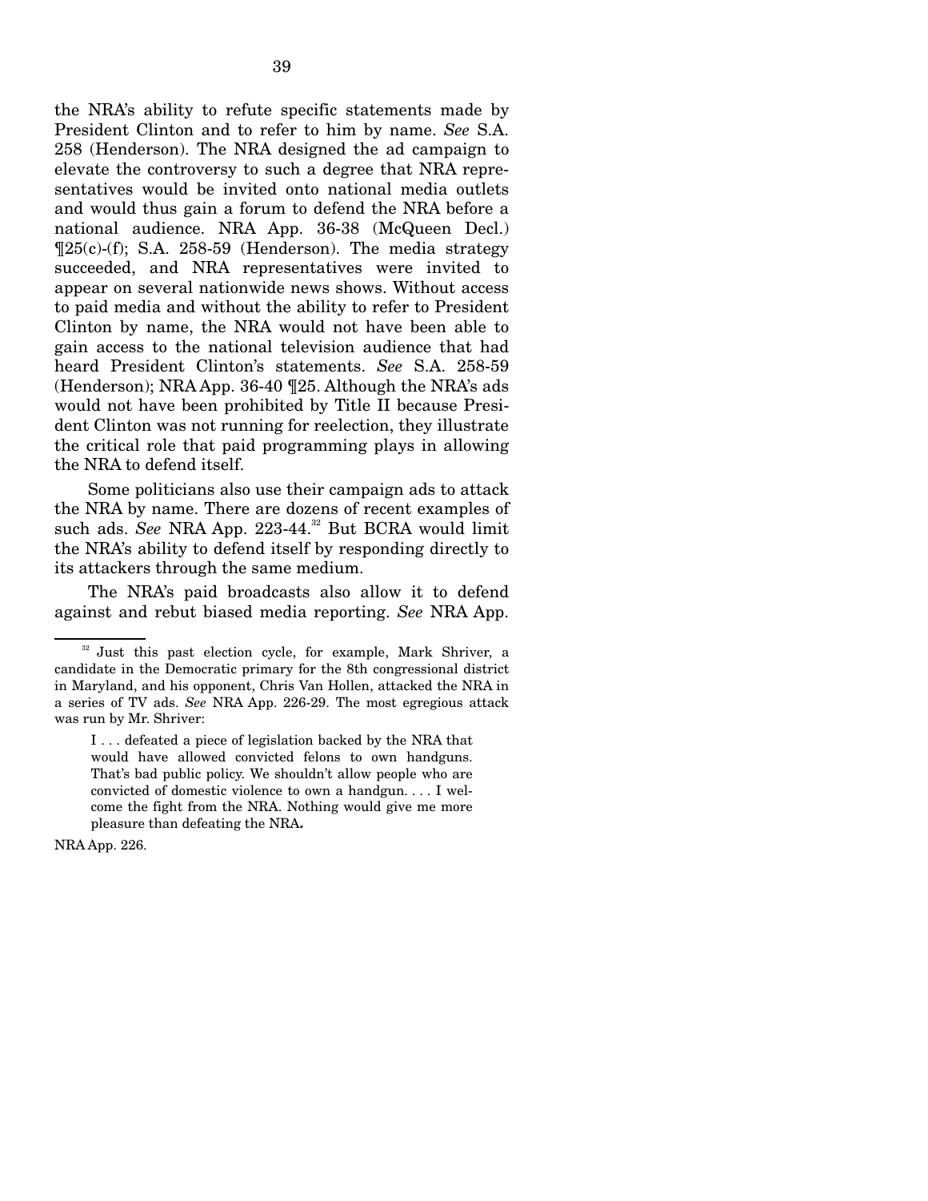the NRA's ability to refute specific statements made by President Clinton and to refer to him by name. *See* S.A. 258 (Henderson). The NRA designed the ad campaign to elevate the controversy to such a degree that NRA representatives would be invited onto national media outlets and would thus gain a forum to defend the NRA before a national audience. NRA App. 36-38 (McQueen Decl.) ¶25(c)-(f); S.A. 258-59 (Henderson). The media strategy succeeded, and NRA representatives were invited to appear on several nationwide news shows. Without access to paid media and without the ability to refer to President Clinton by name, the NRA would not have been able to gain access to the national television audience that had heard President Clinton's statements. *See* S.A. 258-59 (Henderson); NRA App. 36-40 ¶25. Although the NRA's ads would not have been prohibited by Title II because President Clinton was not running for reelection, they illustrate the critical role that paid programming plays in allowing the NRA to defend itself.

Some politicians also use their campaign ads to attack the NRA by name. There are dozens of recent examples of such ads. *See* NRA App. 223-44.[32] But BCRA would limit the NRA's ability to defend itself by responding directly to its attackers through the same medium.

The NRA's paid broadcasts also allow it to defend against and rebut biased media reporting. *See* NRA App.

---

[32] Just this past election cycle, for example, Mark Shriver, a candidate in the Democratic primary for the 8th congressional district in Maryland, and his opponent, Chris Van Hollen, attacked the NRA in a series of TV ads. *See* NRA App. 226-29. The most egregious attack was run by Mr. Shriver:

> I . . . defeated a piece of legislation backed by the NRA that would have allowed convicted felons to own handguns. That's bad public policy. We shouldn't allow people who are convicted of domestic violence to own a handgun. . . . I welcome the fight from the NRA. Nothing would give me more pleasure than defeating the NRA**.**

NRA App. 226.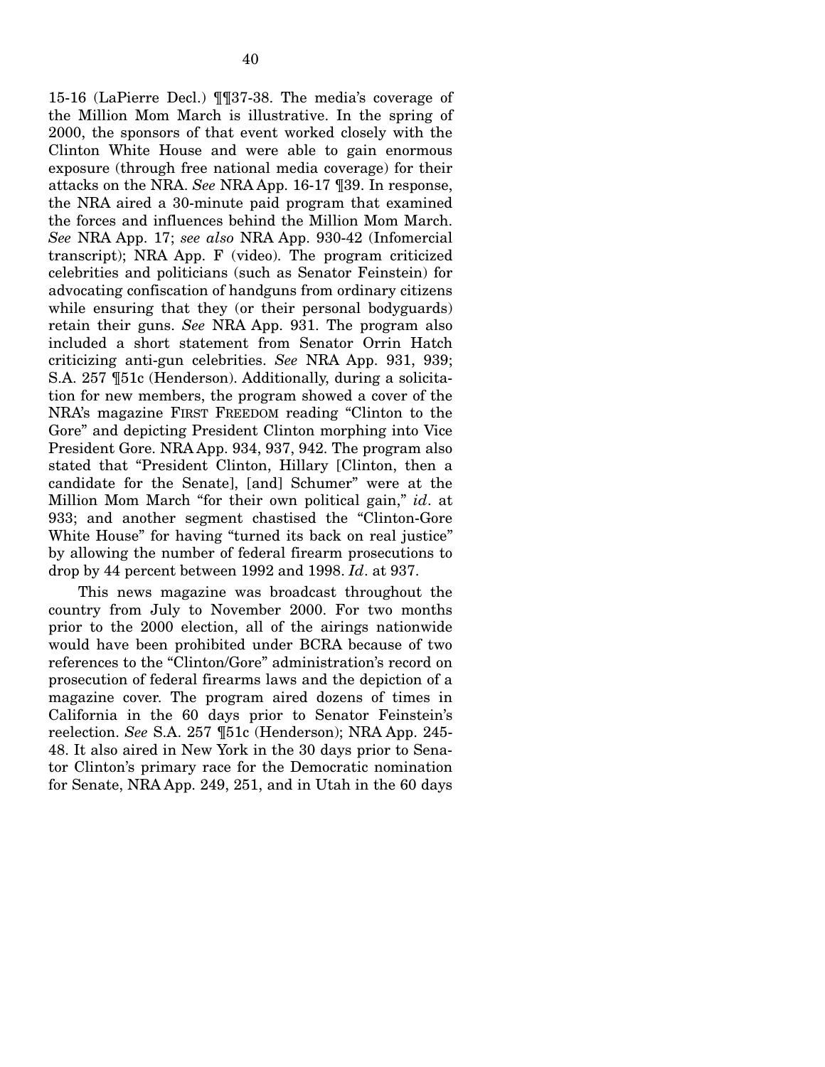15-16 (LaPierre Decl.) ¶¶37-38. The media's coverage of the Million Mom March is illustrative. In the spring of 2000, the sponsors of that event worked closely with the Clinton White House and were able to gain enormous exposure (through free national media coverage) for their attacks on the NRA. *See* NRA App. 16-17 ¶39. In response, the NRA aired a 30-minute paid program that examined the forces and influences behind the Million Mom March. *See* NRA App. 17; *see also* NRA App. 930-42 (Infomercial transcript); NRA App. F (video). The program criticized celebrities and politicians (such as Senator Feinstein) for advocating confiscation of handguns from ordinary citizens while ensuring that they (or their personal bodyguards) retain their guns. *See* NRA App. 931. The program also included a short statement from Senator Orrin Hatch criticizing anti-gun celebrities. *See* NRA App. 931, 939; S.A. 257 ¶51c (Henderson). Additionally, during a solicitation for new members, the program showed a cover of the NRA's magazine FIRST FREEDOM reading "Clinton to the Gore" and depicting President Clinton morphing into Vice President Gore. NRA App. 934, 937, 942. The program also stated that "President Clinton, Hillary [Clinton, then a candidate for the Senate], [and] Schumer" were at the Million Mom March "for their own political gain," *id*. at 933; and another segment chastised the "Clinton-Gore White House" for having "turned its back on real justice" by allowing the number of federal firearm prosecutions to drop by 44 percent between 1992 and 1998. *Id*. at 937.

This news magazine was broadcast throughout the country from July to November 2000. For two months prior to the 2000 election, all of the airings nationwide would have been prohibited under BCRA because of two references to the "Clinton/Gore" administration's record on prosecution of federal firearms laws and the depiction of a magazine cover. The program aired dozens of times in California in the 60 days prior to Senator Feinstein's reelection. *See* S.A. 257 ¶51c (Henderson); NRA App. 245-48. It also aired in New York in the 30 days prior to Senator Clinton's primary race for the Democratic nomination for Senate, NRA App. 249, 251, and in Utah in the 60 days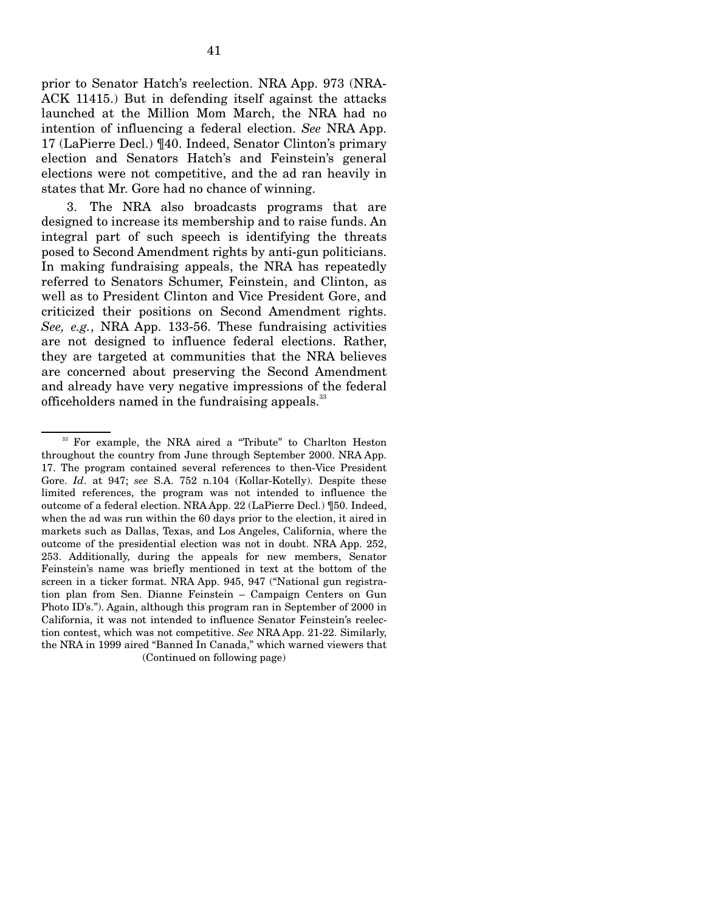prior to Senator Hatch's reelection. NRA App. 973 (NRA-ACK 11415.) But in defending itself against the attacks launched at the Million Mom March, the NRA had no intention of influencing a federal election. *See* NRA App. 17 (LaPierre Decl.) ¶40. Indeed, Senator Clinton's primary election and Senators Hatch's and Feinstein's general elections were not competitive, and the ad ran heavily in states that Mr. Gore had no chance of winning.

3. The NRA also broadcasts programs that are designed to increase its membership and to raise funds. An integral part of such speech is identifying the threats posed to Second Amendment rights by anti-gun politicians. In making fundraising appeals, the NRA has repeatedly referred to Senators Schumer, Feinstein, and Clinton, as well as to President Clinton and Vice President Gore, and criticized their positions on Second Amendment rights. *See, e.g.*, NRA App. 133-56. These fundraising activities are not designed to influence federal elections. Rather, they are targeted at communities that the NRA believes are concerned about preserving the Second Amendment and already have very negative impressions of the federal officeholders named in the fundraising appeals.[33]

---

[33] For example, the NRA aired a "Tribute" to Charlton Heston throughout the country from June through September 2000. NRA App. 17. The program contained several references to then-Vice President Gore. *Id*. at 947; *see* S.A. 752 n.104 (Kollar-Kotelly). Despite these limited references, the program was not intended to influence the outcome of a federal election. NRA App. 22 (LaPierre Decl.) ¶50. Indeed, when the ad was run within the 60 days prior to the election, it aired in markets such as Dallas, Texas, and Los Angeles, California, where the outcome of the presidential election was not in doubt. NRA App. 252, 253. Additionally, during the appeals for new members, Senator Feinstein's name was briefly mentioned in text at the bottom of the screen in a ticker format. NRA App. 945, 947 ("National gun registration plan from Sen. Dianne Feinstein – Campaign Centers on Gun Photo ID's."). Again, although this program ran in September of 2000 in California, it was not intended to influence Senator Feinstein's reelection contest, which was not competitive. *See* NRA App. 21-22. Similarly, the NRA in 1999 aired "Banned In Canada," which warned viewers that

(Continued on following page)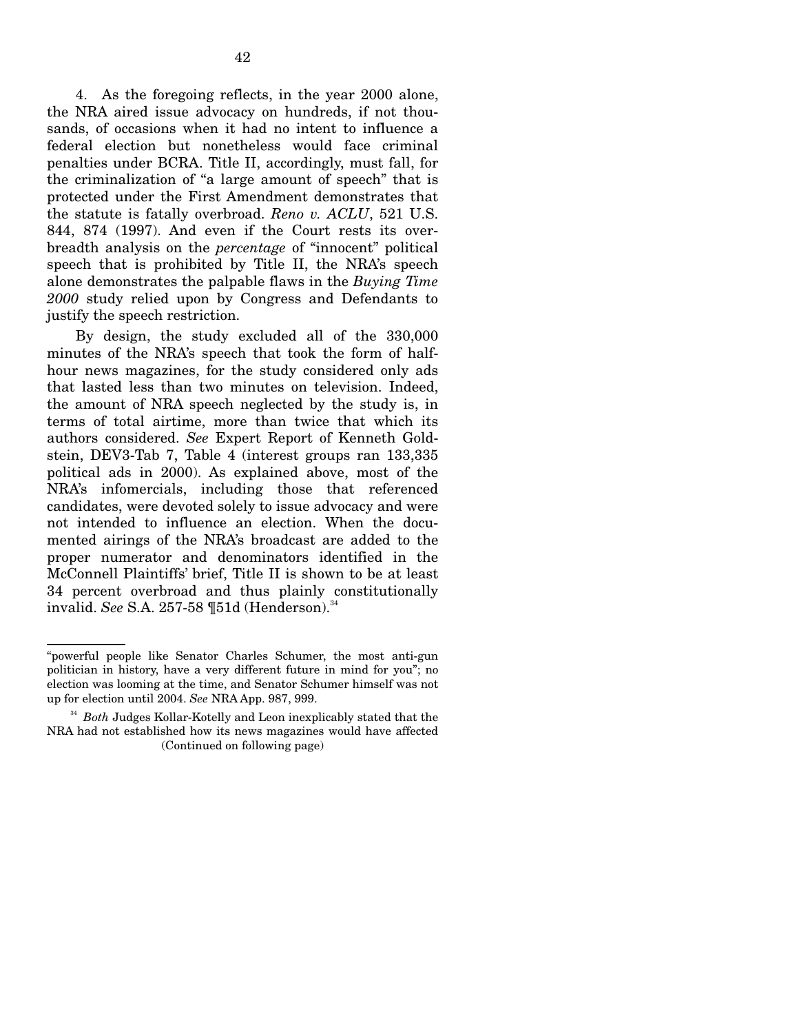4. As the foregoing reflects, in the year 2000 alone, the NRA aired issue advocacy on hundreds, if not thousands, of occasions when it had no intent to influence a federal election but nonetheless would face criminal penalties under BCRA. Title II, accordingly, must fall, for the criminalization of "a large amount of speech" that is protected under the First Amendment demonstrates that the statute is fatally overbroad. *Reno v. ACLU*, 521 U.S. 844, 874 (1997). And even if the Court rests its overbreadth analysis on the *percentage* of "innocent" political speech that is prohibited by Title II, the NRA's speech alone demonstrates the palpable flaws in the *Buying Time 2000* study relied upon by Congress and Defendants to justify the speech restriction.

By design, the study excluded all of the 330,000 minutes of the NRA's speech that took the form of half-hour news magazines, for the study considered only ads that lasted less than two minutes on television. Indeed, the amount of NRA speech neglected by the study is, in terms of total airtime, more than twice that which its authors considered. *See* Expert Report of Kenneth Goldstein, DEV3-Tab 7, Table 4 (interest groups ran 133,335 political ads in 2000). As explained above, most of the NRA's infomercials, including those that referenced candidates, were devoted solely to issue advocacy and were not intended to influence an election. When the documented airings of the NRA's broadcast are added to the proper numerator and denominators identified in the McConnell Plaintiffs' brief, Title II is shown to be at least 34 percent overbroad and thus plainly constitutionally invalid. *See* S.A. 257-58 ¶51d (Henderson).[34]

---

"powerful people like Senator Charles Schumer, the most anti-gun politician in history, have a very different future in mind for you"; no election was looming at the time, and Senator Schumer himself was not up for election until 2004. *See* NRA App. 987, 999.

[34] *Both* Judges Kollar-Kotelly and Leon inexplicably stated that the NRA had not established how its news magazines would have affected

(Continued on following page)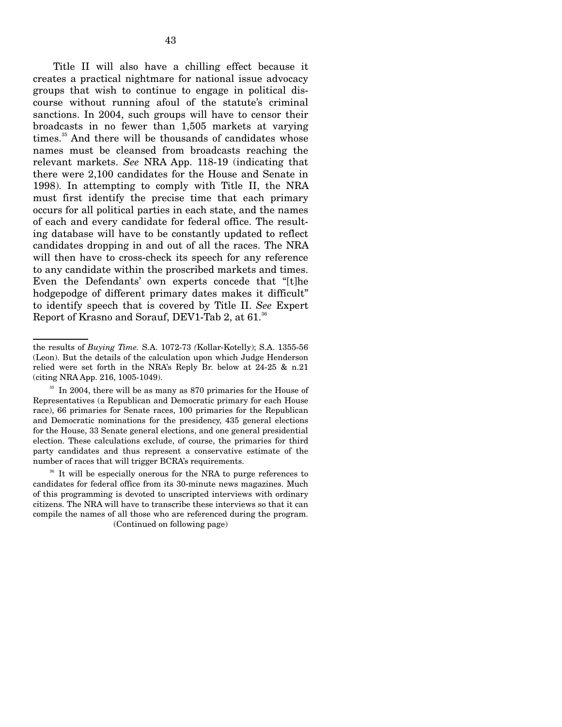Title II will also have a chilling effect because it creates a practical nightmare for national issue advocacy groups that wish to continue to engage in political discourse without running afoul of the statute's criminal sanctions. In 2004, such groups will have to censor their broadcasts in no fewer than 1,505 markets at varying times.[35] And there will be thousands of candidates whose names must be cleansed from broadcasts reaching the relevant markets. *See* NRA App. 118-19 (indicating that there were 2,100 candidates for the House and Senate in 1998). In attempting to comply with Title II, the NRA must first identify the precise time that each primary occurs for all political parties in each state, and the names of each and every candidate for federal office. The resulting database will have to be constantly updated to reflect candidates dropping in and out of all the races. The NRA will then have to cross-check its speech for any reference to any candidate within the proscribed markets and times. Even the Defendants' own experts concede that "[t]he hodgepodge of different primary dates makes it difficult" to identify speech that is covered by Title II. *See* Expert Report of Krasno and Sorauf, DEV1-Tab 2, at 61.[36]

---

the results of *Buying Time.* S.A. 1072-73 (Kollar-Kotelly); S.A. 1355-56 (Leon). But the details of the calculation upon which Judge Henderson relied were set forth in the NRA's Reply Br. below at 24-25 & n.21 (citing NRA App. 216, 1005-1049).

[35] In 2004, there will be as many as 870 primaries for the House of Representatives (a Republican and Democratic primary for each House race), 66 primaries for Senate races, 100 primaries for the Republican and Democratic nominations for the presidency, 435 general elections for the House, 33 Senate general elections, and one general presidential election. These calculations exclude, of course, the primaries for third party candidates and thus represent a conservative estimate of the number of races that will trigger BCRA's requirements.

[36] It will be especially onerous for the NRA to purge references to candidates for federal office from its 30-minute news magazines. Much of this programming is devoted to unscripted interviews with ordinary citizens. The NRA will have to transcribe these interviews so that it can compile the names of all those who are referenced during the program.

(Continued on following page)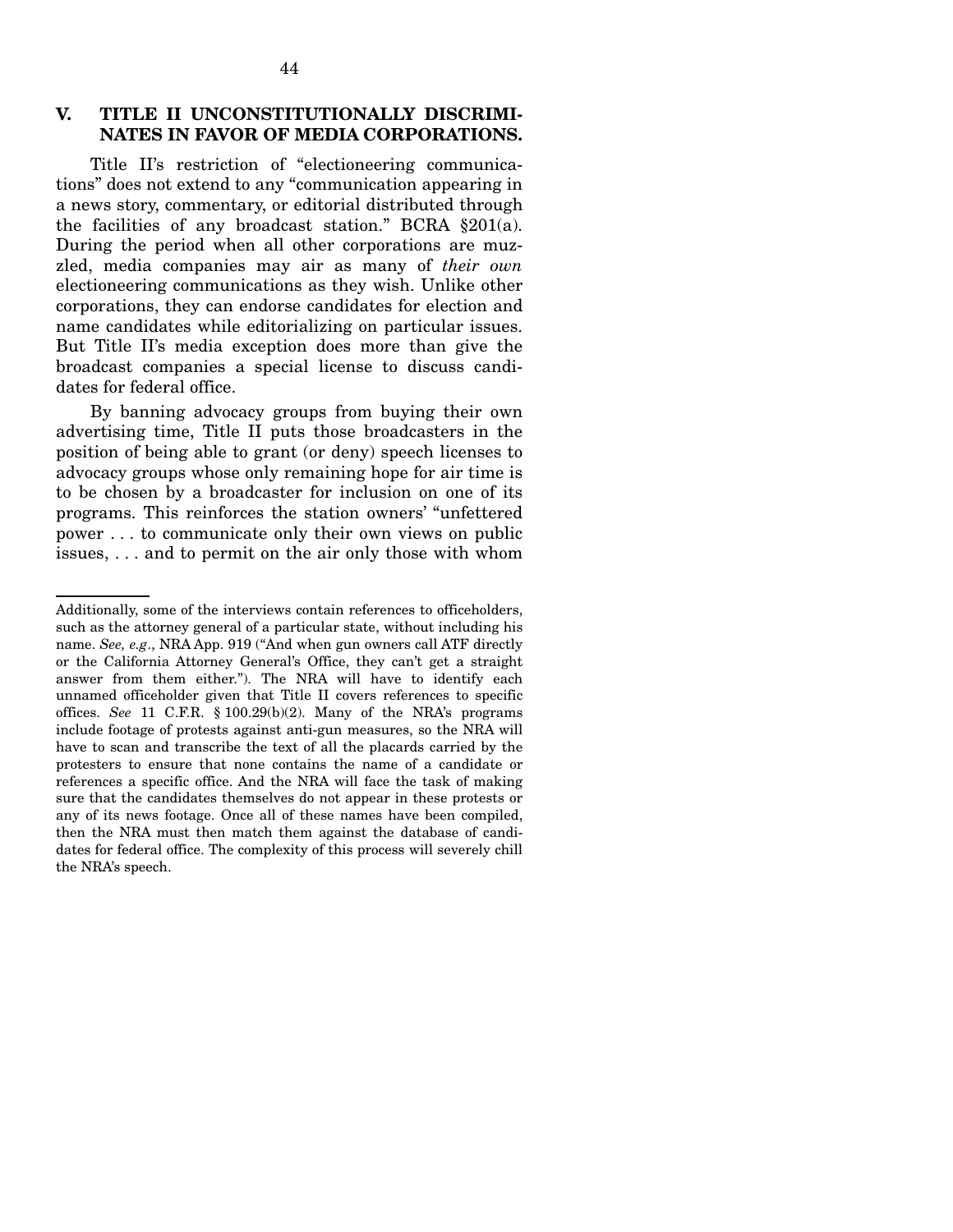## V. TITLE II UNCONSTITUTIONALLY DISCRIMINATES IN FAVOR OF MEDIA CORPORATIONS.

Title II's restriction of "electioneering communications" does not extend to any "communication appearing in a news story, commentary, or editorial distributed through the facilities of any broadcast station." BCRA §201(a). During the period when all other corporations are muzzled, media companies may air as many of *their own* electioneering communications as they wish. Unlike other corporations, they can endorse candidates for election and name candidates while editorializing on particular issues. But Title II's media exception does more than give the broadcast companies a special license to discuss candidates for federal office.

By banning advocacy groups from buying their own advertising time, Title II puts those broadcasters in the position of being able to grant (or deny) speech licenses to advocacy groups whose only remaining hope for air time is to be chosen by a broadcaster for inclusion on one of its programs. This reinforces the station owners' "unfettered power . . . to communicate only their own views on public issues, . . . and to permit on the air only those with whom

---

Additionally, some of the interviews contain references to officeholders, such as the attorney general of a particular state, without including his name. *See, e.g*., NRA App. 919 ("And when gun owners call ATF directly or the California Attorney General's Office, they can't get a straight answer from them either."). The NRA will have to identify each unnamed officeholder given that Title II covers references to specific offices. *See* 11 C.F.R. § 100.29(b)(2). Many of the NRA's programs include footage of protests against anti-gun measures, so the NRA will have to scan and transcribe the text of all the placards carried by the protesters to ensure that none contains the name of a candidate or references a specific office. And the NRA will face the task of making sure that the candidates themselves do not appear in these protests or any of its news footage. Once all of these names have been compiled, then the NRA must then match them against the database of candidates for federal office. The complexity of this process will severely chill the NRA's speech.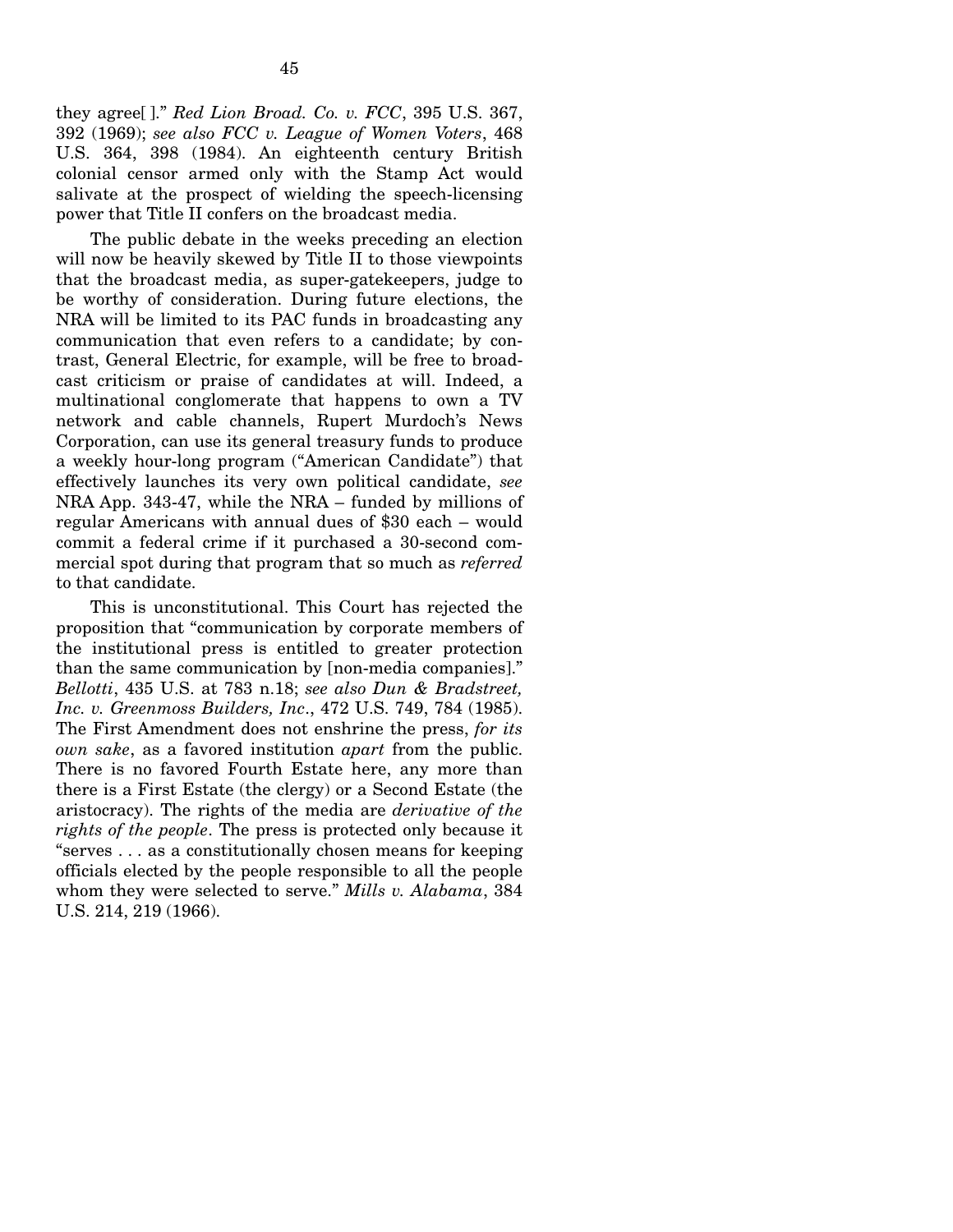they agree[ ]." *Red Lion Broad. Co. v. FCC*, 395 U.S. 367, 392 (1969); *see also FCC v. League of Women Voters*, 468 U.S. 364, 398 (1984). An eighteenth century British colonial censor armed only with the Stamp Act would salivate at the prospect of wielding the speech-licensing power that Title II confers on the broadcast media.

The public debate in the weeks preceding an election will now be heavily skewed by Title II to those viewpoints that the broadcast media, as super-gatekeepers, judge to be worthy of consideration. During future elections, the NRA will be limited to its PAC funds in broadcasting any communication that even refers to a candidate; by contrast, General Electric, for example, will be free to broadcast criticism or praise of candidates at will. Indeed, a multinational conglomerate that happens to own a TV network and cable channels, Rupert Murdoch's News Corporation, can use its general treasury funds to produce a weekly hour-long program ("American Candidate") that effectively launches its very own political candidate, *see* NRA App. 343-47, while the NRA – funded by millions of regular Americans with annual dues of $30 each – would commit a federal crime if it purchased a 30-second commercial spot during that program that so much as *referred* to that candidate.

This is unconstitutional. This Court has rejected the proposition that "communication by corporate members of the institutional press is entitled to greater protection than the same communication by [non-media companies]." *Bellotti*, 435 U.S. at 783 n.18; *see also Dun & Bradstreet, Inc. v. Greenmoss Builders, Inc*., 472 U.S. 749, 784 (1985). The First Amendment does not enshrine the press, *for its own sake*, as a favored institution *apart* from the public. There is no favored Fourth Estate here, any more than there is a First Estate (the clergy) or a Second Estate (the aristocracy). The rights of the media are *derivative of the rights of the people*. The press is protected only because it "serves . . . as a constitutionally chosen means for keeping officials elected by the people responsible to all the people whom they were selected to serve." *Mills v. Alabama*, 384 U.S. 214, 219 (1966).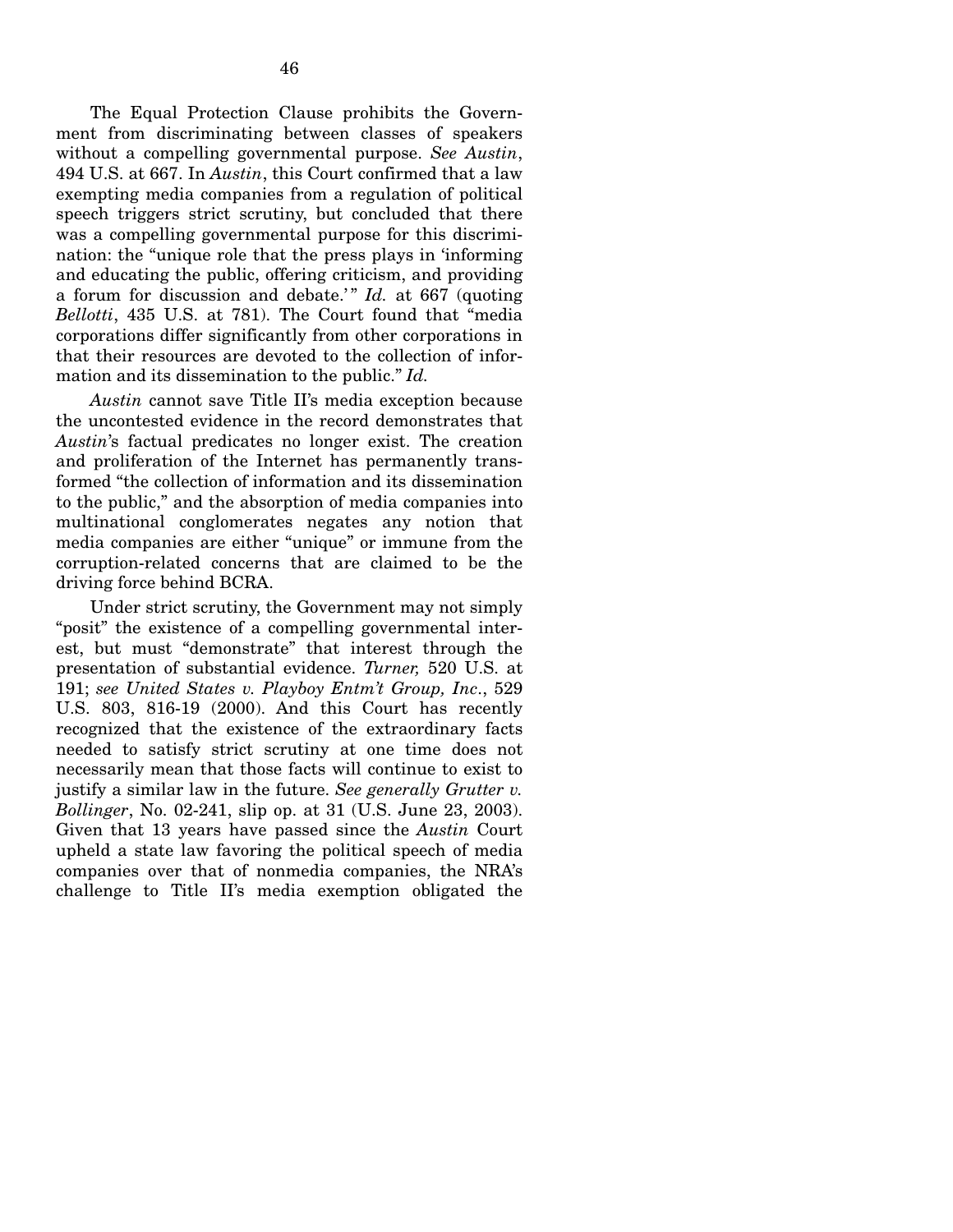The Equal Protection Clause prohibits the Government from discriminating between classes of speakers without a compelling governmental purpose. *See Austin*, 494 U.S. at 667. In *Austin*, this Court confirmed that a law exempting media companies from a regulation of political speech triggers strict scrutiny, but concluded that there was a compelling governmental purpose for this discrimination: the "unique role that the press plays in 'informing and educating the public, offering criticism, and providing a forum for discussion and debate.'" *Id.* at 667 (quoting *Bellotti*, 435 U.S. at 781). The Court found that "media corporations differ significantly from other corporations in that their resources are devoted to the collection of information and its dissemination to the public." *Id.*

*Austin* cannot save Title II's media exception because the uncontested evidence in the record demonstrates that *Austin*'s factual predicates no longer exist. The creation and proliferation of the Internet has permanently transformed "the collection of information and its dissemination to the public," and the absorption of media companies into multinational conglomerates negates any notion that media companies are either "unique" or immune from the corruption-related concerns that are claimed to be the driving force behind BCRA.

Under strict scrutiny, the Government may not simply "posit" the existence of a compelling governmental interest, but must "demonstrate" that interest through the presentation of substantial evidence. *Turner,* 520 U.S. at 191; *see United States v. Playboy Entm't Group, Inc.*, 529 U.S. 803, 816-19 (2000). And this Court has recently recognized that the existence of the extraordinary facts needed to satisfy strict scrutiny at one time does not necessarily mean that those facts will continue to exist to justify a similar law in the future. *See generally Grutter v. Bollinger*, No. 02-241, slip op. at 31 (U.S. June 23, 2003). Given that 13 years have passed since the *Austin* Court upheld a state law favoring the political speech of media companies over that of nonmedia companies, the NRA's challenge to Title II's media exemption obligated the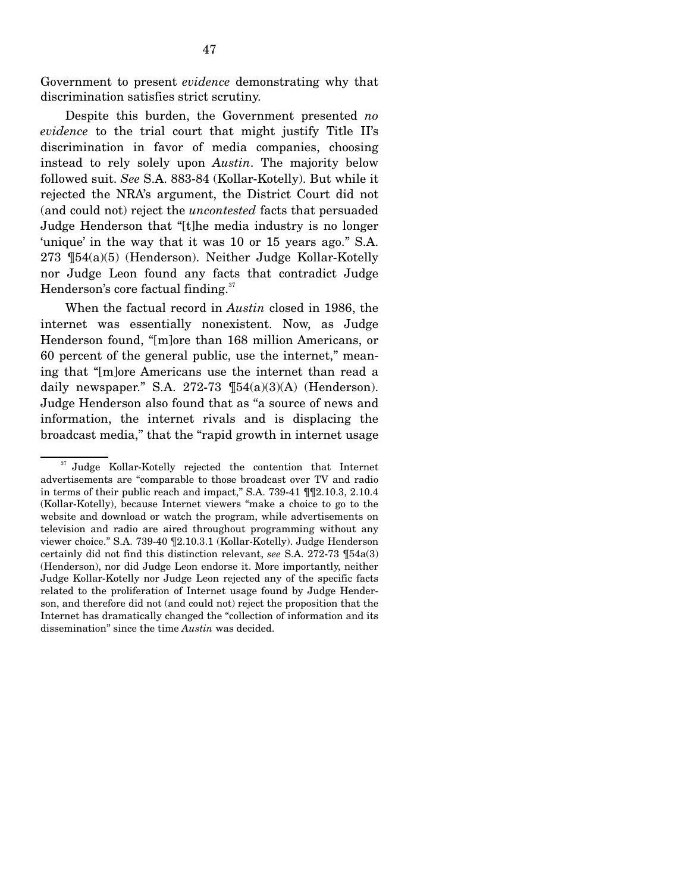Government to present *evidence* demonstrating why that discrimination satisfies strict scrutiny.

Despite this burden, the Government presented *no evidence* to the trial court that might justify Title II's discrimination in favor of media companies, choosing instead to rely solely upon *Austin*. The majority below followed suit. *See* S.A. 883-84 (Kollar-Kotelly). But while it rejected the NRA's argument, the District Court did not (and could not) reject the *uncontested* facts that persuaded Judge Henderson that "[t]he media industry is no longer 'unique' in the way that it was 10 or 15 years ago." S.A. 273 ¶54(a)(5) (Henderson). Neither Judge Kollar-Kotelly nor Judge Leon found any facts that contradict Judge Henderson's core factual finding.[37]

When the factual record in *Austin* closed in 1986, the internet was essentially nonexistent. Now, as Judge Henderson found, "[m]ore than 168 million Americans, or 60 percent of the general public, use the internet," meaning that "[m]ore Americans use the internet than read a daily newspaper." S.A. 272-73 ¶54(a)(3)(A) (Henderson). Judge Henderson also found that as "a source of news and information, the internet rivals and is displacing the broadcast media," that the "rapid growth in internet usage

---

[37] Judge Kollar-Kotelly rejected the contention that Internet advertisements are "comparable to those broadcast over TV and radio in terms of their public reach and impact," S.A. 739-41 ¶¶2.10.3, 2.10.4 (Kollar-Kotelly), because Internet viewers "make a choice to go to the website and download or watch the program, while advertisements on television and radio are aired throughout programming without any viewer choice." S.A. 739-40 ¶2.10.3.1 (Kollar-Kotelly). Judge Henderson certainly did not find this distinction relevant, *see* S.A. 272-73 ¶54a(3) (Henderson), nor did Judge Leon endorse it. More importantly, neither Judge Kollar-Kotelly nor Judge Leon rejected any of the specific facts related to the proliferation of Internet usage found by Judge Henderson, and therefore did not (and could not) reject the proposition that the Internet has dramatically changed the "collection of information and its dissemination" since the time *Austin* was decided.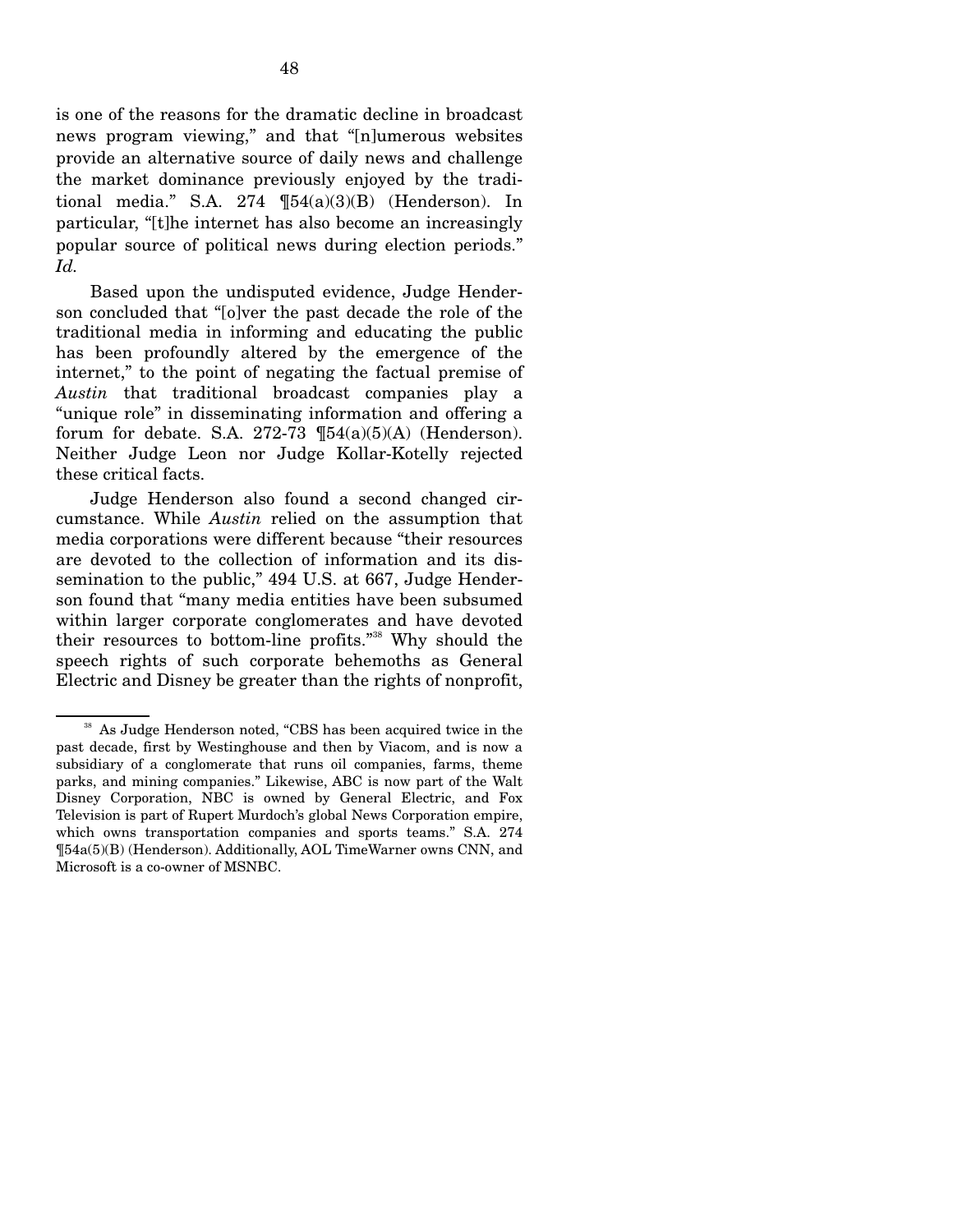is one of the reasons for the dramatic decline in broadcast news program viewing," and that "[n]umerous websites provide an alternative source of daily news and challenge the market dominance previously enjoyed by the traditional media." S.A. 274 ¶54(a)(3)(B) (Henderson). In particular, "[t]he internet has also become an increasingly popular source of political news during election periods." *Id.*

Based upon the undisputed evidence, Judge Henderson concluded that "[o]ver the past decade the role of the traditional media in informing and educating the public has been profoundly altered by the emergence of the internet," to the point of negating the factual premise of *Austin* that traditional broadcast companies play a "unique role" in disseminating information and offering a forum for debate. S.A. 272-73 ¶54(a)(5)(A) (Henderson). Neither Judge Leon nor Judge Kollar-Kotelly rejected these critical facts.

Judge Henderson also found a second changed circumstance. While *Austin* relied on the assumption that media corporations were different because "their resources are devoted to the collection of information and its dissemination to the public," 494 U.S. at 667, Judge Henderson found that "many media entities have been subsumed within larger corporate conglomerates and have devoted their resources to bottom-line profits."[38] Why should the speech rights of such corporate behemoths as General Electric and Disney be greater than the rights of nonprofit,

[38] As Judge Henderson noted, "CBS has been acquired twice in the past decade, first by Westinghouse and then by Viacom, and is now a subsidiary of a conglomerate that runs oil companies, farms, theme parks, and mining companies." Likewise, ABC is now part of the Walt Disney Corporation, NBC is owned by General Electric, and Fox Television is part of Rupert Murdoch's global News Corporation empire, which owns transportation companies and sports teams." S.A. 274 ¶54a(5)(B) (Henderson). Additionally, AOL TimeWarner owns CNN, and Microsoft is a co-owner of MSNBC.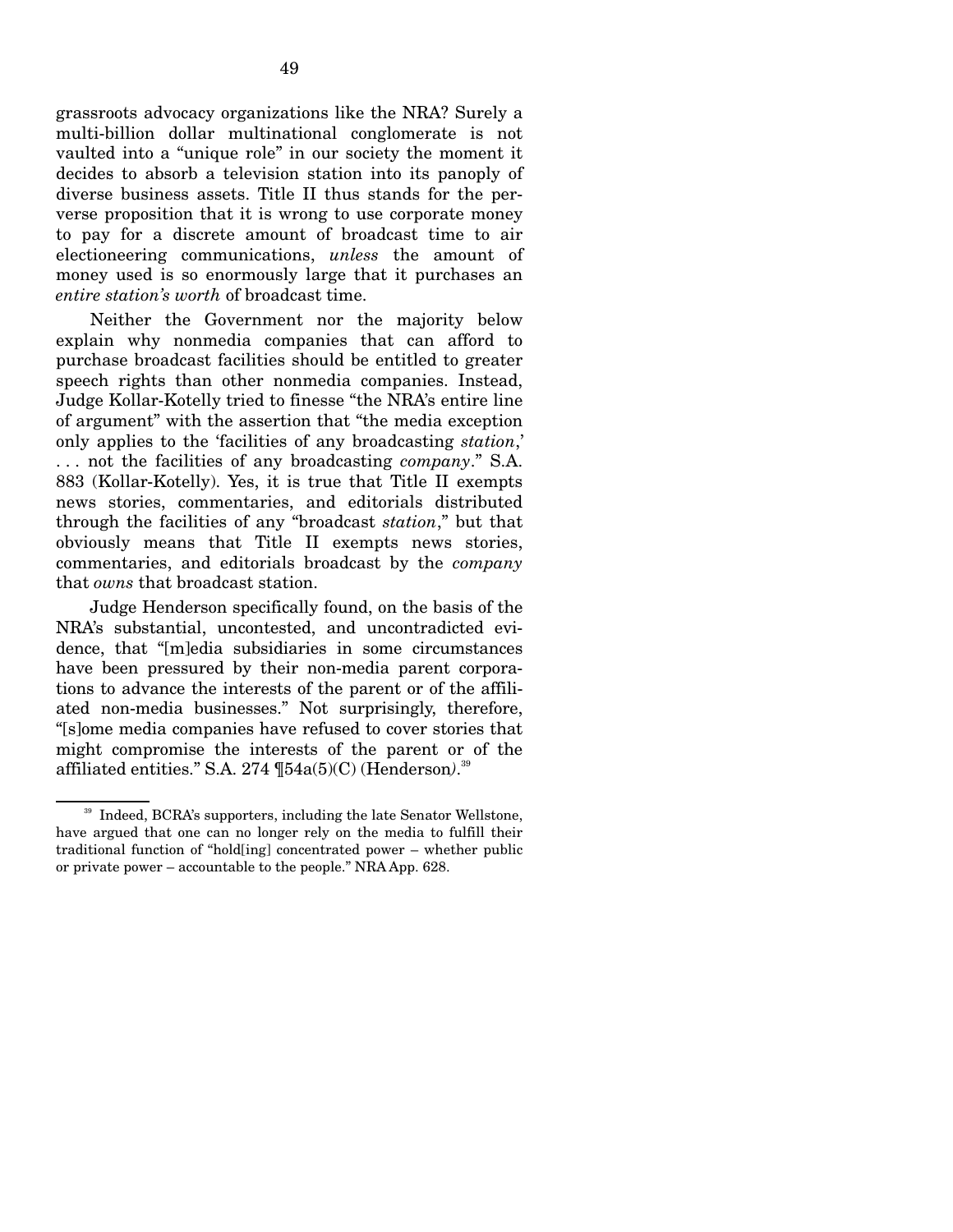grassroots advocacy organizations like the NRA? Surely a multi-billion dollar multinational conglomerate is not vaulted into a "unique role" in our society the moment it decides to absorb a television station into its panoply of diverse business assets. Title II thus stands for the perverse proposition that it is wrong to use corporate money to pay for a discrete amount of broadcast time to air electioneering communications, *unless* the amount of money used is so enormously large that it purchases an *entire station's worth* of broadcast time.

Neither the Government nor the majority below explain why nonmedia companies that can afford to purchase broadcast facilities should be entitled to greater speech rights than other nonmedia companies. Instead, Judge Kollar-Kotelly tried to finesse "the NRA's entire line of argument" with the assertion that "the media exception only applies to the 'facilities of any broadcasting *station*,' . . . not the facilities of any broadcasting *company*." S.A. 883 (Kollar-Kotelly). Yes, it is true that Title II exempts news stories, commentaries, and editorials distributed through the facilities of any "broadcast *station*," but that obviously means that Title II exempts news stories, commentaries, and editorials broadcast by the *company* that *owns* that broadcast station.

Judge Henderson specifically found, on the basis of the NRA's substantial, uncontested, and uncontradicted evidence, that "[m]edia subsidiaries in some circumstances have been pressured by their non-media parent corporations to advance the interests of the parent or of the affiliated non-media businesses." Not surprisingly, therefore, "[s]ome media companies have refused to cover stories that might compromise the interests of the parent or of the affiliated entities." S.A. 274 ¶54a(5)(C) (Henderson).[39]

---

[39] Indeed, BCRA's supporters, including the late Senator Wellstone, have argued that one can no longer rely on the media to fulfill their traditional function of "hold[ing] concentrated power – whether public or private power – accountable to the people." NRA App. 628.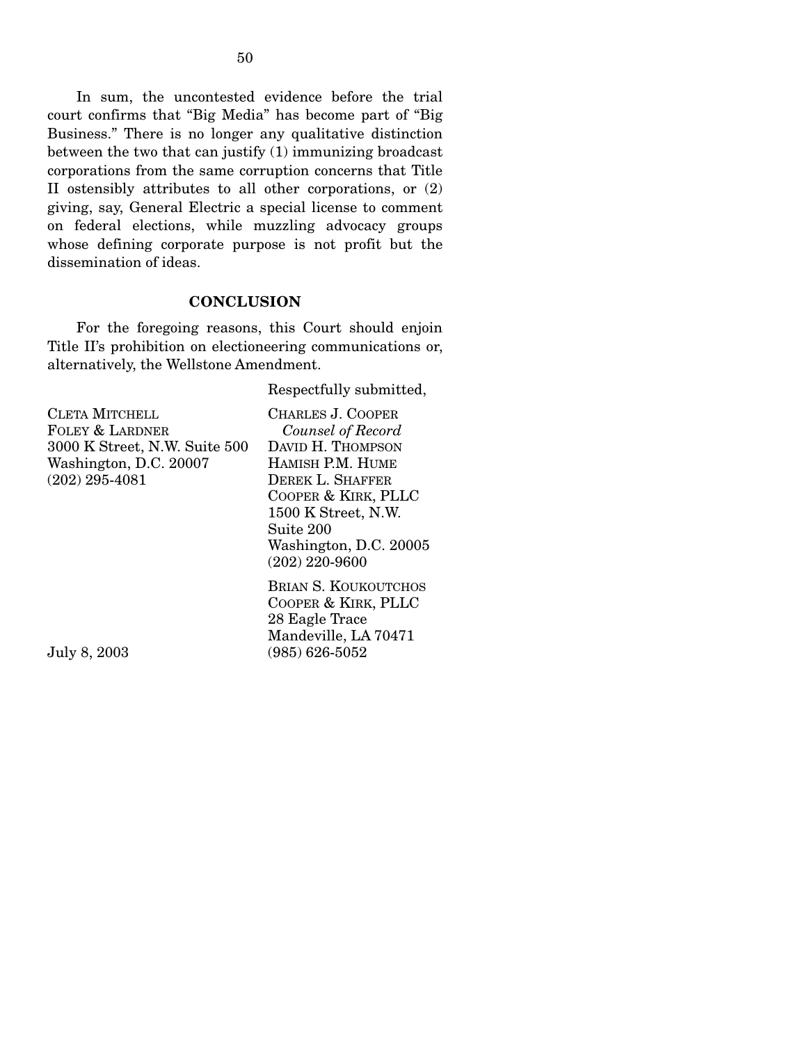In sum, the uncontested evidence before the trial court confirms that "Big Media" has become part of "Big Business." There is no longer any qualitative distinction between the two that can justify (1) immunizing broadcast corporations from the same corruption concerns that Title II ostensibly attributes to all other corporations, or (2) giving, say, General Electric a special license to comment on federal elections, while muzzling advocacy groups whose defining corporate purpose is not profit but the dissemination of ideas.

## CONCLUSION

For the foregoing reasons, this Court should enjoin Title II's prohibition on electioneering communications or, alternatively, the Wellstone Amendment.

Respectfully submitted,

CHARLES J. COOPER
*Counsel of Record*
DAVID H. THOMPSON
HAMISH P.M. HUME
DEREK L. SHAFFER
COOPER & KIRK, PLLC
1500 K Street, N.W.
Suite 200
Washington, D.C. 20005
(202) 220-9600

BRIAN S. KOUKOUTCHOS
COOPER & KIRK, PLLC
28 Eagle Trace
Mandeville, LA 70471
(985) 626-5052

CLETA MITCHELL
FOLEY & LARDNER
3000 K Street, N.W. Suite 500
Washington, D.C. 20007
(202) 295-4081

July 8, 2003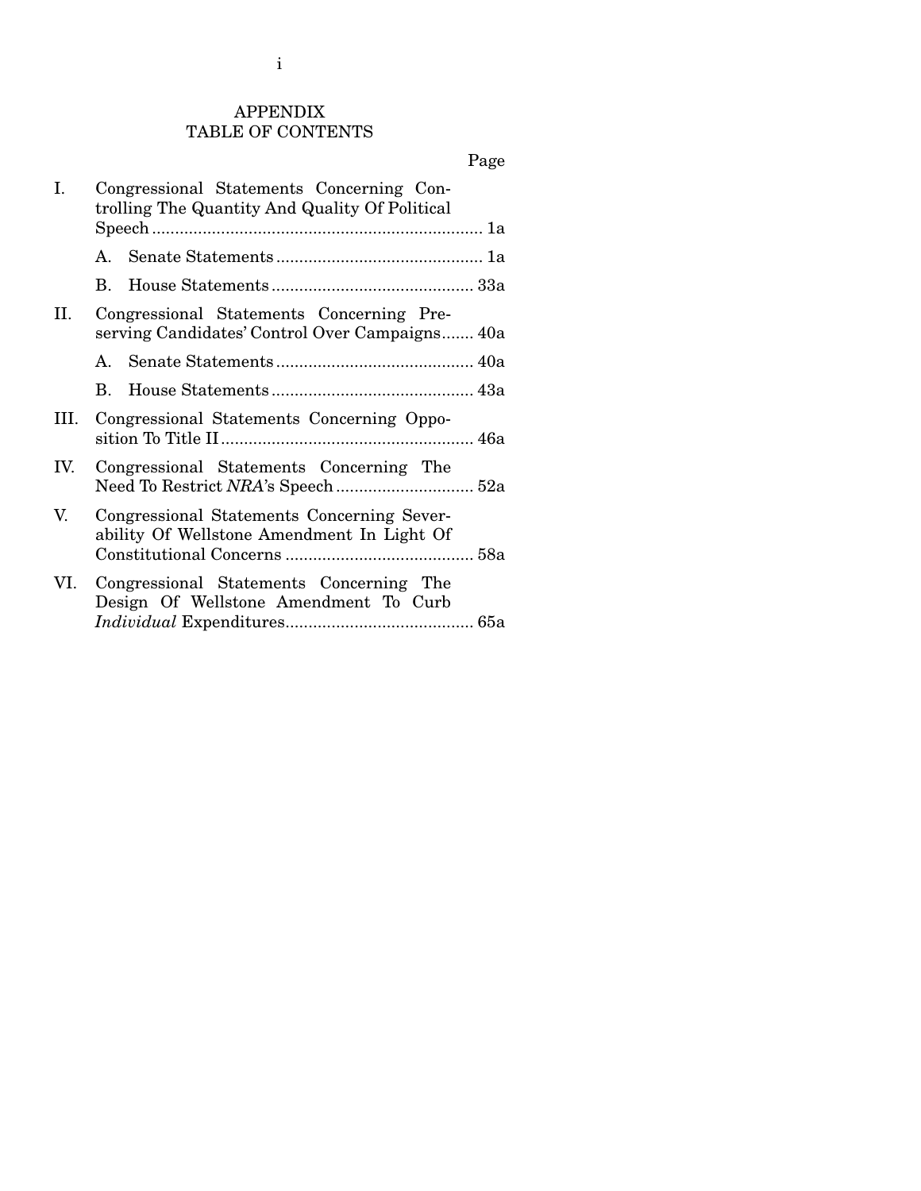# APPENDIX
## TABLE OF CONTENTS

| | | Page |
|---|---|---|
| I. | Congressional Statements Concerning Controlling The Quantity And Quality Of Political Speech | 1a |
| | A. Senate Statements | 1a |
| | B. House Statements | 33a |
| II. | Congressional Statements Concerning Preserving Candidates' Control Over Campaigns | 40a |
| | A. Senate Statements | 40a |
| | B. House Statements | 43a |
| III. | Congressional Statements Concerning Opposition To Title II | 46a |
| IV. | Congressional Statements Concerning The Need To Restrict *NRA*'s Speech | 52a |
| V. | Congressional Statements Concerning Severability Of Wellstone Amendment In Light Of Constitutional Concerns | 58a |
| VI. | Congressional Statements Concerning The Design Of Wellstone Amendment To Curb *Individual* Expenditures | 65a |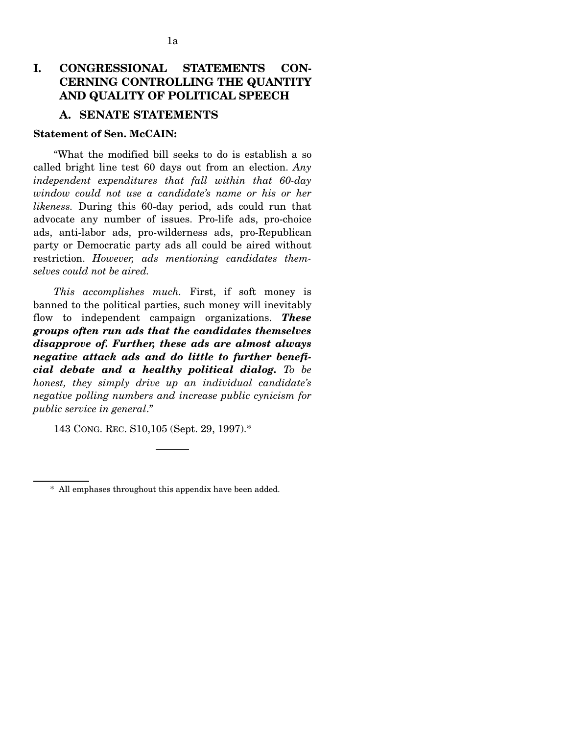# I. CONGRESSIONAL STATEMENTS CONCERNING CONTROLLING THE QUANTITY AND QUALITY OF POLITICAL SPEECH

## A. SENATE STATEMENTS

**Statement of Sen. McCAIN:**

"What the modified bill seeks to do is establish a so called bright line test 60 days out from an election. *Any independent expenditures that fall within that 60-day window could not use a candidate's name or his or her likeness.* During this 60-day period, ads could run that advocate any number of issues. Pro-life ads, pro-choice ads, anti-labor ads, pro-wilderness ads, pro-Republican party or Democratic party ads all could be aired without restriction. *However, ads mentioning candidates themselves could not be aired.*

*This accomplishes much.* First, if soft money is banned to the political parties, such money will inevitably flow to independent campaign organizations. ***These groups often run ads that the candidates themselves disapprove of. Further, these ads are almost always negative attack ads and do little to further beneficial debate and a healthy political dialog.*** *To be honest, they simply drive up an individual candidate's negative polling numbers and increase public cynicism for public service in general*."

143 CONG. REC. S10,105 (Sept. 29, 1997).*

---

\* All emphases throughout this appendix have been added.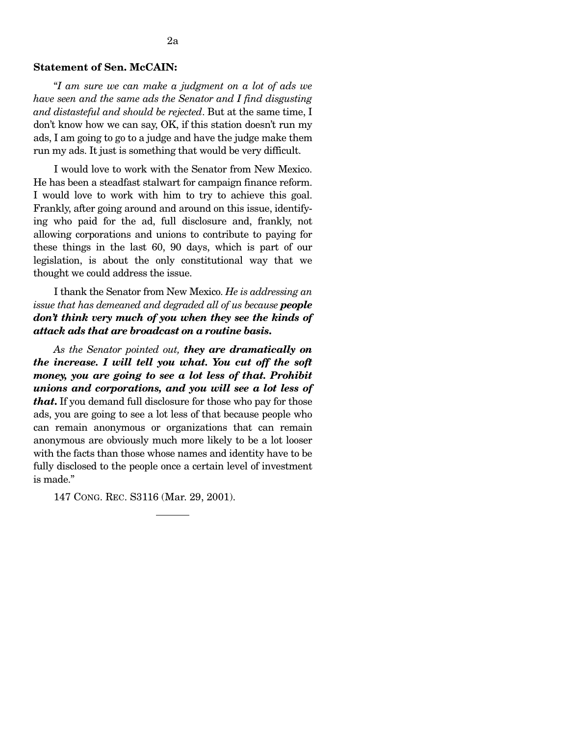**Statement of Sen. McCAIN:**

"*I am sure we can make a judgment on a lot of ads we have seen and the same ads the Senator and I find disgusting and distasteful and should be rejected*. But at the same time, I don't know how we can say, OK, if this station doesn't run my ads, I am going to go to a judge and have the judge make them run my ads. It just is something that would be very difficult.

I would love to work with the Senator from New Mexico. He has been a steadfast stalwart for campaign finance reform. I would love to work with him to try to achieve this goal. Frankly, after going around and around on this issue, identifying who paid for the ad, full disclosure and, frankly, not allowing corporations and unions to contribute to paying for these things in the last 60, 90 days, which is part of our legislation, is about the only constitutional way that we thought we could address the issue.

I thank the Senator from New Mexico. *He is addressing an issue that has demeaned and degraded all of us because* ***people don't think very much of you when they see the kinds of attack ads that are broadcast on a routine basis.***

*As the Senator pointed out,* ***they are dramatically on the increase. I will tell you what. You cut off the soft money, you are going to see a lot less of that. Prohibit unions and corporations, and you will see a lot less of that.*** If you demand full disclosure for those who pay for those ads, you are going to see a lot less of that because people who can remain anonymous or organizations that can remain anonymous are obviously much more likely to be a lot looser with the facts than those whose names and identity have to be fully disclosed to the people once a certain level of investment is made."

147 CONG. REC. S3116 (Mar. 29, 2001).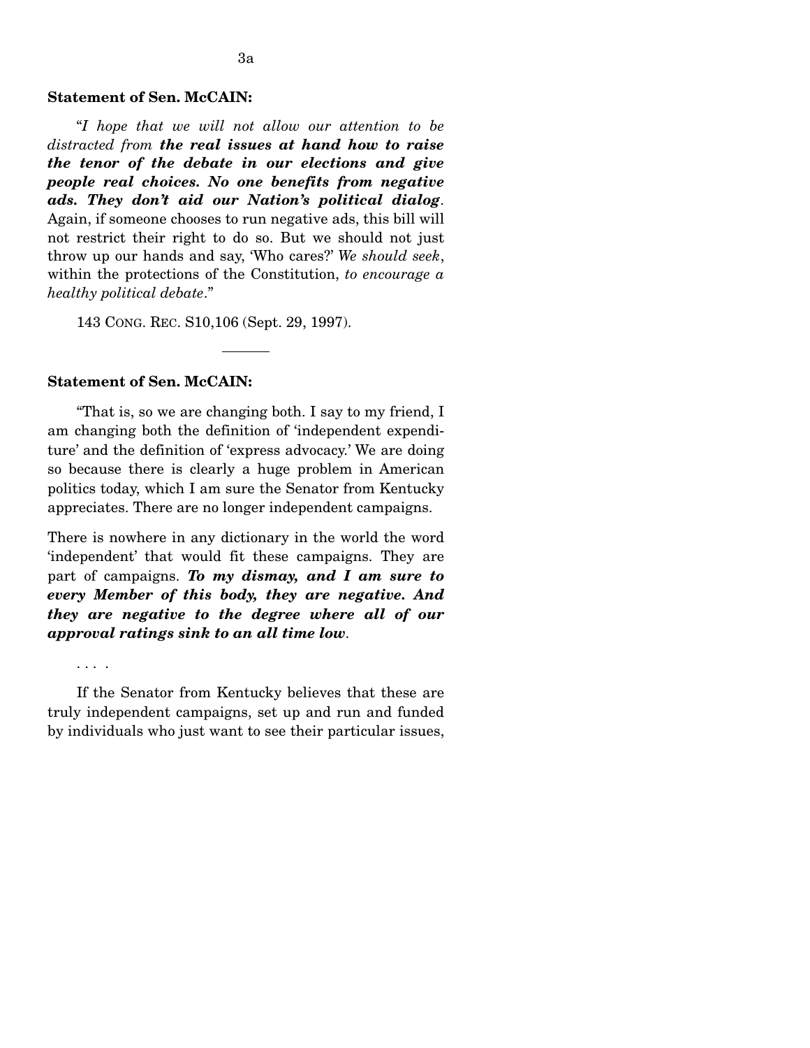**Statement of Sen. McCAIN:**

"*I hope that we will not allow our attention to be distracted from* ***the real issues at hand how to raise the tenor of the debate in our elections and give people real choices. No one benefits from negative ads. They don't aid our Nation's political dialog***. Again, if someone chooses to run negative ads, this bill will not restrict their right to do so. But we should not just throw up our hands and say, 'Who cares?' *We should seek*, within the protections of the Constitution, *to encourage a healthy political debate*."

143 CONG. REC. S10,106 (Sept. 29, 1997).

---

**Statement of Sen. McCAIN:**

"That is, so we are changing both. I say to my friend, I am changing both the definition of 'independent expenditure' and the definition of 'express advocacy.' We are doing so because there is clearly a huge problem in American politics today, which I am sure the Senator from Kentucky appreciates. There are no longer independent campaigns.

There is nowhere in any dictionary in the world the word 'independent' that would fit these campaigns. They are part of campaigns. ***To my dismay, and I am sure to every Member of this body, they are negative. And they are negative to the degree where all of our approval ratings sink to an all time low***.

. . . .

If the Senator from Kentucky believes that these are truly independent campaigns, set up and run and funded by individuals who just want to see their particular issues,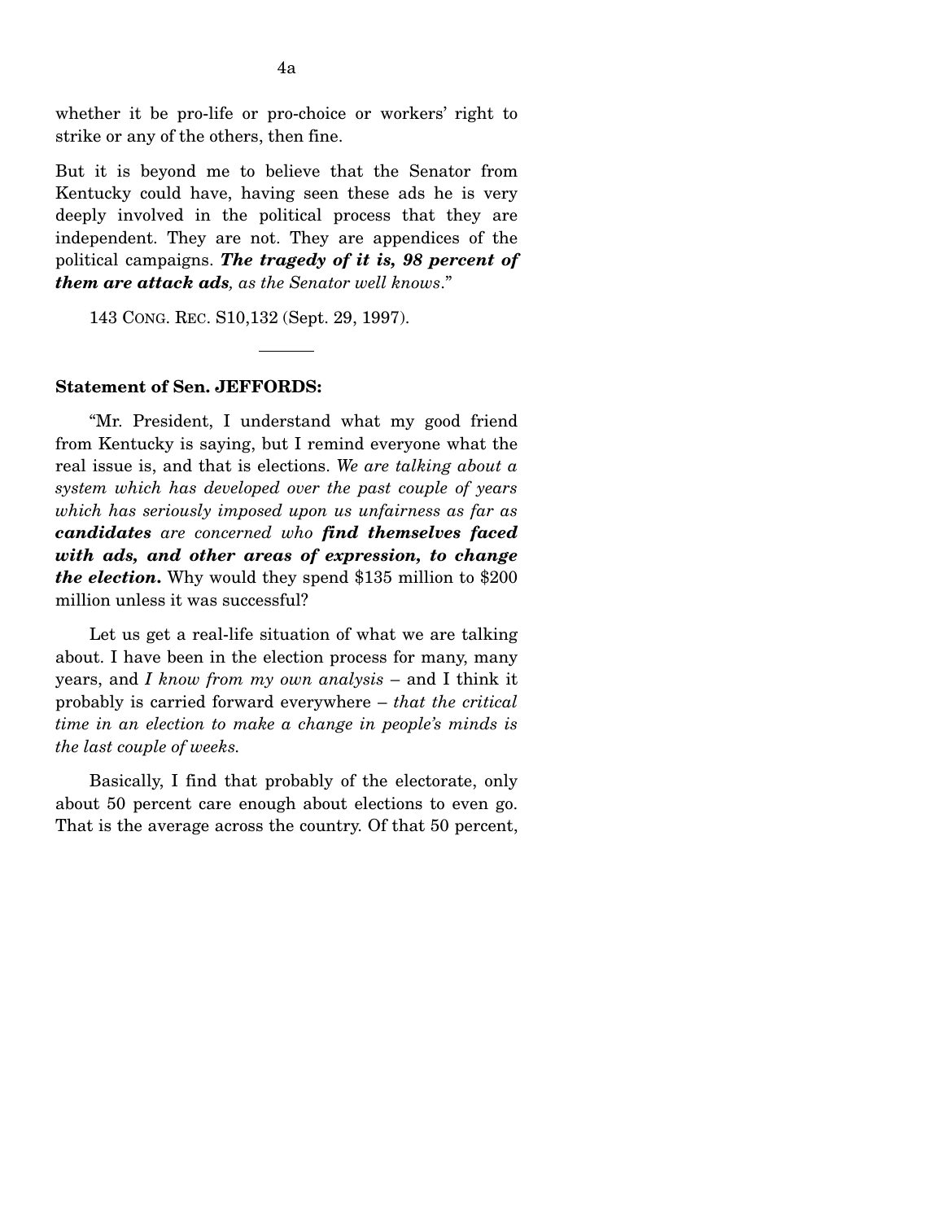whether it be pro-life or pro-choice or workers' right to strike or any of the others, then fine.

But it is beyond me to believe that the Senator from Kentucky could have, having seen these ads he is very deeply involved in the political process that they are independent. They are not. They are appendices of the political campaigns. ***The tragedy of it is, 98 percent of them are attack ads****, as the Senator well knows*."

143 CONG. REC. S10,132 (Sept. 29, 1997).

---

**Statement of Sen. JEFFORDS:**

"Mr. President, I understand what my good friend from Kentucky is saying, but I remind everyone what the real issue is, and that is elections. *We are talking about a system which has developed over the past couple of years which has seriously imposed upon us unfairness as far as* ***candidates*** *are concerned who* ***find themselves faced with ads, and other areas of expression, to change the election.*** Why would they spend $135 million to $200 million unless it was successful?

Let us get a real-life situation of what we are talking about. I have been in the election process for many, many years, and *I know from my own analysis* – and I think it probably is carried forward everywhere – *that the critical time in an election to make a change in people's minds is the last couple of weeks.*

Basically, I find that probably of the electorate, only about 50 percent care enough about elections to even go. That is the average across the country. Of that 50 percent,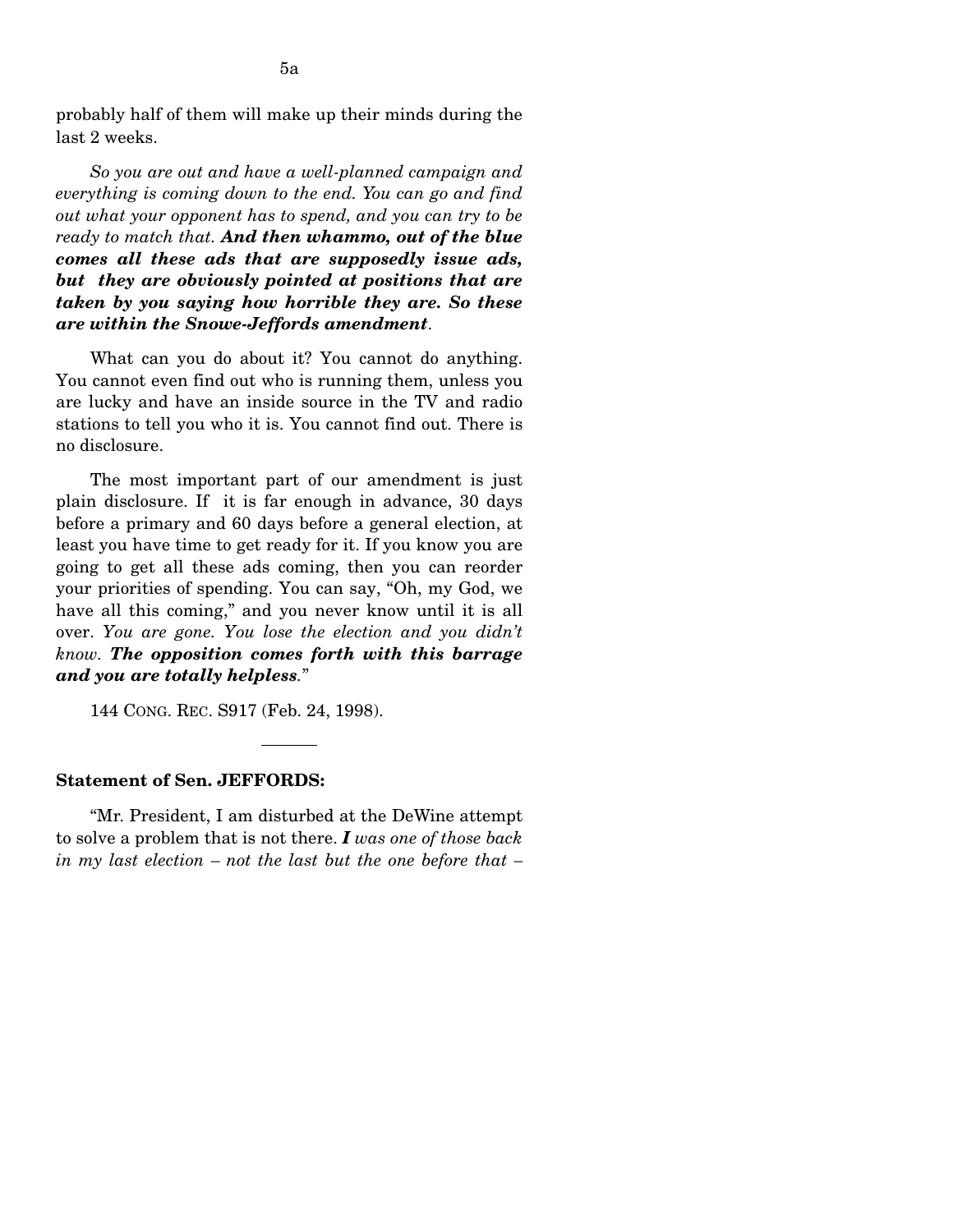probably half of them will make up their minds during the last 2 weeks.

*So you are out and have a well-planned campaign and everything is coming down to the end. You can go and find out what your opponent has to spend, and you can try to be ready to match that.* ***And then whammo, out of the blue comes all these ads that are supposedly issue ads, but they are obviously pointed at positions that are taken by you saying how horrible they are. So these are within the Snowe-Jeffords amendment****.*

What can you do about it? You cannot do anything. You cannot even find out who is running them, unless you are lucky and have an inside source in the TV and radio stations to tell you who it is. You cannot find out. There is no disclosure.

The most important part of our amendment is just plain disclosure. If it is far enough in advance, 30 days before a primary and 60 days before a general election, at least you have time to get ready for it. If you know you are going to get all these ads coming, then you can reorder your priorities of spending. You can say, "Oh, my God, we have all this coming," and you never know until it is all over. *You are gone. You lose the election and you didn't know.* ***The opposition comes forth with this barrage and you are totally helpless****.*"

144 CONG. REC. S917 (Feb. 24, 1998).

---

**Statement of Sen. JEFFORDS:**

"Mr. President, I am disturbed at the DeWine attempt to solve a problem that is not there. ***I*** *was one of those back in my last election – not the last but the one before that –*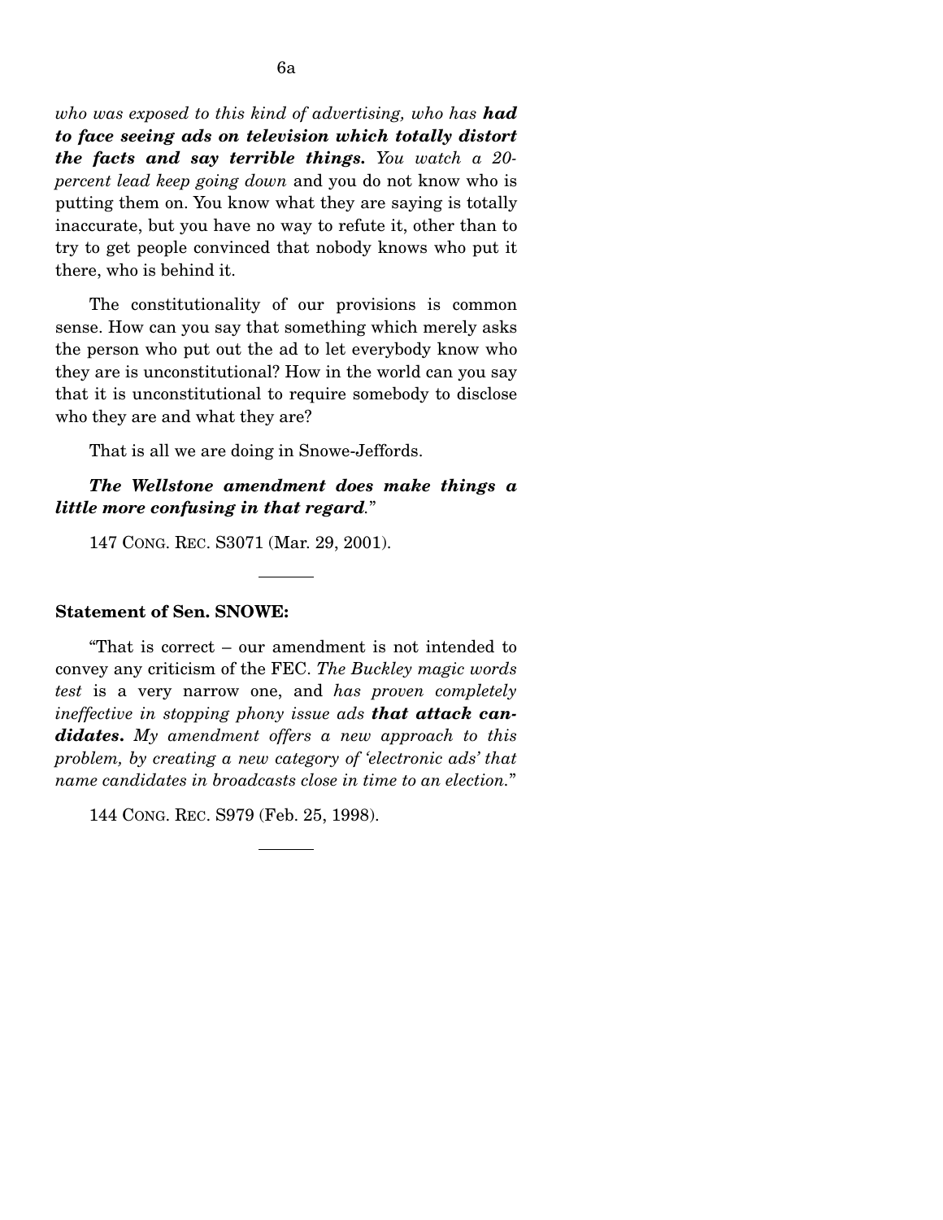*who was exposed to this kind of advertising, who has **had to face seeing ads on television which totally distort the facts and say terrible things.** You watch a 20-percent lead keep going down* and you do not know who is putting them on. You know what they are saying is totally inaccurate, but you have no way to refute it, other than to try to get people convinced that nobody knows who put it there, who is behind it.

The constitutionality of our provisions is common sense. How can you say that something which merely asks the person who put out the ad to let everybody know who they are is unconstitutional? How in the world can you say that it is unconstitutional to require somebody to disclose who they are and what they are?

That is all we are doing in Snowe-Jeffords.

***The Wellstone amendment does make things a little more confusing in that regard*.**"

147 CONG. REC. S3071 (Mar. 29, 2001).

---

**Statement of Sen. SNOWE:**

"That is correct – our amendment is not intended to convey any criticism of the FEC. *The Buckley magic words test* is a very narrow one, and *has proven completely ineffective in stopping phony issue ads **that attack candidates.** My amendment offers a new approach to this problem, by creating a new category of 'electronic ads' that name candidates in broadcasts close in time to an election.*"

144 CONG. REC. S979 (Feb. 25, 1998).

---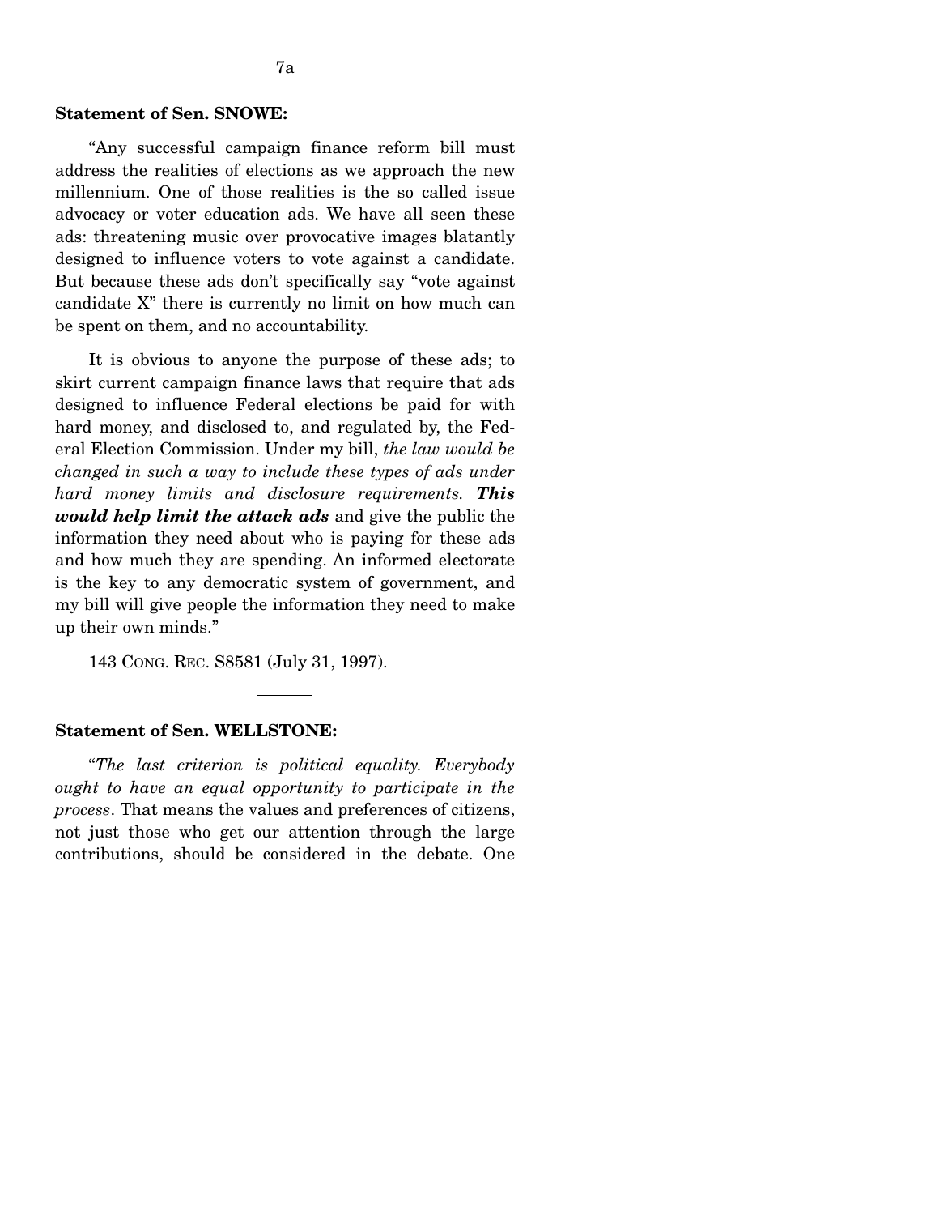**Statement of Sen. SNOWE:**

"Any successful campaign finance reform bill must address the realities of elections as we approach the new millennium. One of those realities is the so called issue advocacy or voter education ads. We have all seen these ads: threatening music over provocative images blatantly designed to influence voters to vote against a candidate. But because these ads don't specifically say "vote against candidate X" there is currently no limit on how much can be spent on them, and no accountability.

It is obvious to anyone the purpose of these ads; to skirt current campaign finance laws that require that ads designed to influence Federal elections be paid for with hard money, and disclosed to, and regulated by, the Federal Election Commission. Under my bill, *the law would be changed in such a way to include these types of ads under hard money limits and disclosure requirements.* ***This would help limit the attack ads*** and give the public the information they need about who is paying for these ads and how much they are spending. An informed electorate is the key to any democratic system of government, and my bill will give people the information they need to make up their own minds."

143 CONG. REC. S8581 (July 31, 1997).

---

**Statement of Sen. WELLSTONE:**

"*The last criterion is political equality. Everybody ought to have an equal opportunity to participate in the process*. That means the values and preferences of citizens, not just those who get our attention through the large contributions, should be considered in the debate. One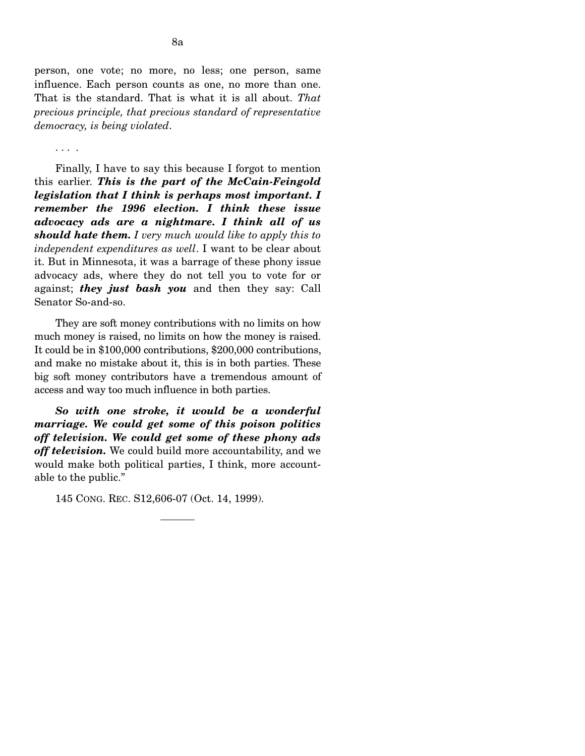person, one vote; no more, no less; one person, same influence. Each person counts as one, no more than one. That is the standard. That is what it is all about. *That precious principle, that precious standard of representative democracy, is being violated*.

. . . .

Finally, I have to say this because I forgot to mention this earlier. ***This is the part of the McCain-Feingold legislation that I think is perhaps most important. I remember the 1996 election. I think these issue advocacy ads are a nightmare. I think all of us should hate them.*** *I very much would like to apply this to independent expenditures as well*. I want to be clear about it. But in Minnesota, it was a barrage of these phony issue advocacy ads, where they do not tell you to vote for or against; ***they just bash you*** and then they say: Call Senator So-and-so.

They are soft money contributions with no limits on how much money is raised, no limits on how the money is raised. It could be in $100,000 contributions, $200,000 contributions, and make no mistake about it, this is in both parties. These big soft money contributors have a tremendous amount of access and way too much influence in both parties.

***So with one stroke, it would be a wonderful marriage. We could get some of this poison politics off television. We could get some of these phony ads off television.*** We could build more accountability, and we would make both political parties, I think, more accountable to the public."

145 CONG. REC. S12,606-07 (Oct. 14, 1999).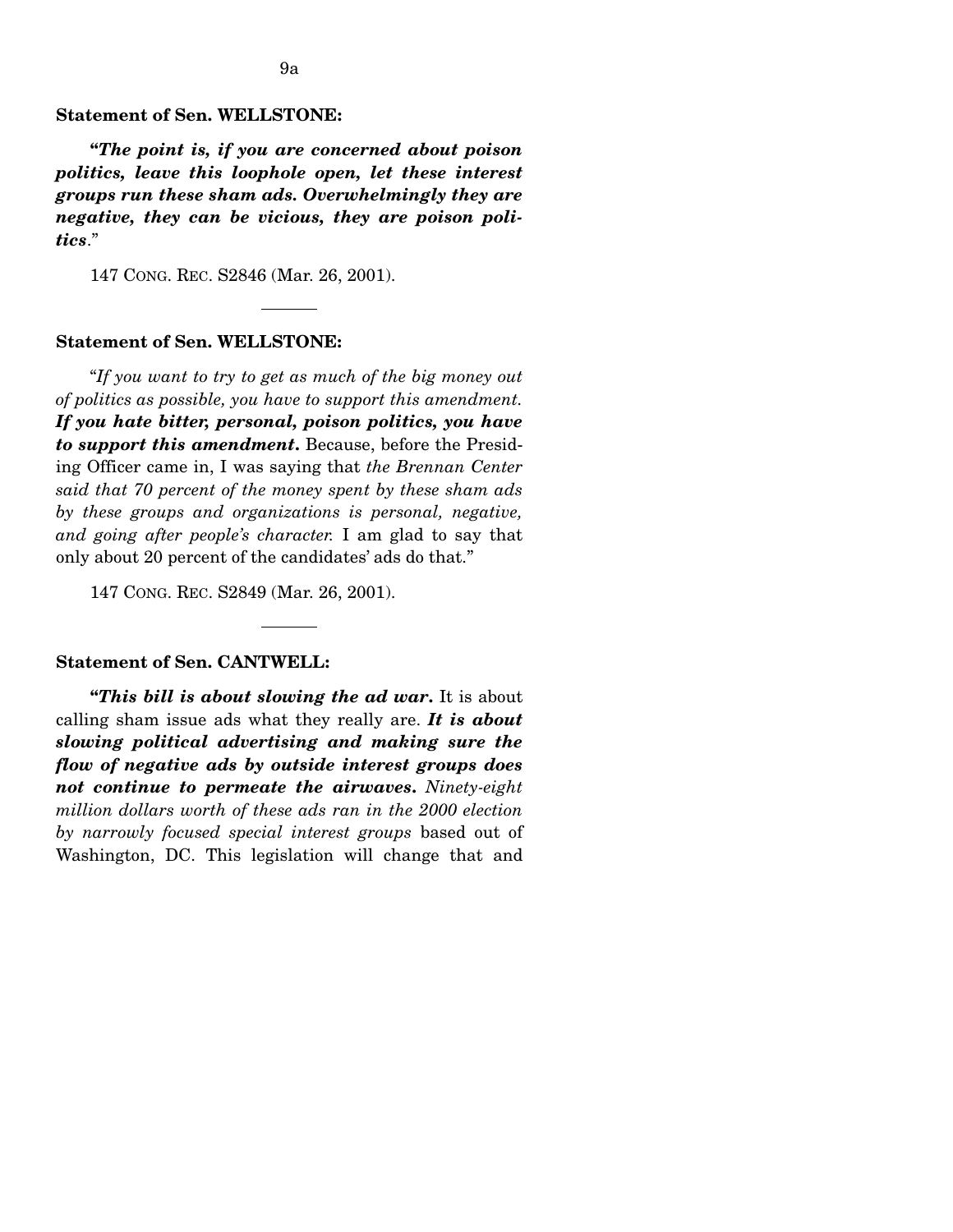**Statement of Sen. WELLSTONE:**

***"The point is, if you are concerned about poison politics, leave this loophole open, let these interest groups run these sham ads. Overwhelmingly they are negative, they can be vicious, they are poison politics*."**

147 CONG. REC. S2846 (Mar. 26, 2001).

---

**Statement of Sen. WELLSTONE:**

*"If you want to try to get as much of the big money out of politics as possible, you have to support this amendment.* ***If you hate bitter, personal, poison politics, you have to support this amendment.*** Because, before the Presiding Officer came in, I was saying that *the Brennan Center said that 70 percent of the money spent by these sham ads by these groups and organizations is personal, negative, and going after people's character.* I am glad to say that only about 20 percent of the candidates' ads do that."

147 CONG. REC. S2849 (Mar. 26, 2001).

---

**Statement of Sen. CANTWELL:**

***"This bill is about slowing the ad war.*** It is about calling sham issue ads what they really are. ***It is about slowing political advertising and making sure the flow of negative ads by outside interest groups does not continue to permeate the airwaves.*** *Ninety-eight million dollars worth of these ads ran in the 2000 election by narrowly focused special interest groups* based out of Washington, DC. This legislation will change that and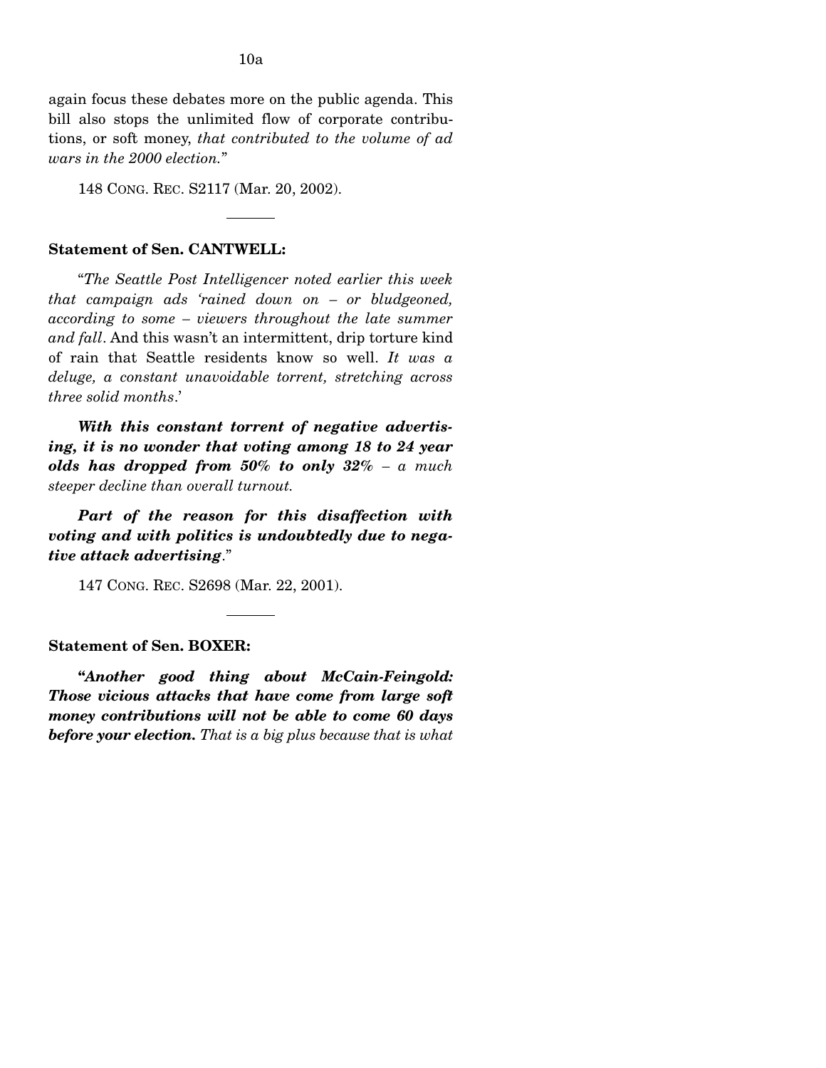again focus these debates more on the public agenda. This bill also stops the unlimited flow of corporate contributions, or soft money, *that contributed to the volume of ad wars in the 2000 election.*"

148 CONG. REC. S2117 (Mar. 20, 2002).

---

**Statement of Sen. CANTWELL:**

"*The Seattle Post Intelligencer noted earlier this week that campaign ads 'rained down on – or bludgeoned, according to some – viewers throughout the late summer and fall*. And this wasn't an intermittent, drip torture kind of rain that Seattle residents know so well. *It was a deluge, a constant unavoidable torrent, stretching across three solid months*.'

***With this constant torrent of negative advertising, it is no wonder that voting among 18 to 24 year olds has dropped from 50% to only 32%*** *– a much steeper decline than overall turnout.*

***Part of the reason for this disaffection with voting and with politics is undoubtedly due to negative attack advertising*.**"

147 CONG. REC. S2698 (Mar. 22, 2001).

---

**Statement of Sen. BOXER:**

***"Another good thing about McCain-Feingold: Those vicious attacks that have come from large soft money contributions will not be able to come 60 days before your election.*** *That is a big plus because that is what*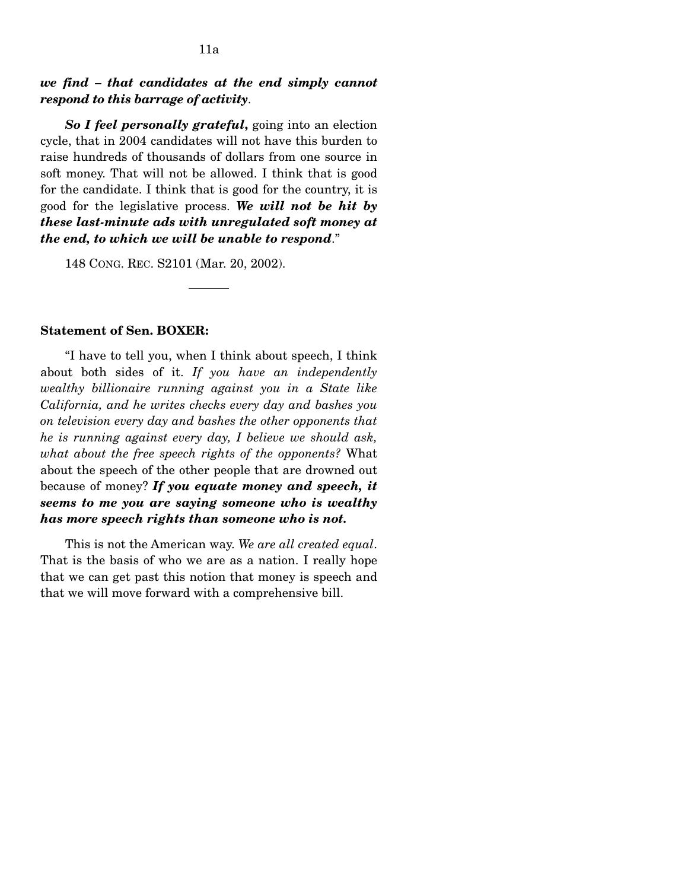***we find – that candidates at the end simply cannot respond to this barrage of activity***.

***So I feel personally grateful,*** going into an election cycle, that in 2004 candidates will not have this burden to raise hundreds of thousands of dollars from one source in soft money. That will not be allowed. I think that is good for the candidate. I think that is good for the country, it is good for the legislative process. ***We will not be hit by these last-minute ads with unregulated soft money at the end, to which we will be unable to respond***."

148 CONG. REC. S2101 (Mar. 20, 2002).

---

**Statement of Sen. BOXER:**

"I have to tell you, when I think about speech, I think about both sides of it. *If you have an independently wealthy billionaire running against you in a State like California, and he writes checks every day and bashes you on television every day and bashes the other opponents that he is running against every day, I believe we should ask, what about the free speech rights of the opponents?* What about the speech of the other people that are drowned out because of money? ***If you equate money and speech, it seems to me you are saying someone who is wealthy has more speech rights than someone who is not.***

This is not the American way. *We are all created equal*. That is the basis of who we are as a nation. I really hope that we can get past this notion that money is speech and that we will move forward with a comprehensive bill.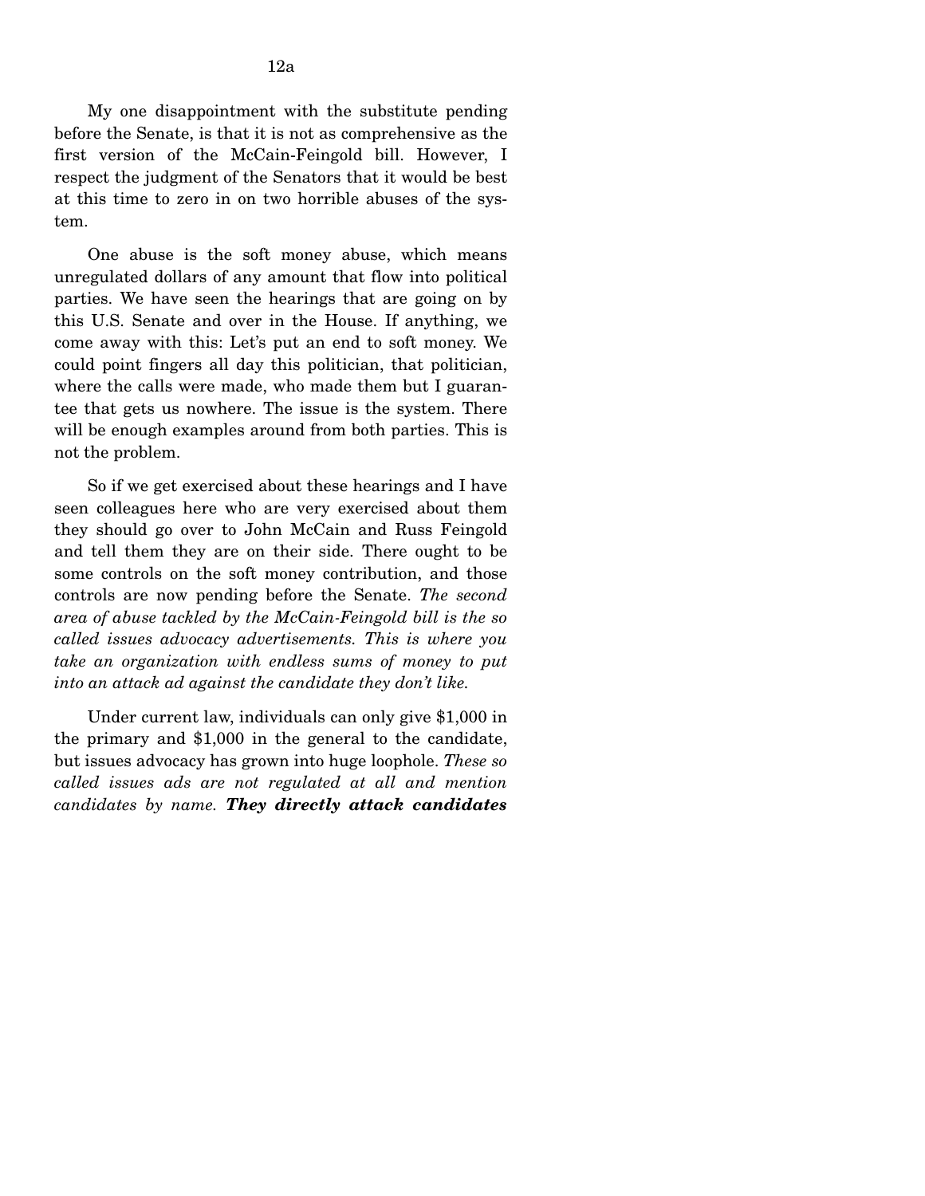My one disappointment with the substitute pending before the Senate, is that it is not as comprehensive as the first version of the McCain-Feingold bill. However, I respect the judgment of the Senators that it would be best at this time to zero in on two horrible abuses of the system.

One abuse is the soft money abuse, which means unregulated dollars of any amount that flow into political parties. We have seen the hearings that are going on by this U.S. Senate and over in the House. If anything, we come away with this: Let's put an end to soft money. We could point fingers all day this politician, that politician, where the calls were made, who made them but I guarantee that gets us nowhere. The issue is the system. There will be enough examples around from both parties. This is not the problem.

So if we get exercised about these hearings and I have seen colleagues here who are very exercised about them they should go over to John McCain and Russ Feingold and tell them they are on their side. There ought to be some controls on the soft money contribution, and those controls are now pending before the Senate. *The second area of abuse tackled by the McCain-Feingold bill is the so called issues advocacy advertisements. This is where you take an organization with endless sums of money to put into an attack ad against the candidate they don't like.*

Under current law, individuals can only give $1,000 in the primary and $1,000 in the general to the candidate, but issues advocacy has grown into huge loophole. *These so called issues ads are not regulated at all and mention candidates by name.* ***They directly attack candidates***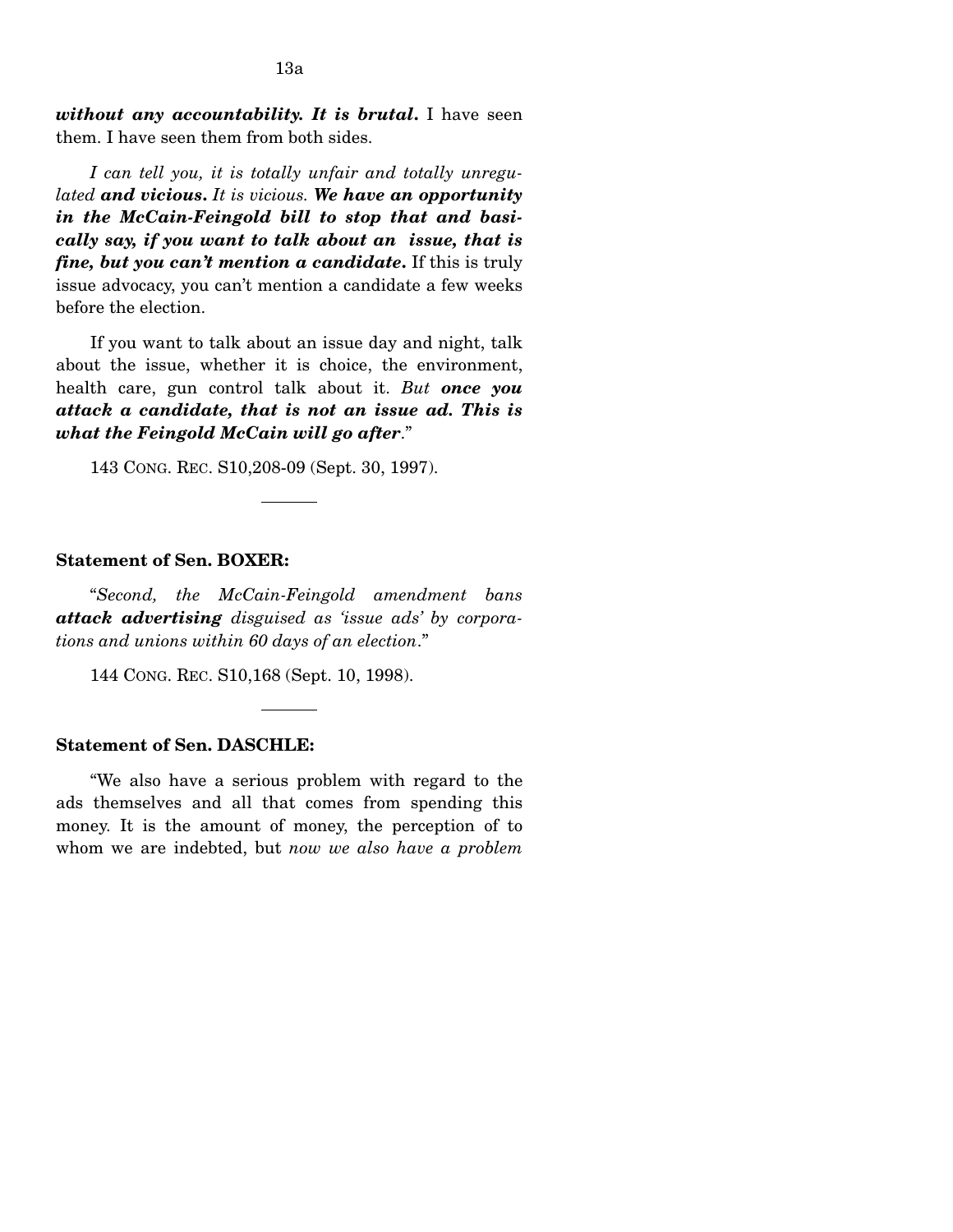***without any accountability. It is brutal.*** I have seen them. I have seen them from both sides.

*I can tell you, it is totally unfair and totally unregulated* ***and vicious.*** *It is vicious.* ***We have an opportunity in the McCain-Feingold bill to stop that and basically say, if you want to talk about an issue, that is fine, but you can't mention a candidate.*** If this is truly issue advocacy, you can't mention a candidate a few weeks before the election.

If you want to talk about an issue day and night, talk about the issue, whether it is choice, the environment, health care, gun control talk about it. *But* ***once you attack a candidate, that is not an issue ad. This is what the Feingold McCain will go after***."

143 CONG. REC. S10,208-09 (Sept. 30, 1997).

---

**Statement of Sen. BOXER:**

"*Second, the McCain-Feingold amendment bans* ***attack advertising*** *disguised as 'issue ads' by corporations and unions within 60 days of an election*."

144 CONG. REC. S10,168 (Sept. 10, 1998).

---

**Statement of Sen. DASCHLE:**

"We also have a serious problem with regard to the ads themselves and all that comes from spending this money. It is the amount of money, the perception of to whom we are indebted, but *now we also have a problem*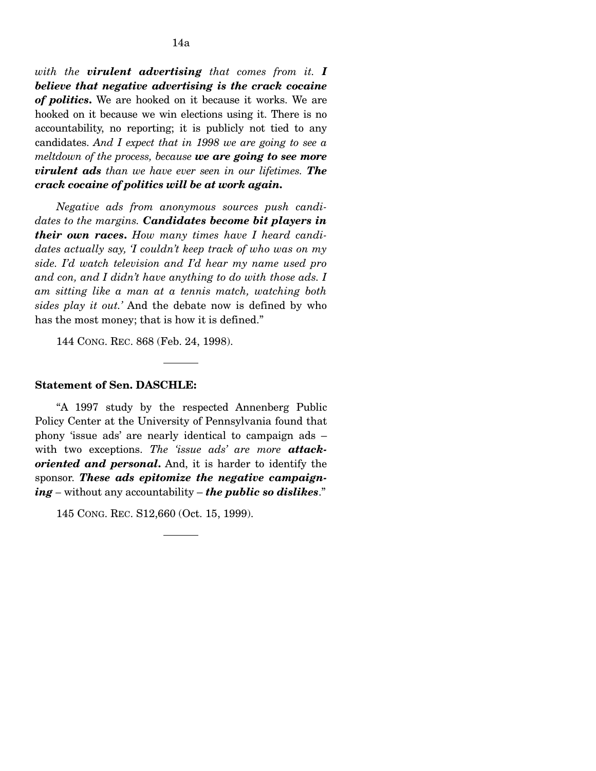*with the* ***virulent advertising*** *that comes from it.* ***I believe that negative advertising is the crack cocaine of politics.*** We are hooked on it because it works. We are hooked on it because we win elections using it. There is no accountability, no reporting; it is publicly not tied to any candidates. *And I expect that in 1998 we are going to see a meltdown of the process, because* ***we are going to see more virulent ads*** *than we have ever seen in our lifetimes.* ***The crack cocaine of politics will be at work again.***

*Negative ads from anonymous sources push candidates to the margins.* ***Candidates become bit players in their own races.*** *How many times have I heard candidates actually say, 'I couldn't keep track of who was on my side. I'd watch television and I'd hear my name used pro and con, and I didn't have anything to do with those ads. I am sitting like a man at a tennis match, watching both sides play it out.'* And the debate now is defined by who has the most money; that is how it is defined."

144 CONG. REC. 868 (Feb. 24, 1998).

---

**Statement of Sen. DASCHLE:**

"A 1997 study by the respected Annenberg Public Policy Center at the University of Pennsylvania found that phony 'issue ads' are nearly identical to campaign ads – with two exceptions. *The 'issue ads' are more* ***attack-oriented and personal.*** And, it is harder to identify the sponsor. ***These ads epitomize the negative campaigning*** – without any accountability – ***the public so dislikes***."

145 CONG. REC. S12,660 (Oct. 15, 1999).

---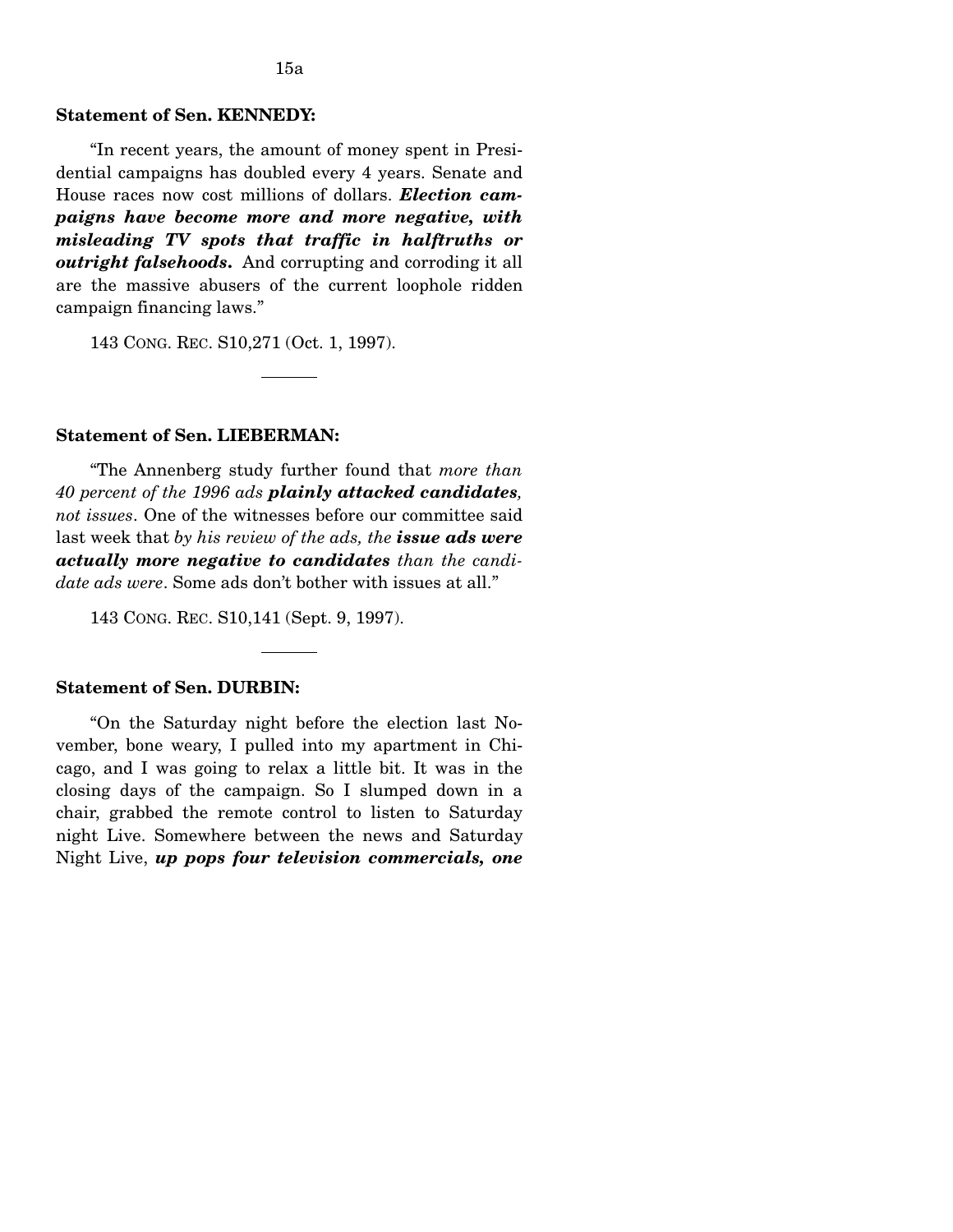**Statement of Sen. KENNEDY:**

"In recent years, the amount of money spent in Presidential campaigns has doubled every 4 years. Senate and House races now cost millions of dollars. ***Election campaigns have become more and more negative, with misleading TV spots that traffic in halftruths or outright falsehoods.*** And corrupting and corroding it all are the massive abusers of the current loophole ridden campaign financing laws."

143 CONG. REC. S10,271 (Oct. 1, 1997).

---

**Statement of Sen. LIEBERMAN:**

"The Annenberg study further found that *more than 40 percent of the 1996 ads* ***plainly attacked candidates,*** *not issues*. One of the witnesses before our committee said last week that *by his review of the ads, the* ***issue ads were actually more negative to candidates*** *than the candidate ads were*. Some ads don't bother with issues at all."

143 CONG. REC. S10,141 (Sept. 9, 1997).

---

**Statement of Sen. DURBIN:**

"On the Saturday night before the election last November, bone weary, I pulled into my apartment in Chicago, and I was going to relax a little bit. It was in the closing days of the campaign. So I slumped down in a chair, grabbed the remote control to listen to Saturday night Live. Somewhere between the news and Saturday Night Live, ***up pops four television commercials, one***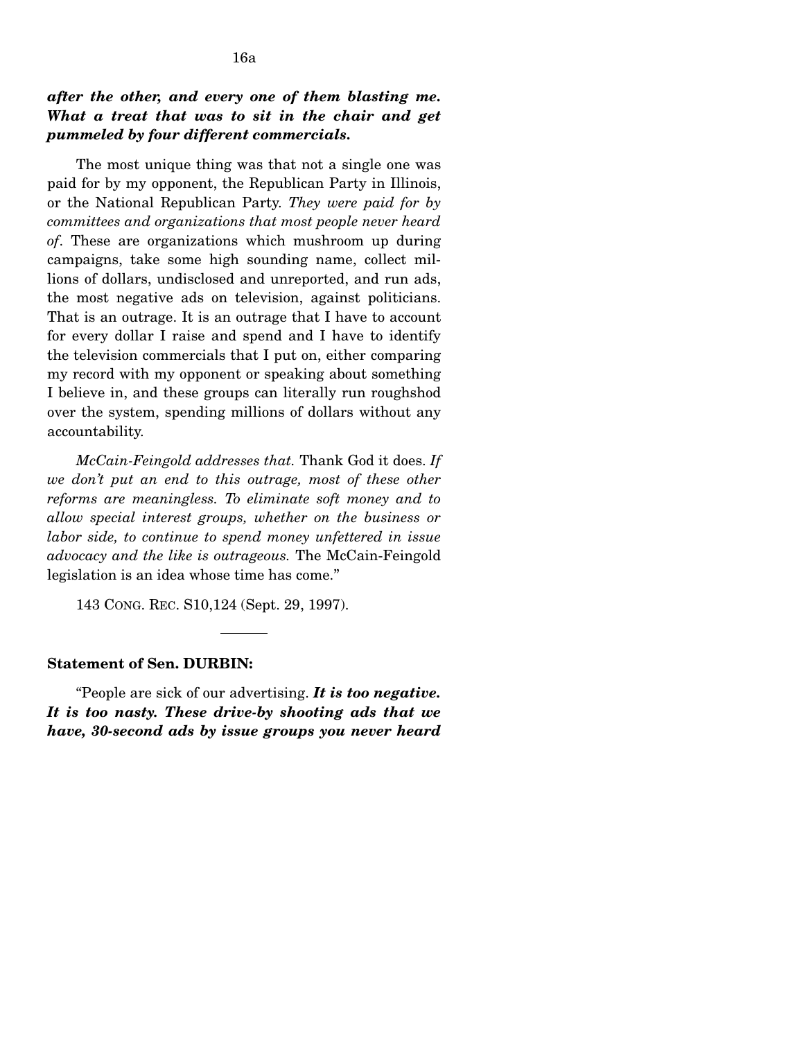***after the other, and every one of them blasting me. What a treat that was to sit in the chair and get pummeled by four different commercials.***

The most unique thing was that not a single one was paid for by my opponent, the Republican Party in Illinois, or the National Republican Party. *They were paid for by committees and organizations that most people never heard of*. These are organizations which mushroom up during campaigns, take some high sounding name, collect millions of dollars, undisclosed and unreported, and run ads, the most negative ads on television, against politicians. That is an outrage. It is an outrage that I have to account for every dollar I raise and spend and I have to identify the television commercials that I put on, either comparing my record with my opponent or speaking about something I believe in, and these groups can literally run roughshod over the system, spending millions of dollars without any accountability.

*McCain-Feingold addresses that.* Thank God it does. *If we don't put an end to this outrage, most of these other reforms are meaningless. To eliminate soft money and to allow special interest groups, whether on the business or labor side, to continue to spend money unfettered in issue advocacy and the like is outrageous.* The McCain-Feingold legislation is an idea whose time has come."

143 CONG. REC. S10,124 (Sept. 29, 1997).

---

**Statement of Sen. DURBIN:**

"People are sick of our advertising. ***It is too negative. It is too nasty. These drive-by shooting ads that we have, 30-second ads by issue groups you never heard***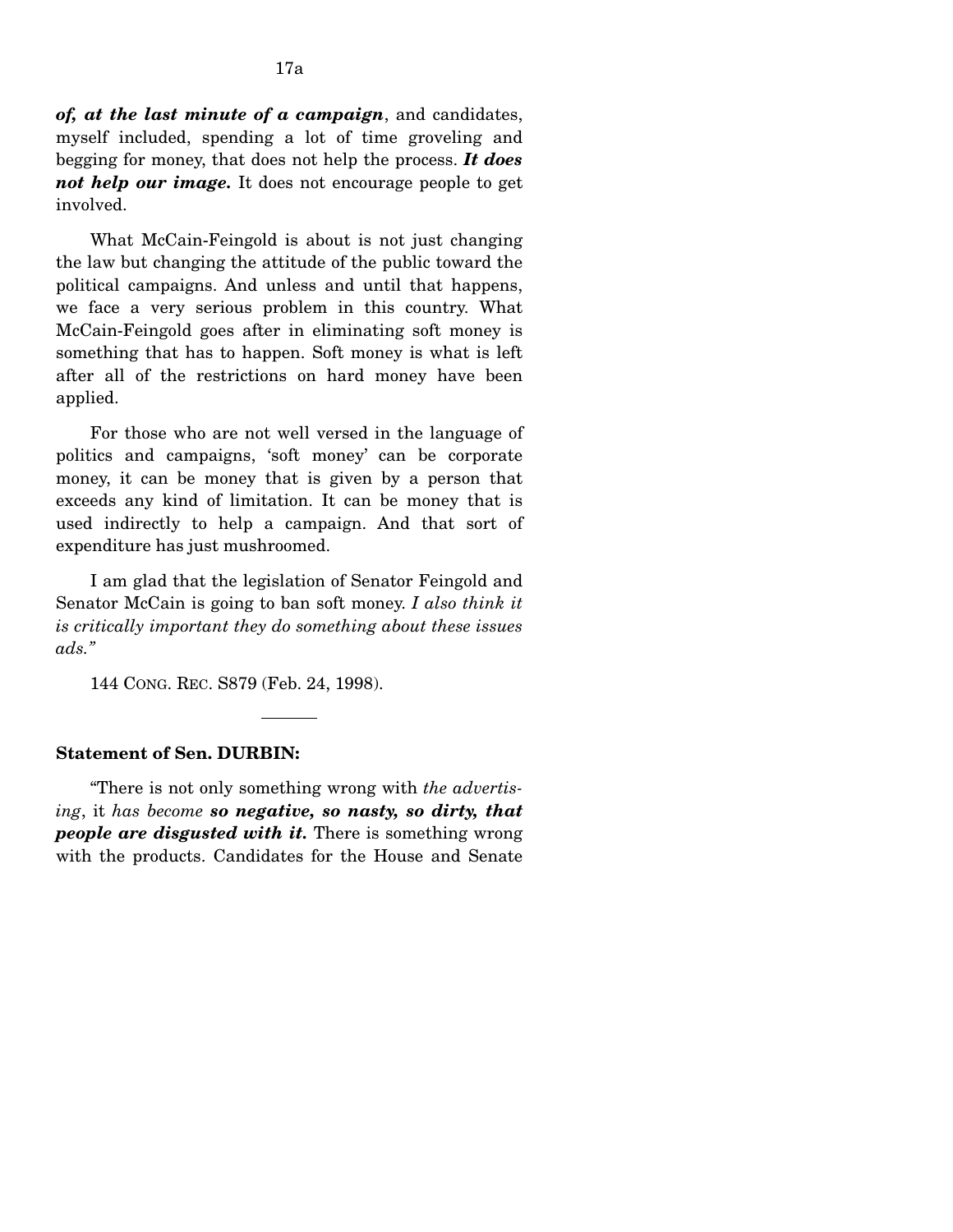***of, at the last minute of a campaign***, and candidates, myself included, spending a lot of time groveling and begging for money, that does not help the process. ***It does not help our image.*** It does not encourage people to get involved.

What McCain-Feingold is about is not just changing the law but changing the attitude of the public toward the political campaigns. And unless and until that happens, we face a very serious problem in this country. What McCain-Feingold goes after in eliminating soft money is something that has to happen. Soft money is what is left after all of the restrictions on hard money have been applied.

For those who are not well versed in the language of politics and campaigns, 'soft money' can be corporate money, it can be money that is given by a person that exceeds any kind of limitation. It can be money that is used indirectly to help a campaign. And that sort of expenditure has just mushroomed.

I am glad that the legislation of Senator Feingold and Senator McCain is going to ban soft money. *I also think it is critically important they do something about these issues ads."*

144 CONG. REC. S879 (Feb. 24, 1998).

---

**Statement of Sen. DURBIN:**

"There is not only something wrong with *the advertising*, it *has become* ***so negative, so nasty, so dirty, that people are disgusted with it.*** There is something wrong with the products. Candidates for the House and Senate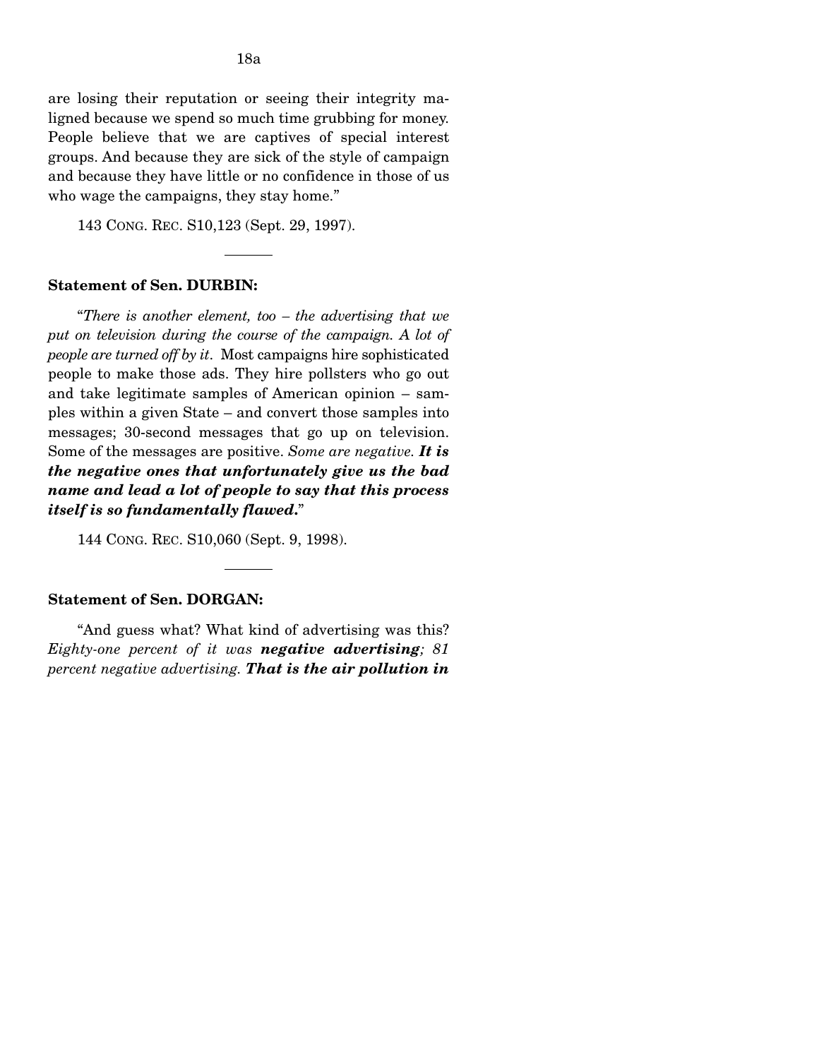are losing their reputation or seeing their integrity maligned because we spend so much time grubbing for money. People believe that we are captives of special interest groups. And because they are sick of the style of campaign and because they have little or no confidence in those of us who wage the campaigns, they stay home."

143 CONG. REC. S10,123 (Sept. 29, 1997).

---

**Statement of Sen. DURBIN:**

"*There is another element, too – the advertising that we put on television during the course of the campaign. A lot of people are turned off by it.* Most campaigns hire sophisticated people to make those ads. They hire pollsters who go out and take legitimate samples of American opinion – samples within a given State – and convert those samples into messages; 30-second messages that go up on television. Some of the messages are positive. *Some are negative.* ***It is the negative ones that unfortunately give us the bad name and lead a lot of people to say that this process itself is so fundamentally flawed.***"

144 CONG. REC. S10,060 (Sept. 9, 1998).

---

**Statement of Sen. DORGAN:**

"And guess what? What kind of advertising was this? *Eighty-one percent of it was* ***negative advertising****; 81 percent negative advertising.* ***That is the air pollution in***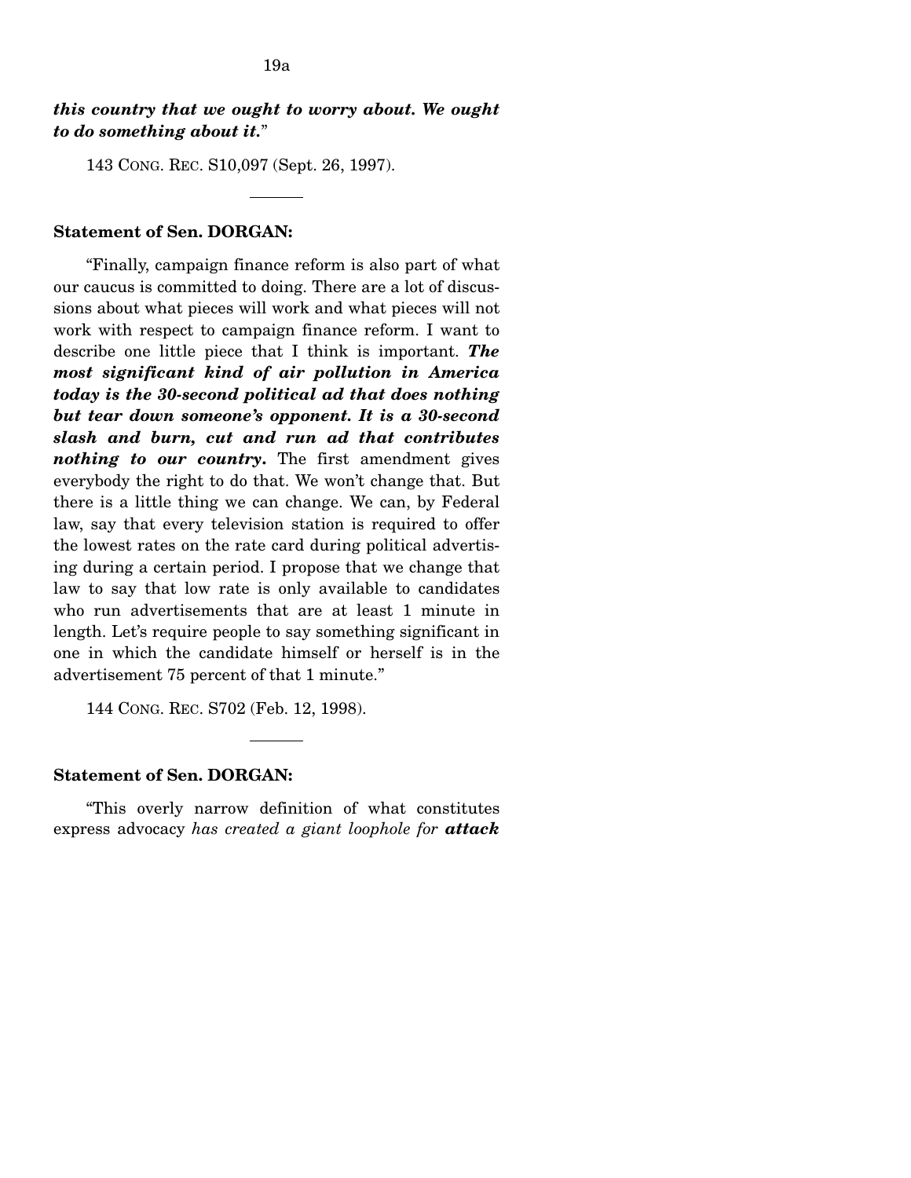***this country that we ought to worry about. We ought to do something about it.***"

143 CONG. REC. S10,097 (Sept. 26, 1997).

---

**Statement of Sen. DORGAN:**

"Finally, campaign finance reform is also part of what our caucus is committed to doing. There are a lot of discussions about what pieces will work and what pieces will not work with respect to campaign finance reform. I want to describe one little piece that I think is important. ***The most significant kind of air pollution in America today is the 30-second political ad that does nothing but tear down someone's opponent. It is a 30-second slash and burn, cut and run ad that contributes nothing to our country.*** The first amendment gives everybody the right to do that. We won't change that. But there is a little thing we can change. We can, by Federal law, say that every television station is required to offer the lowest rates on the rate card during political advertising during a certain period. I propose that we change that law to say that low rate is only available to candidates who run advertisements that are at least 1 minute in length. Let's require people to say something significant in one in which the candidate himself or herself is in the advertisement 75 percent of that 1 minute."

144 CONG. REC. S702 (Feb. 12, 1998).

---

**Statement of Sen. DORGAN:**

"This overly narrow definition of what constitutes express advocacy *has created a giant loophole for* ***attack***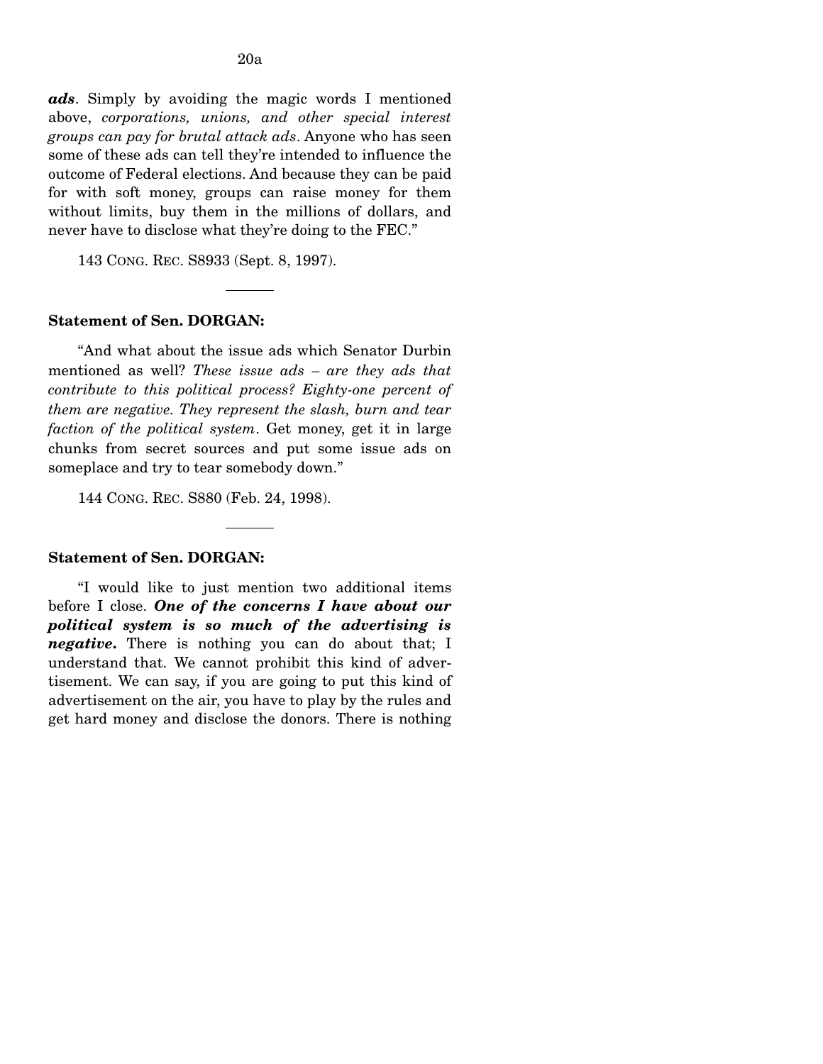***ads***. Simply by avoiding the magic words I mentioned above, *corporations, unions, and other special interest groups can pay for brutal attack ads*. Anyone who has seen some of these ads can tell they're intended to influence the outcome of Federal elections. And because they can be paid for with soft money, groups can raise money for them without limits, buy them in the millions of dollars, and never have to disclose what they're doing to the FEC."

143 CONG. REC. S8933 (Sept. 8, 1997).

---

**Statement of Sen. DORGAN:**

"And what about the issue ads which Senator Durbin mentioned as well? *These issue ads – are they ads that contribute to this political process? Eighty-one percent of them are negative. They represent the slash, burn and tear faction of the political system*. Get money, get it in large chunks from secret sources and put some issue ads on someplace and try to tear somebody down."

144 CONG. REC. S880 (Feb. 24, 1998).

---

**Statement of Sen. DORGAN:**

"I would like to just mention two additional items before I close. ***One of the concerns I have about our political system is so much of the advertising is negative.*** There is nothing you can do about that; I understand that. We cannot prohibit this kind of advertisement. We can say, if you are going to put this kind of advertisement on the air, you have to play by the rules and get hard money and disclose the donors. There is nothing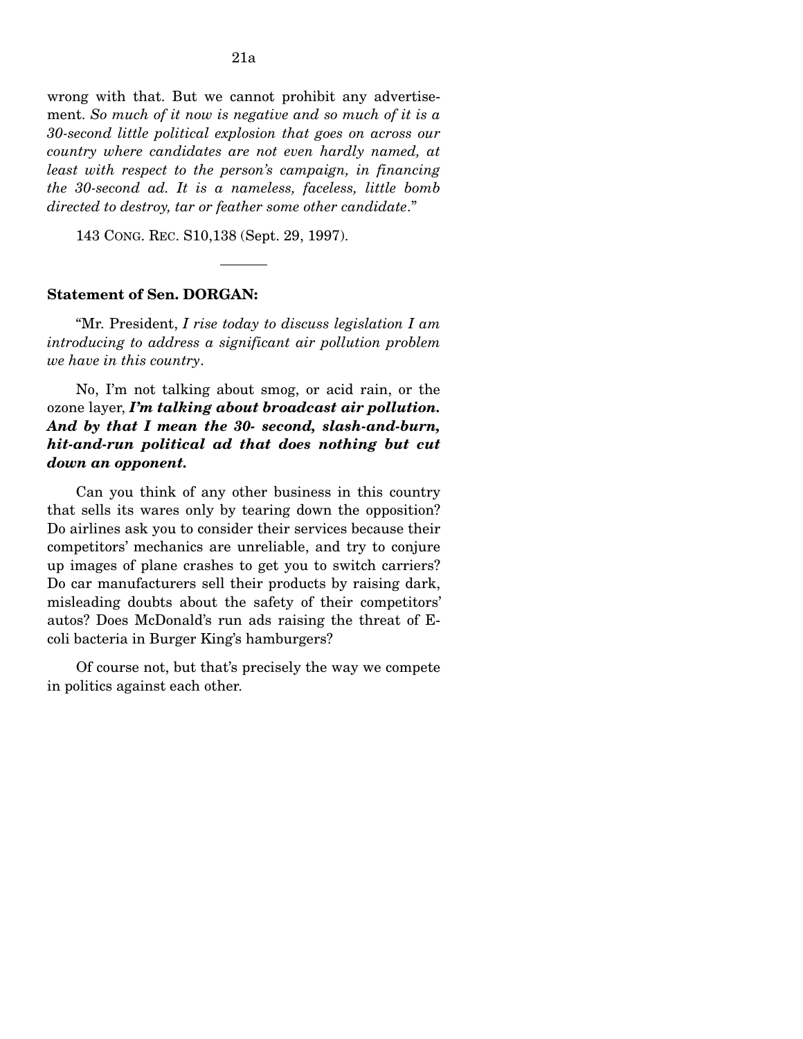wrong with that. But we cannot prohibit any advertisement. *So much of it now is negative and so much of it is a 30-second little political explosion that goes on across our country where candidates are not even hardly named, at least with respect to the person's campaign, in financing the 30-second ad. It is a nameless, faceless, little bomb directed to destroy, tar or feather some other candidate*."

143 CONG. REC. S10,138 (Sept. 29, 1997).

---

**Statement of Sen. DORGAN:**

"Mr. President, *I rise today to discuss legislation I am introducing to address a significant air pollution problem we have in this country*.

No, I'm not talking about smog, or acid rain, or the ozone layer, ***I'm talking about broadcast air pollution. And by that I mean the 30- second, slash-and-burn, hit-and-run political ad that does nothing but cut down an opponent.***

Can you think of any other business in this country that sells its wares only by tearing down the opposition? Do airlines ask you to consider their services because their competitors' mechanics are unreliable, and try to conjure up images of plane crashes to get you to switch carriers? Do car manufacturers sell their products by raising dark, misleading doubts about the safety of their competitors' autos? Does McDonald's run ads raising the threat of E-coli bacteria in Burger King's hamburgers?

Of course not, but that's precisely the way we compete in politics against each other.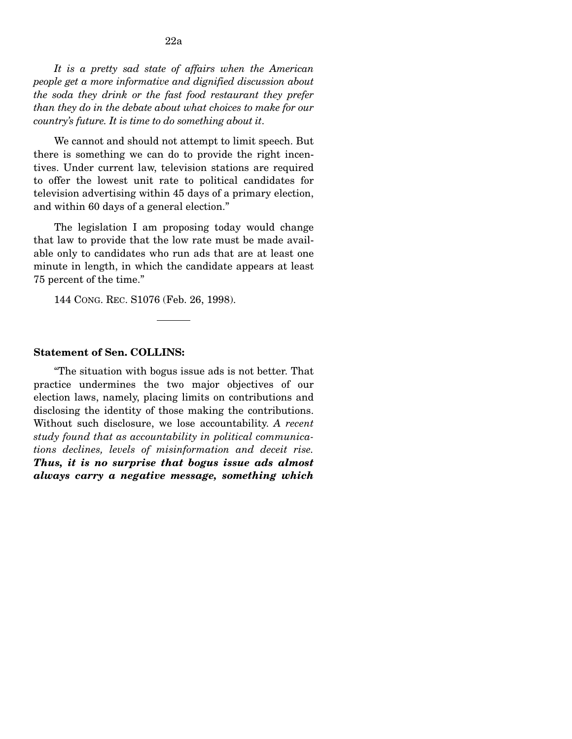*It is a pretty sad state of affairs when the American people get a more informative and dignified discussion about the soda they drink or the fast food restaurant they prefer than they do in the debate about what choices to make for our country's future. It is time to do something about it.*

We cannot and should not attempt to limit speech. But there is something we can do to provide the right incentives. Under current law, television stations are required to offer the lowest unit rate to political candidates for television advertising within 45 days of a primary election, and within 60 days of a general election."

The legislation I am proposing today would change that law to provide that the low rate must be made available only to candidates who run ads that are at least one minute in length, in which the candidate appears at least 75 percent of the time."

144 CONG. REC. S1076 (Feb. 26, 1998).

---

**Statement of Sen. COLLINS:**

"The situation with bogus issue ads is not better. That practice undermines the two major objectives of our election laws, namely, placing limits on contributions and disclosing the identity of those making the contributions. Without such disclosure, we lose accountability. *A recent study found that as accountability in political communications declines, levels of misinformation and deceit rise.* ***Thus, it is no surprise that bogus issue ads almost always carry a negative message, something which***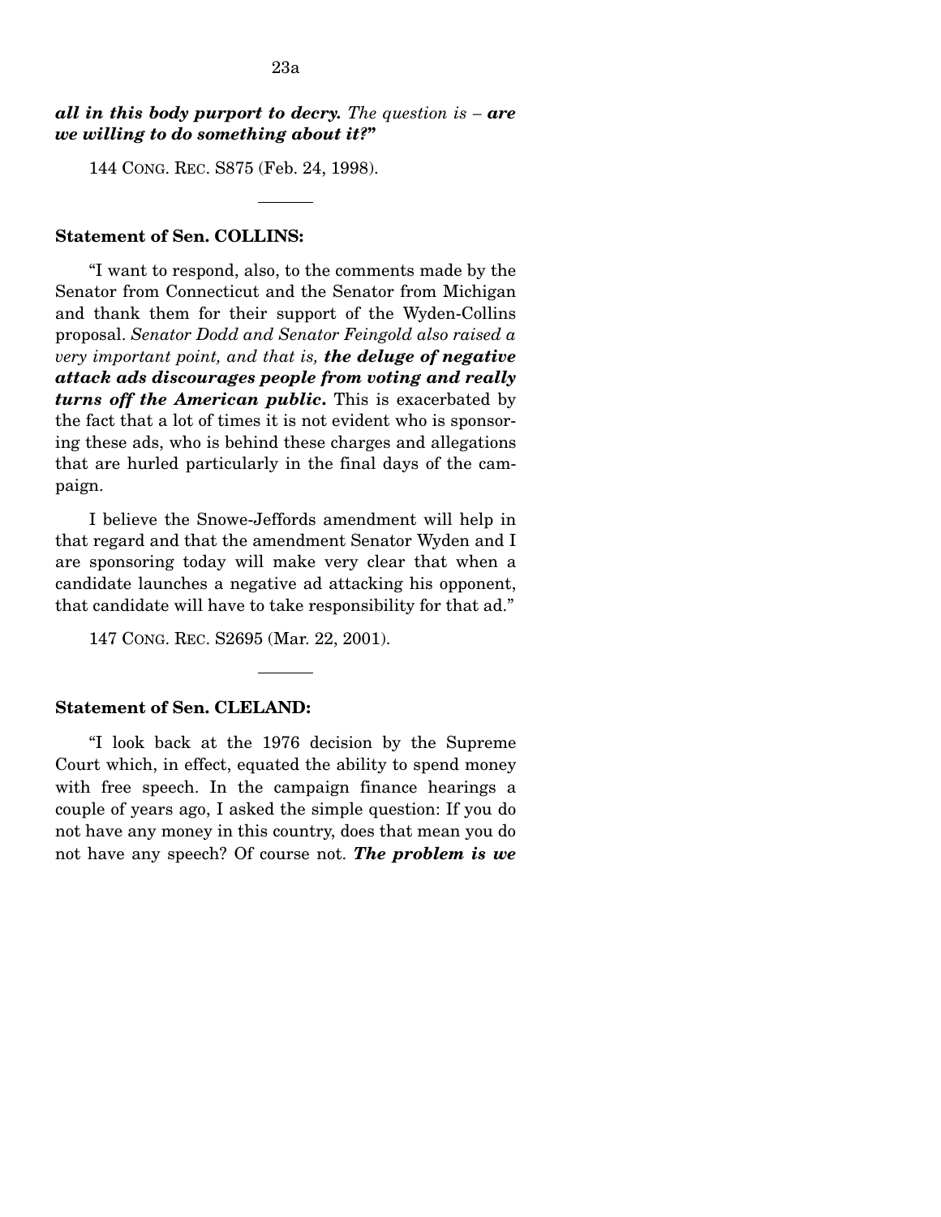***all in this body purport to decry.*** *The question is –* ***are we willing to do something about it?***"

144 CONG. REC. S875 (Feb. 24, 1998).

---

**Statement of Sen. COLLINS:**

"I want to respond, also, to the comments made by the Senator from Connecticut and the Senator from Michigan and thank them for their support of the Wyden-Collins proposal. *Senator Dodd and Senator Feingold also raised a very important point, and that is,* ***the deluge of negative attack ads discourages people from voting and really turns off the American public.*** This is exacerbated by the fact that a lot of times it is not evident who is sponsoring these ads, who is behind these charges and allegations that are hurled particularly in the final days of the campaign.

I believe the Snowe-Jeffords amendment will help in that regard and that the amendment Senator Wyden and I are sponsoring today will make very clear that when a candidate launches a negative ad attacking his opponent, that candidate will have to take responsibility for that ad."

147 CONG. REC. S2695 (Mar. 22, 2001).

---

**Statement of Sen. CLELAND:**

"I look back at the 1976 decision by the Supreme Court which, in effect, equated the ability to spend money with free speech. In the campaign finance hearings a couple of years ago, I asked the simple question: If you do not have any money in this country, does that mean you do not have any speech? Of course not. ***The problem is we***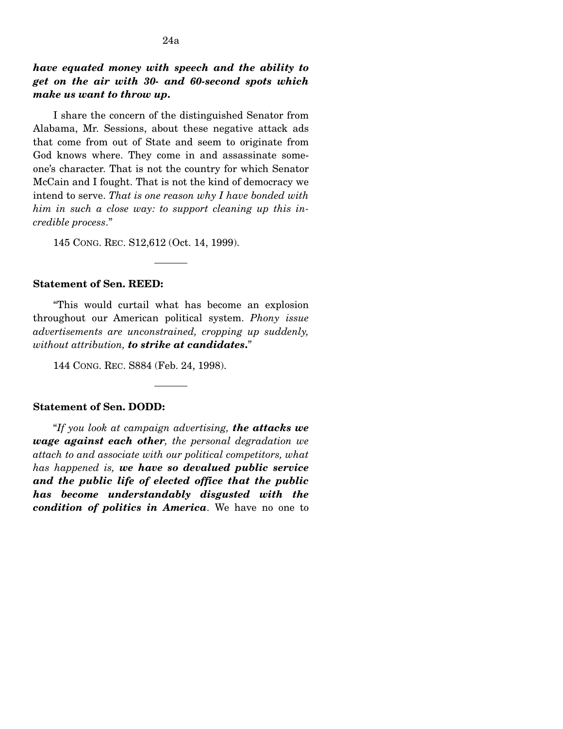***have equated money with speech and the ability to get on the air with 30- and 60-second spots which make us want to throw up.***

I share the concern of the distinguished Senator from Alabama, Mr. Sessions, about these negative attack ads that come from out of State and seem to originate from God knows where. They come in and assassinate someone's character. That is not the country for which Senator McCain and I fought. That is not the kind of democracy we intend to serve. *That is one reason why I have bonded with him in such a close way: to support cleaning up this incredible process*."

145 CONG. REC. S12,612 (Oct. 14, 1999).

---

**Statement of Sen. REED:**

"This would curtail what has become an explosion throughout our American political system. *Phony issue advertisements are unconstrained, cropping up suddenly, without attribution,* ***to strike at candidates***."

144 CONG. REC. S884 (Feb. 24, 1998).

---

**Statement of Sen. DODD:**

"*If you look at campaign advertising,* ***the attacks we wage against each other****, the personal degradation we attach to and associate with our political competitors, what has happened is,* ***we have so devalued public service and the public life of elected office that the public has become understandably disgusted with the condition of politics in America***. We have no one to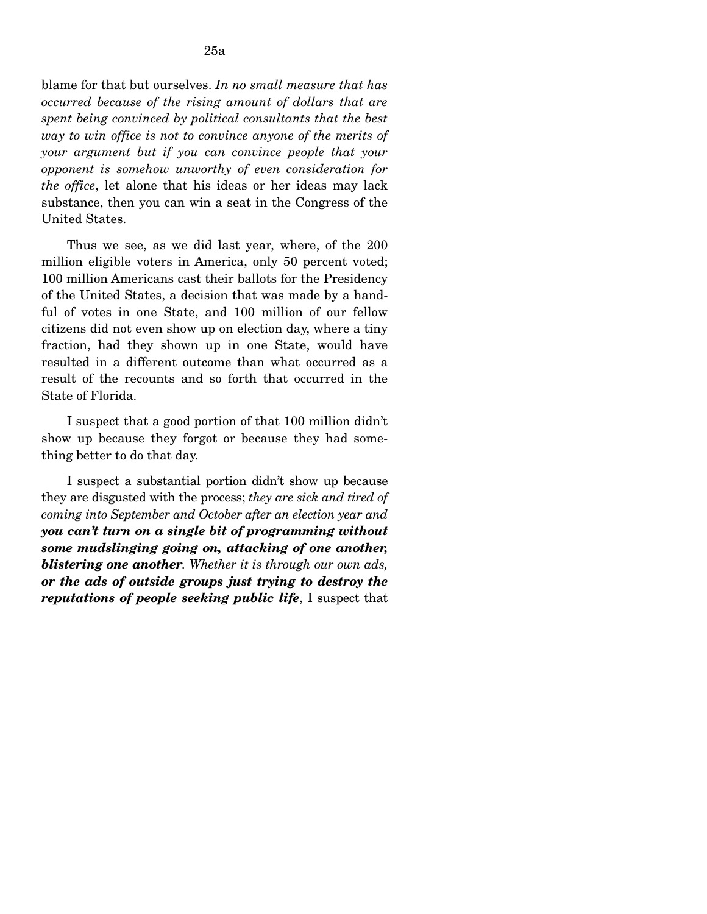blame for that but ourselves. *In no small measure that has occurred because of the rising amount of dollars that are spent being convinced by political consultants that the best way to win office is not to convince anyone of the merits of your argument but if you can convince people that your opponent is somehow unworthy of even consideration for the office*, let alone that his ideas or her ideas may lack substance, then you can win a seat in the Congress of the United States.

Thus we see, as we did last year, where, of the 200 million eligible voters in America, only 50 percent voted; 100 million Americans cast their ballots for the Presidency of the United States, a decision that was made by a handful of votes in one State, and 100 million of our fellow citizens did not even show up on election day, where a tiny fraction, had they shown up in one State, would have resulted in a different outcome than what occurred as a result of the recounts and so forth that occurred in the State of Florida.

I suspect that a good portion of that 100 million didn't show up because they forgot or because they had something better to do that day.

I suspect a substantial portion didn't show up because they are disgusted with the process; *they are sick and tired of coming into September and October after an election year and* ***you can't turn on a single bit of programming without some mudslinging going on, attacking of one another, blistering one another****. Whether it is through our own ads,* ***or the ads of outside groups just trying to destroy the reputations of people seeking public life***, I suspect that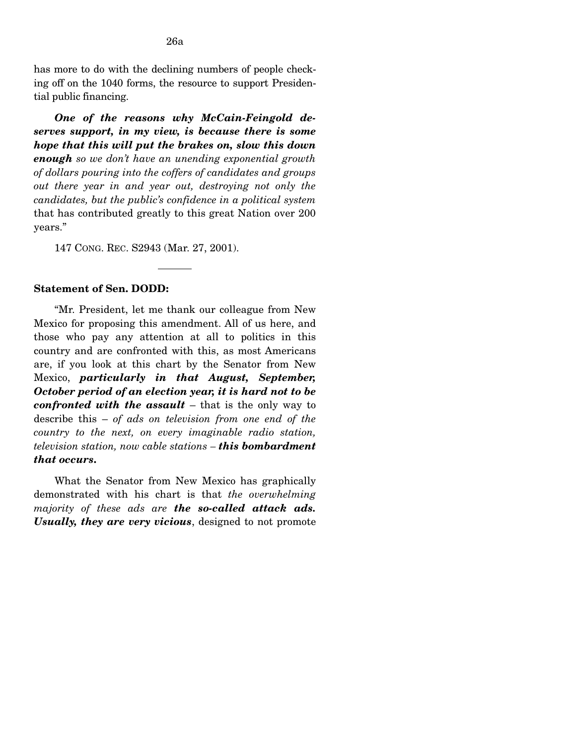has more to do with the declining numbers of people checking off on the 1040 forms, the resource to support Presidential public financing.

***One of the reasons why McCain-Feingold deserves support, in my view, is because there is some hope that this will put the brakes on, slow this down enough*** *so we don't have an unending exponential growth of dollars pouring into the coffers of candidates and groups out there year in and year out, destroying not only the candidates, but the public's confidence in a political system* that has contributed greatly to this great Nation over 200 years."

147 CONG. REC. S2943 (Mar. 27, 2001).

---

**Statement of Sen. DODD:**

"Mr. President, let me thank our colleague from New Mexico for proposing this amendment. All of us here, and those who pay any attention at all to politics in this country and are confronted with this, as most Americans are, if you look at this chart by the Senator from New Mexico, ***particularly in that August, September, October period of an election year, it is hard not to be confronted with the assault*** – that is the only way to describe this – *of ads on television from one end of the country to the next, on every imaginable radio station, television station, now cable stations* – ***this bombardment that occurs.***

What the Senator from New Mexico has graphically demonstrated with his chart is that *the overwhelming majority of these ads are* ***the so-called attack ads. Usually, they are very vicious***, designed to not promote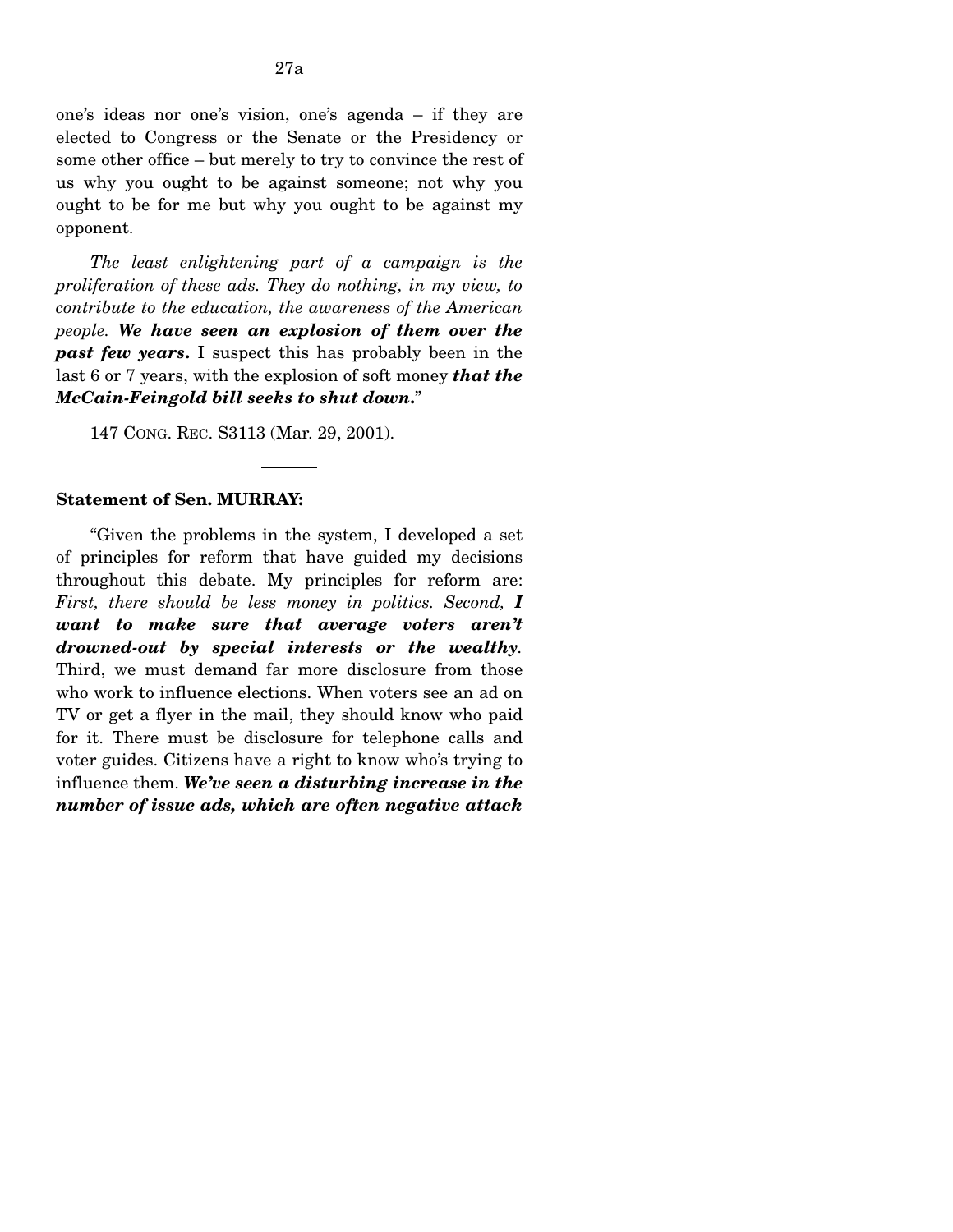one's ideas nor one's vision, one's agenda – if they are elected to Congress or the Senate or the Presidency or some other office – but merely to try to convince the rest of us why you ought to be against someone; not why you ought to be for me but why you ought to be against my opponent.

*The least enlightening part of a campaign is the proliferation of these ads. They do nothing, in my view, to contribute to the education, the awareness of the American people.* ***We have seen an explosion of them over the past few years.*** I suspect this has probably been in the last 6 or 7 years, with the explosion of soft money ***that the McCain-Feingold bill seeks to shut down.***"

147 CONG. REC. S3113 (Mar. 29, 2001).

---

**Statement of Sen. MURRAY:**

"Given the problems in the system, I developed a set of principles for reform that have guided my decisions throughout this debate. My principles for reform are: *First, there should be less money in politics. Second,* ***I want to make sure that average voters aren't drowned-out by special interests or the wealthy****.* Third, we must demand far more disclosure from those who work to influence elections. When voters see an ad on TV or get a flyer in the mail, they should know who paid for it. There must be disclosure for telephone calls and voter guides. Citizens have a right to know who's trying to influence them. ***We've seen a disturbing increase in the number of issue ads, which are often negative attack***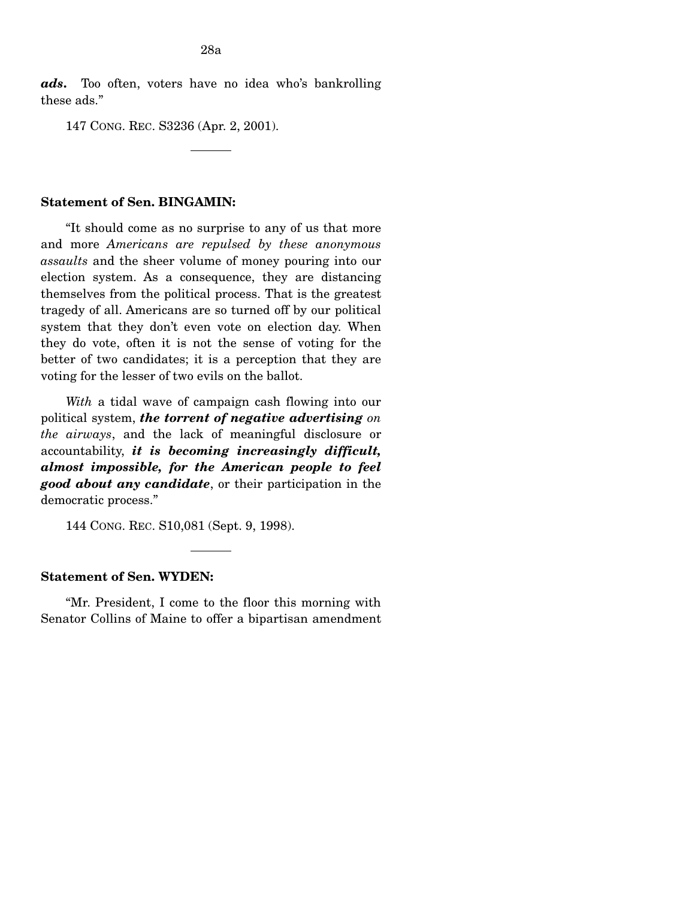***ads.*** Too often, voters have no idea who's bankrolling these ads."

147 CONG. REC. S3236 (Apr. 2, 2001).

---

**Statement of Sen. BINGAMIN:**

"It should come as no surprise to any of us that more and more *Americans are repulsed by these anonymous assaults* and the sheer volume of money pouring into our election system. As a consequence, they are distancing themselves from the political process. That is the greatest tragedy of all. Americans are so turned off by our political system that they don't even vote on election day. When they do vote, often it is not the sense of voting for the better of two candidates; it is a perception that they are voting for the lesser of two evils on the ballot.

*With* a tidal wave of campaign cash flowing into our political system, ***the torrent of negative advertising*** *on the airways*, and the lack of meaningful disclosure or accountability, ***it is becoming increasingly difficult, almost impossible, for the American people to feel good about any candidate***, or their participation in the democratic process."

144 CONG. REC. S10,081 (Sept. 9, 1998).

---

**Statement of Sen. WYDEN:**

"Mr. President, I come to the floor this morning with Senator Collins of Maine to offer a bipartisan amendment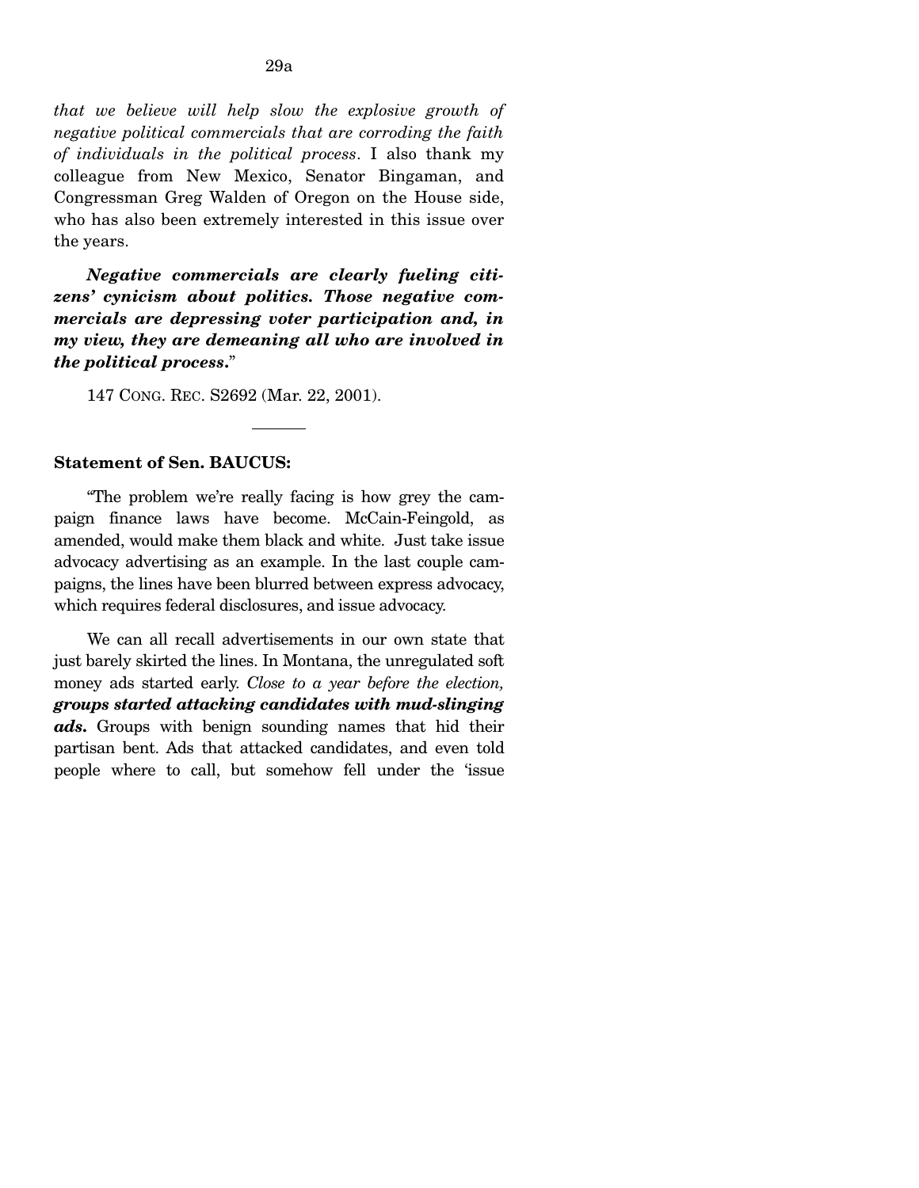*that we believe will help slow the explosive growth of negative political commercials that are corroding the faith of individuals in the political process*. I also thank my colleague from New Mexico, Senator Bingaman, and Congressman Greg Walden of Oregon on the House side, who has also been extremely interested in this issue over the years.

***Negative commercials are clearly fueling citizens' cynicism about politics. Those negative commercials are depressing voter participation and, in my view, they are demeaning all who are involved in the political process.***"

147 CONG. REC. S2692 (Mar. 22, 2001).

---

**Statement of Sen. BAUCUS:**

"The problem we're really facing is how grey the campaign finance laws have become. McCain-Feingold, as amended, would make them black and white. Just take issue advocacy advertising as an example. In the last couple campaigns, the lines have been blurred between express advocacy, which requires federal disclosures, and issue advocacy.

We can all recall advertisements in our own state that just barely skirted the lines. In Montana, the unregulated soft money ads started early. *Close to a year before the election,* ***groups started attacking candidates with mud-slinging ads.*** Groups with benign sounding names that hid their partisan bent. Ads that attacked candidates, and even told people where to call, but somehow fell under the 'issue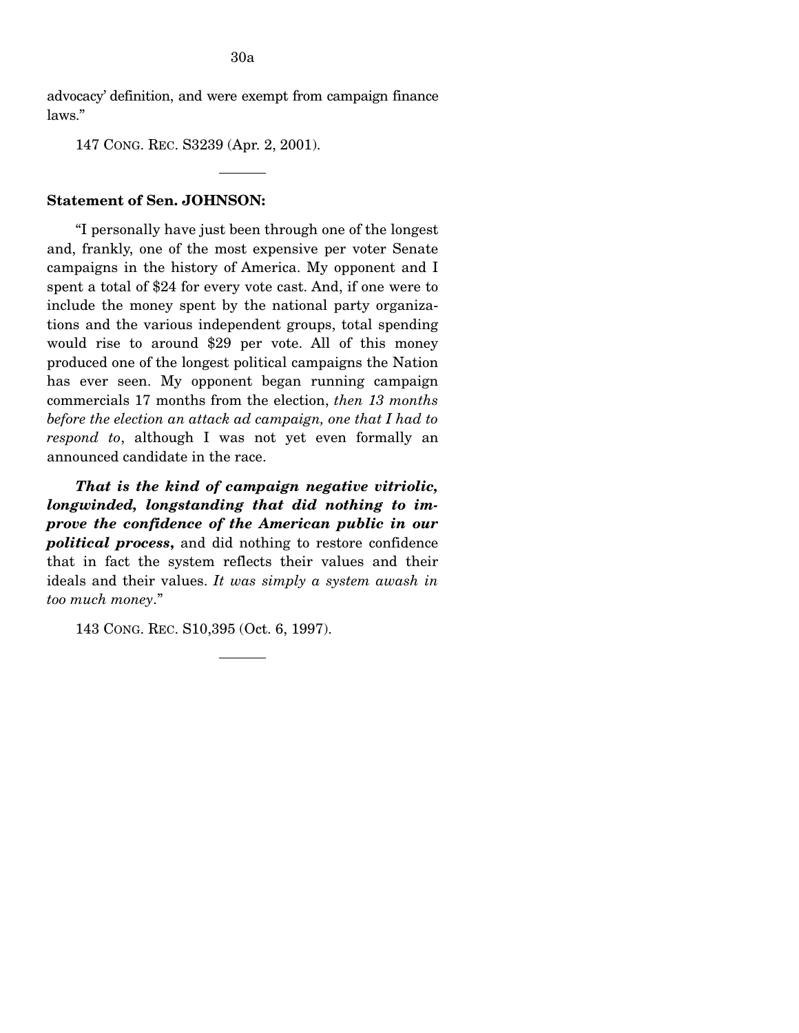advocacy' definition, and were exempt from campaign finance laws."

147 CONG. REC. S3239 (Apr. 2, 2001).

---

**Statement of Sen. JOHNSON:**

"I personally have just been through one of the longest and, frankly, one of the most expensive per voter Senate campaigns in the history of America. My opponent and I spent a total of $24 for every vote cast. And, if one were to include the money spent by the national party organizations and the various independent groups, total spending would rise to around $29 per vote. All of this money produced one of the longest political campaigns the Nation has ever seen. My opponent began running campaign commercials 17 months from the election, *then 13 months before the election an attack ad campaign, one that I had to respond to*, although I was not yet even formally an announced candidate in the race.

***That is the kind of campaign negative vitriolic, longwinded, longstanding that did nothing to improve the confidence of the American public in our political process,*** and did nothing to restore confidence that in fact the system reflects their values and their ideals and their values. *It was simply a system awash in too much money*."

143 CONG. REC. S10,395 (Oct. 6, 1997).

---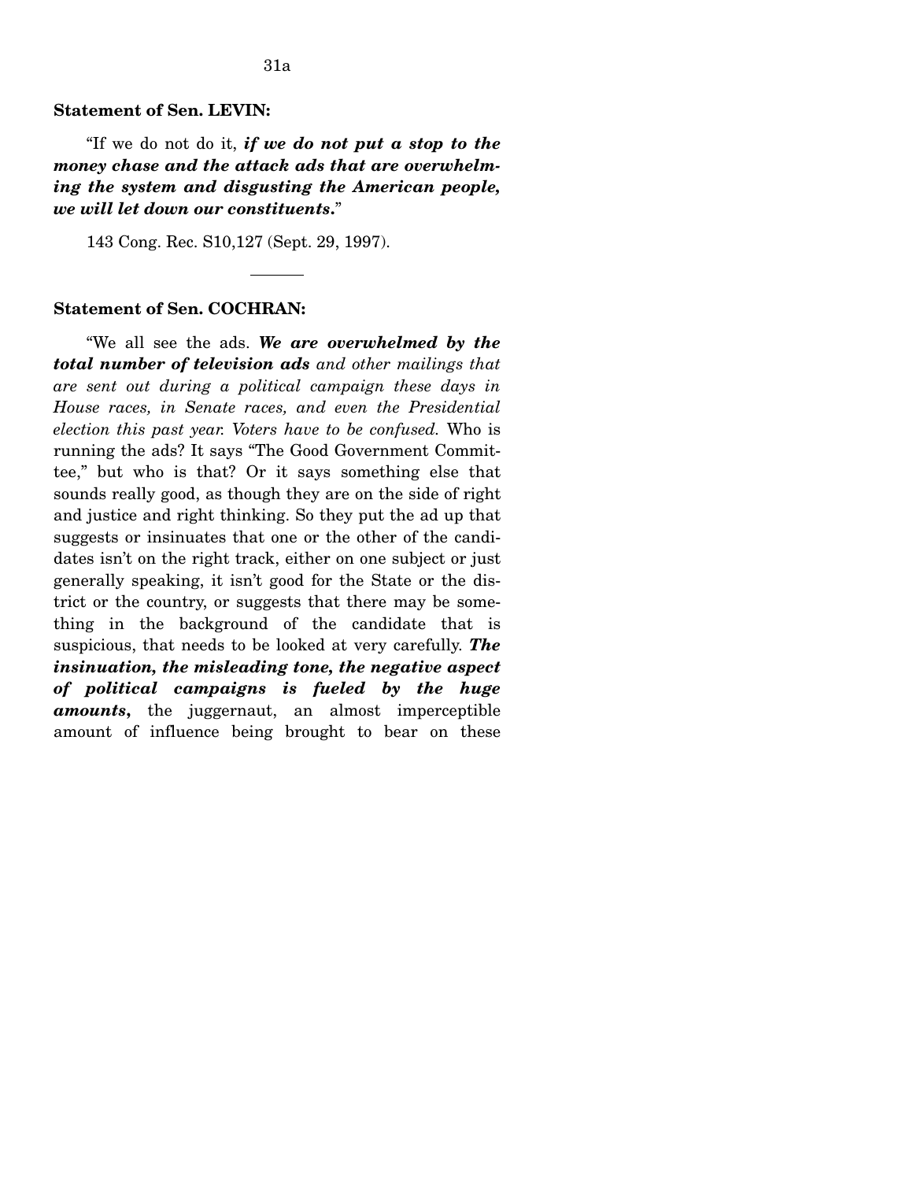**Statement of Sen. LEVIN:**

"If we do not do it, ***if we do not put a stop to the money chase and the attack ads that are overwhelming the system and disgusting the American people, we will let down our constituents.***"

143 Cong. Rec. S10,127 (Sept. 29, 1997).

---

**Statement of Sen. COCHRAN:**

"We all see the ads. ***We are overwhelmed by the total number of television ads*** *and other mailings that are sent out during a political campaign these days in House races, in Senate races, and even the Presidential election this past year. Voters have to be confused.* Who is running the ads? It says "The Good Government Committee," but who is that? Or it says something else that sounds really good, as though they are on the side of right and justice and right thinking. So they put the ad up that suggests or insinuates that one or the other of the candidates isn't on the right track, either on one subject or just generally speaking, it isn't good for the State or the district or the country, or suggests that there may be something in the background of the candidate that is suspicious, that needs to be looked at very carefully. ***The insinuation, the misleading tone, the negative aspect of political campaigns is fueled by the huge amounts***, the juggernaut, an almost imperceptible amount of influence being brought to bear on these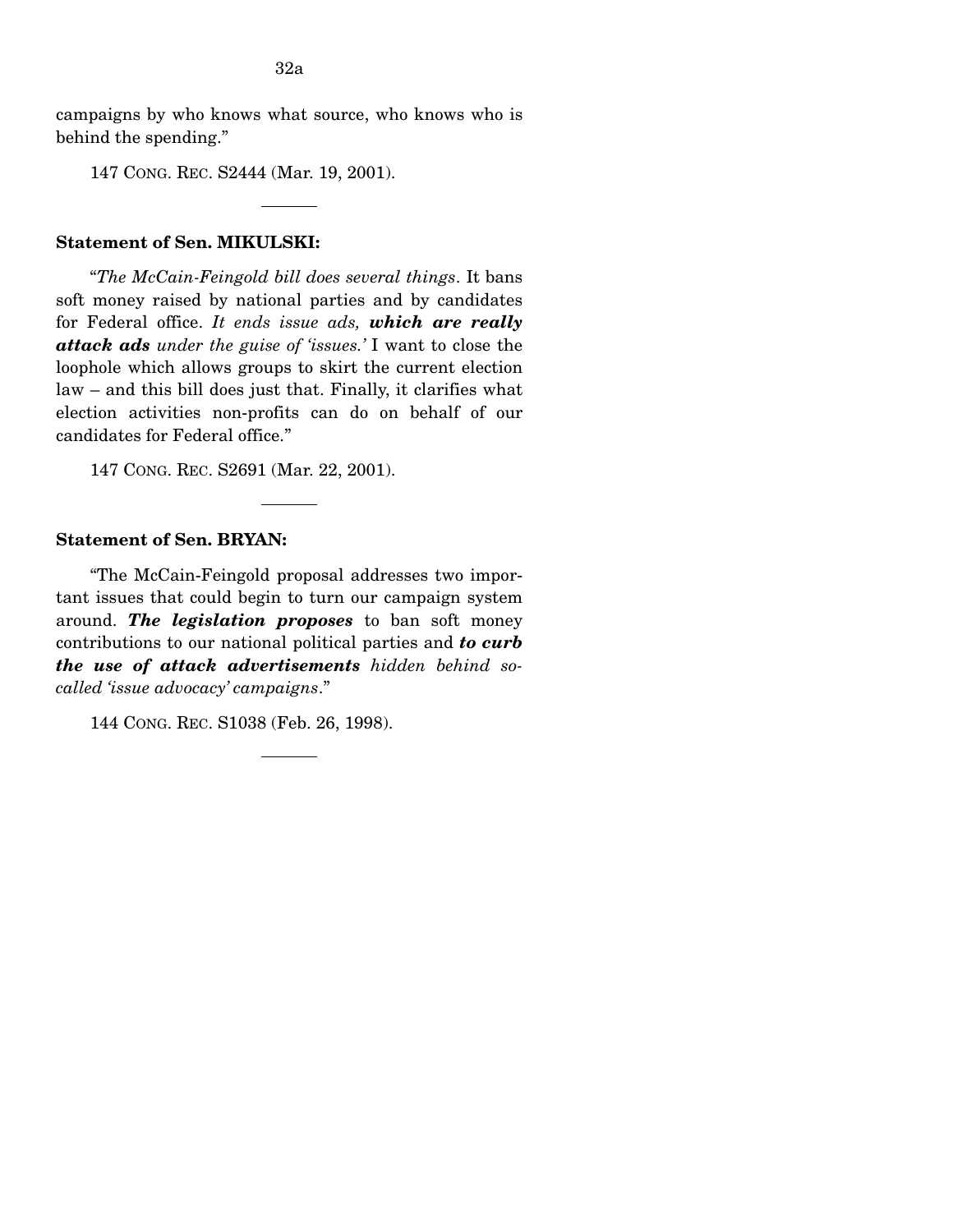campaigns by who knows what source, who knows who is behind the spending."

147 CONG. REC. S2444 (Mar. 19, 2001).

---

**Statement of Sen. MIKULSKI:**

"*The McCain-Feingold bill does several things*. It bans soft money raised by national parties and by candidates for Federal office. *It ends issue ads,* ***which are really attack ads*** *under the guise of 'issues.'* I want to close the loophole which allows groups to skirt the current election law – and this bill does just that. Finally, it clarifies what election activities non-profits can do on behalf of our candidates for Federal office."

147 CONG. REC. S2691 (Mar. 22, 2001).

---

**Statement of Sen. BRYAN:**

"The McCain-Feingold proposal addresses two important issues that could begin to turn our campaign system around. ***The legislation proposes*** to ban soft money contributions to our national political parties and ***to curb the use of attack advertisements*** *hidden behind so-called 'issue advocacy' campaigns*."

144 CONG. REC. S1038 (Feb. 26, 1998).

---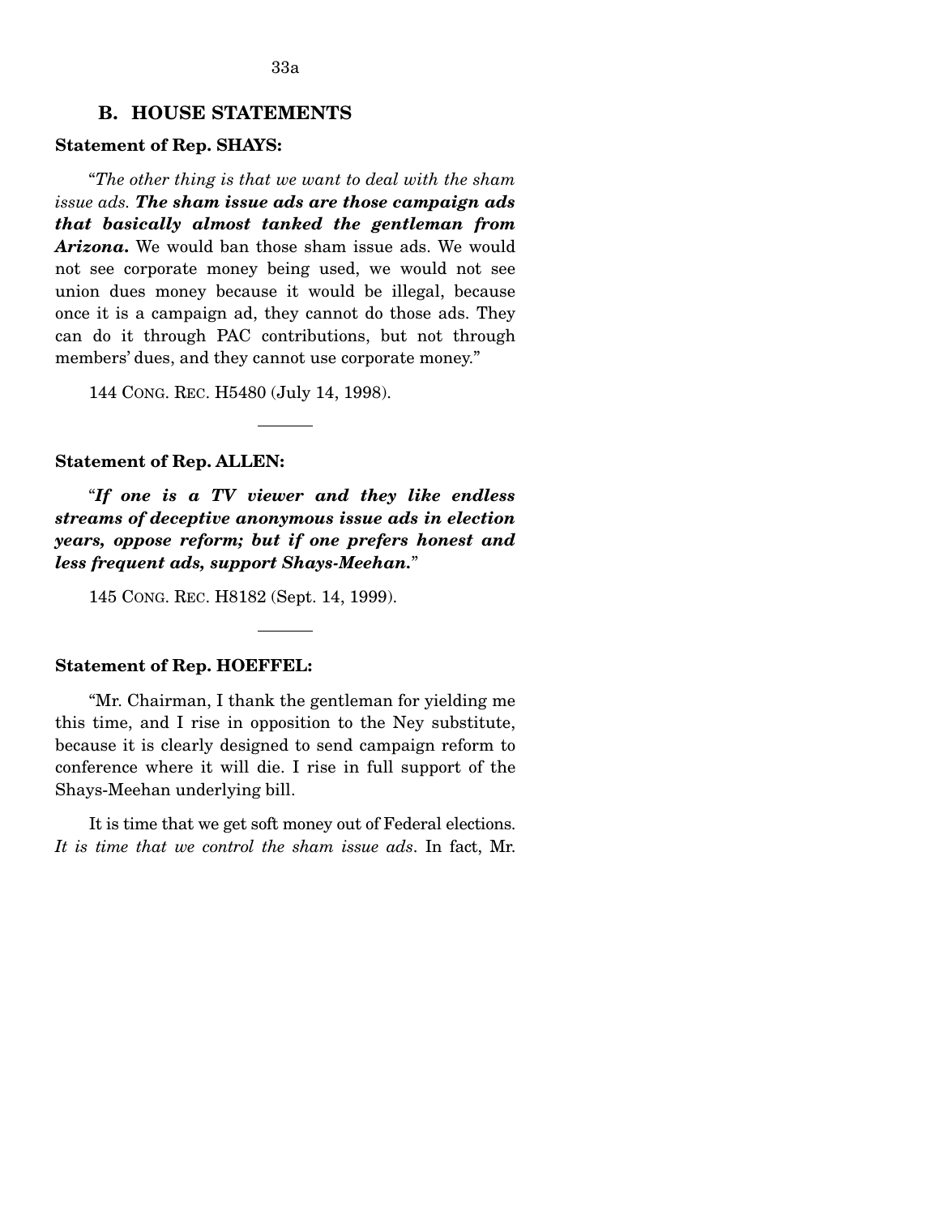## B. HOUSE STATEMENTS

**Statement of Rep. SHAYS:**

"*The other thing is that we want to deal with the sham issue ads.* ***The sham issue ads are those campaign ads that basically almost tanked the gentleman from Arizona.*** We would ban those sham issue ads. We would not see corporate money being used, we would not see union dues money because it would be illegal, because once it is a campaign ad, they cannot do those ads. They can do it through PAC contributions, but not through members' dues, and they cannot use corporate money."

144 CONG. REC. H5480 (July 14, 1998).

---

**Statement of Rep. ALLEN:**

"***If one is a TV viewer and they like endless streams of deceptive anonymous issue ads in election years, oppose reform; but if one prefers honest and less frequent ads, support Shays-Meehan.***"

145 CONG. REC. H8182 (Sept. 14, 1999).

---

**Statement of Rep. HOEFFEL:**

"Mr. Chairman, I thank the gentleman for yielding me this time, and I rise in opposition to the Ney substitute, because it is clearly designed to send campaign reform to conference where it will die. I rise in full support of the Shays-Meehan underlying bill.

It is time that we get soft money out of Federal elections. *It is time that we control the sham issue ads*. In fact, Mr.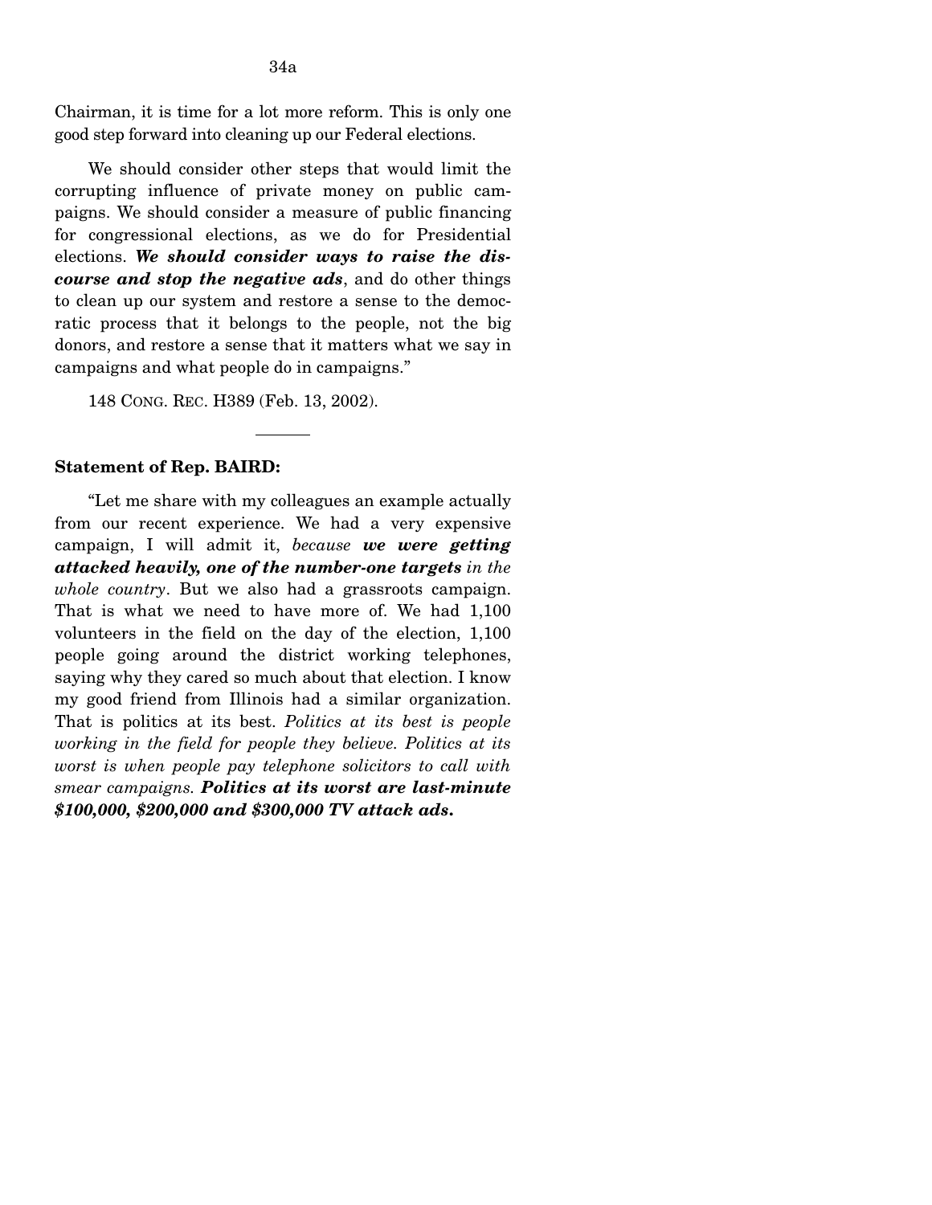Chairman, it is time for a lot more reform. This is only one good step forward into cleaning up our Federal elections.

We should consider other steps that would limit the corrupting influence of private money on public campaigns. We should consider a measure of public financing for congressional elections, as we do for Presidential elections. ***We should consider ways to raise the discourse and stop the negative ads***, and do other things to clean up our system and restore a sense to the democratic process that it belongs to the people, not the big donors, and restore a sense that it matters what we say in campaigns and what people do in campaigns."

148 CONG. REC. H389 (Feb. 13, 2002).

---

**Statement of Rep. BAIRD:**

"Let me share with my colleagues an example actually from our recent experience. We had a very expensive campaign, I will admit it, *because **we were getting attacked heavily, one of the number-one targets** in the whole country*. But we also had a grassroots campaign. That is what we need to have more of. We had 1,100 volunteers in the field on the day of the election, 1,100 people going around the district working telephones, saying why they cared so much about that election. I know my good friend from Illinois had a similar organization. That is politics at its best. *Politics at its best is people working in the field for people they believe. Politics at its worst is when people pay telephone solicitors to call with smear campaigns.* ***Politics at its worst are last-minute $100,000, $200,000 and $300,000 TV attack ads.***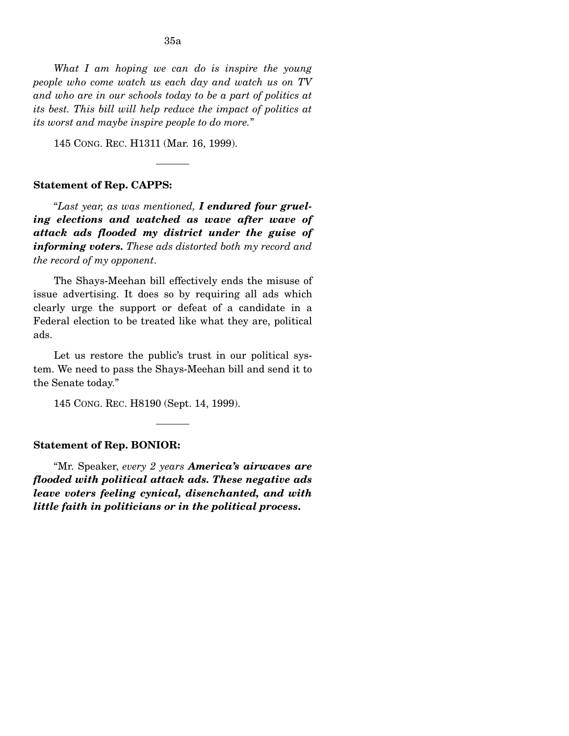*What I am hoping we can do is inspire the young people who come watch us each day and watch us on TV and who are in our schools today to be a part of politics at its best. This bill will help reduce the impact of politics at its worst and maybe inspire people to do more.*"

145 CONG. REC. H1311 (Mar. 16, 1999).

---

**Statement of Rep. CAPPS:**

"*Last year, as was mentioned,* ***I endured four grueling elections and watched as wave after wave of attack ads flooded my district under the guise of informing voters.*** *These ads distorted both my record and the record of my opponent*.

The Shays-Meehan bill effectively ends the misuse of issue advertising. It does so by requiring all ads which clearly urge the support or defeat of a candidate in a Federal election to be treated like what they are, political ads.

Let us restore the public's trust in our political system. We need to pass the Shays-Meehan bill and send it to the Senate today."

145 CONG. REC. H8190 (Sept. 14, 1999).

---

**Statement of Rep. BONIOR:**

"Mr. Speaker, *every 2 years* ***America's airwaves are flooded with political attack ads. These negative ads leave voters feeling cynical, disenchanted, and with little faith in politicians or in the political process.***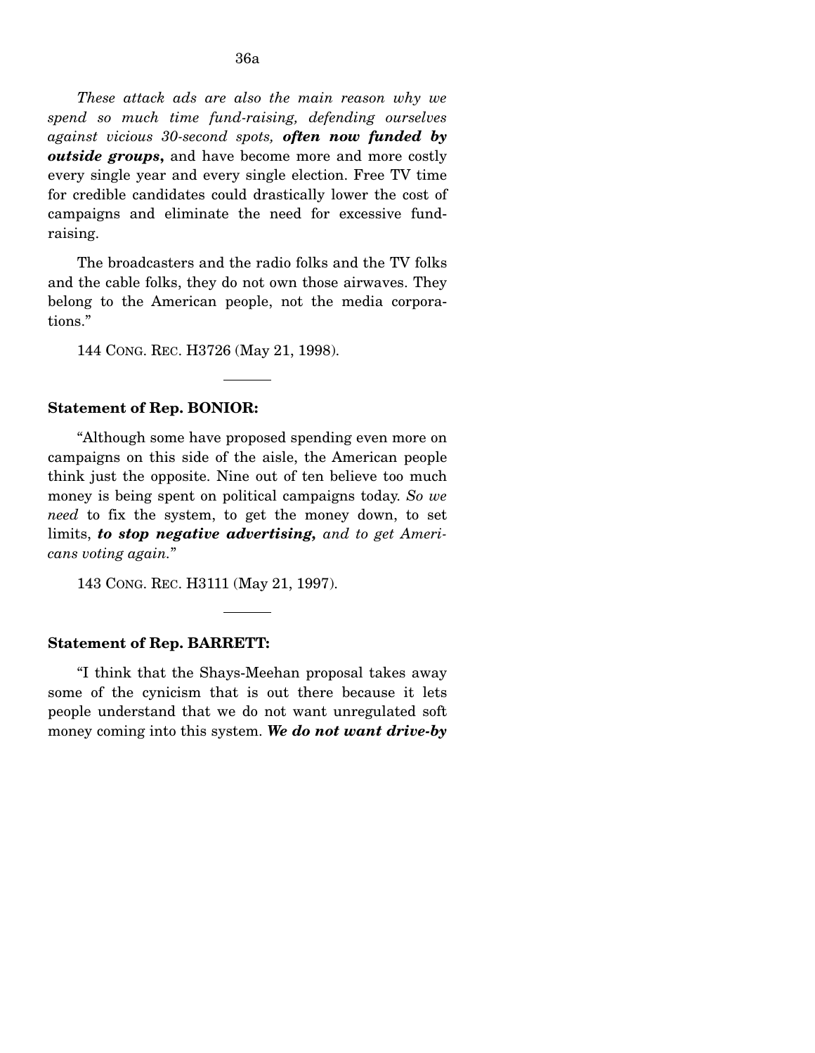*These attack ads are also the main reason why we spend so much time fund-raising, defending ourselves against vicious 30-second spots,* ***often now funded by outside groups,*** and have become more and more costly every single year and every single election. Free TV time for credible candidates could drastically lower the cost of campaigns and eliminate the need for excessive fund-raising.

The broadcasters and the radio folks and the TV folks and the cable folks, they do not own those airwaves. They belong to the American people, not the media corporations."

144 CONG. REC. H3726 (May 21, 1998).

---

**Statement of Rep. BONIOR:**

"Although some have proposed spending even more on campaigns on this side of the aisle, the American people think just the opposite. Nine out of ten believe too much money is being spent on political campaigns today. *So we need* to fix the system, to get the money down, to set limits, ***to stop negative advertising,*** *and to get Americans voting again.*"

143 CONG. REC. H3111 (May 21, 1997).

---

**Statement of Rep. BARRETT:**

"I think that the Shays-Meehan proposal takes away some of the cynicism that is out there because it lets people understand that we do not want unregulated soft money coming into this system. ***We do not want drive-by***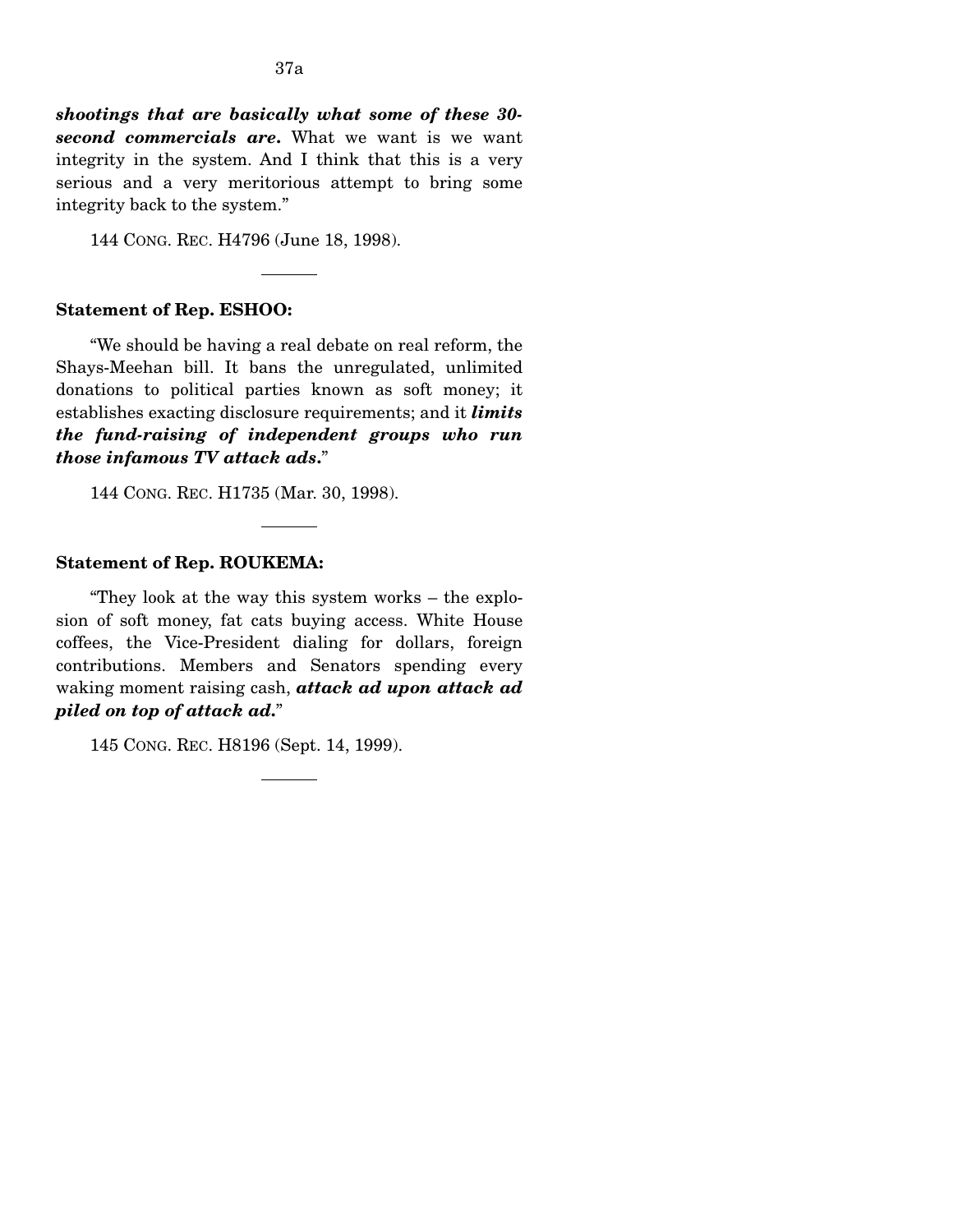***shootings that are basically what some of these 30-second commercials are.*** What we want is we want integrity in the system. And I think that this is a very serious and a very meritorious attempt to bring some integrity back to the system."

144 CONG. REC. H4796 (June 18, 1998).

---

**Statement of Rep. ESHOO:**

"We should be having a real debate on real reform, the Shays-Meehan bill. It bans the unregulated, unlimited donations to political parties known as soft money; it establishes exacting disclosure requirements; and it ***limits the fund-raising of independent groups who run those infamous TV attack ads.***"

144 CONG. REC. H1735 (Mar. 30, 1998).

---

**Statement of Rep. ROUKEMA:**

"They look at the way this system works – the explosion of soft money, fat cats buying access. White House coffees, the Vice-President dialing for dollars, foreign contributions. Members and Senators spending every waking moment raising cash, ***attack ad upon attack ad piled on top of attack ad.***"

145 CONG. REC. H8196 (Sept. 14, 1999).

---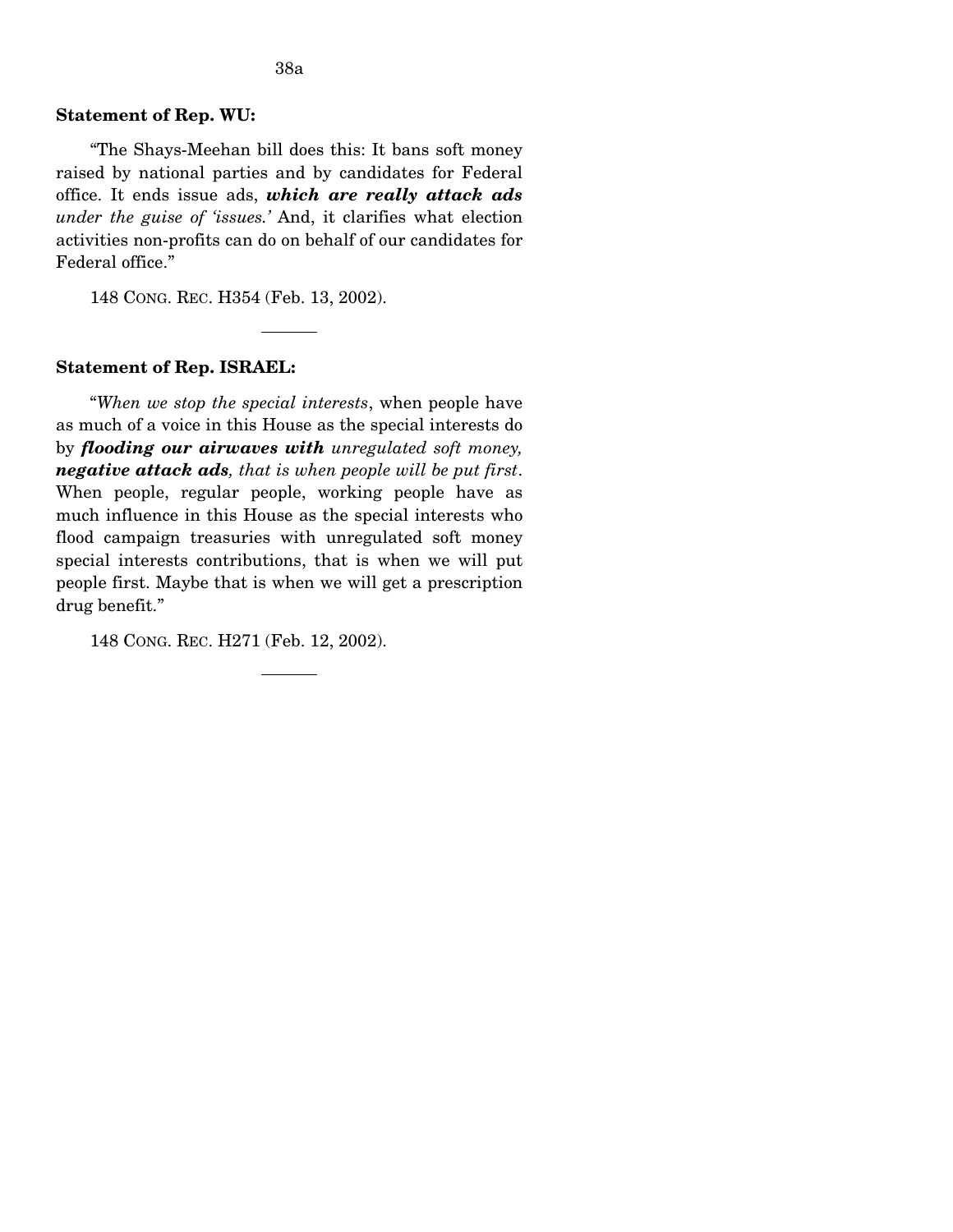**Statement of Rep. WU:**

"The Shays-Meehan bill does this: It bans soft money raised by national parties and by candidates for Federal office. It ends issue ads, ***which are really attack ads*** *under the guise of 'issues.'* And, it clarifies what election activities non-profits can do on behalf of our candidates for Federal office."

148 CONG. REC. H354 (Feb. 13, 2002).

---

**Statement of Rep. ISRAEL:**

"*When we stop the special interests*, when people have as much of a voice in this House as the special interests do by ***flooding our airwaves with*** *unregulated soft money,* ***negative attack ads****, that is when people will be put first*. When people, regular people, working people have as much influence in this House as the special interests who flood campaign treasuries with unregulated soft money special interests contributions, that is when we will put people first. Maybe that is when we will get a prescription drug benefit."

148 CONG. REC. H271 (Feb. 12, 2002).

---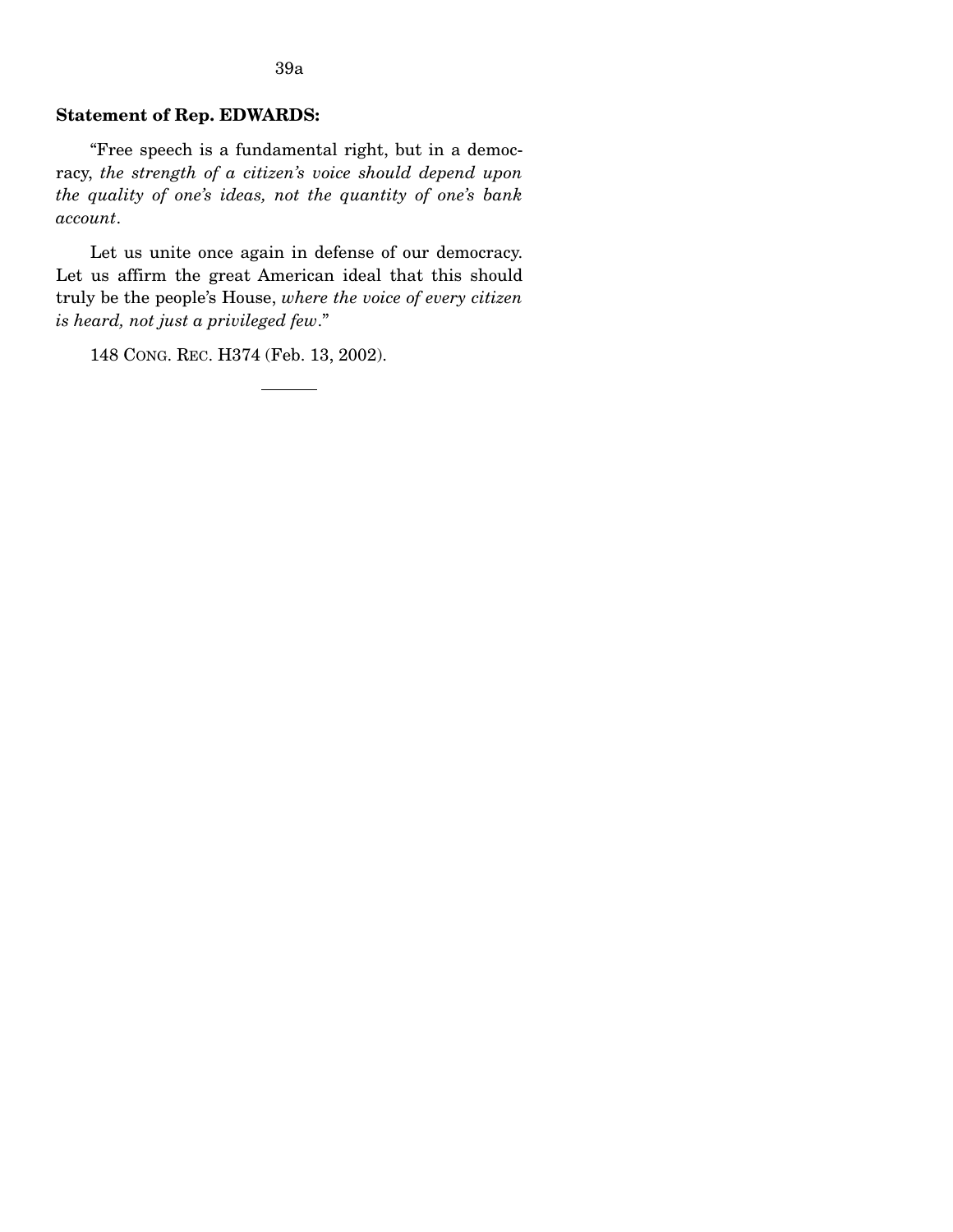**Statement of Rep. EDWARDS:**

"Free speech is a fundamental right, but in a democracy, *the strength of a citizen's voice should depend upon the quality of one's ideas, not the quantity of one's bank account*.

Let us unite once again in defense of our democracy. Let us affirm the great American ideal that this should truly be the people's House, *where the voice of every citizen is heard, not just a privileged few*."

148 CONG. REC. H374 (Feb. 13, 2002).

---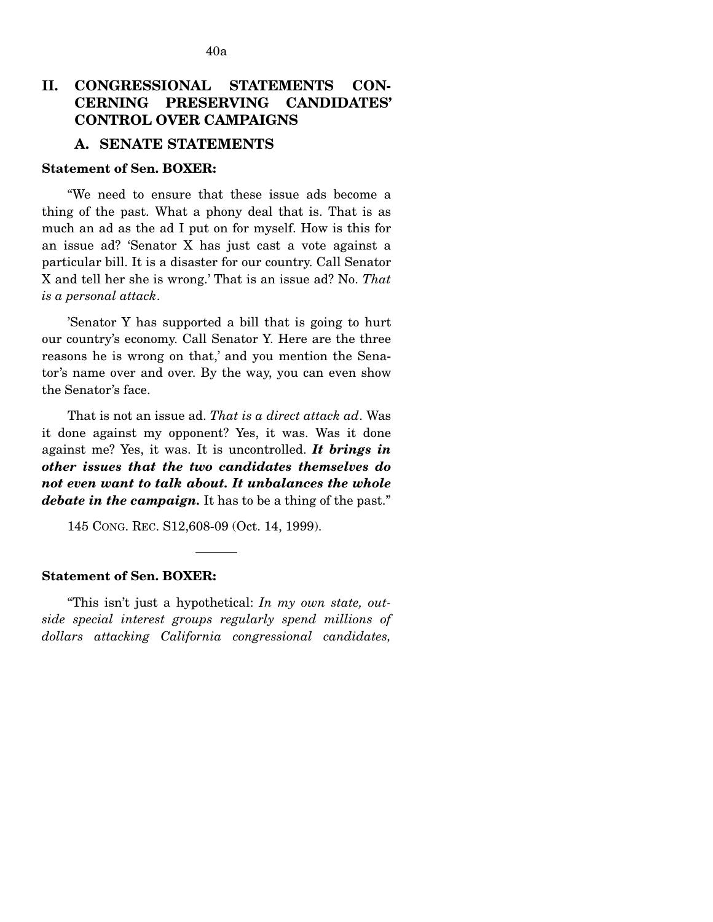## II. CONGRESSIONAL STATEMENTS CONCERNING PRESERVING CANDIDATES' CONTROL OVER CAMPAIGNS

### A. SENATE STATEMENTS

**Statement of Sen. BOXER:**

"We need to ensure that these issue ads become a thing of the past. What a phony deal that is. That is as much an ad as the ad I put on for myself. How is this for an issue ad? 'Senator X has just cast a vote against a particular bill. It is a disaster for our country. Call Senator X and tell her she is wrong.' That is an issue ad? No. *That is a personal attack*.

'Senator Y has supported a bill that is going to hurt our country's economy. Call Senator Y. Here are the three reasons he is wrong on that,' and you mention the Senator's name over and over. By the way, you can even show the Senator's face.

That is not an issue ad. *That is a direct attack ad*. Was it done against my opponent? Yes, it was. Was it done against me? Yes, it was. It is uncontrolled. ***It brings in other issues that the two candidates themselves do not even want to talk about. It unbalances the whole debate in the campaign.*** It has to be a thing of the past."

145 CONG. REC. S12,608-09 (Oct. 14, 1999).

---

**Statement of Sen. BOXER:**

"This isn't just a hypothetical: *In my own state, outside special interest groups regularly spend millions of dollars attacking California congressional candidates,*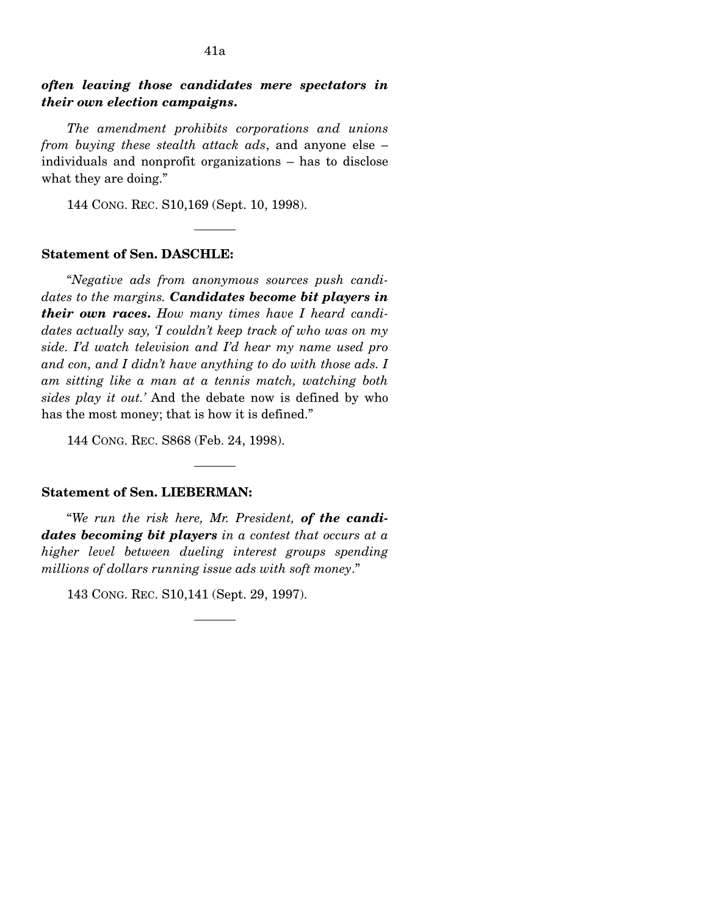***often leaving those candidates mere spectators in their own election campaigns.***

*The amendment prohibits corporations and unions from buying these stealth attack ads*, and anyone else – individuals and nonprofit organizations – has to disclose what they are doing."

144 CONG. REC. S10,169 (Sept. 10, 1998).

---

**Statement of Sen. DASCHLE:**

"*Negative ads from anonymous sources push candidates to the margins.* ***Candidates become bit players in their own races.*** *How many times have I heard candidates actually say, 'I couldn't keep track of who was on my side. I'd watch television and I'd hear my name used pro and con, and I didn't have anything to do with those ads. I am sitting like a man at a tennis match, watching both sides play it out.'* And the debate now is defined by who has the most money; that is how it is defined."

144 CONG. REC. S868 (Feb. 24, 1998).

---

**Statement of Sen. LIEBERMAN:**

"*We run the risk here, Mr. President,* ***of the candidates becoming bit players*** *in a contest that occurs at a higher level between dueling interest groups spending millions of dollars running issue ads with soft money*."

143 CONG. REC. S10,141 (Sept. 29, 1997).

---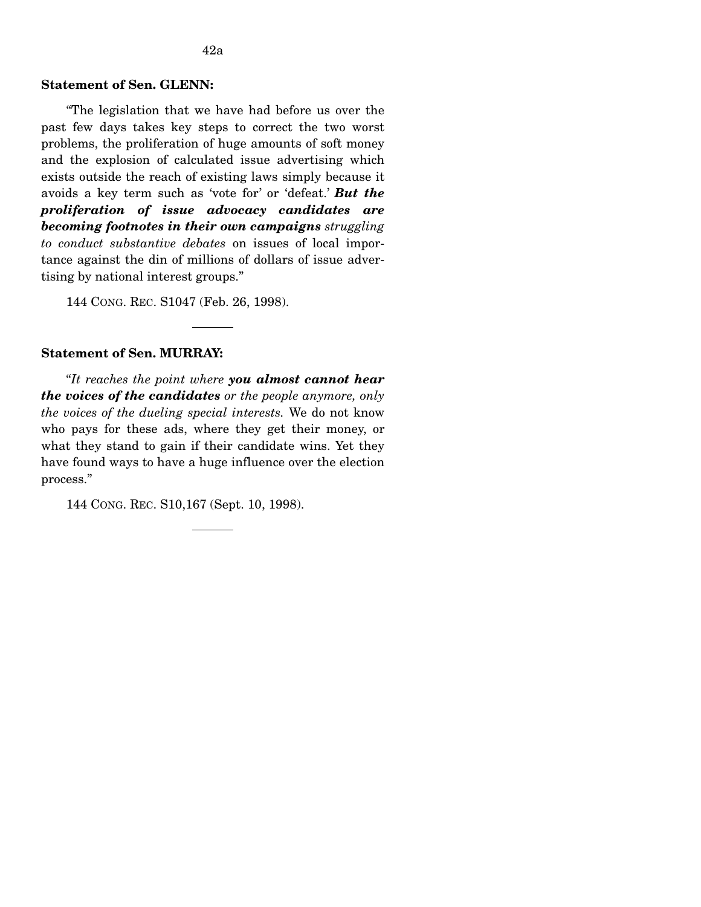**Statement of Sen. GLENN:**

"The legislation that we have had before us over the past few days takes key steps to correct the two worst problems, the proliferation of huge amounts of soft money and the explosion of calculated issue advertising which exists outside the reach of existing laws simply because it avoids a key term such as 'vote for' or 'defeat.' ***But the proliferation of issue advocacy candidates are becoming footnotes in their own campaigns*** *struggling to conduct substantive debates* on issues of local importance against the din of millions of dollars of issue advertising by national interest groups."

144 CONG. REC. S1047 (Feb. 26, 1998).

---

**Statement of Sen. MURRAY:**

"*It reaches the point where* ***you almost cannot hear the voices of the candidates*** *or the people anymore, only the voices of the dueling special interests.* We do not know who pays for these ads, where they get their money, or what they stand to gain if their candidate wins. Yet they have found ways to have a huge influence over the election process."

144 CONG. REC. S10,167 (Sept. 10, 1998).

---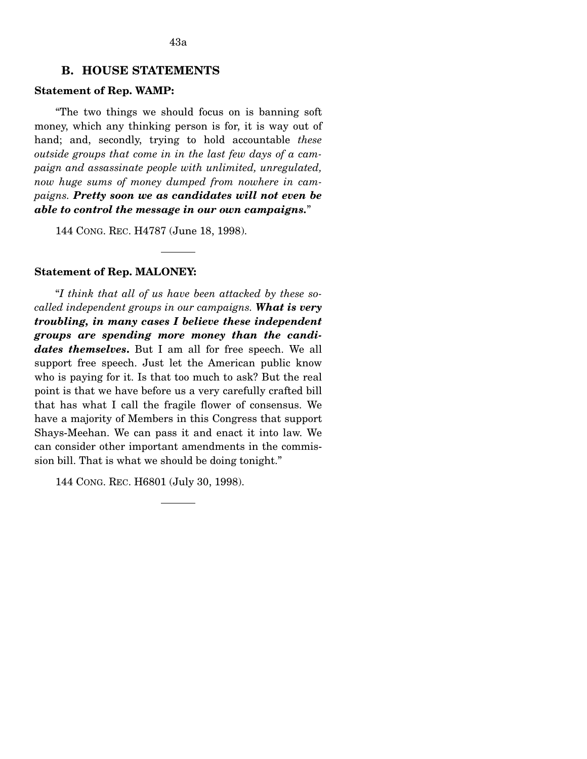## B. HOUSE STATEMENTS

**Statement of Rep. WAMP:**

"The two things we should focus on is banning soft money, which any thinking person is for, it is way out of hand; and, secondly, trying to hold accountable *these outside groups that come in in the last few days of a campaign and assassinate people with unlimited, unregulated, now huge sums of money dumped from nowhere in campaigns.* ***Pretty soon we as candidates will not even be able to control the message in our own campaigns.***"

144 CONG. REC. H4787 (June 18, 1998).

---

**Statement of Rep. MALONEY:**

"*I think that all of us have been attacked by these so-called independent groups in our campaigns.* ***What is very troubling, in many cases I believe these independent groups are spending more money than the candidates themselves.*** But I am all for free speech. We all support free speech. Just let the American public know who is paying for it. Is that too much to ask? But the real point is that we have before us a very carefully crafted bill that has what I call the fragile flower of consensus. We have a majority of Members in this Congress that support Shays-Meehan. We can pass it and enact it into law. We can consider other important amendments in the commission bill. That is what we should be doing tonight."

144 CONG. REC. H6801 (July 30, 1998).

---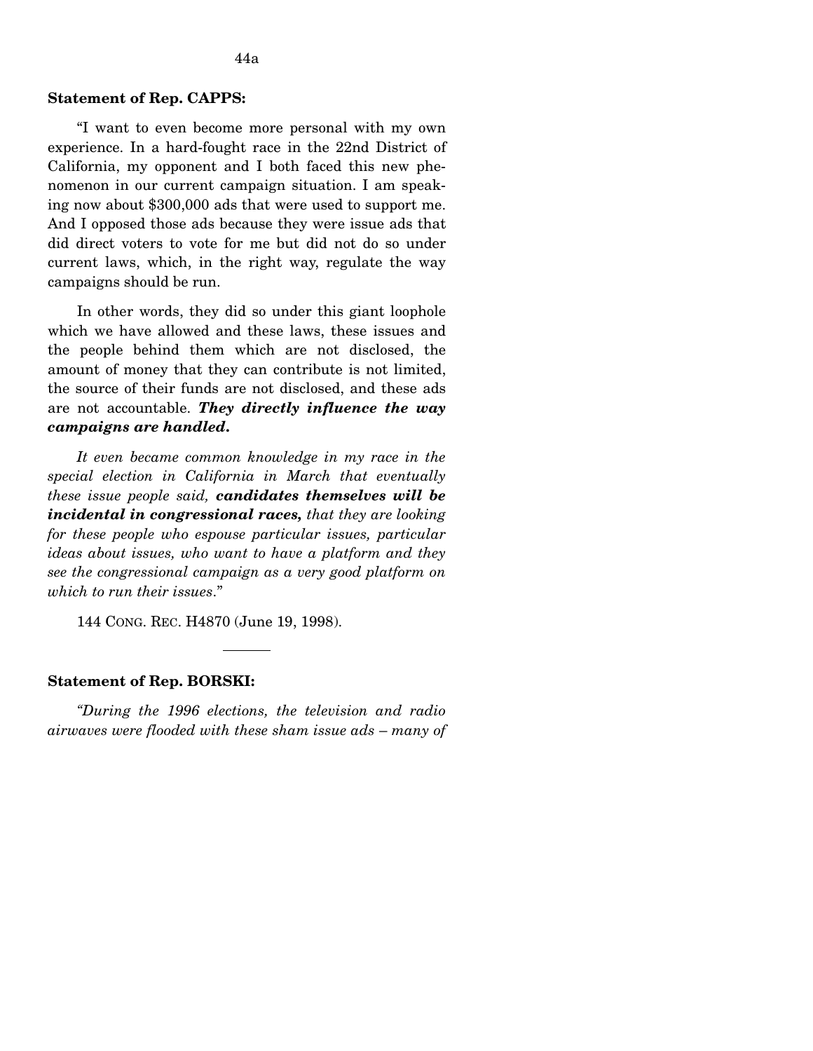**Statement of Rep. CAPPS:**

"I want to even become more personal with my own experience. In a hard-fought race in the 22nd District of California, my opponent and I both faced this new phenomenon in our current campaign situation. I am speaking now about $300,000 ads that were used to support me. And I opposed those ads because they were issue ads that did direct voters to vote for me but did not do so under current laws, which, in the right way, regulate the way campaigns should be run.

In other words, they did so under this giant loophole which we have allowed and these laws, these issues and the people behind them which are not disclosed, the amount of money that they can contribute is not limited, the source of their funds are not disclosed, and these ads are not accountable. ***They directly influence the way campaigns are handled.***

*It even became common knowledge in my race in the special election in California in March that eventually these issue people said,* ***candidates themselves will be incidental in congressional races,*** *that they are looking for these people who espouse particular issues, particular ideas about issues, who want to have a platform and they see the congressional campaign as a very good platform on which to run their issues*."

144 CONG. REC. H4870 (June 19, 1998).

---

**Statement of Rep. BORSKI:**

*"During the 1996 elections, the television and radio airwaves were flooded with these sham issue ads – many of*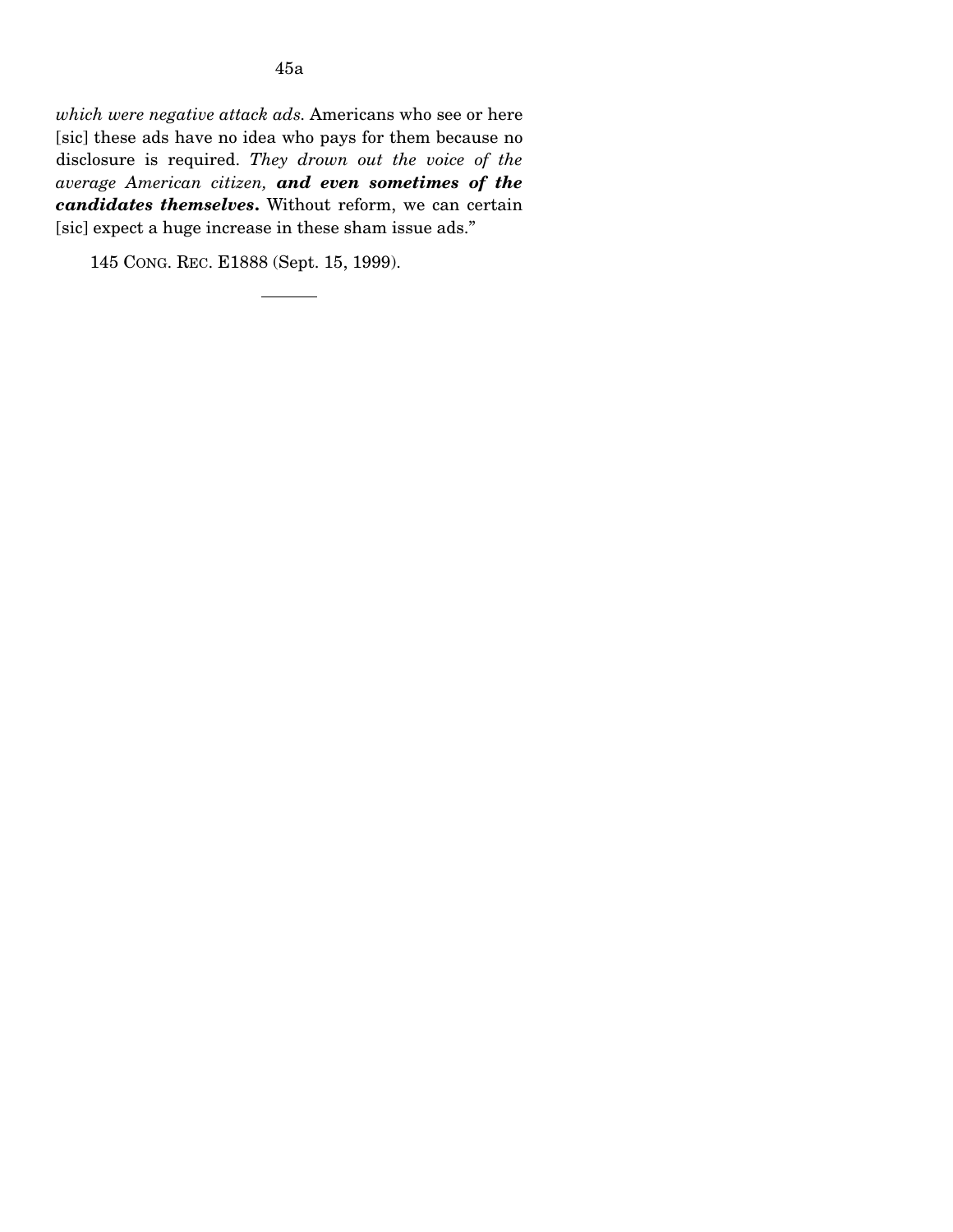*which were negative attack ads.* Americans who see or here [sic] these ads have no idea who pays for them because no disclosure is required. *They drown out the voice of the average American citizen, **and even sometimes of the candidates themselves.*** Without reform, we can certain [sic] expect a huge increase in these sham issue ads."

145 CONG. REC. E1888 (Sept. 15, 1999).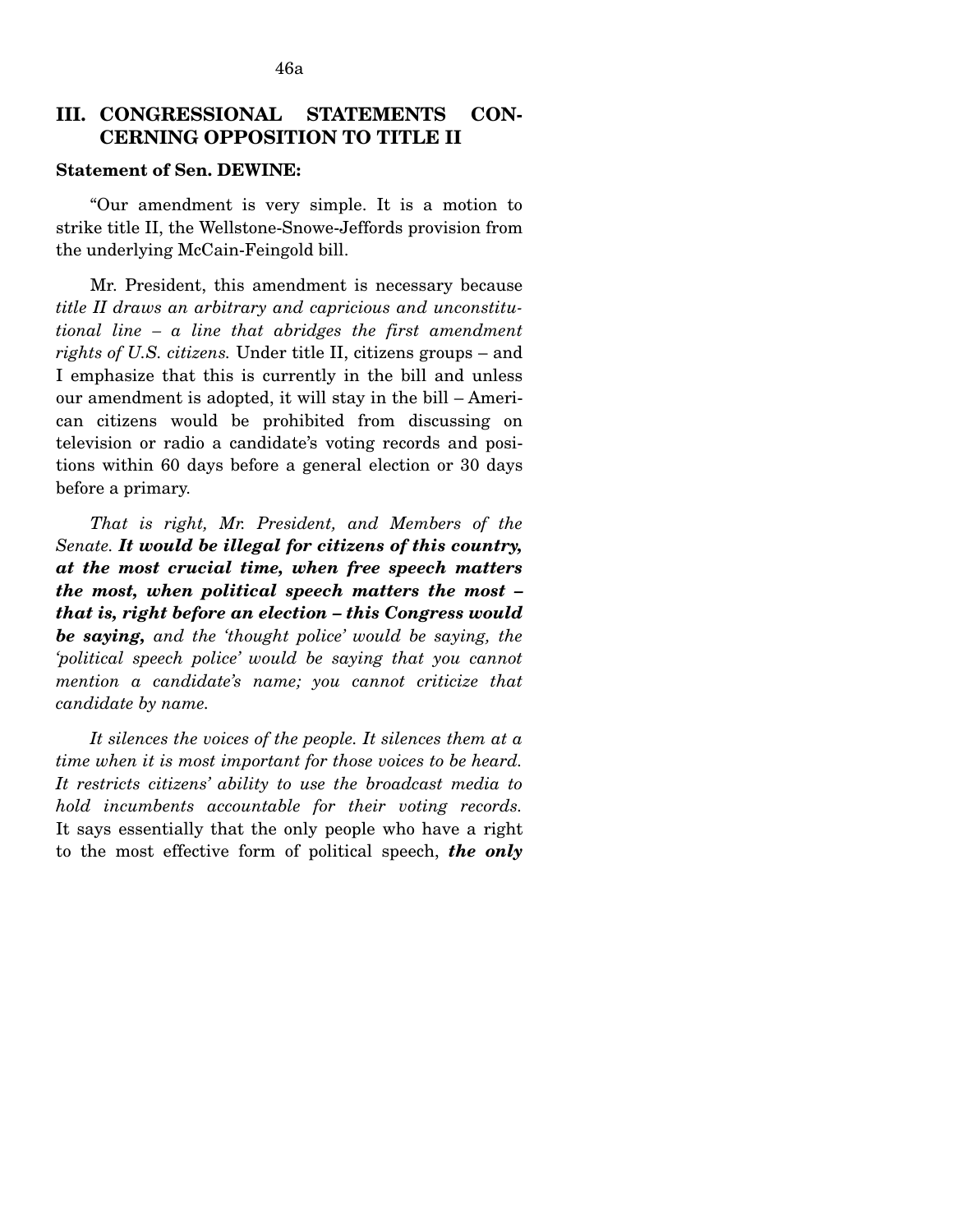## III. CONGRESSIONAL STATEMENTS CONCERNING OPPOSITION TO TITLE II

**Statement of Sen. DEWINE:**

"Our amendment is very simple. It is a motion to strike title II, the Wellstone-Snowe-Jeffords provision from the underlying McCain-Feingold bill.

Mr. President, this amendment is necessary because *title II draws an arbitrary and capricious and unconstitutional line – a line that abridges the first amendment rights of U.S. citizens.* Under title II, citizens groups – and I emphasize that this is currently in the bill and unless our amendment is adopted, it will stay in the bill – American citizens would be prohibited from discussing on television or radio a candidate's voting records and positions within 60 days before a general election or 30 days before a primary.

*That is right, Mr. President, and Members of the Senate.* ***It would be illegal for citizens of this country, at the most crucial time, when free speech matters the most, when political speech matters the most – that is, right before an election – this Congress would be saying,*** *and the 'thought police' would be saying, the 'political speech police' would be saying that you cannot mention a candidate's name; you cannot criticize that candidate by name.*

*It silences the voices of the people. It silences them at a time when it is most important for those voices to be heard. It restricts citizens' ability to use the broadcast media to hold incumbents accountable for their voting records.* It says essentially that the only people who have a right to the most effective form of political speech, ***the only***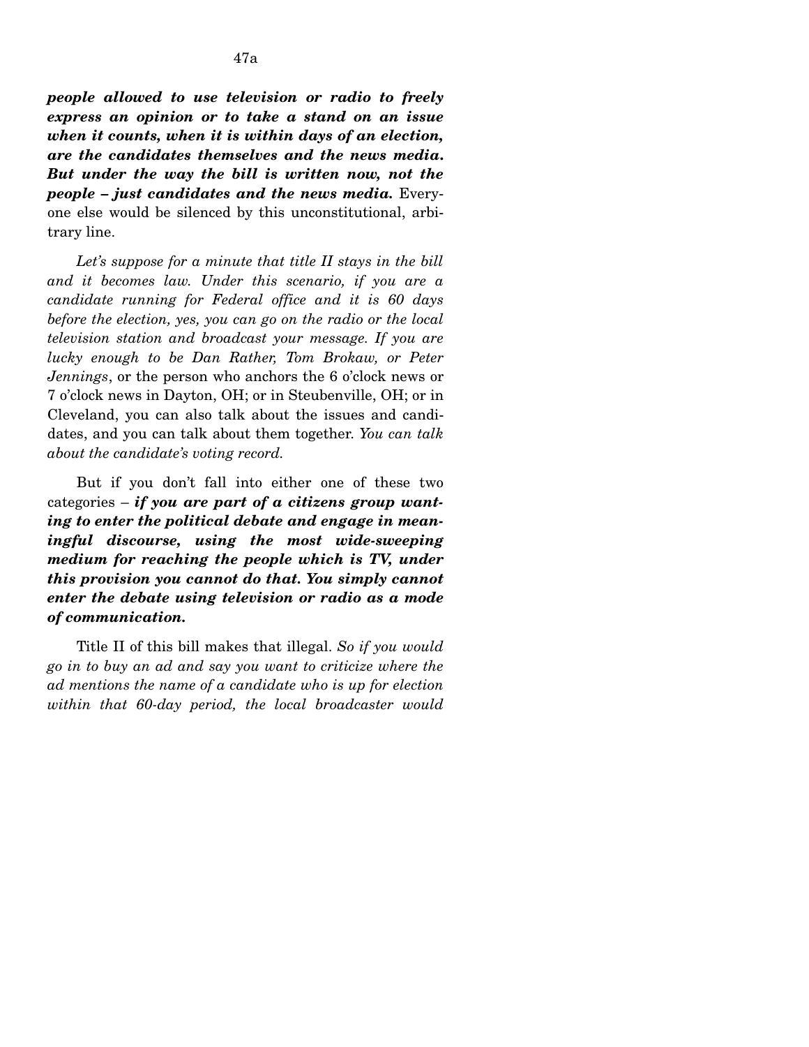***people allowed to use television or radio to freely express an opinion or to take a stand on an issue when it counts, when it is within days of an election, are the candidates themselves and the news media. But under the way the bill is written now, not the people – just candidates and the news media.*** Everyone else would be silenced by this unconstitutional, arbitrary line.

*Let's suppose for a minute that title II stays in the bill and it becomes law. Under this scenario, if you are a candidate running for Federal office and it is 60 days before the election, yes, you can go on the radio or the local television station and broadcast your message. If you are lucky enough to be Dan Rather, Tom Brokaw, or Peter Jennings*, or the person who anchors the 6 o'clock news or 7 o'clock news in Dayton, OH; or in Steubenville, OH; or in Cleveland, you can also talk about the issues and candidates, and you can talk about them together. *You can talk about the candidate's voting record.*

But if you don't fall into either one of these two categories – ***if you are part of a citizens group wanting to enter the political debate and engage in meaningful discourse, using the most wide-sweeping medium for reaching the people which is TV, under this provision you cannot do that. You simply cannot enter the debate using television or radio as a mode of communication.***

Title II of this bill makes that illegal. *So if you would go in to buy an ad and say you want to criticize where the ad mentions the name of a candidate who is up for election within that 60-day period, the local broadcaster would*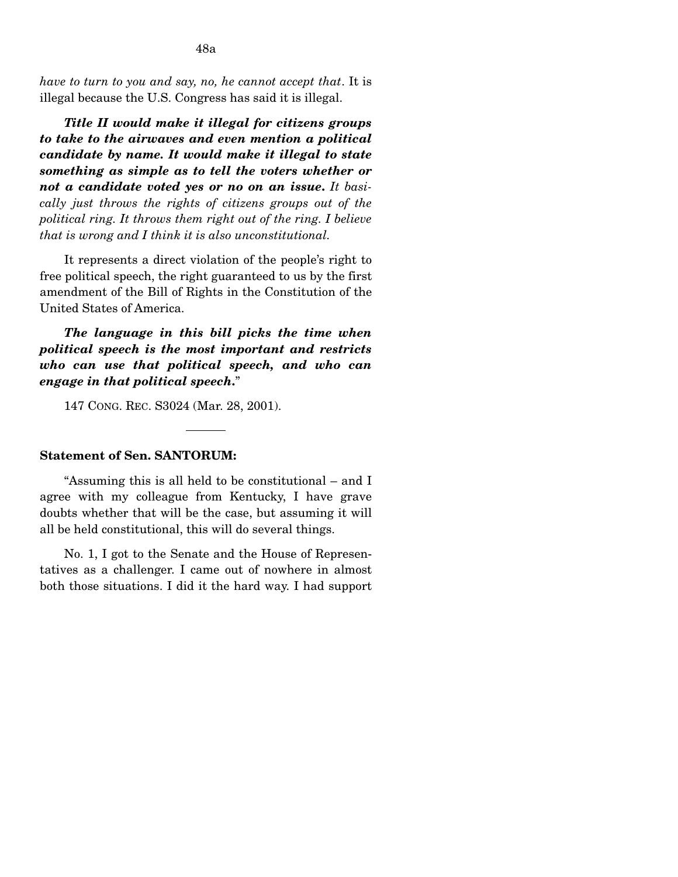*have to turn to you and say, no, he cannot accept that*. It is illegal because the U.S. Congress has said it is illegal.

***Title II would make it illegal for citizens groups to take to the airwaves and even mention a political candidate by name. It would make it illegal to state something as simple as to tell the voters whether or not a candidate voted yes or no on an issue.*** *It basically just throws the rights of citizens groups out of the political ring. It throws them right out of the ring. I believe that is wrong and I think it is also unconstitutional.*

It represents a direct violation of the people's right to free political speech, the right guaranteed to us by the first amendment of the Bill of Rights in the Constitution of the United States of America.

***The language in this bill picks the time when political speech is the most important and restricts who can use that political speech, and who can engage in that political speech.***"

147 CONG. REC. S3024 (Mar. 28, 2001).

---

**Statement of Sen. SANTORUM:**

"Assuming this is all held to be constitutional – and I agree with my colleague from Kentucky, I have grave doubts whether that will be the case, but assuming it will all be held constitutional, this will do several things.

No. 1, I got to the Senate and the House of Representatives as a challenger. I came out of nowhere in almost both those situations. I did it the hard way. I had support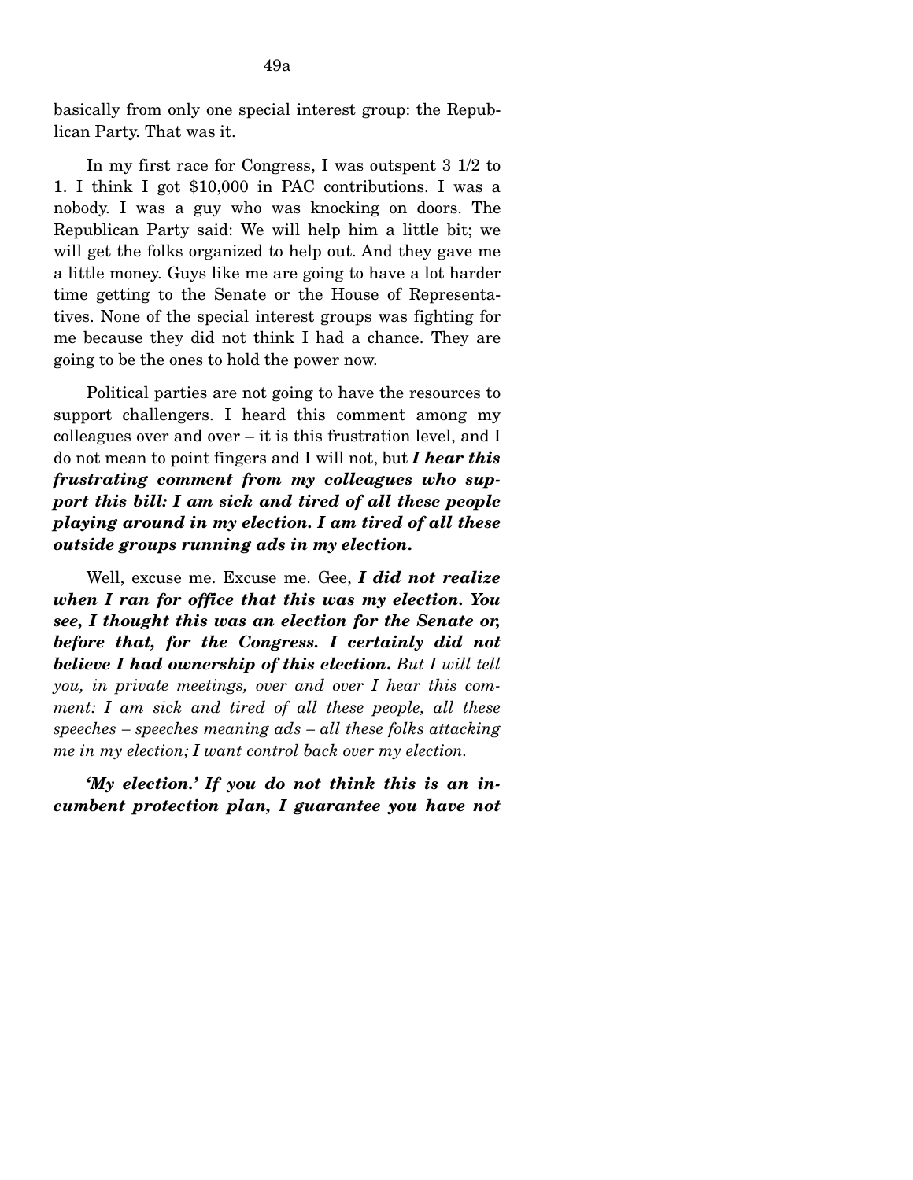basically from only one special interest group: the Republican Party. That was it.

In my first race for Congress, I was outspent 3 1/2 to 1. I think I got $10,000 in PAC contributions. I was a nobody. I was a guy who was knocking on doors. The Republican Party said: We will help him a little bit; we will get the folks organized to help out. And they gave me a little money. Guys like me are going to have a lot harder time getting to the Senate or the House of Representatives. None of the special interest groups was fighting for me because they did not think I had a chance. They are going to be the ones to hold the power now.

Political parties are not going to have the resources to support challengers. I heard this comment among my colleagues over and over – it is this frustration level, and I do not mean to point fingers and I will not, but ***I hear this frustrating comment from my colleagues who support this bill: I am sick and tired of all these people playing around in my election. I am tired of all these outside groups running ads in my election.***

Well, excuse me. Excuse me. Gee, ***I did not realize when I ran for office that this was my election. You see, I thought this was an election for the Senate or, before that, for the Congress. I certainly did not believe I had ownership of this election.*** *But I will tell you, in private meetings, over and over I hear this comment: I am sick and tired of all these people, all these speeches – speeches meaning ads – all these folks attacking me in my election; I want control back over my election.*

***'My election.' If you do not think this is an incumbent protection plan, I guarantee you have not***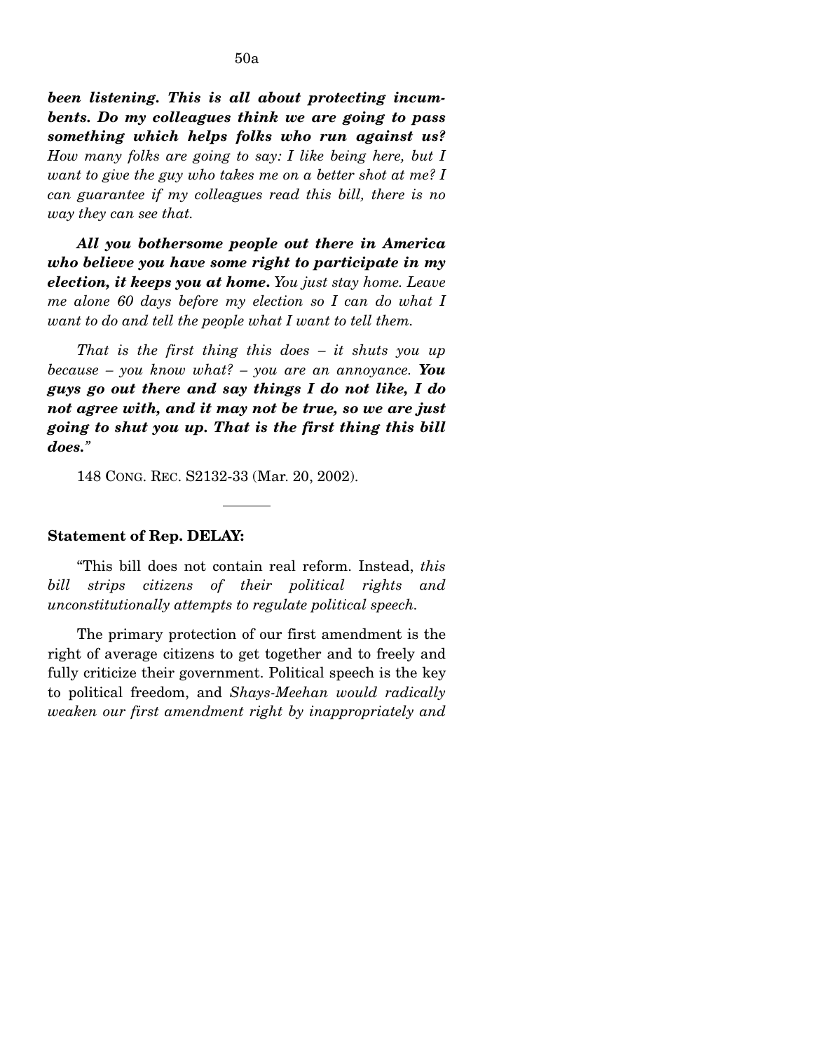***been listening. This is all about protecting incumbents. Do my colleagues think we are going to pass something which helps folks who run against us?*** *How many folks are going to say: I like being here, but I want to give the guy who takes me on a better shot at me? I can guarantee if my colleagues read this bill, there is no way they can see that.*

***All you bothersome people out there in America who believe you have some right to participate in my election, it keeps you at home.*** *You just stay home. Leave me alone 60 days before my election so I can do what I want to do and tell the people what I want to tell them.*

*That is the first thing this does – it shuts you up because – you know what? – you are an annoyance.* ***You guys go out there and say things I do not like, I do not agree with, and it may not be true, so we are just going to shut you up. That is the first thing this bill does.****"*

148 CONG. REC. S2132-33 (Mar. 20, 2002).

---

**Statement of Rep. DELAY:**

"This bill does not contain real reform. Instead, *this bill strips citizens of their political rights and unconstitutionally attempts to regulate political speech.*

The primary protection of our first amendment is the right of average citizens to get together and to freely and fully criticize their government. Political speech is the key to political freedom, and *Shays-Meehan would radically weaken our first amendment right by inappropriately and*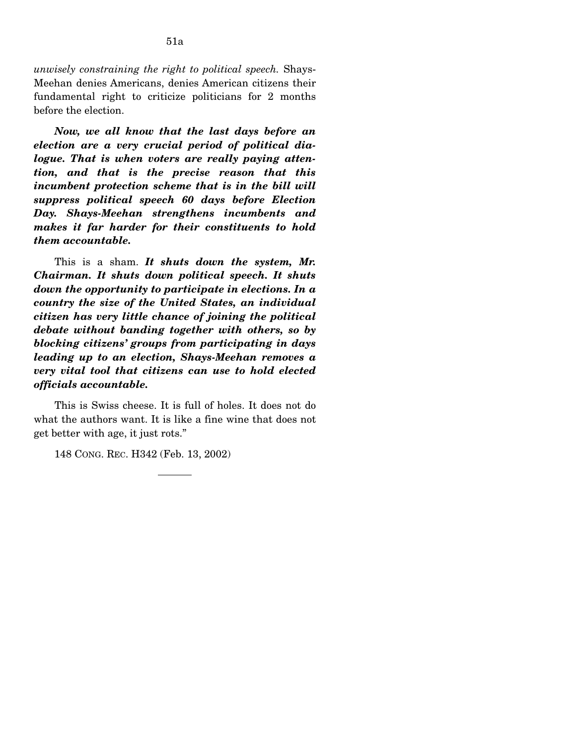*unwisely constraining the right to political speech.* Shays-Meehan denies Americans, denies American citizens their fundamental right to criticize politicians for 2 months before the election.

***Now, we all know that the last days before an election are a very crucial period of political dialogue. That is when voters are really paying attention, and that is the precise reason that this incumbent protection scheme that is in the bill will suppress political speech 60 days before Election Day. Shays-Meehan strengthens incumbents and makes it far harder for their constituents to hold them accountable.***

This is a sham. ***It shuts down the system, Mr. Chairman. It shuts down political speech. It shuts down the opportunity to participate in elections. In a country the size of the United States, an individual citizen has very little chance of joining the political debate without banding together with others, so by blocking citizens' groups from participating in days leading up to an election, Shays-Meehan removes a very vital tool that citizens can use to hold elected officials accountable.***

This is Swiss cheese. It is full of holes. It does not do what the authors want. It is like a fine wine that does not get better with age, it just rots."

148 CONG. REC. H342 (Feb. 13, 2002)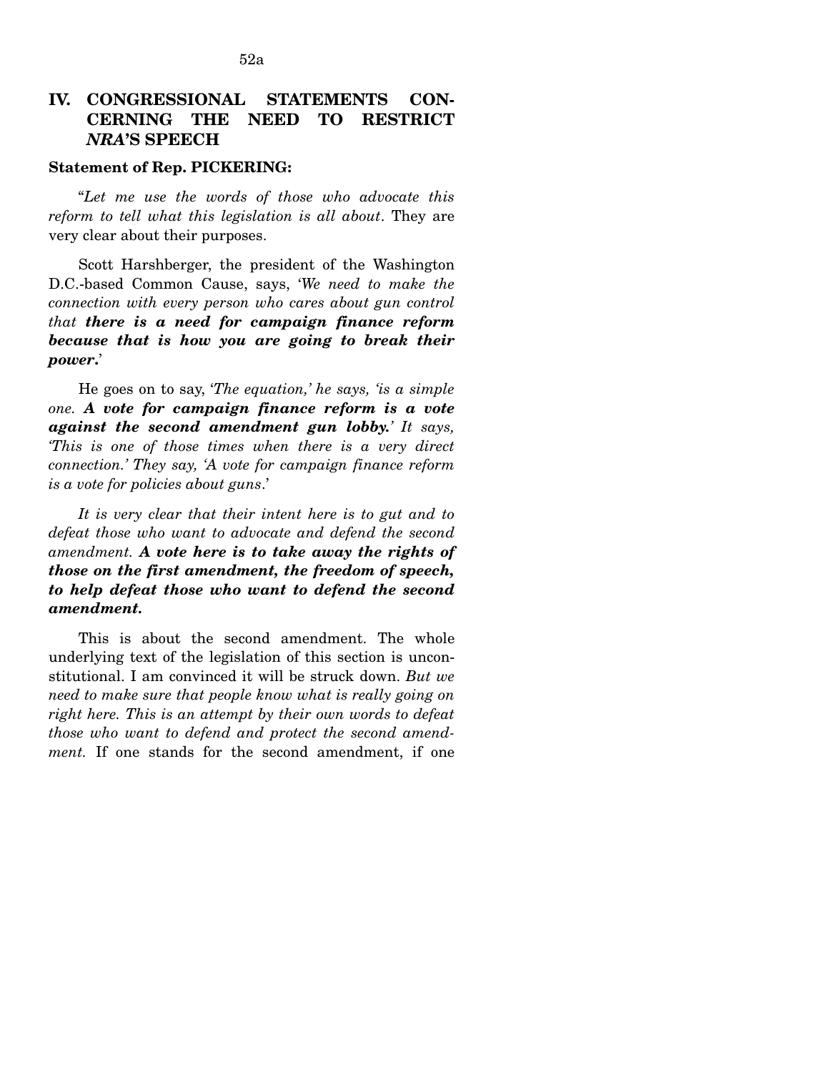## IV. CONGRESSIONAL STATEMENTS CONCERNING THE NEED TO RESTRICT *NRA*'S SPEECH

**Statement of Rep. PICKERING:**

"*Let me use the words of those who advocate this reform to tell what this legislation is all about*. They are very clear about their purposes.

Scott Harshberger, the president of the Washington D.C.-based Common Cause, says, '*We need to make the connection with every person who cares about gun control that* ***there is a need for campaign finance reform because that is how you are going to break their power.***'

He goes on to say, '*The equation,' he says, 'is a simple one.* ***A vote for campaign finance reform is a vote against the second amendment gun lobby.****' It says, 'This is one of those times when there is a very direct connection.' They say, 'A vote for campaign finance reform is a vote for policies about guns*.'

*It is very clear that their intent here is to gut and to defeat those who want to advocate and defend the second amendment.* ***A vote here is to take away the rights of those on the first amendment, the freedom of speech, to help defeat those who want to defend the second amendment.***

This is about the second amendment. The whole underlying text of the legislation of this section is unconstitutional. I am convinced it will be struck down. *But we need to make sure that people know what is really going on right here. This is an attempt by their own words to defeat those who want to defend and protect the second amendment.* If one stands for the second amendment, if one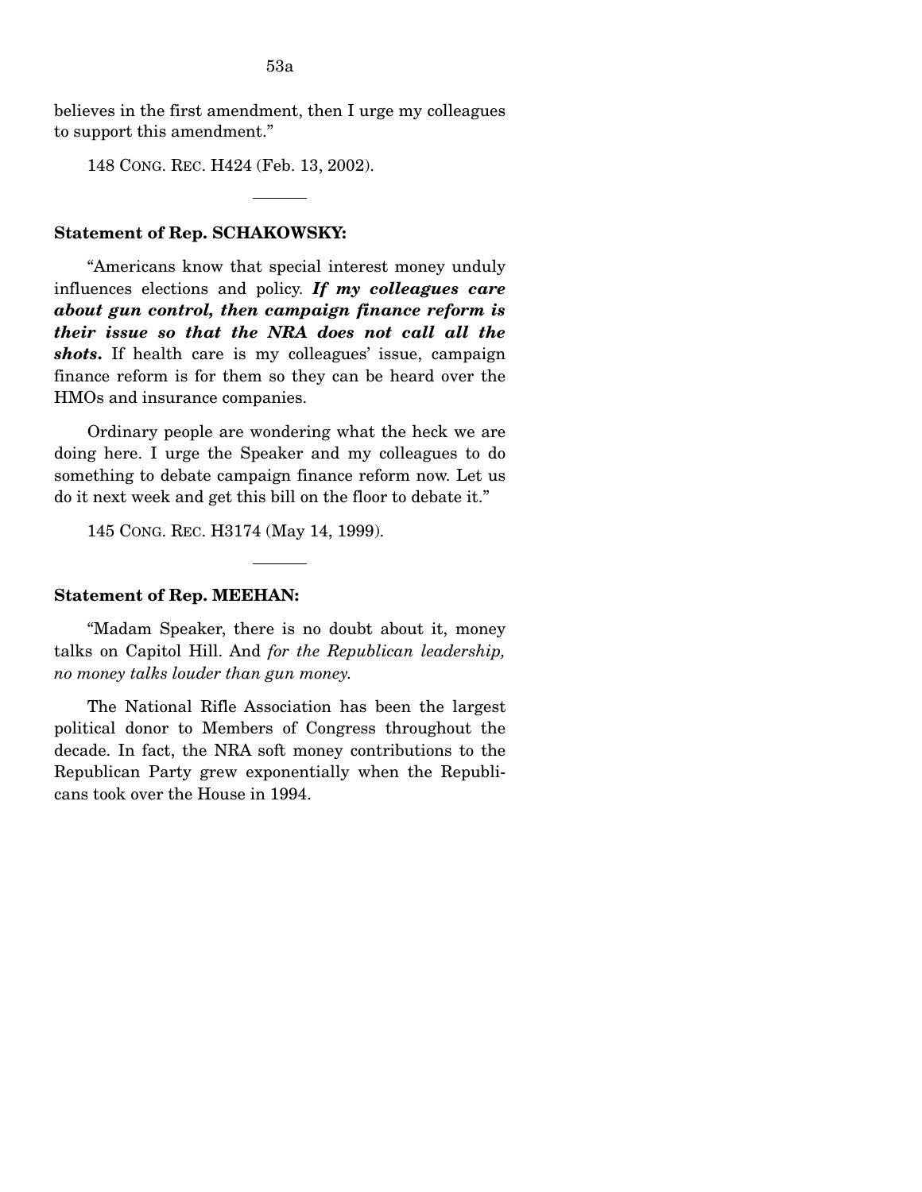believes in the first amendment, then I urge my colleagues to support this amendment."

148 CONG. REC. H424 (Feb. 13, 2002).

---

**Statement of Rep. SCHAKOWSKY:**

"Americans know that special interest money unduly influences elections and policy. ***If my colleagues care about gun control, then campaign finance reform is their issue so that the NRA does not call all the shots.*** If health care is my colleagues' issue, campaign finance reform is for them so they can be heard over the HMOs and insurance companies.

Ordinary people are wondering what the heck we are doing here. I urge the Speaker and my colleagues to do something to debate campaign finance reform now. Let us do it next week and get this bill on the floor to debate it."

145 CONG. REC. H3174 (May 14, 1999).

---

**Statement of Rep. MEEHAN:**

"Madam Speaker, there is no doubt about it, money talks on Capitol Hill. And *for the Republican leadership, no money talks louder than gun money.*

The National Rifle Association has been the largest political donor to Members of Congress throughout the decade. In fact, the NRA soft money contributions to the Republican Party grew exponentially when the Republicans took over the House in 1994.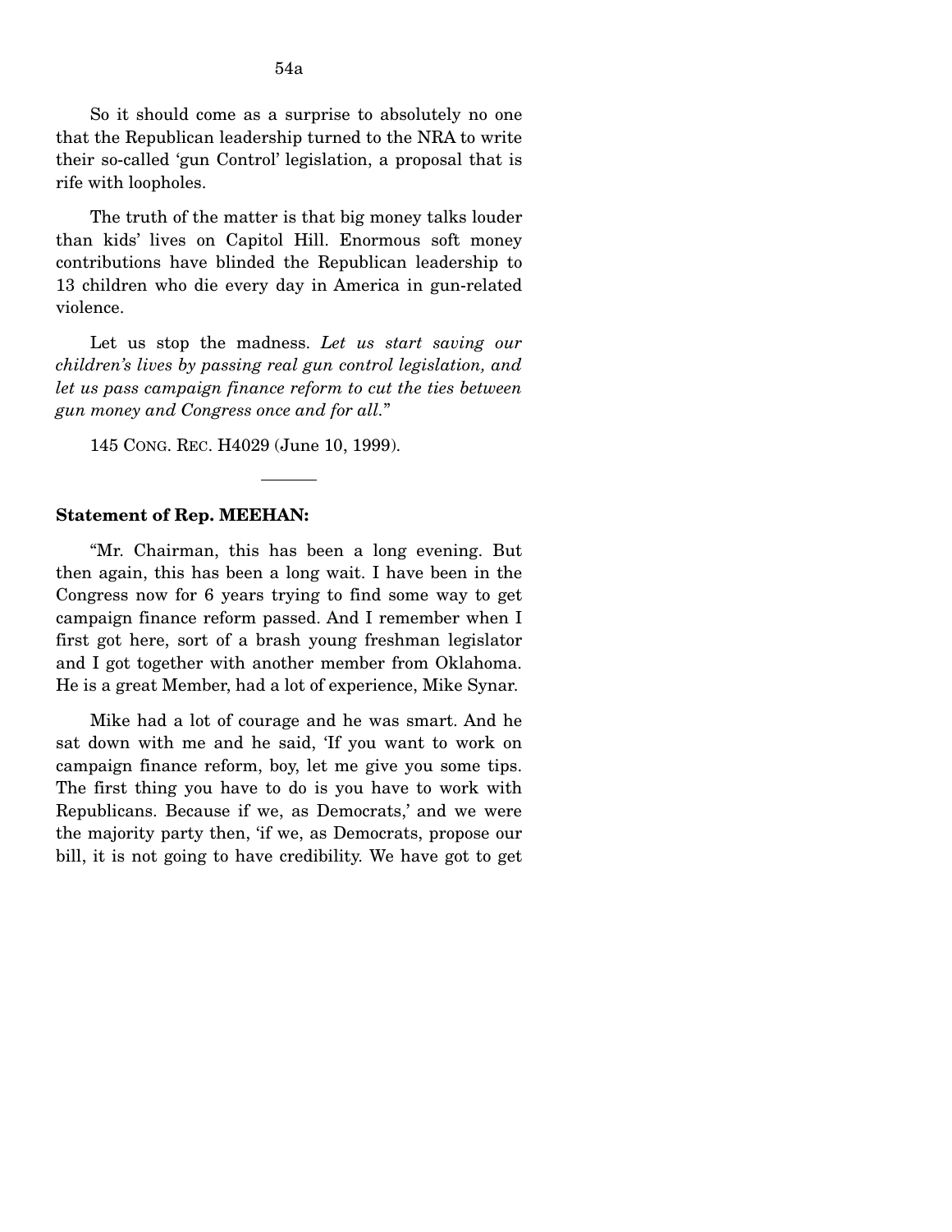So it should come as a surprise to absolutely no one that the Republican leadership turned to the NRA to write their so-called 'gun Control' legislation, a proposal that is rife with loopholes.

The truth of the matter is that big money talks louder than kids' lives on Capitol Hill. Enormous soft money contributions have blinded the Republican leadership to 13 children who die every day in America in gun-related violence.

Let us stop the madness. *Let us start saving our children's lives by passing real gun control legislation, and let us pass campaign finance reform to cut the ties between gun money and Congress once and for all.*"

145 CONG. REC. H4029 (June 10, 1999).

---

**Statement of Rep. MEEHAN:**

"Mr. Chairman, this has been a long evening. But then again, this has been a long wait. I have been in the Congress now for 6 years trying to find some way to get campaign finance reform passed. And I remember when I first got here, sort of a brash young freshman legislator and I got together with another member from Oklahoma. He is a great Member, had a lot of experience, Mike Synar.

Mike had a lot of courage and he was smart. And he sat down with me and he said, 'If you want to work on campaign finance reform, boy, let me give you some tips. The first thing you have to do is you have to work with Republicans. Because if we, as Democrats,' and we were the majority party then, 'if we, as Democrats, propose our bill, it is not going to have credibility. We have got to get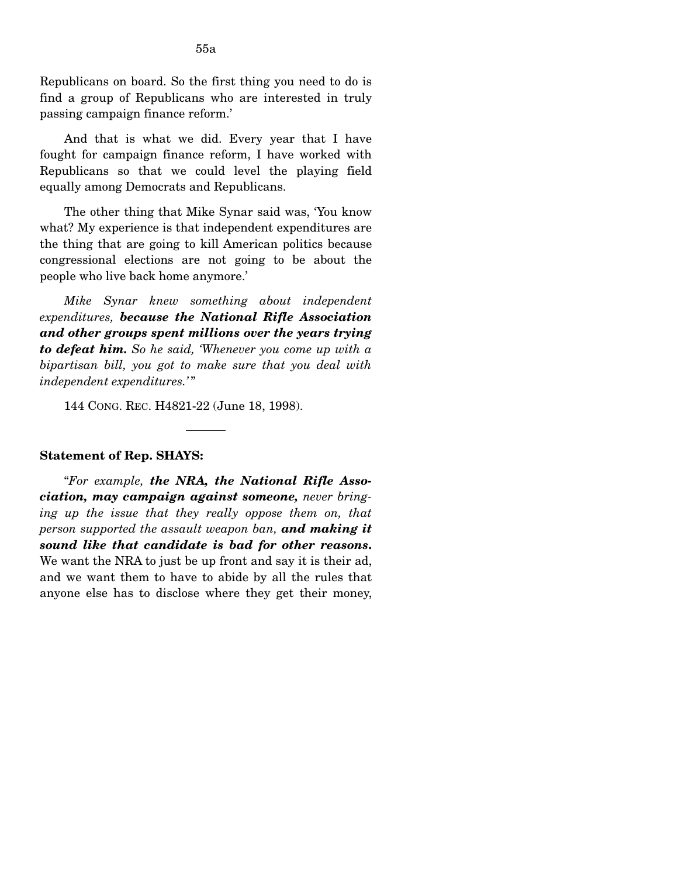Republicans on board. So the first thing you need to do is find a group of Republicans who are interested in truly passing campaign finance reform.'

And that is what we did. Every year that I have fought for campaign finance reform, I have worked with Republicans so that we could level the playing field equally among Democrats and Republicans.

The other thing that Mike Synar said was, 'You know what? My experience is that independent expenditures are the thing that are going to kill American politics because congressional elections are not going to be about the people who live back home anymore.'

*Mike Synar knew something about independent expenditures, **because the National Rifle Association and other groups spent millions over the years trying to defeat him.** So he said, 'Whenever you come up with a bipartisan bill, you got to make sure that you deal with independent expenditures.'"*

144 CONG. REC. H4821-22 (June 18, 1998).

---

**Statement of Rep. SHAYS:**

"*For example, **the NRA, the National Rifle Association, may campaign against someone,** never bringing up the issue that they really oppose them on, that person supported the assault weapon ban, **and making it sound like that candidate is bad for other reasons.*** We want the NRA to just be up front and say it is their ad, and we want them to have to abide by all the rules that anyone else has to disclose where they get their money,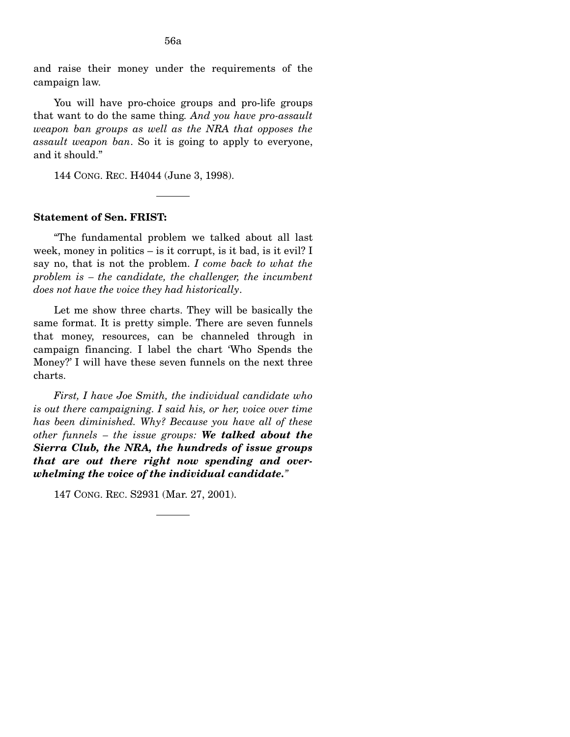and raise their money under the requirements of the campaign law.

You will have pro-choice groups and pro-life groups that want to do the same thing. *And you have pro-assault weapon ban groups as well as the NRA that opposes the assault weapon ban*. So it is going to apply to everyone, and it should."

144 CONG. REC. H4044 (June 3, 1998).

---

**Statement of Sen. FRIST:**

"The fundamental problem we talked about all last week, money in politics – is it corrupt, is it bad, is it evil? I say no, that is not the problem. *I come back to what the problem is – the candidate, the challenger, the incumbent does not have the voice they had historically*.

Let me show three charts. They will be basically the same format. It is pretty simple. There are seven funnels that money, resources, can be channeled through in campaign financing. I label the chart 'Who Spends the Money?' I will have these seven funnels on the next three charts.

*First, I have Joe Smith, the individual candidate who is out there campaigning. I said his, or her, voice over time has been diminished. Why? Because you have all of these other funnels – the issue groups:* ***We talked about the Sierra Club, the NRA, the hundreds of issue groups that are out there right now spending and overwhelming the voice of the individual candidate.***"

147 CONG. REC. S2931 (Mar. 27, 2001).

---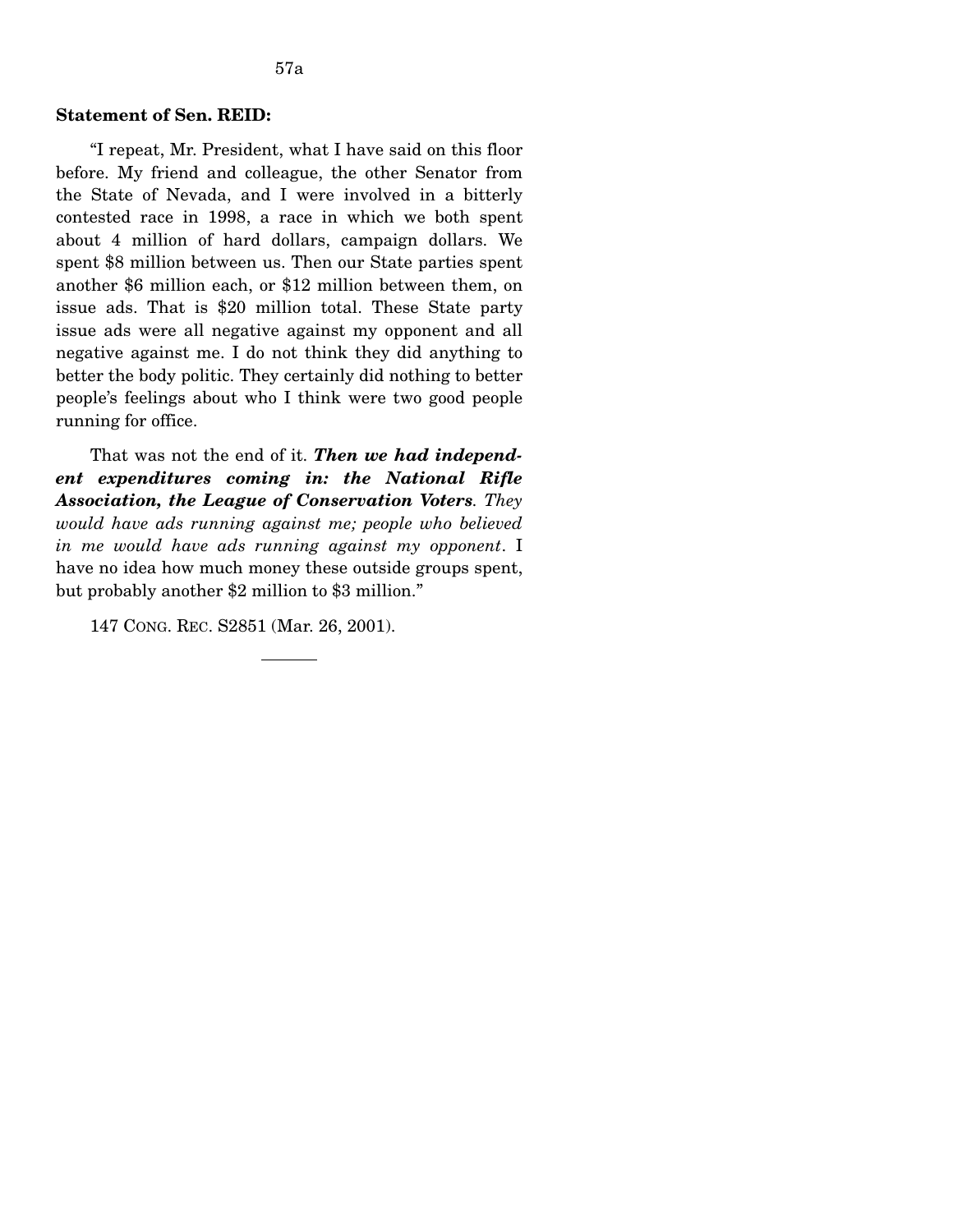**Statement of Sen. REID:**

"I repeat, Mr. President, what I have said on this floor before. My friend and colleague, the other Senator from the State of Nevada, and I were involved in a bitterly contested race in 1998, a race in which we both spent about 4 million of hard dollars, campaign dollars. We spent $8 million between us. Then our State parties spent another $6 million each, or $12 million between them, on issue ads. That is $20 million total. These State party issue ads were all negative against my opponent and all negative against me. I do not think they did anything to better the body politic. They certainly did nothing to better people's feelings about who I think were two good people running for office.

That was not the end of it. ***Then we had independent expenditures coming in: the National Rifle Association, the League of Conservation Voters***. *They would have ads running against me; people who believed in me would have ads running against my opponent*. I have no idea how much money these outside groups spent, but probably another $2 million to $3 million."

147 CONG. REC. S2851 (Mar. 26, 2001).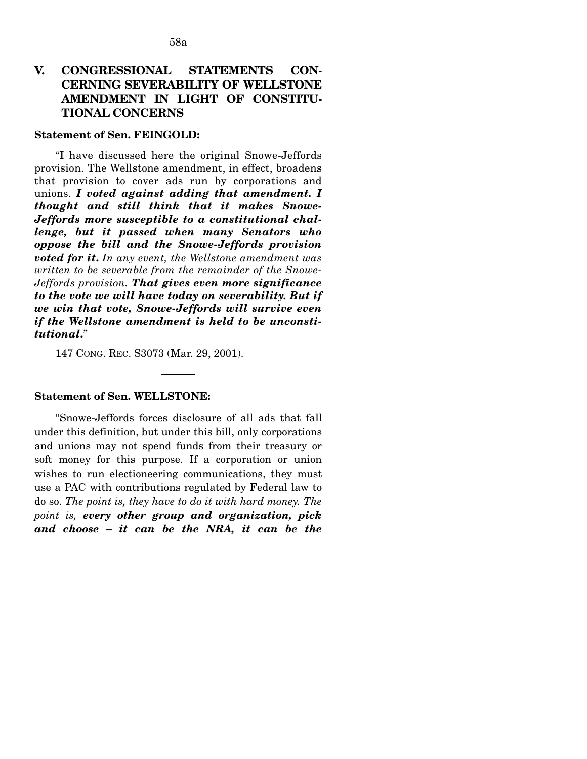## V. CONGRESSIONAL STATEMENTS CONCERNING SEVERABILITY OF WELLSTONE AMENDMENT IN LIGHT OF CONSTITUTIONAL CONCERNS

**Statement of Sen. FEINGOLD:**

"I have discussed here the original Snowe-Jeffords provision. The Wellstone amendment, in effect, broadens that provision to cover ads run by corporations and unions. ***I voted against adding that amendment. I thought and still think that it makes Snowe-Jeffords more susceptible to a constitutional challenge, but it passed when many Senators who oppose the bill and the Snowe-Jeffords provision voted for it.*** *In any event, the Wellstone amendment was written to be severable from the remainder of the Snowe-Jeffords provision.* ***That gives even more significance to the vote we will have today on severability. But if we win that vote, Snowe-Jeffords will survive even if the Wellstone amendment is held to be unconstitutional.***"

147 CONG. REC. S3073 (Mar. 29, 2001).

---

**Statement of Sen. WELLSTONE:**

"Snowe-Jeffords forces disclosure of all ads that fall under this definition, but under this bill, only corporations and unions may not spend funds from their treasury or soft money for this purpose. If a corporation or union wishes to run electioneering communications, they must use a PAC with contributions regulated by Federal law to do so. *The point is, they have to do it with hard money. The point is,* ***every other group and organization, pick and choose – it can be the NRA, it can be the***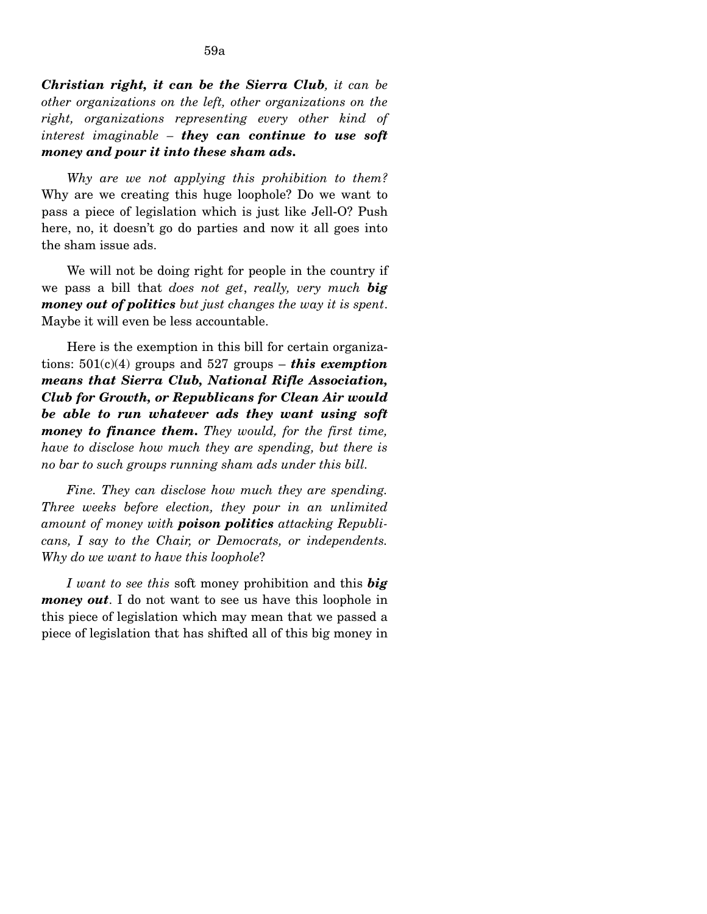***Christian right, it can be the Sierra Club**, it can be other organizations on the left, other organizations on the right, organizations representing every other kind of interest imaginable – **they can continue to use soft money and pour it into these sham ads.***

*Why are we not applying this prohibition to them?* Why are we creating this huge loophole? Do we want to pass a piece of legislation which is just like Jell-O? Push here, no, it doesn't go do parties and now it all goes into the sham issue ads.

We will not be doing right for people in the country if we pass a bill that *does not get*, *really, very much **big money out of politics** but just changes the way it is spent*. Maybe it will even be less accountable.

Here is the exemption in this bill for certain organizations: 501(c)(4) groups and 527 groups – ***this exemption means that Sierra Club, National Rifle Association, Club for Growth, or Republicans for Clean Air would be able to run whatever ads they want using soft money to finance them.** They would, for the first time, have to disclose how much they are spending, but there is no bar to such groups running sham ads under this bill.*

*Fine. They can disclose how much they are spending. Three weeks before election, they pour in an unlimited amount of money with **poison politics** attacking Republicans, I say to the Chair, or Democrats, or independents. Why do we want to have this loophole*?

*I want to see this* soft money prohibition and this ***big money out***. I do not want to see us have this loophole in this piece of legislation which may mean that we passed a piece of legislation that has shifted all of this big money in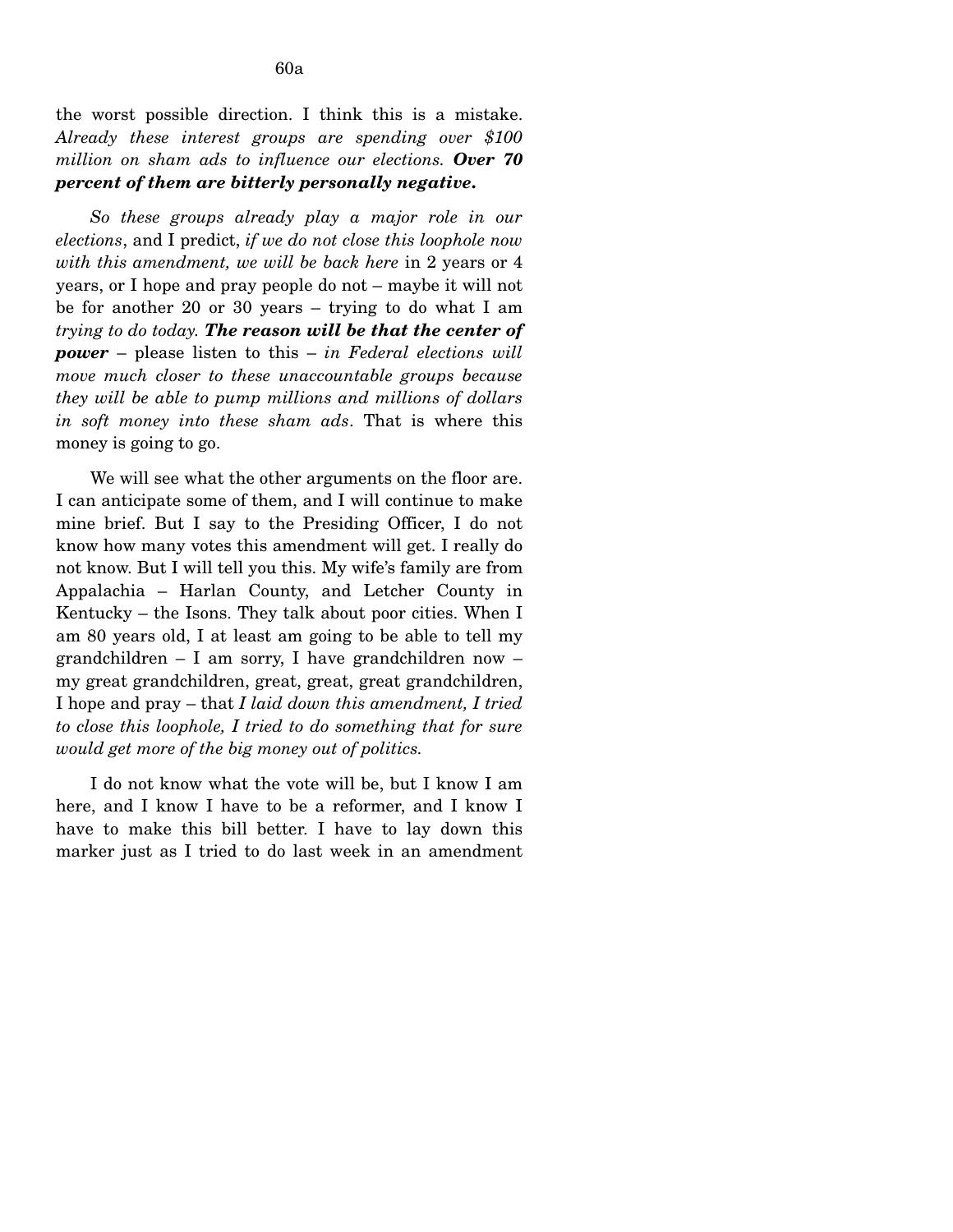the worst possible direction. I think this is a mistake. *Already these interest groups are spending over $100 million on sham ads to influence our elections.* ***Over 70 percent of them are bitterly personally negative.***

*So these groups already play a major role in our elections*, and I predict, *if we do not close this loophole now with this amendment, we will be back here* in 2 years or 4 years, or I hope and pray people do not – maybe it will not be for another 20 or 30 years – trying to do what I am *trying to do today.* ***The reason will be that the center of power*** – please listen to this – *in Federal elections will move much closer to these unaccountable groups because they will be able to pump millions and millions of dollars in soft money into these sham ads*. That is where this money is going to go.

We will see what the other arguments on the floor are. I can anticipate some of them, and I will continue to make mine brief. But I say to the Presiding Officer, I do not know how many votes this amendment will get. I really do not know. But I will tell you this. My wife's family are from Appalachia – Harlan County, and Letcher County in Kentucky – the Isons. They talk about poor cities. When I am 80 years old, I at least am going to be able to tell my grandchildren – I am sorry, I have grandchildren now – my great grandchildren, great, great, great grandchildren, I hope and pray – that *I laid down this amendment, I tried to close this loophole, I tried to do something that for sure would get more of the big money out of politics.*

I do not know what the vote will be, but I know I am here, and I know I have to be a reformer, and I know I have to make this bill better. I have to lay down this marker just as I tried to do last week in an amendment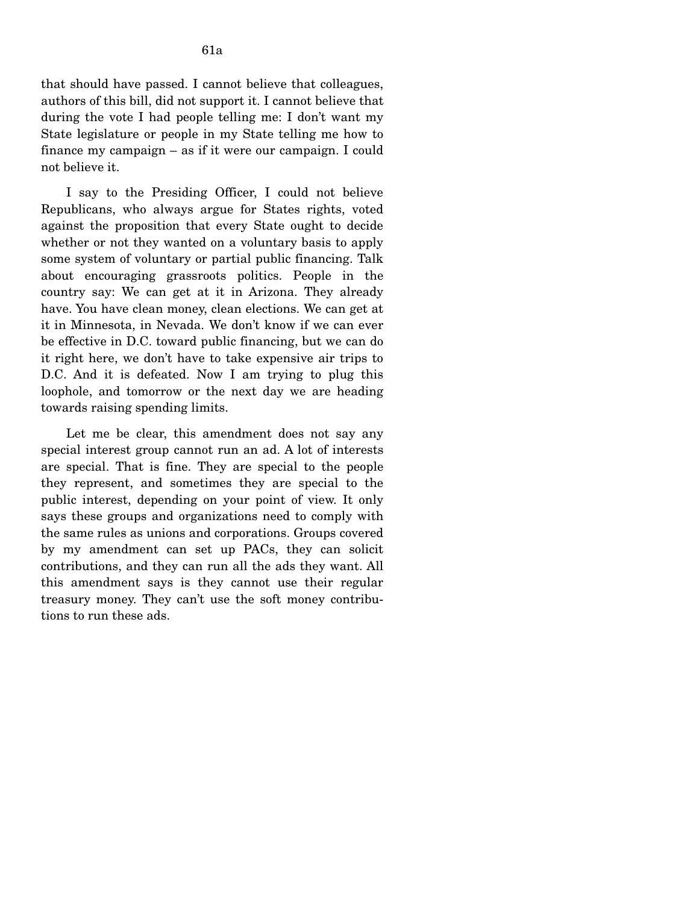that should have passed. I cannot believe that colleagues, authors of this bill, did not support it. I cannot believe that during the vote I had people telling me: I don't want my State legislature or people in my State telling me how to finance my campaign – as if it were our campaign. I could not believe it.

I say to the Presiding Officer, I could not believe Republicans, who always argue for States rights, voted against the proposition that every State ought to decide whether or not they wanted on a voluntary basis to apply some system of voluntary or partial public financing. Talk about encouraging grassroots politics. People in the country say: We can get at it in Arizona. They already have. You have clean money, clean elections. We can get at it in Minnesota, in Nevada. We don't know if we can ever be effective in D.C. toward public financing, but we can do it right here, we don't have to take expensive air trips to D.C. And it is defeated. Now I am trying to plug this loophole, and tomorrow or the next day we are heading towards raising spending limits.

Let me be clear, this amendment does not say any special interest group cannot run an ad. A lot of interests are special. That is fine. They are special to the people they represent, and sometimes they are special to the public interest, depending on your point of view. It only says these groups and organizations need to comply with the same rules as unions and corporations. Groups covered by my amendment can set up PACs, they can solicit contributions, and they can run all the ads they want. All this amendment says is they cannot use their regular treasury money. They can't use the soft money contributions to run these ads.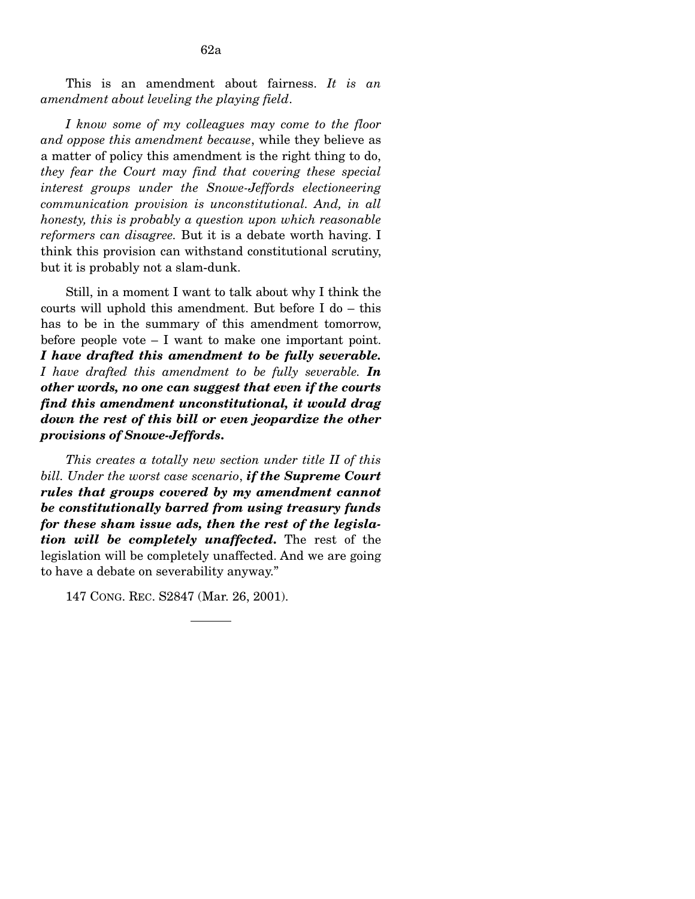This is an amendment about fairness. *It is an amendment about leveling the playing field*.

*I know some of my colleagues may come to the floor and oppose this amendment because*, while they believe as a matter of policy this amendment is the right thing to do, *they fear the Court may find that covering these special interest groups under the Snowe-Jeffords electioneering communication provision is unconstitutional. And, in all honesty, this is probably a question upon which reasonable reformers can disagree.* But it is a debate worth having. I think this provision can withstand constitutional scrutiny, but it is probably not a slam-dunk.

Still, in a moment I want to talk about why I think the courts will uphold this amendment. But before I do – this has to be in the summary of this amendment tomorrow, before people vote – I want to make one important point. ***I have drafted this amendment to be fully severable.*** *I have drafted this amendment to be fully severable.* ***In other words, no one can suggest that even if the courts find this amendment unconstitutional, it would drag down the rest of this bill or even jeopardize the other provisions of Snowe-Jeffords.***

*This creates a totally new section under title II of this bill. Under the worst case scenario*, ***if the Supreme Court rules that groups covered by my amendment cannot be constitutionally barred from using treasury funds for these sham issue ads, then the rest of the legislation will be completely unaffected.*** The rest of the legislation will be completely unaffected. And we are going to have a debate on severability anyway."

147 CONG. REC. S2847 (Mar. 26, 2001).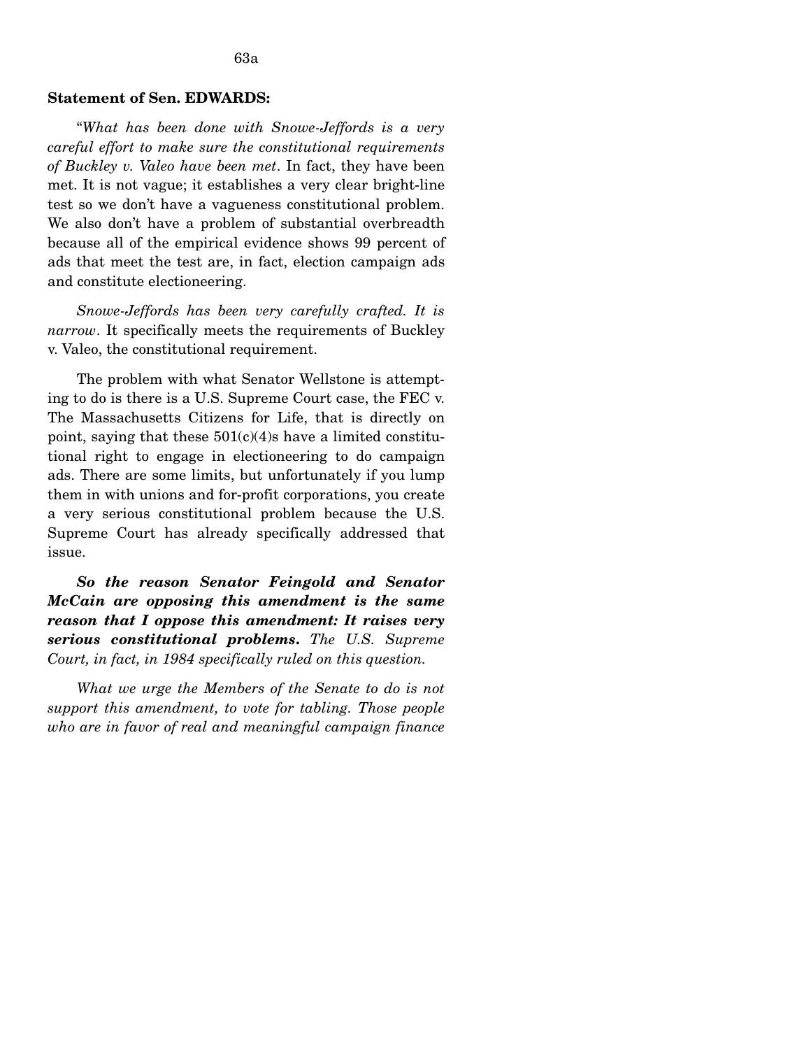**Statement of Sen. EDWARDS:**

"*What has been done with Snowe-Jeffords is a very careful effort to make sure the constitutional requirements of Buckley v. Valeo have been met*. In fact, they have been met. It is not vague; it establishes a very clear bright-line test so we don't have a vagueness constitutional problem. We also don't have a problem of substantial overbreadth because all of the empirical evidence shows 99 percent of ads that meet the test are, in fact, election campaign ads and constitute electioneering.

*Snowe-Jeffords has been very carefully crafted. It is narrow*. It specifically meets the requirements of Buckley v. Valeo, the constitutional requirement.

The problem with what Senator Wellstone is attempting to do is there is a U.S. Supreme Court case, the FEC v. The Massachusetts Citizens for Life, that is directly on point, saying that these 501(c)(4)s have a limited constitutional right to engage in electioneering to do campaign ads. There are some limits, but unfortunately if you lump them in with unions and for-profit corporations, you create a very serious constitutional problem because the U.S. Supreme Court has already specifically addressed that issue.

***So the reason Senator Feingold and Senator McCain are opposing this amendment is the same reason that I oppose this amendment: It raises very serious constitutional problems.*** *The U.S. Supreme Court, in fact, in 1984 specifically ruled on this question.*

*What we urge the Members of the Senate to do is not support this amendment, to vote for tabling. Those people who are in favor of real and meaningful campaign finance*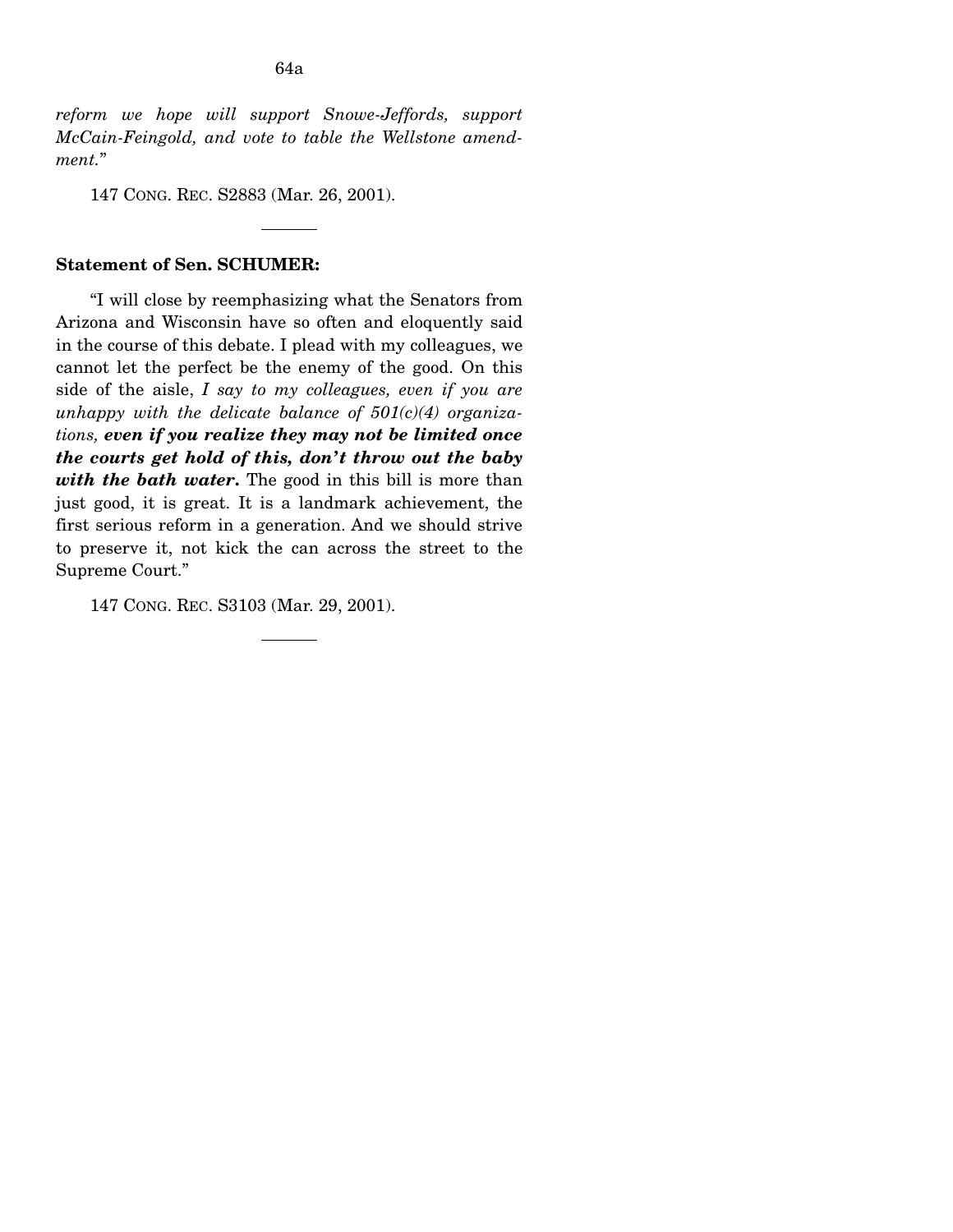*reform we hope will support Snowe-Jeffords, support McCain-Feingold, and vote to table the Wellstone amendment.*"

147 CONG. REC. S2883 (Mar. 26, 2001).

---

**Statement of Sen. SCHUMER:**

"I will close by reemphasizing what the Senators from Arizona and Wisconsin have so often and eloquently said in the course of this debate. I plead with my colleagues, we cannot let the perfect be the enemy of the good. On this side of the aisle, *I say to my colleagues, even if you are unhappy with the delicate balance of 501(c)(4) organizations,* ***even if you realize they may not be limited once the courts get hold of this, don't throw out the baby with the bath water.*** The good in this bill is more than just good, it is great. It is a landmark achievement, the first serious reform in a generation. And we should strive to preserve it, not kick the can across the street to the Supreme Court."

147 CONG. REC. S3103 (Mar. 29, 2001).

---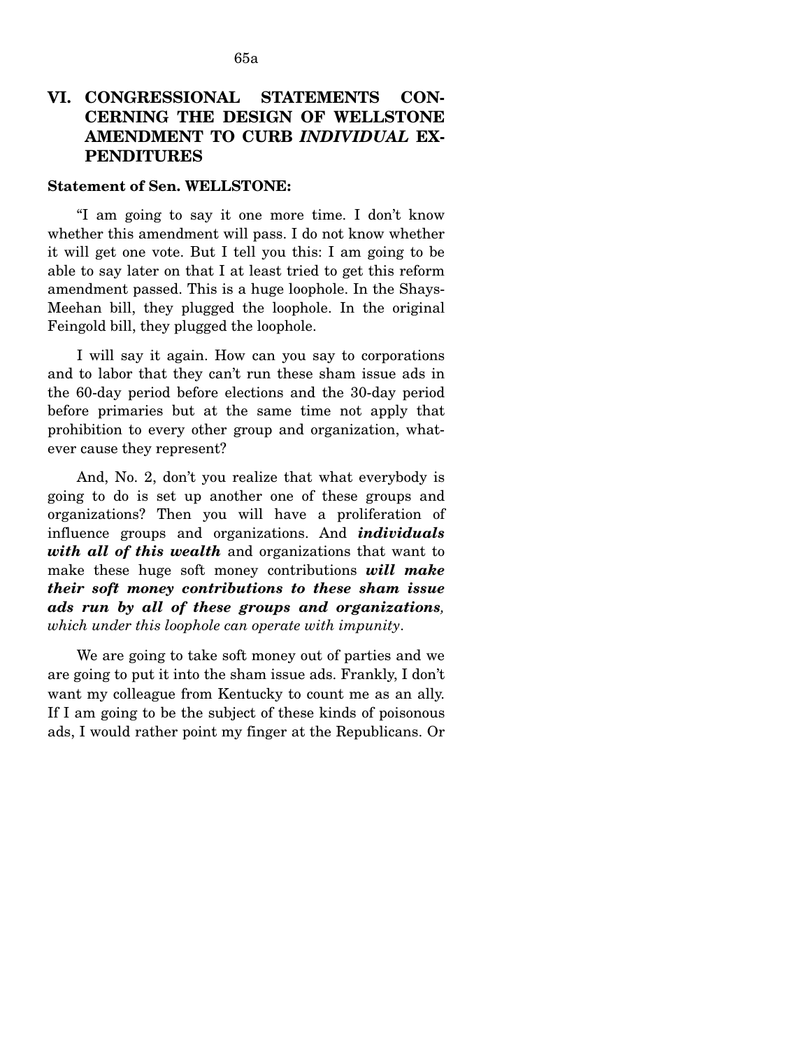## VI. CONGRESSIONAL STATEMENTS CONCERNING THE DESIGN OF WELLSTONE AMENDMENT TO CURB *INDIVIDUAL* EXPENDITURES

**Statement of Sen. WELLSTONE:**

"I am going to say it one more time. I don't know whether this amendment will pass. I do not know whether it will get one vote. But I tell you this: I am going to be able to say later on that I at least tried to get this reform amendment passed. This is a huge loophole. In the Shays-Meehan bill, they plugged the loophole. In the original Feingold bill, they plugged the loophole.

I will say it again. How can you say to corporations and to labor that they can't run these sham issue ads in the 60-day period before elections and the 30-day period before primaries but at the same time not apply that prohibition to every other group and organization, whatever cause they represent?

And, No. 2, don't you realize that what everybody is going to do is set up another one of these groups and organizations? Then you will have a proliferation of influence groups and organizations. And ***individuals with all of this wealth*** and organizations that want to make these huge soft money contributions ***will make their soft money contributions to these sham issue ads run by all of these groups and organizations,*** *which under this loophole can operate with impunity*.

We are going to take soft money out of parties and we are going to put it into the sham issue ads. Frankly, I don't want my colleague from Kentucky to count me as an ally. If I am going to be the subject of these kinds of poisonous ads, I would rather point my finger at the Republicans. Or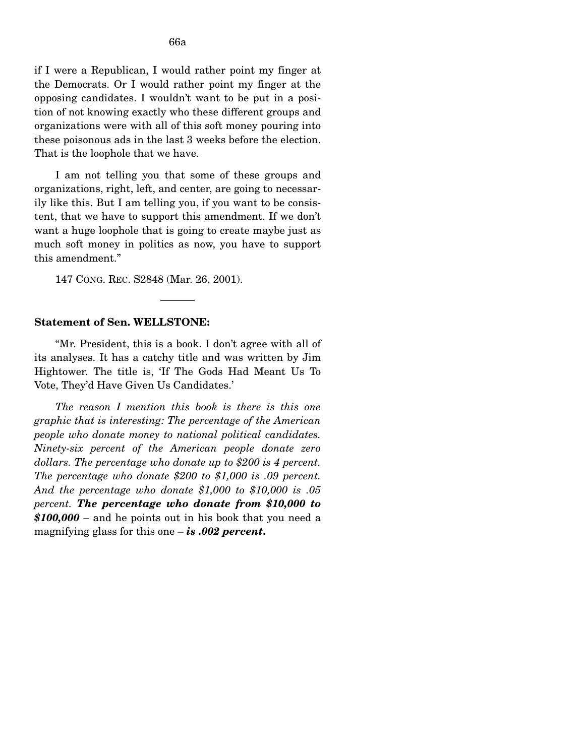if I were a Republican, I would rather point my finger at the Democrats. Or I would rather point my finger at the opposing candidates. I wouldn't want to be put in a position of not knowing exactly who these different groups and organizations were with all of this soft money pouring into these poisonous ads in the last 3 weeks before the election. That is the loophole that we have.

I am not telling you that some of these groups and organizations, right, left, and center, are going to necessarily like this. But I am telling you, if you want to be consistent, that we have to support this amendment. If we don't want a huge loophole that is going to create maybe just as much soft money in politics as now, you have to support this amendment."

147 CONG. REC. S2848 (Mar. 26, 2001).

---

**Statement of Sen. WELLSTONE:**

"Mr. President, this is a book. I don't agree with all of its analyses. It has a catchy title and was written by Jim Hightower. The title is, 'If The Gods Had Meant Us To Vote, They'd Have Given Us Candidates.'

*The reason I mention this book is there is this one graphic that is interesting: The percentage of the American people who donate money to national political candidates. Ninety-six percent of the American people donate zero dollars. The percentage who donate up to $200 is 4 percent. The percentage who donate $200 to $1,000 is .09 percent. And the percentage who donate $1,000 to $10,000 is .05 percent.* ***The percentage who donate from $10,000 to $100,000*** – and he points out in his book that you need a magnifying glass for this one – ***is .002 percent.***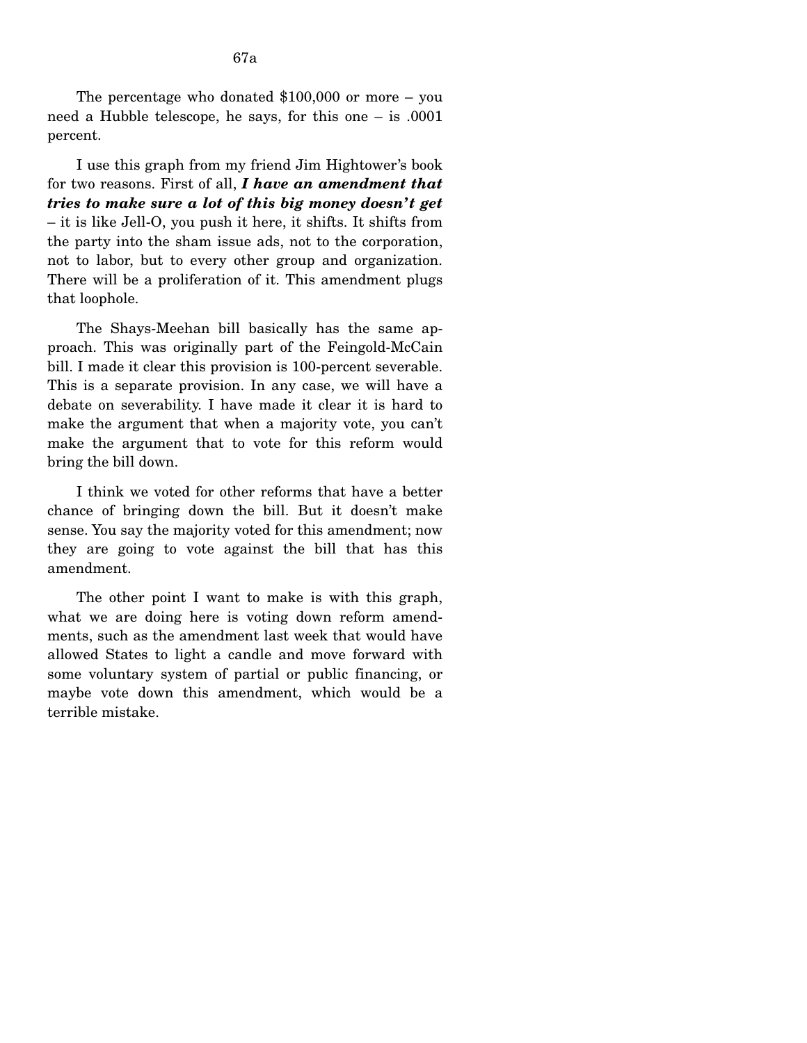The percentage who donated $100,000 or more – you need a Hubble telescope, he says, for this one – is .0001 percent.

I use this graph from my friend Jim Hightower's book for two reasons. First of all, ***I have an amendment that tries to make sure a lot of this big money doesn't get*** – it is like Jell-O, you push it here, it shifts. It shifts from the party into the sham issue ads, not to the corporation, not to labor, but to every other group and organization. There will be a proliferation of it. This amendment plugs that loophole.

The Shays-Meehan bill basically has the same approach. This was originally part of the Feingold-McCain bill. I made it clear this provision is 100-percent severable. This is a separate provision. In any case, we will have a debate on severability. I have made it clear it is hard to make the argument that when a majority vote, you can't make the argument that to vote for this reform would bring the bill down.

I think we voted for other reforms that have a better chance of bringing down the bill. But it doesn't make sense. You say the majority voted for this amendment; now they are going to vote against the bill that has this amendment.

The other point I want to make is with this graph, what we are doing here is voting down reform amendments, such as the amendment last week that would have allowed States to light a candle and move forward with some voluntary system of partial or public financing, or maybe vote down this amendment, which would be a terrible mistake.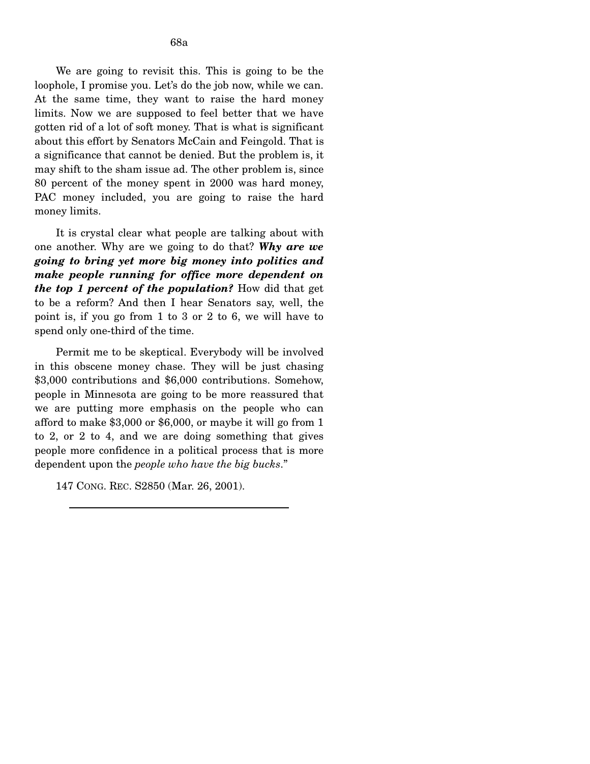We are going to revisit this. This is going to be the loophole, I promise you. Let's do the job now, while we can. At the same time, they want to raise the hard money limits. Now we are supposed to feel better that we have gotten rid of a lot of soft money. That is what is significant about this effort by Senators McCain and Feingold. That is a significance that cannot be denied. But the problem is, it may shift to the sham issue ad. The other problem is, since 80 percent of the money spent in 2000 was hard money, PAC money included, you are going to raise the hard money limits.

It is crystal clear what people are talking about with one another. Why are we going to do that? ***Why are we going to bring yet more big money into politics and make people running for office more dependent on the top 1 percent of the population?*** How did that get to be a reform? And then I hear Senators say, well, the point is, if you go from 1 to 3 or 2 to 6, we will have to spend only one-third of the time.

Permit me to be skeptical. Everybody will be involved in this obscene money chase. They will be just chasing $3,000 contributions and $6,000 contributions. Somehow, people in Minnesota are going to be more reassured that we are putting more emphasis on the people who can afford to make $3,000 or $6,000, or maybe it will go from 1 to 2, or 2 to 4, and we are doing something that gives people more confidence in a political process that is more dependent upon the *people who have the big bucks*."

147 CONG. REC. S2850 (Mar. 26, 2001).

---